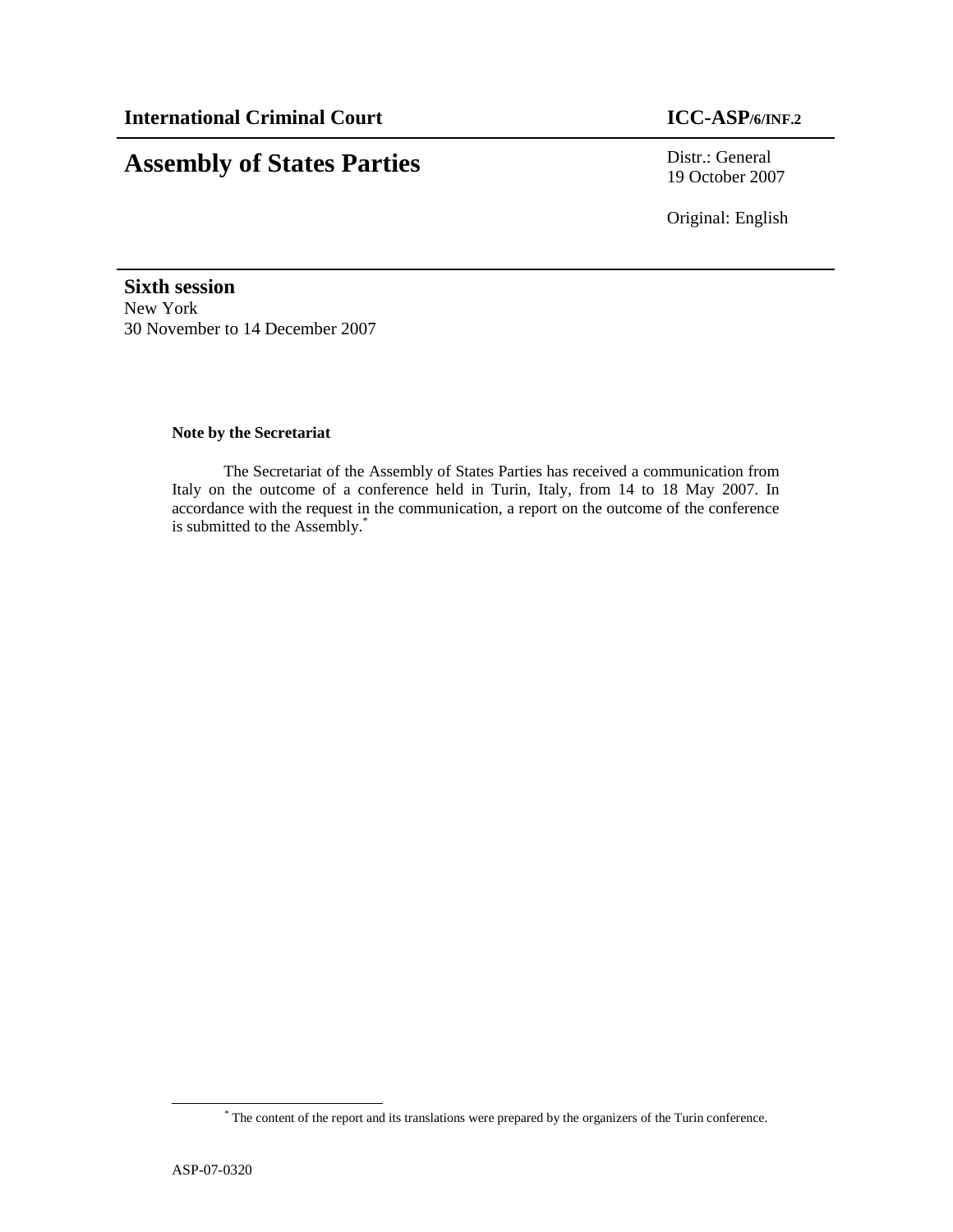**International Criminal Court** **ICC-ASP/6/INF.2**

# Assembly of States Parties

Distr.: General
19 October 2007

Original: English

## Sixth session

New York
30 November to 14 December 2007

**Note by the Secretariat**

The Secretariat of the Assembly of States Parties has received a communication from Italy on the outcome of a conference held in Turin, Italy, from 14 to 18 May 2007. In accordance with the request in the communication, a report on the outcome of the conference is submitted to the Assembly.*

* The content of the report and its translations were prepared by the organizers of the Turin conference.

ASP-07-0320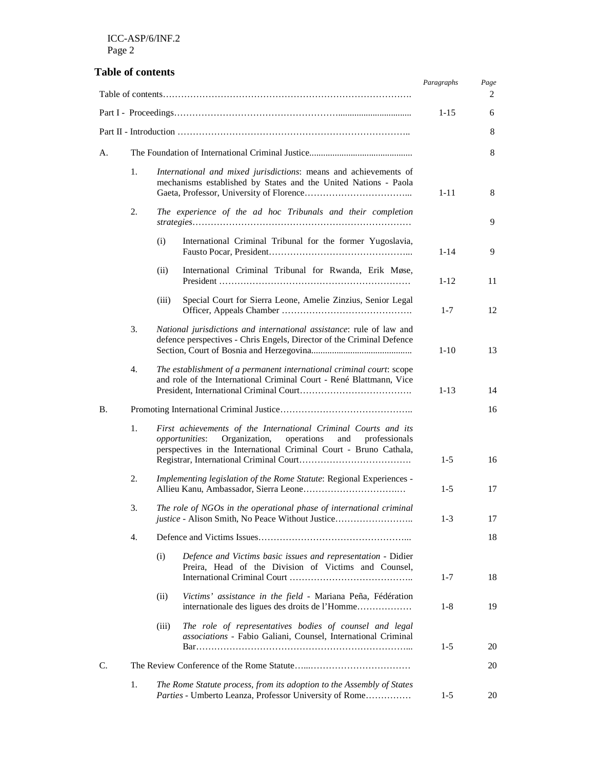## Table of contents

| | | | | Paragraphs | Page |
|---|---|---|---|---|---|
| Table of contents | | | | | 2 |
| Part I - Proceedings | | | | 1-15 | 6 |
| Part II - Introduction | | | | | 8 |
| A. | The Foundation of International Criminal Justice | | | | 8 |
| | 1. | *International and mixed jurisdictions*: means and achievements of mechanisms established by States and the United Nations - Paola Gaeta, Professor, University of Florence | | 1-11 | 8 |
| | 2. | *The experience of the ad hoc Tribunals and their completion strategies* | | | 9 |
| | | (i) | International Criminal Tribunal for the former Yugoslavia, Fausto Pocar, President | 1-14 | 9 |
| | | (ii) | International Criminal Tribunal for Rwanda, Erik Møse, President | 1-12 | 11 |
| | | (iii) | Special Court for Sierra Leone, Amelie Zinzius, Senior Legal Officer, Appeals Chamber | 1-7 | 12 |
| | 3. | *National jurisdictions and international assistance*: rule of law and defence perspectives - Chris Engels, Director of the Criminal Defence Section, Court of Bosnia and Herzegovina | | 1-10 | 13 |
| | 4. | *The establishment of a permanent international criminal court*: scope and role of the International Criminal Court - René Blattmann, Vice President, International Criminal Court | | 1-13 | 14 |
| B. | Promoting International Criminal Justice | | | | 16 |
| | 1. | *First achievements of the International Criminal Courts and its opportunities*: Organization, operations and professionals perspectives in the International Criminal Court - Bruno Cathala, Registrar, International Criminal Court | | 1-5 | 16 |
| | 2. | *Implementing legislation of the Rome Statute*: Regional Experiences - Allieu Kanu, Ambassador, Sierra Leone | | 1-5 | 17 |
| | 3. | *The role of NGOs in the operational phase of international criminal justice* - Alison Smith, No Peace Without Justice | | 1-3 | 17 |
| | 4. | Defence and Victims Issues | | | 18 |
| | | (i) | *Defence and Victims basic issues and representation* - Didier Preira, Head of the Division of Victims and Counsel, International Criminal Court | 1-7 | 18 |
| | | (ii) | *Victims' assistance in the field* - Mariana Peña, Fédération internationale des ligues des droits de l'Homme | 1-8 | 19 |
| | | (iii) | *The role of representatives bodies of counsel and legal associations* - Fabio Galiani, Counsel, International Criminal Bar | 1-5 | 20 |
| C. | The Review Conference of the Rome Statute | | | | 20 |
| | 1. | *The Rome Statute process, from its adoption to the Assembly of States Parties* - Umberto Leanza, Professor University of Rome | | 1-5 | 20 |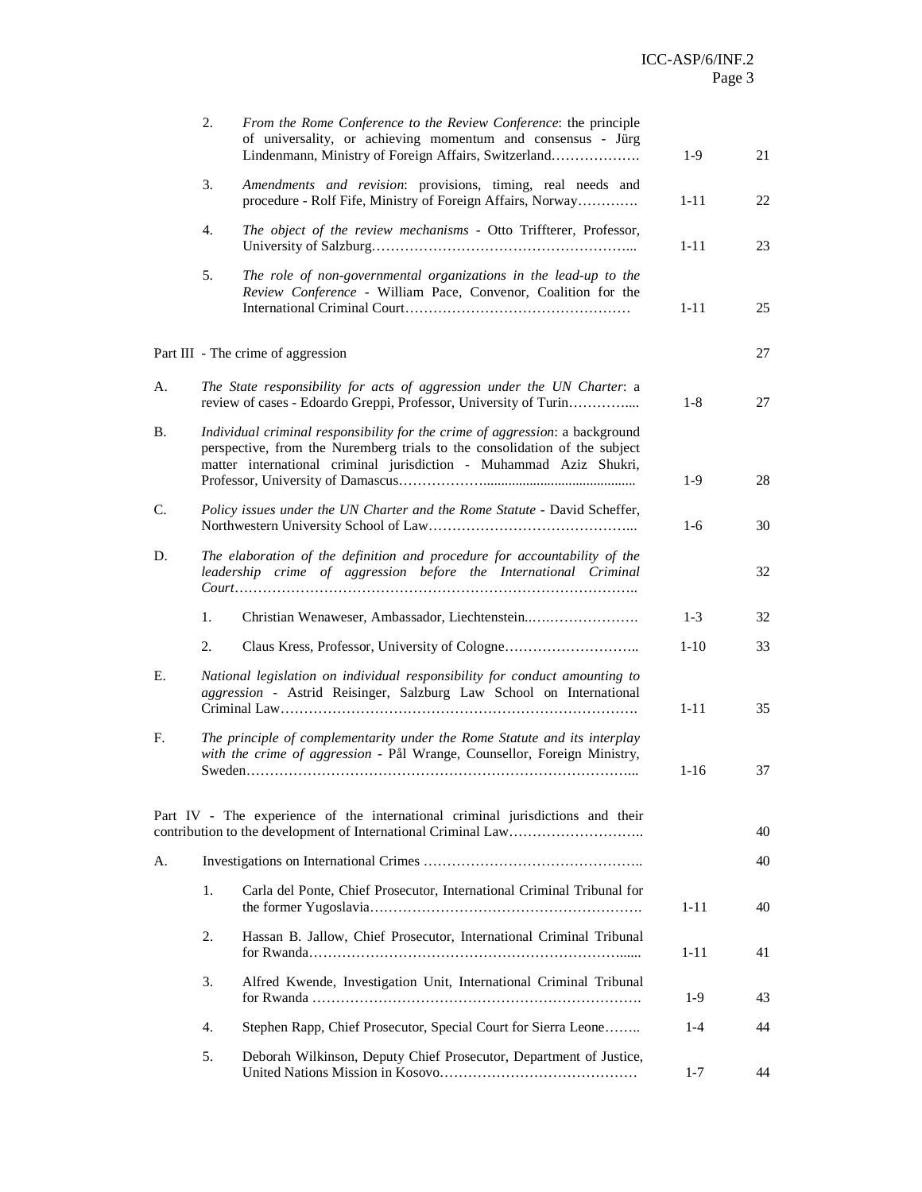| | | | Paragraphs | Page |
|---|---|---|---|---|
| | 2. | *From the Rome Conference to the Review Conference*: the principle of universality, or achieving momentum and consensus - Jürg Lindenmann, Ministry of Foreign Affairs, Switzerland………………. | 1-9 | 21 |
| | 3. | *Amendments and revision*: provisions, timing, real needs and procedure - Rolf Fife, Ministry of Foreign Affairs, Norway…………. | 1-11 | 22 |
| | 4. | *The object of the review mechanisms* - Otto Triffterer, Professor, University of Salzburg……………………………………………….... | 1-11 | 23 |
| | 5. | *The role of non-governmental organizations in the lead-up to the Review Conference* - William Pace, Convenor, Coalition for the International Criminal Court………………………………………… | 1-11 | 25 |
| Part III - The crime of aggression | | | | 27 |
| A. | | *The State responsibility for acts of aggression under the UN Charter*: a review of cases - Edoardo Greppi, Professor, University of Turin………..... | 1-8 | 27 |
| B. | | *Individual criminal responsibility for the crime of aggression*: a background perspective, from the Nuremberg trials to the consolidation of the subject matter international criminal jurisdiction - Muhammad Aziz Shukri, Professor, University of Damascus……………….......................................... | 1-9 | 28 |
| C. | | *Policy issues under the UN Charter and the Rome Statute* - David Scheffer, Northwestern University School of Law…………………………………….... | 1-6 | 30 |
| D. | | *The elaboration of the definition and procedure for accountability of the leadership crime of aggression before the International Criminal Court*……………………………………………………………………….. | | 32 |
| | 1. | Christian Wenaweser, Ambassador, Liechtenstein..…………………. | 1-3 | 32 |
| | 2. | Claus Kress, Professor, University of Cologne……………………….. | 1-10 | 33 |
| E. | | *National legislation on individual responsibility for conduct amounting to aggression* - Astrid Reisinger, Salzburg Law School on International Criminal Law…………………………………………………………………. | 1-11 | 35 |
| F. | | *The principle of complementarity under the Rome Statute and its interplay with the crime of aggression* - Pål Wrange, Counsellor, Foreign Ministry, Sweden…………………………………………………………………….... | 1-16 | 37 |
| Part IV - The experience of the international criminal jurisdictions and their contribution to the development of International Criminal Law……………………….. | | | | 40 |
| A. | | Investigations on International Crimes ……………………………………….. | | 40 |
| | 1. | Carla del Ponte, Chief Prosecutor, International Criminal Tribunal for the former Yugoslavia…………………………………………………. | 1-11 | 40 |
| | 2. | Hassan B. Jallow, Chief Prosecutor, International Criminal Tribunal for Rwanda…………………………………………………………...... | 1-11 | 41 |
| | 3. | Alfred Kwende, Investigation Unit, International Criminal Tribunal for Rwanda ……………………………………………………………. | 1-9 | 43 |
| | 4. | Stephen Rapp, Chief Prosecutor, Special Court for Sierra Leone…….. | 1-4 | 44 |
| | 5. | Deborah Wilkinson, Deputy Chief Prosecutor, Department of Justice, United Nations Mission in Kosovo…………………………………… | 1-7 | 44 |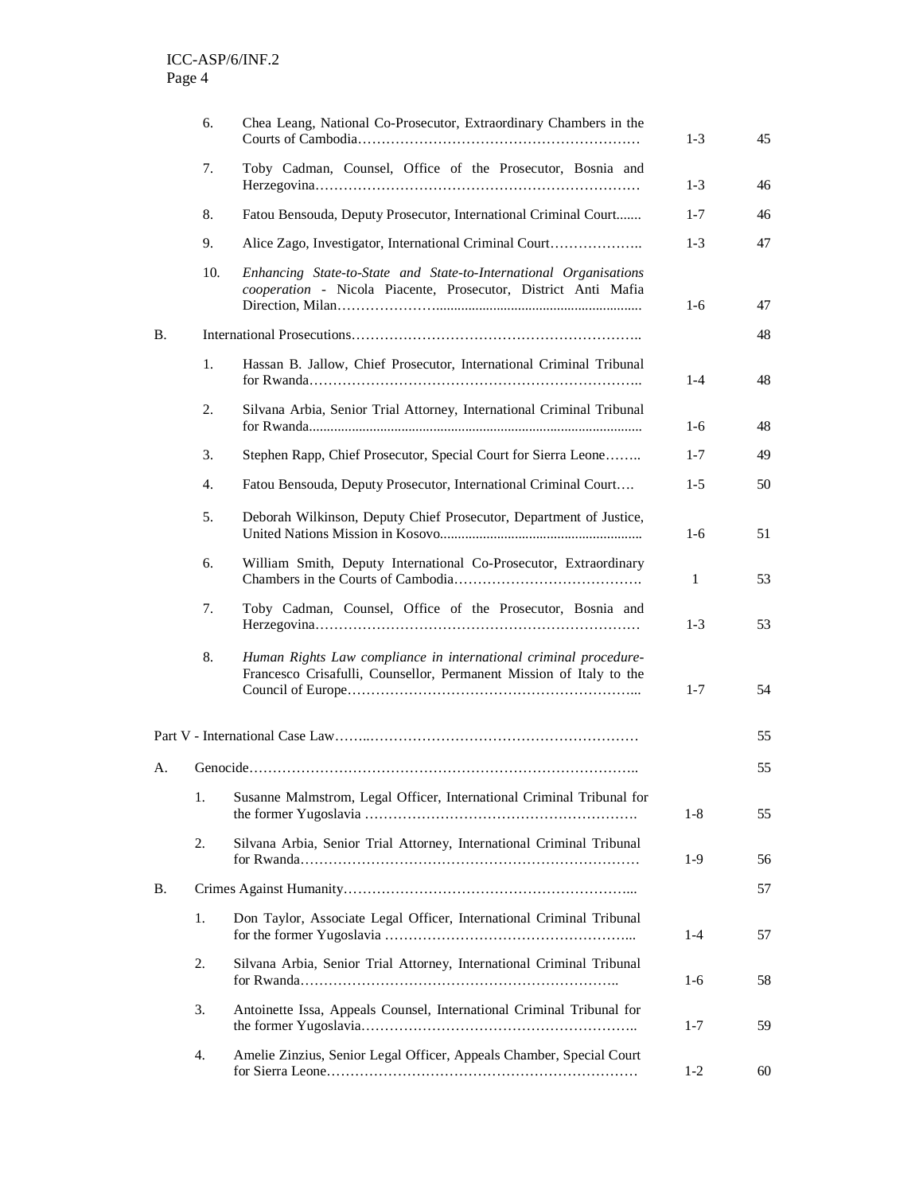| | | | |
|---|---|---|---|
| | 6. Chea Leang, National Co-Prosecutor, Extraordinary Chambers in the Courts of Cambodia | 1-3 | 45 |
| | 7. Toby Cadman, Counsel, Office of the Prosecutor, Bosnia and Herzegovina | 1-3 | 46 |
| | 8. Fatou Bensouda, Deputy Prosecutor, International Criminal Court | 1-7 | 46 |
| | 9. Alice Zago, Investigator, International Criminal Court | 1-3 | 47 |
| | 10. *Enhancing State-to-State and State-to-International Organisations cooperation* - Nicola Piacente, Prosecutor, District Anti Mafia Direction, Milan | 1-6 | 47 |
| B. | International Prosecutions | | 48 |
| | 1. Hassan B. Jallow, Chief Prosecutor, International Criminal Tribunal for Rwanda | 1-4 | 48 |
| | 2. Silvana Arbia, Senior Trial Attorney, International Criminal Tribunal for Rwanda | 1-6 | 48 |
| | 3. Stephen Rapp, Chief Prosecutor, Special Court for Sierra Leone | 1-7 | 49 |
| | 4. Fatou Bensouda, Deputy Prosecutor, International Criminal Court | 1-5 | 50 |
| | 5. Deborah Wilkinson, Deputy Chief Prosecutor, Department of Justice, United Nations Mission in Kosovo | 1-6 | 51 |
| | 6. William Smith, Deputy International Co-Prosecutor, Extraordinary Chambers in the Courts of Cambodia | 1 | 53 |
| | 7. Toby Cadman, Counsel, Office of the Prosecutor, Bosnia and Herzegovina | 1-3 | 53 |
| | 8. *Human Rights Law compliance in international criminal procedure*- Francesco Crisafulli, Counsellor, Permanent Mission of Italy to the Council of Europe | 1-7 | 54 |
| Part V - International Case Law | | | 55 |
| A. | Genocide | | 55 |
| | 1. Susanne Malmstrom, Legal Officer, International Criminal Tribunal for the former Yugoslavia | 1-8 | 55 |
| | 2. Silvana Arbia, Senior Trial Attorney, International Criminal Tribunal for Rwanda | 1-9 | 56 |
| B. | Crimes Against Humanity | | 57 |
| | 1. Don Taylor, Associate Legal Officer, International Criminal Tribunal for the former Yugoslavia | 1-4 | 57 |
| | 2. Silvana Arbia, Senior Trial Attorney, International Criminal Tribunal for Rwanda | 1-6 | 58 |
| | 3. Antoinette Issa, Appeals Counsel, International Criminal Tribunal for the former Yugoslavia | 1-7 | 59 |
| | 4. Amelie Zinzius, Senior Legal Officer, Appeals Chamber, Special Court for Sierra Leone | 1-2 | 60 |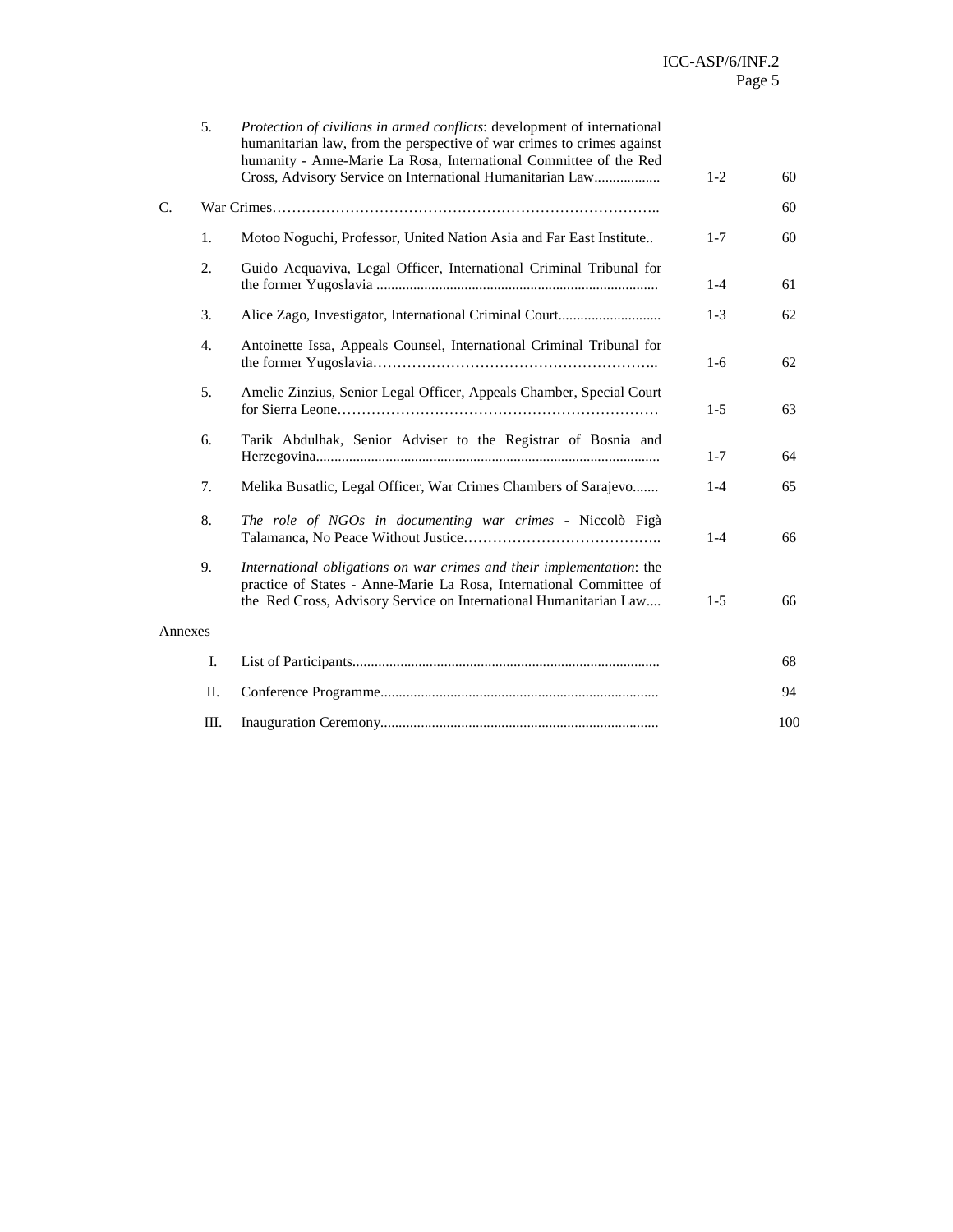| | | | Paragraphs | Page |
|---|---|---|---|---|
| | 5. | *Protection of civilians in armed conflicts*: development of international humanitarian law, from the perspective of war crimes to crimes against humanity - Anne-Marie La Rosa, International Committee of the Red Cross, Advisory Service on International Humanitarian Law.................. | 1-2 | 60 |
| C. | | War Crimes……………………………………………………………………….. | | 60 |
| | 1. | Motoo Noguchi, Professor, United Nation Asia and Far East Institute.. | 1-7 | 60 |
| | 2. | Guido Acquaviva, Legal Officer, International Criminal Tribunal for the former Yugoslavia ............................................................................ | 1-4 | 61 |
| | 3. | Alice Zago, Investigator, International Criminal Court............................ | 1-3 | 62 |
| | 4. | Antoinette Issa, Appeals Counsel, International Criminal Tribunal for the former Yugoslavia………………………………………………….. | 1-6 | 62 |
| | 5. | Amelie Zinzius, Senior Legal Officer, Appeals Chamber, Special Court for Sierra Leone………………………………………………………… | 1-5 | 63 |
| | 6. | Tarik Abdulhak, Senior Adviser to the Registrar of Bosnia and Herzegovina............................................................................................. | 1-7 | 64 |
| | 7. | Melika Busatlic, Legal Officer, War Crimes Chambers of Sarajevo....... | 1-4 | 65 |
| | 8. | *The role of NGOs in documenting war crimes* - Niccolò Figà Talamanca, No Peace Without Justice………………………………….. | 1-4 | 66 |
| | 9. | *International obligations on war crimes and their implementation*: the practice of States - Anne-Marie La Rosa, International Committee of the Red Cross, Advisory Service on International Humanitarian Law.... | 1-5 | 66 |
| Annexes | | | | |
| | I. | List of Participants................................................................................... | | 68 |
| | II. | Conference Programme........................................................................... | | 94 |
| | III. | Inauguration Ceremony........................................................................... | | 100 |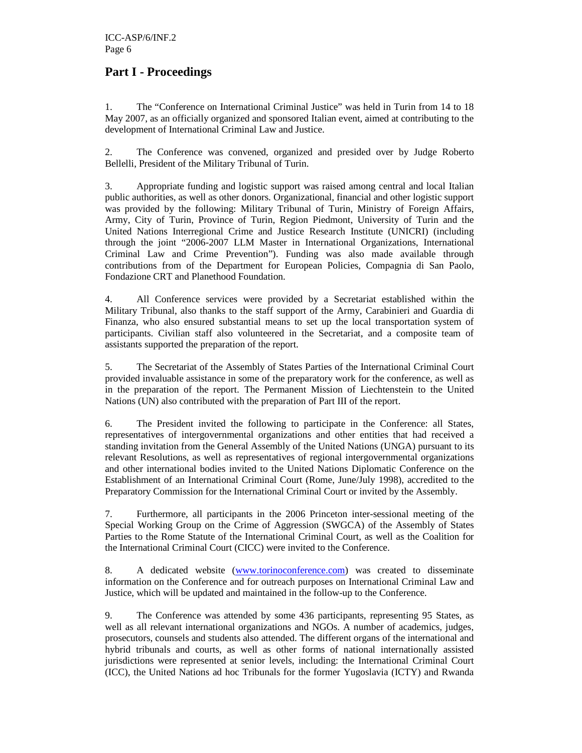## Part I - Proceedings

1. The "Conference on International Criminal Justice" was held in Turin from 14 to 18 May 2007, as an officially organized and sponsored Italian event, aimed at contributing to the development of International Criminal Law and Justice.

2. The Conference was convened, organized and presided over by Judge Roberto Bellelli, President of the Military Tribunal of Turin.

3. Appropriate funding and logistic support was raised among central and local Italian public authorities, as well as other donors. Organizational, financial and other logistic support was provided by the following: Military Tribunal of Turin, Ministry of Foreign Affairs, Army, City of Turin, Province of Turin, Region Piedmont, University of Turin and the United Nations Interregional Crime and Justice Research Institute (UNICRI) (including through the joint "2006-2007 LLM Master in International Organizations, International Criminal Law and Crime Prevention"). Funding was also made available through contributions from of the Department for European Policies, Compagnia di San Paolo, Fondazione CRT and Planethood Foundation.

4. All Conference services were provided by a Secretariat established within the Military Tribunal, also thanks to the staff support of the Army, Carabinieri and Guardia di Finanza, who also ensured substantial means to set up the local transportation system of participants. Civilian staff also volunteered in the Secretariat, and a composite team of assistants supported the preparation of the report.

5. The Secretariat of the Assembly of States Parties of the International Criminal Court provided invaluable assistance in some of the preparatory work for the conference, as well as in the preparation of the report. The Permanent Mission of Liechtenstein to the United Nations (UN) also contributed with the preparation of Part III of the report.

6. The President invited the following to participate in the Conference: all States, representatives of intergovernmental organizations and other entities that had received a standing invitation from the General Assembly of the United Nations (UNGA) pursuant to its relevant Resolutions, as well as representatives of regional intergovernmental organizations and other international bodies invited to the United Nations Diplomatic Conference on the Establishment of an International Criminal Court (Rome, June/July 1998), accredited to the Preparatory Commission for the International Criminal Court or invited by the Assembly.

7. Furthermore, all participants in the 2006 Princeton inter-sessional meeting of the Special Working Group on the Crime of Aggression (SWGCA) of the Assembly of States Parties to the Rome Statute of the International Criminal Court, as well as the Coalition for the International Criminal Court (CICC) were invited to the Conference.

8. A dedicated website (www.torinoconference.com) was created to disseminate information on the Conference and for outreach purposes on International Criminal Law and Justice, which will be updated and maintained in the follow-up to the Conference.

9. The Conference was attended by some 436 participants, representing 95 States, as well as all relevant international organizations and NGOs. A number of academics, judges, prosecutors, counsels and students also attended. The different organs of the international and hybrid tribunals and courts, as well as other forms of national internationally assisted jurisdictions were represented at senior levels, including: the International Criminal Court (ICC), the United Nations ad hoc Tribunals for the former Yugoslavia (ICTY) and Rwanda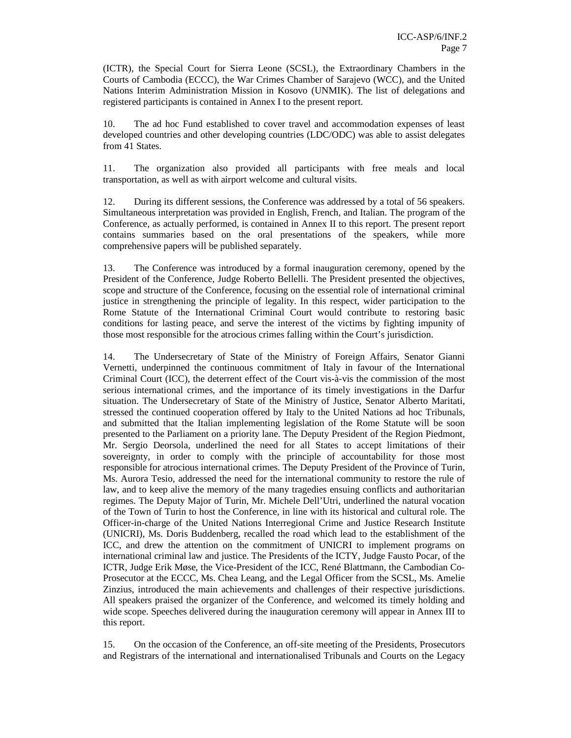(ICTR), the Special Court for Sierra Leone (SCSL), the Extraordinary Chambers in the Courts of Cambodia (ECCC), the War Crimes Chamber of Sarajevo (WCC), and the United Nations Interim Administration Mission in Kosovo (UNMIK). The list of delegations and registered participants is contained in Annex I to the present report.

10. The ad hoc Fund established to cover travel and accommodation expenses of least developed countries and other developing countries (LDC/ODC) was able to assist delegates from 41 States.

11. The organization also provided all participants with free meals and local transportation, as well as with airport welcome and cultural visits.

12. During its different sessions, the Conference was addressed by a total of 56 speakers. Simultaneous interpretation was provided in English, French, and Italian. The program of the Conference, as actually performed, is contained in Annex II to this report. The present report contains summaries based on the oral presentations of the speakers, while more comprehensive papers will be published separately.

13. The Conference was introduced by a formal inauguration ceremony, opened by the President of the Conference, Judge Roberto Bellelli. The President presented the objectives, scope and structure of the Conference, focusing on the essential role of international criminal justice in strengthening the principle of legality. In this respect, wider participation to the Rome Statute of the International Criminal Court would contribute to restoring basic conditions for lasting peace, and serve the interest of the victims by fighting impunity of those most responsible for the atrocious crimes falling within the Court's jurisdiction.

14. The Undersecretary of State of the Ministry of Foreign Affairs, Senator Gianni Vernetti, underpinned the continuous commitment of Italy in favour of the International Criminal Court (ICC), the deterrent effect of the Court vis-à-vis the commission of the most serious international crimes, and the importance of its timely investigations in the Darfur situation. The Undersecretary of State of the Ministry of Justice, Senator Alberto Maritati, stressed the continued cooperation offered by Italy to the United Nations ad hoc Tribunals, and submitted that the Italian implementing legislation of the Rome Statute will be soon presented to the Parliament on a priority lane. The Deputy President of the Region Piedmont, Mr. Sergio Deorsola, underlined the need for all States to accept limitations of their sovereignty, in order to comply with the principle of accountability for those most responsible for atrocious international crimes. The Deputy President of the Province of Turin, Ms. Aurora Tesio, addressed the need for the international community to restore the rule of law, and to keep alive the memory of the many tragedies ensuing conflicts and authoritarian regimes. The Deputy Major of Turin, Mr. Michele Dell'Utri, underlined the natural vocation of the Town of Turin to host the Conference, in line with its historical and cultural role. The Officer-in-charge of the United Nations Interregional Crime and Justice Research Institute (UNICRI), Ms. Doris Buddenberg, recalled the road which lead to the establishment of the ICC, and drew the attention on the commitment of UNICRI to implement programs on international criminal law and justice. The Presidents of the ICTY, Judge Fausto Pocar, of the ICTR, Judge Erik Møse, the Vice-President of the ICC, René Blattmann, the Cambodian Co-Prosecutor at the ECCC, Ms. Chea Leang, and the Legal Officer from the SCSL, Ms. Amelie Zinzius, introduced the main achievements and challenges of their respective jurisdictions. All speakers praised the organizer of the Conference, and welcomed its timely holding and wide scope. Speeches delivered during the inauguration ceremony will appear in Annex III to this report.

15. On the occasion of the Conference, an off-site meeting of the Presidents, Prosecutors and Registrars of the international and internationalised Tribunals and Courts on the Legacy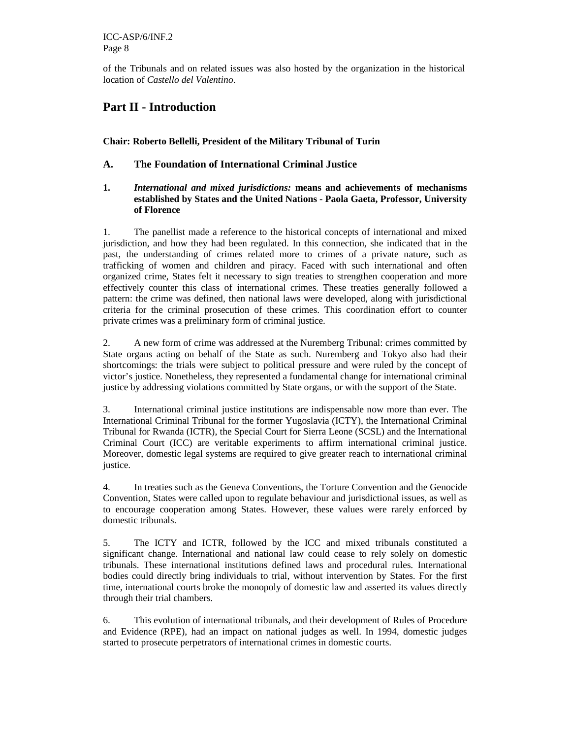of the Tribunals and on related issues was also hosted by the organization in the historical location of *Castello del Valentino*.

## Part II - Introduction

**Chair: Roberto Bellelli, President of the Military Tribunal of Turin**

### A. The Foundation of International Criminal Justice

#### 1. *International and mixed jurisdictions:* means and achievements of mechanisms established by States and the United Nations - Paola Gaeta, Professor, University of Florence

1. The panellist made a reference to the historical concepts of international and mixed jurisdiction, and how they had been regulated. In this connection, she indicated that in the past, the understanding of crimes related more to crimes of a private nature, such as trafficking of women and children and piracy. Faced with such international and often organized crime, States felt it necessary to sign treaties to strengthen cooperation and more effectively counter this class of international crimes. These treaties generally followed a pattern: the crime was defined, then national laws were developed, along with jurisdictional criteria for the criminal prosecution of these crimes. This coordination effort to counter private crimes was a preliminary form of criminal justice.

2. A new form of crime was addressed at the Nuremberg Tribunal: crimes committed by State organs acting on behalf of the State as such. Nuremberg and Tokyo also had their shortcomings: the trials were subject to political pressure and were ruled by the concept of victor's justice. Nonetheless, they represented a fundamental change for international criminal justice by addressing violations committed by State organs, or with the support of the State.

3. International criminal justice institutions are indispensable now more than ever. The International Criminal Tribunal for the former Yugoslavia (ICTY), the International Criminal Tribunal for Rwanda (ICTR), the Special Court for Sierra Leone (SCSL) and the International Criminal Court (ICC) are veritable experiments to affirm international criminal justice. Moreover, domestic legal systems are required to give greater reach to international criminal justice.

4. In treaties such as the Geneva Conventions, the Torture Convention and the Genocide Convention, States were called upon to regulate behaviour and jurisdictional issues, as well as to encourage cooperation among States. However, these values were rarely enforced by domestic tribunals.

5. The ICTY and ICTR, followed by the ICC and mixed tribunals constituted a significant change. International and national law could cease to rely solely on domestic tribunals. These international institutions defined laws and procedural rules. International bodies could directly bring individuals to trial, without intervention by States. For the first time, international courts broke the monopoly of domestic law and asserted its values directly through their trial chambers.

6. This evolution of international tribunals, and their development of Rules of Procedure and Evidence (RPE), had an impact on national judges as well. In 1994, domestic judges started to prosecute perpetrators of international crimes in domestic courts.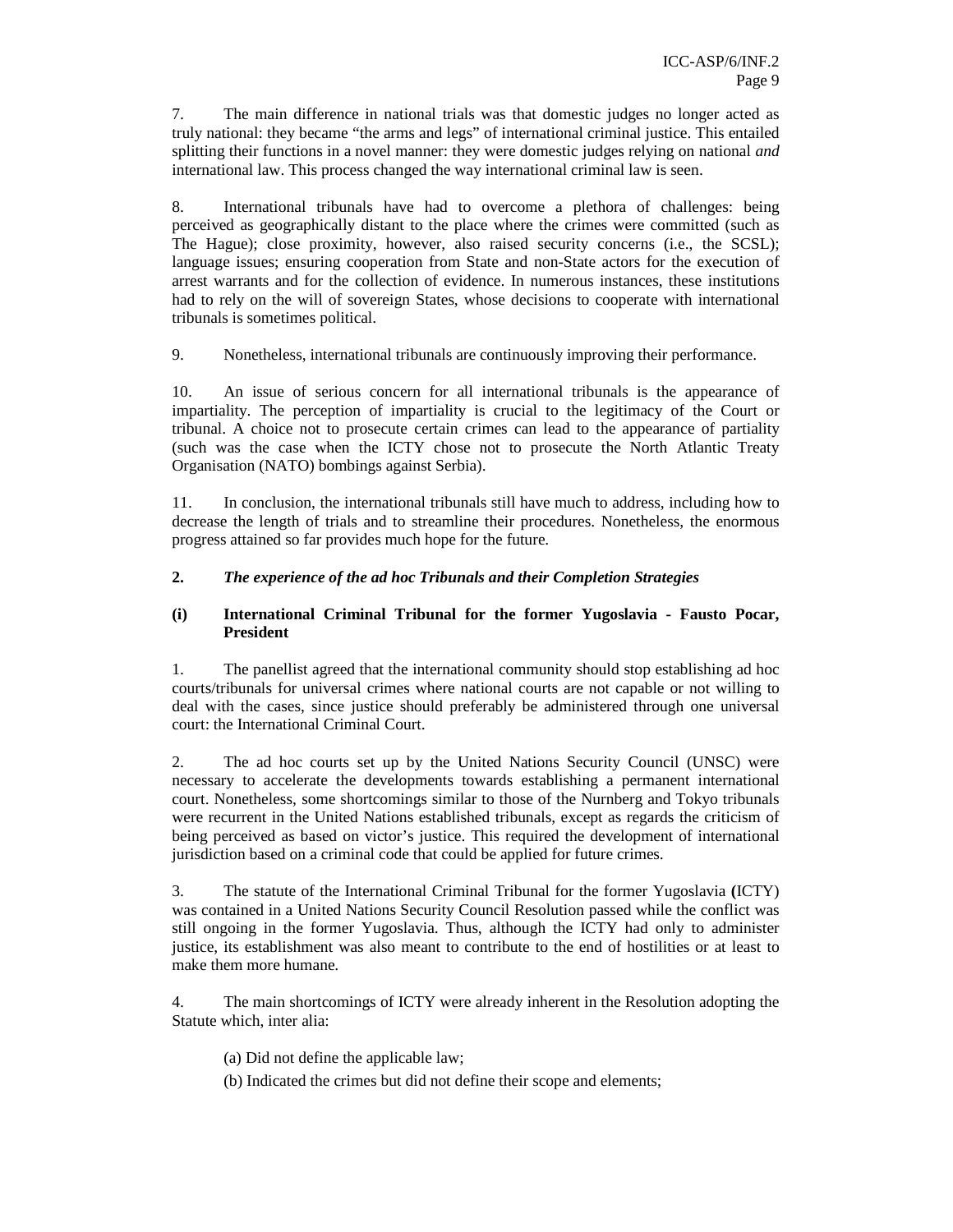7. The main difference in national trials was that domestic judges no longer acted as truly national: they became "the arms and legs" of international criminal justice. This entailed splitting their functions in a novel manner: they were domestic judges relying on national *and* international law. This process changed the way international criminal law is seen.

8. International tribunals have had to overcome a plethora of challenges: being perceived as geographically distant to the place where the crimes were committed (such as The Hague); close proximity, however, also raised security concerns (i.e., the SCSL); language issues; ensuring cooperation from State and non-State actors for the execution of arrest warrants and for the collection of evidence. In numerous instances, these institutions had to rely on the will of sovereign States, whose decisions to cooperate with international tribunals is sometimes political.

9. Nonetheless, international tribunals are continuously improving their performance.

10. An issue of serious concern for all international tribunals is the appearance of impartiality. The perception of impartiality is crucial to the legitimacy of the Court or tribunal. A choice not to prosecute certain crimes can lead to the appearance of partiality (such was the case when the ICTY chose not to prosecute the North Atlantic Treaty Organisation (NATO) bombings against Serbia).

11. In conclusion, the international tribunals still have much to address, including how to decrease the length of trials and to streamline their procedures. Nonetheless, the enormous progress attained so far provides much hope for the future.

### 2. *The experience of the ad hoc Tribunals and their Completion Strategies*

#### (i) International Criminal Tribunal for the former Yugoslavia - Fausto Pocar, President

1. The panellist agreed that the international community should stop establishing ad hoc courts/tribunals for universal crimes where national courts are not capable or not willing to deal with the cases, since justice should preferably be administered through one universal court: the International Criminal Court.

2. The ad hoc courts set up by the United Nations Security Council (UNSC) were necessary to accelerate the developments towards establishing a permanent international court. Nonetheless, some shortcomings similar to those of the Nurnberg and Tokyo tribunals were recurrent in the United Nations established tribunals, except as regards the criticism of being perceived as based on victor's justice. This required the development of international jurisdiction based on a criminal code that could be applied for future crimes.

3. The statute of the International Criminal Tribunal for the former Yugoslavia (ICTY) was contained in a United Nations Security Council Resolution passed while the conflict was still ongoing in the former Yugoslavia. Thus, although the ICTY had only to administer justice, its establishment was also meant to contribute to the end of hostilities or at least to make them more humane.

4. The main shortcomings of ICTY were already inherent in the Resolution adopting the Statute which, inter alia:

(a) Did not define the applicable law;

(b) Indicated the crimes but did not define their scope and elements;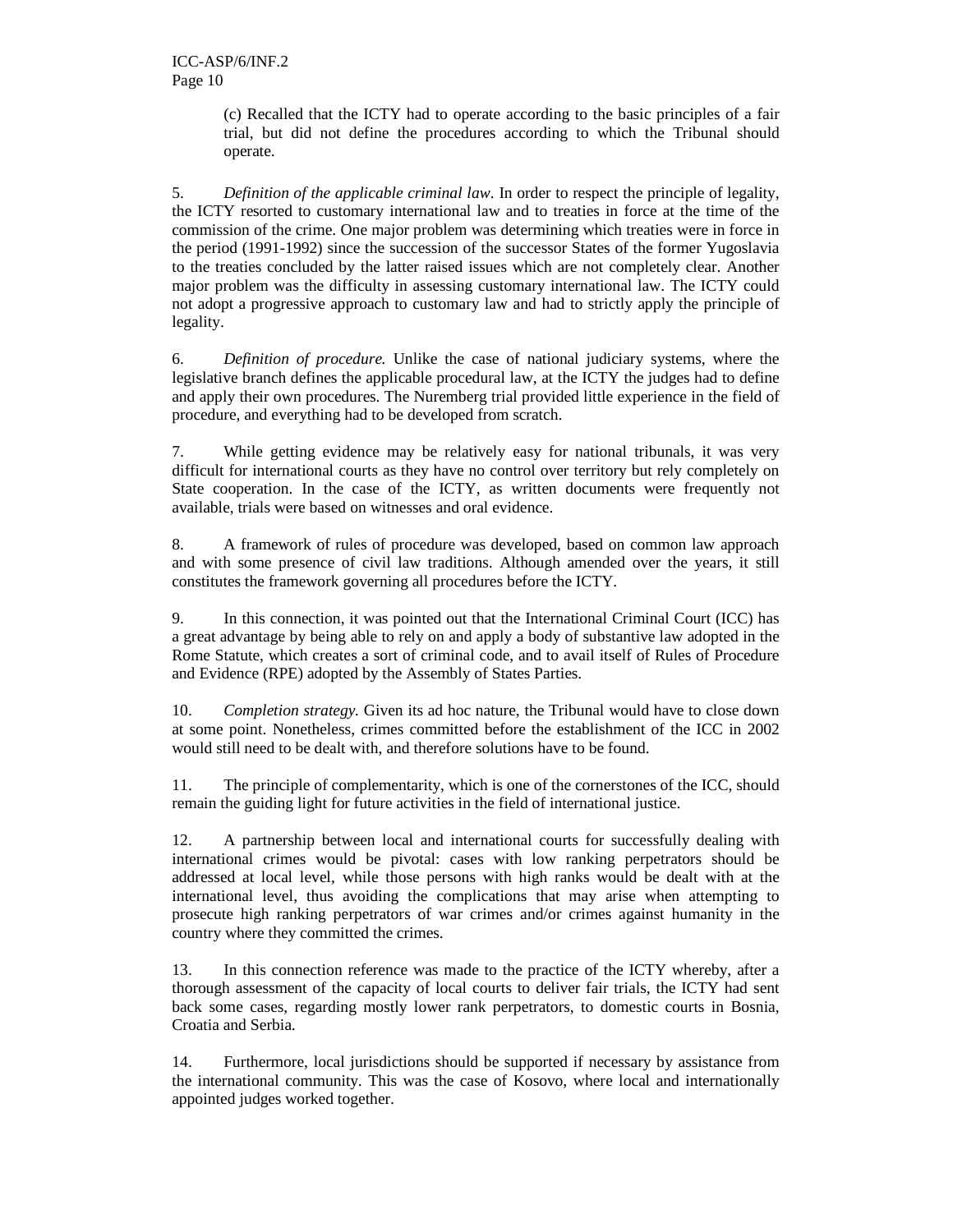(c) Recalled that the ICTY had to operate according to the basic principles of a fair trial, but did not define the procedures according to which the Tribunal should operate.

5. *Definition of the applicable criminal law*. In order to respect the principle of legality, the ICTY resorted to customary international law and to treaties in force at the time of the commission of the crime. One major problem was determining which treaties were in force in the period (1991-1992) since the succession of the successor States of the former Yugoslavia to the treaties concluded by the latter raised issues which are not completely clear. Another major problem was the difficulty in assessing customary international law. The ICTY could not adopt a progressive approach to customary law and had to strictly apply the principle of legality.

6. *Definition of procedure.* Unlike the case of national judiciary systems, where the legislative branch defines the applicable procedural law, at the ICTY the judges had to define and apply their own procedures. The Nuremberg trial provided little experience in the field of procedure, and everything had to be developed from scratch.

7. While getting evidence may be relatively easy for national tribunals, it was very difficult for international courts as they have no control over territory but rely completely on State cooperation. In the case of the ICTY, as written documents were frequently not available, trials were based on witnesses and oral evidence.

8. A framework of rules of procedure was developed, based on common law approach and with some presence of civil law traditions. Although amended over the years, it still constitutes the framework governing all procedures before the ICTY.

9. In this connection, it was pointed out that the International Criminal Court (ICC) has a great advantage by being able to rely on and apply a body of substantive law adopted in the Rome Statute, which creates a sort of criminal code, and to avail itself of Rules of Procedure and Evidence (RPE) adopted by the Assembly of States Parties.

10. *Completion strategy.* Given its ad hoc nature, the Tribunal would have to close down at some point. Nonetheless, crimes committed before the establishment of the ICC in 2002 would still need to be dealt with, and therefore solutions have to be found.

11. The principle of complementarity, which is one of the cornerstones of the ICC, should remain the guiding light for future activities in the field of international justice.

12. A partnership between local and international courts for successfully dealing with international crimes would be pivotal: cases with low ranking perpetrators should be addressed at local level, while those persons with high ranks would be dealt with at the international level, thus avoiding the complications that may arise when attempting to prosecute high ranking perpetrators of war crimes and/or crimes against humanity in the country where they committed the crimes.

13. In this connection reference was made to the practice of the ICTY whereby, after a thorough assessment of the capacity of local courts to deliver fair trials, the ICTY had sent back some cases, regarding mostly lower rank perpetrators, to domestic courts in Bosnia, Croatia and Serbia.

14. Furthermore, local jurisdictions should be supported if necessary by assistance from the international community. This was the case of Kosovo, where local and internationally appointed judges worked together.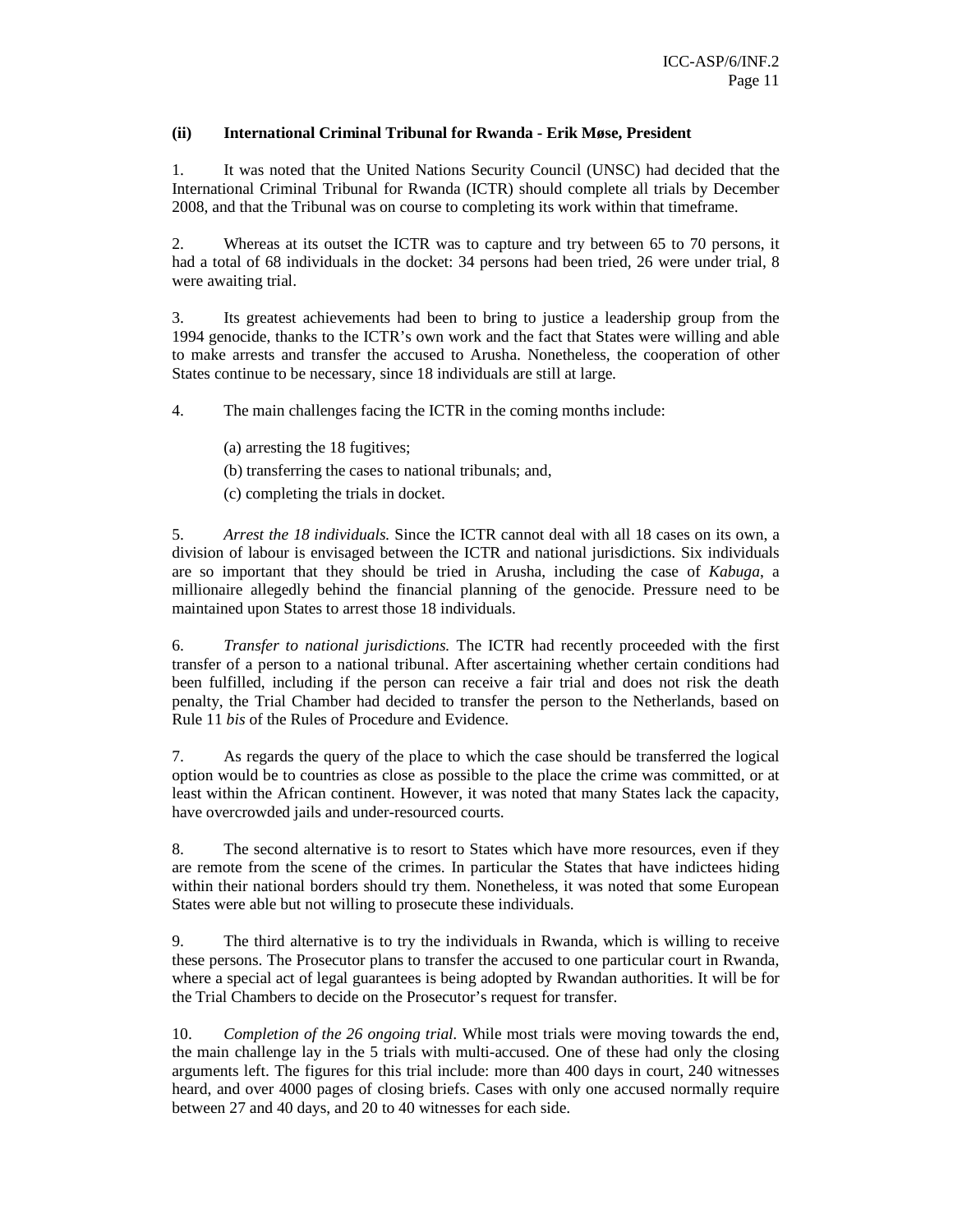### (ii) International Criminal Tribunal for Rwanda - Erik Møse, President

1. It was noted that the United Nations Security Council (UNSC) had decided that the International Criminal Tribunal for Rwanda (ICTR) should complete all trials by December 2008, and that the Tribunal was on course to completing its work within that timeframe.

2. Whereas at its outset the ICTR was to capture and try between 65 to 70 persons, it had a total of 68 individuals in the docket: 34 persons had been tried, 26 were under trial, 8 were awaiting trial.

3. Its greatest achievements had been to bring to justice a leadership group from the 1994 genocide, thanks to the ICTR's own work and the fact that States were willing and able to make arrests and transfer the accused to Arusha. Nonetheless, the cooperation of other States continue to be necessary, since 18 individuals are still at large.

4. The main challenges facing the ICTR in the coming months include:

   (a) arresting the 18 fugitives;

   (b) transferring the cases to national tribunals; and,

   (c) completing the trials in docket.

5. *Arrest the 18 individuals.* Since the ICTR cannot deal with all 18 cases on its own, a division of labour is envisaged between the ICTR and national jurisdictions. Six individuals are so important that they should be tried in Arusha, including the case of *Kabuga*, a millionaire allegedly behind the financial planning of the genocide. Pressure need to be maintained upon States to arrest those 18 individuals.

6. *Transfer to national jurisdictions.* The ICTR had recently proceeded with the first transfer of a person to a national tribunal. After ascertaining whether certain conditions had been fulfilled, including if the person can receive a fair trial and does not risk the death penalty, the Trial Chamber had decided to transfer the person to the Netherlands, based on Rule 11 *bis* of the Rules of Procedure and Evidence.

7. As regards the query of the place to which the case should be transferred the logical option would be to countries as close as possible to the place the crime was committed, or at least within the African continent. However, it was noted that many States lack the capacity, have overcrowded jails and under-resourced courts.

8. The second alternative is to resort to States which have more resources, even if they are remote from the scene of the crimes. In particular the States that have indictees hiding within their national borders should try them. Nonetheless, it was noted that some European States were able but not willing to prosecute these individuals.

9. The third alternative is to try the individuals in Rwanda, which is willing to receive these persons. The Prosecutor plans to transfer the accused to one particular court in Rwanda, where a special act of legal guarantees is being adopted by Rwandan authorities. It will be for the Trial Chambers to decide on the Prosecutor's request for transfer.

10. *Completion of the 26 ongoing trial.* While most trials were moving towards the end, the main challenge lay in the 5 trials with multi-accused. One of these had only the closing arguments left. The figures for this trial include: more than 400 days in court, 240 witnesses heard, and over 4000 pages of closing briefs. Cases with only one accused normally require between 27 and 40 days, and 20 to 40 witnesses for each side.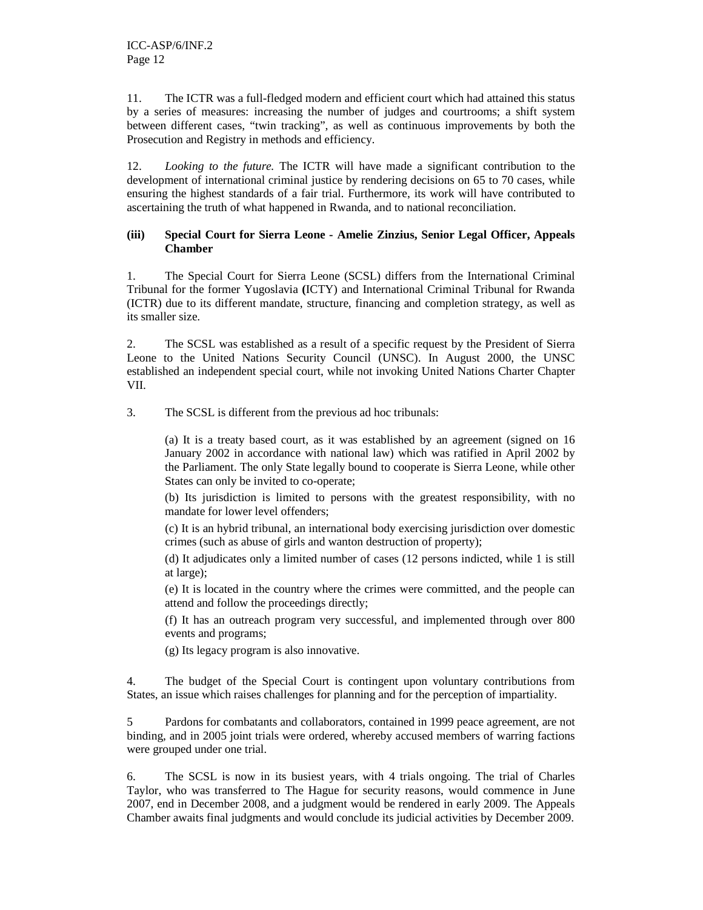11. The ICTR was a full-fledged modern and efficient court which had attained this status by a series of measures: increasing the number of judges and courtrooms; a shift system between different cases, "twin tracking", as well as continuous improvements by both the Prosecution and Registry in methods and efficiency.

12. *Looking to the future.* The ICTR will have made a significant contribution to the development of international criminal justice by rendering decisions on 65 to 70 cases, while ensuring the highest standards of a fair trial. Furthermore, its work will have contributed to ascertaining the truth of what happened in Rwanda, and to national reconciliation.

### (iii) Special Court for Sierra Leone - Amelie Zinzius, Senior Legal Officer, Appeals Chamber

1. The Special Court for Sierra Leone (SCSL) differs from the International Criminal Tribunal for the former Yugoslavia (ICTY) and International Criminal Tribunal for Rwanda (ICTR) due to its different mandate, structure, financing and completion strategy, as well as its smaller size.

2. The SCSL was established as a result of a specific request by the President of Sierra Leone to the United Nations Security Council (UNSC). In August 2000, the UNSC established an independent special court, while not invoking United Nations Charter Chapter VII.

3. The SCSL is different from the previous ad hoc tribunals:

(a) It is a treaty based court, as it was established by an agreement (signed on 16 January 2002 in accordance with national law) which was ratified in April 2002 by the Parliament. The only State legally bound to cooperate is Sierra Leone, while other States can only be invited to co-operate;

(b) Its jurisdiction is limited to persons with the greatest responsibility, with no mandate for lower level offenders;

(c) It is an hybrid tribunal, an international body exercising jurisdiction over domestic crimes (such as abuse of girls and wanton destruction of property);

(d) It adjudicates only a limited number of cases (12 persons indicted, while 1 is still at large);

(e) It is located in the country where the crimes were committed, and the people can attend and follow the proceedings directly;

(f) It has an outreach program very successful, and implemented through over 800 events and programs;

(g) Its legacy program is also innovative.

4. The budget of the Special Court is contingent upon voluntary contributions from States, an issue which raises challenges for planning and for the perception of impartiality.

5 Pardons for combatants and collaborators, contained in 1999 peace agreement, are not binding, and in 2005 joint trials were ordered, whereby accused members of warring factions were grouped under one trial.

6. The SCSL is now in its busiest years, with 4 trials ongoing. The trial of Charles Taylor, who was transferred to The Hague for security reasons, would commence in June 2007, end in December 2008, and a judgment would be rendered in early 2009. The Appeals Chamber awaits final judgments and would conclude its judicial activities by December 2009.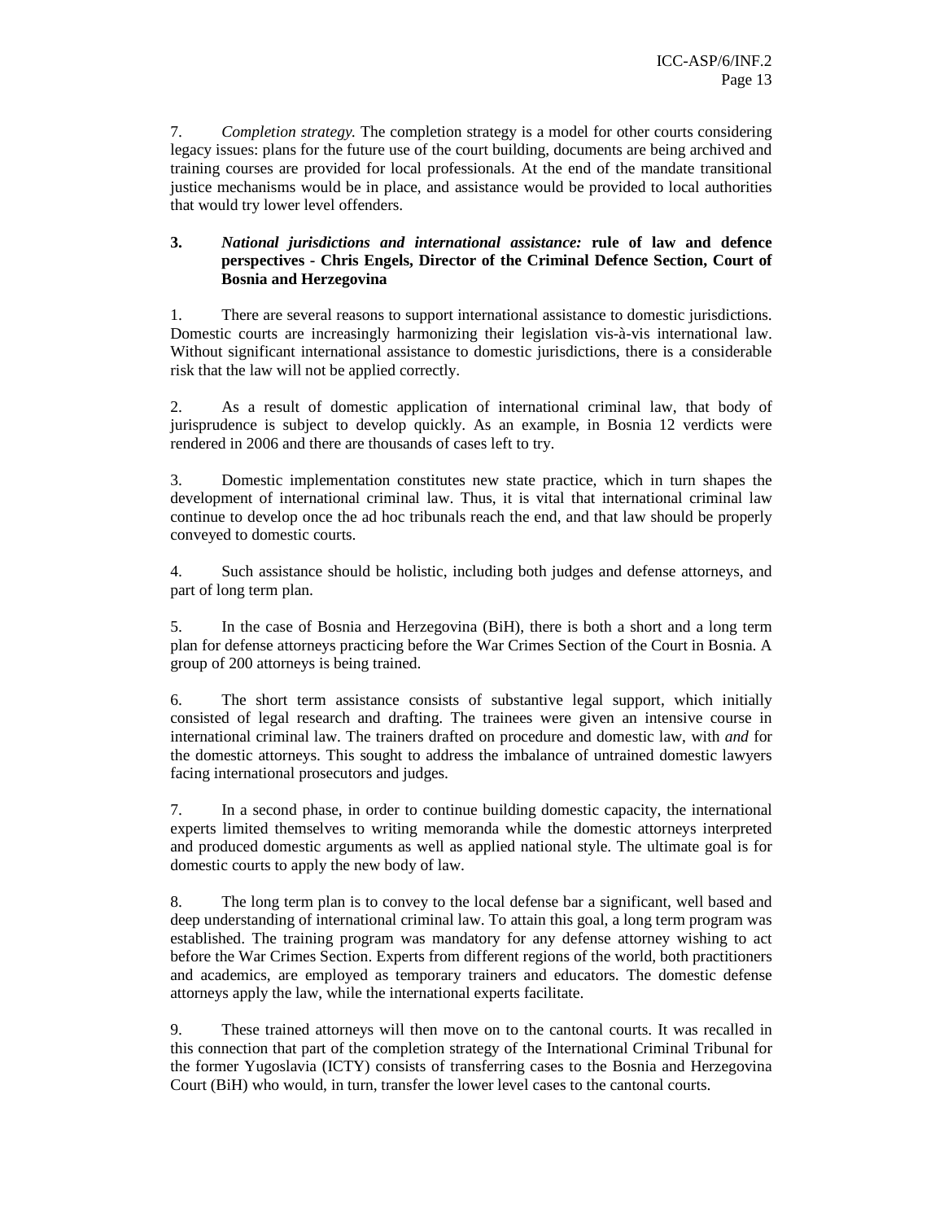7. *Completion strategy.* The completion strategy is a model for other courts considering legacy issues: plans for the future use of the court building, documents are being archived and training courses are provided for local professionals. At the end of the mandate transitional justice mechanisms would be in place, and assistance would be provided to local authorities that would try lower level offenders.

**3. *National jurisdictions and international assistance:* rule of law and defence perspectives - Chris Engels, Director of the Criminal Defence Section, Court of Bosnia and Herzegovina**

1. There are several reasons to support international assistance to domestic jurisdictions. Domestic courts are increasingly harmonizing their legislation vis-à-vis international law. Without significant international assistance to domestic jurisdictions, there is a considerable risk that the law will not be applied correctly.

2. As a result of domestic application of international criminal law, that body of jurisprudence is subject to develop quickly. As an example, in Bosnia 12 verdicts were rendered in 2006 and there are thousands of cases left to try.

3. Domestic implementation constitutes new state practice, which in turn shapes the development of international criminal law. Thus, it is vital that international criminal law continue to develop once the ad hoc tribunals reach the end, and that law should be properly conveyed to domestic courts.

4. Such assistance should be holistic, including both judges and defense attorneys, and part of long term plan.

5. In the case of Bosnia and Herzegovina (BiH), there is both a short and a long term plan for defense attorneys practicing before the War Crimes Section of the Court in Bosnia. A group of 200 attorneys is being trained.

6. The short term assistance consists of substantive legal support, which initially consisted of legal research and drafting. The trainees were given an intensive course in international criminal law. The trainers drafted on procedure and domestic law, with *and* for the domestic attorneys. This sought to address the imbalance of untrained domestic lawyers facing international prosecutors and judges.

7. In a second phase, in order to continue building domestic capacity, the international experts limited themselves to writing memoranda while the domestic attorneys interpreted and produced domestic arguments as well as applied national style. The ultimate goal is for domestic courts to apply the new body of law.

8. The long term plan is to convey to the local defense bar a significant, well based and deep understanding of international criminal law. To attain this goal, a long term program was established. The training program was mandatory for any defense attorney wishing to act before the War Crimes Section. Experts from different regions of the world, both practitioners and academics, are employed as temporary trainers and educators. The domestic defense attorneys apply the law, while the international experts facilitate.

9. These trained attorneys will then move on to the cantonal courts. It was recalled in this connection that part of the completion strategy of the International Criminal Tribunal for the former Yugoslavia (ICTY) consists of transferring cases to the Bosnia and Herzegovina Court (BiH) who would, in turn, transfer the lower level cases to the cantonal courts.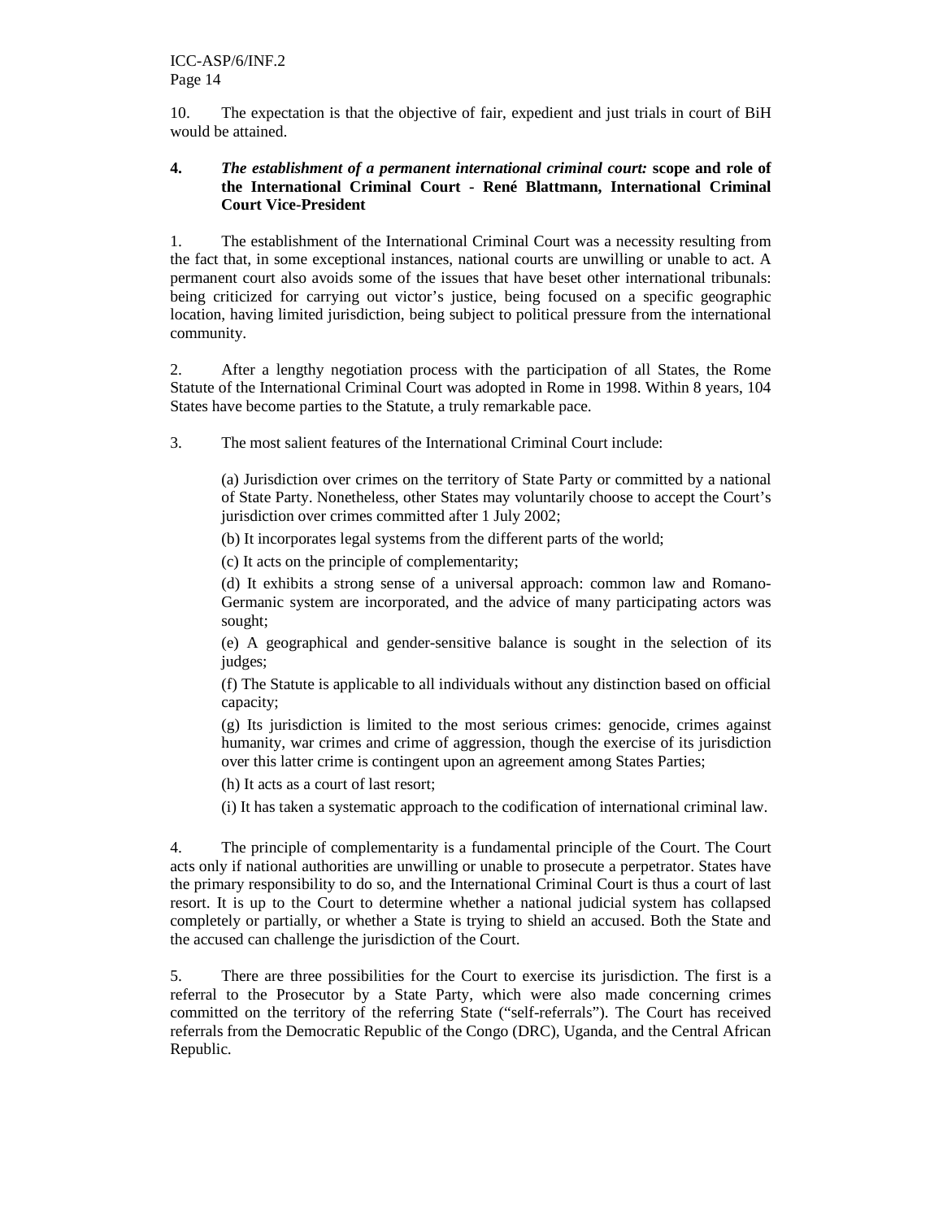10. The expectation is that the objective of fair, expedient and just trials in court of BiH would be attained.

### 4. *The establishment of a permanent international criminal court:* scope and role of the International Criminal Court - René Blattmann, International Criminal Court Vice-President

1. The establishment of the International Criminal Court was a necessity resulting from the fact that, in some exceptional instances, national courts are unwilling or unable to act. A permanent court also avoids some of the issues that have beset other international tribunals: being criticized for carrying out victor's justice, being focused on a specific geographic location, having limited jurisdiction, being subject to political pressure from the international community.

2. After a lengthy negotiation process with the participation of all States, the Rome Statute of the International Criminal Court was adopted in Rome in 1998. Within 8 years, 104 States have become parties to the Statute, a truly remarkable pace.

3. The most salient features of the International Criminal Court include:

(a) Jurisdiction over crimes on the territory of State Party or committed by a national of State Party. Nonetheless, other States may voluntarily choose to accept the Court's jurisdiction over crimes committed after 1 July 2002;

(b) It incorporates legal systems from the different parts of the world;

(c) It acts on the principle of complementarity;

(d) It exhibits a strong sense of a universal approach: common law and Romano-Germanic system are incorporated, and the advice of many participating actors was sought;

(e) A geographical and gender-sensitive balance is sought in the selection of its judges;

(f) The Statute is applicable to all individuals without any distinction based on official capacity;

(g) Its jurisdiction is limited to the most serious crimes: genocide, crimes against humanity, war crimes and crime of aggression, though the exercise of its jurisdiction over this latter crime is contingent upon an agreement among States Parties;

(h) It acts as a court of last resort;

(i) It has taken a systematic approach to the codification of international criminal law.

4. The principle of complementarity is a fundamental principle of the Court. The Court acts only if national authorities are unwilling or unable to prosecute a perpetrator. States have the primary responsibility to do so, and the International Criminal Court is thus a court of last resort. It is up to the Court to determine whether a national judicial system has collapsed completely or partially, or whether a State is trying to shield an accused. Both the State and the accused can challenge the jurisdiction of the Court.

5. There are three possibilities for the Court to exercise its jurisdiction. The first is a referral to the Prosecutor by a State Party, which were also made concerning crimes committed on the territory of the referring State ("self-referrals"). The Court has received referrals from the Democratic Republic of the Congo (DRC), Uganda, and the Central African Republic.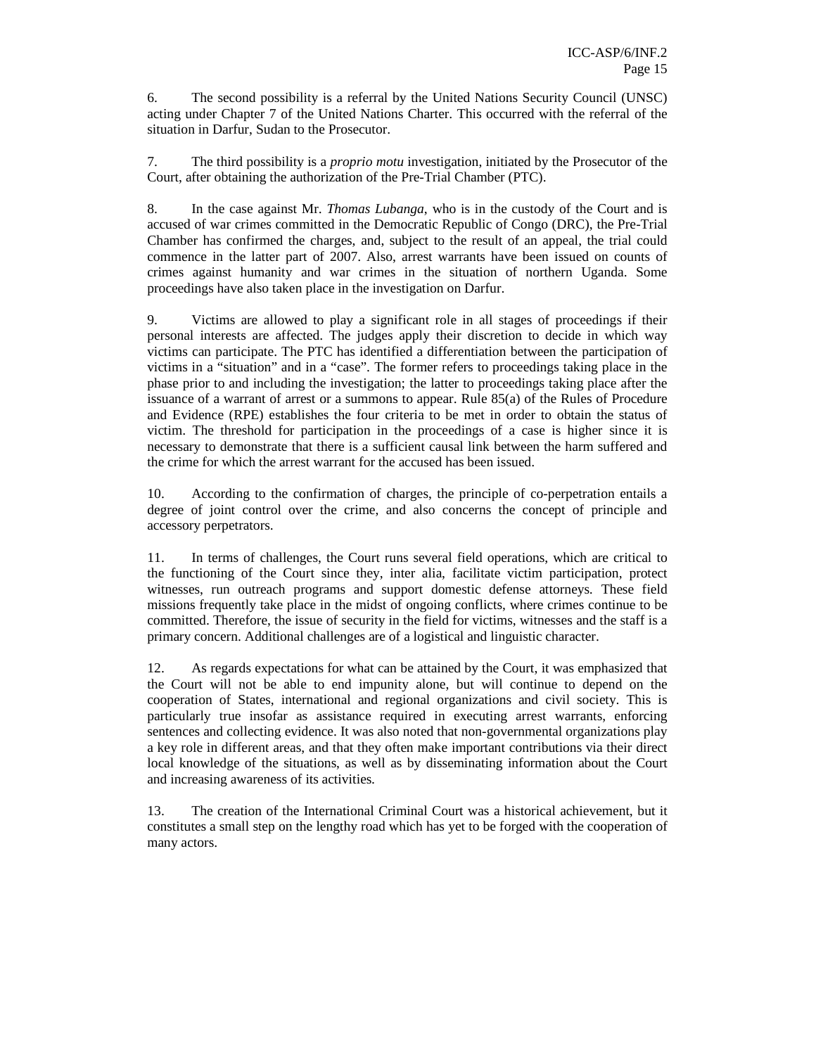6. The second possibility is a referral by the United Nations Security Council (UNSC) acting under Chapter 7 of the United Nations Charter. This occurred with the referral of the situation in Darfur, Sudan to the Prosecutor.

7. The third possibility is a *proprio motu* investigation, initiated by the Prosecutor of the Court, after obtaining the authorization of the Pre-Trial Chamber (PTC).

8. In the case against Mr. *Thomas Lubanga*, who is in the custody of the Court and is accused of war crimes committed in the Democratic Republic of Congo (DRC), the Pre-Trial Chamber has confirmed the charges, and, subject to the result of an appeal, the trial could commence in the latter part of 2007. Also, arrest warrants have been issued on counts of crimes against humanity and war crimes in the situation of northern Uganda. Some proceedings have also taken place in the investigation on Darfur.

9. Victims are allowed to play a significant role in all stages of proceedings if their personal interests are affected. The judges apply their discretion to decide in which way victims can participate. The PTC has identified a differentiation between the participation of victims in a "situation" and in a "case". The former refers to proceedings taking place in the phase prior to and including the investigation; the latter to proceedings taking place after the issuance of a warrant of arrest or a summons to appear. Rule 85(a) of the Rules of Procedure and Evidence (RPE) establishes the four criteria to be met in order to obtain the status of victim. The threshold for participation in the proceedings of a case is higher since it is necessary to demonstrate that there is a sufficient causal link between the harm suffered and the crime for which the arrest warrant for the accused has been issued.

10. According to the confirmation of charges, the principle of co-perpetration entails a degree of joint control over the crime, and also concerns the concept of principle and accessory perpetrators.

11. In terms of challenges, the Court runs several field operations, which are critical to the functioning of the Court since they, inter alia, facilitate victim participation, protect witnesses, run outreach programs and support domestic defense attorneys. These field missions frequently take place in the midst of ongoing conflicts, where crimes continue to be committed. Therefore, the issue of security in the field for victims, witnesses and the staff is a primary concern. Additional challenges are of a logistical and linguistic character.

12. As regards expectations for what can be attained by the Court, it was emphasized that the Court will not be able to end impunity alone, but will continue to depend on the cooperation of States, international and regional organizations and civil society. This is particularly true insofar as assistance required in executing arrest warrants, enforcing sentences and collecting evidence. It was also noted that non-governmental organizations play a key role in different areas, and that they often make important contributions via their direct local knowledge of the situations, as well as by disseminating information about the Court and increasing awareness of its activities.

13. The creation of the International Criminal Court was a historical achievement, but it constitutes a small step on the lengthy road which has yet to be forged with the cooperation of many actors.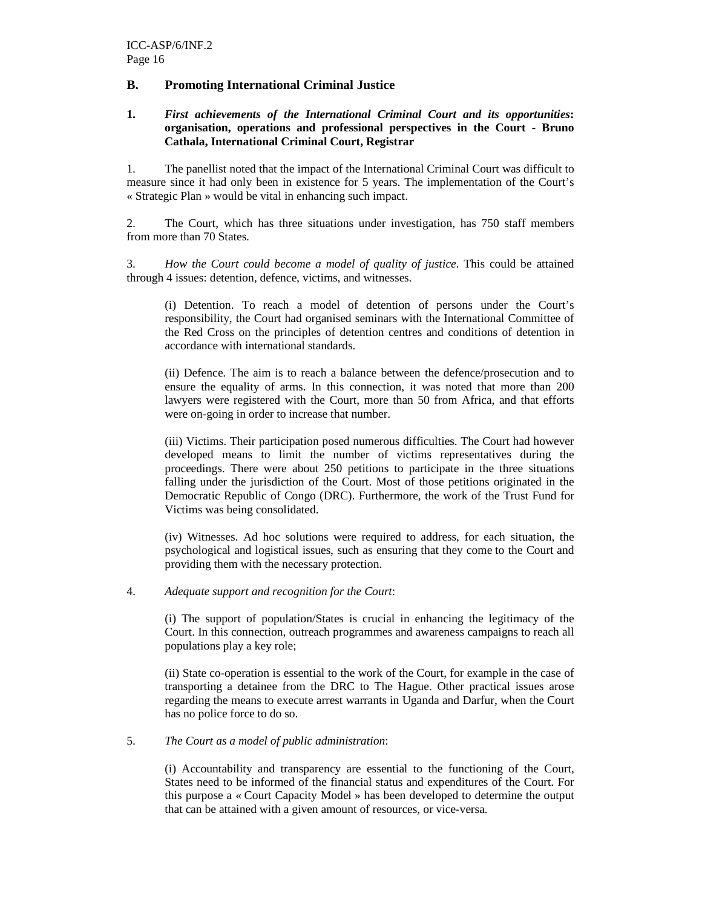## B. Promoting International Criminal Justice

### 1. *First achievements of the International Criminal Court and its opportunities*: organisation, operations and professional perspectives in the Court - Bruno Cathala, International Criminal Court, Registrar

1. The panellist noted that the impact of the International Criminal Court was difficult to measure since it had only been in existence for 5 years. The implementation of the Court's « Strategic Plan » would be vital in enhancing such impact.

2. The Court, which has three situations under investigation, has 750 staff members from more than 70 States.

3. *How the Court could become a model of quality of justice*. This could be attained through 4 issues: detention, defence, victims, and witnesses.

(i) Detention. To reach a model of detention of persons under the Court's responsibility, the Court had organised seminars with the International Committee of the Red Cross on the principles of detention centres and conditions of detention in accordance with international standards.

(ii) Defence. The aim is to reach a balance between the defence/prosecution and to ensure the equality of arms. In this connection, it was noted that more than 200 lawyers were registered with the Court, more than 50 from Africa, and that efforts were on-going in order to increase that number.

(iii) Victims. Their participation posed numerous difficulties. The Court had however developed means to limit the number of victims representatives during the proceedings. There were about 250 petitions to participate in the three situations falling under the jurisdiction of the Court. Most of those petitions originated in the Democratic Republic of Congo (DRC). Furthermore, the work of the Trust Fund for Victims was being consolidated.

(iv) Witnesses. Ad hoc solutions were required to address, for each situation, the psychological and logistical issues, such as ensuring that they come to the Court and providing them with the necessary protection.

4. *Adequate support and recognition for the Court*:

(i) The support of population/States is crucial in enhancing the legitimacy of the Court. In this connection, outreach programmes and awareness campaigns to reach all populations play a key role;

(ii) State co-operation is essential to the work of the Court, for example in the case of transporting a detainee from the DRC to The Hague. Other practical issues arose regarding the means to execute arrest warrants in Uganda and Darfur, when the Court has no police force to do so.

5. *The Court as a model of public administration*:

(i) Accountability and transparency are essential to the functioning of the Court, States need to be informed of the financial status and expenditures of the Court. For this purpose a « Court Capacity Model » has been developed to determine the output that can be attained with a given amount of resources, or vice-versa.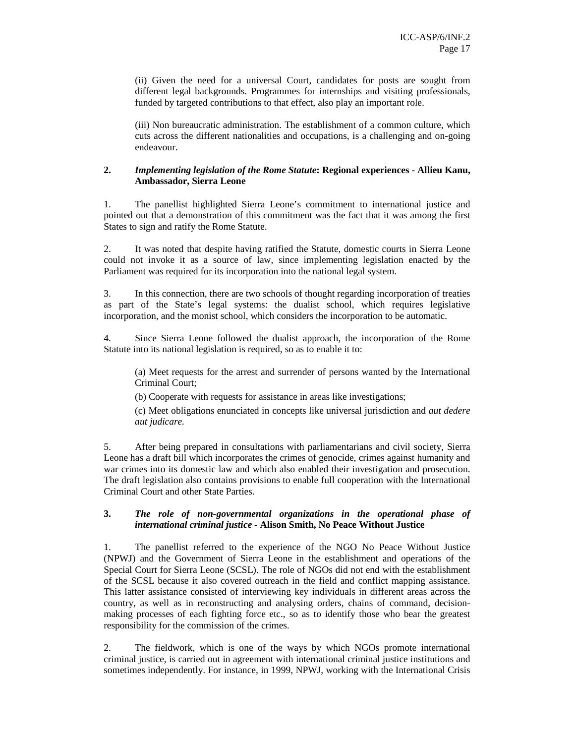(ii) Given the need for a universal Court, candidates for posts are sought from different legal backgrounds. Programmes for internships and visiting professionals, funded by targeted contributions to that effect, also play an important role.

(iii) Non bureaucratic administration. The establishment of a common culture, which cuts across the different nationalities and occupations, is a challenging and on-going endeavour.

**2. *Implementing legislation of the Rome Statute*: Regional experiences - Allieu Kanu, Ambassador, Sierra Leone**

1. The panellist highlighted Sierra Leone's commitment to international justice and pointed out that a demonstration of this commitment was the fact that it was among the first States to sign and ratify the Rome Statute.

2. It was noted that despite having ratified the Statute, domestic courts in Sierra Leone could not invoke it as a source of law, since implementing legislation enacted by the Parliament was required for its incorporation into the national legal system.

3. In this connection, there are two schools of thought regarding incorporation of treaties as part of the State's legal systems: the dualist school, which requires legislative incorporation, and the monist school, which considers the incorporation to be automatic.

4. Since Sierra Leone followed the dualist approach, the incorporation of the Rome Statute into its national legislation is required, so as to enable it to:

(a) Meet requests for the arrest and surrender of persons wanted by the International Criminal Court;

(b) Cooperate with requests for assistance in areas like investigations;

(c) Meet obligations enunciated in concepts like universal jurisdiction and *aut dedere aut judicare.*

5. After being prepared in consultations with parliamentarians and civil society, Sierra Leone has a draft bill which incorporates the crimes of genocide, crimes against humanity and war crimes into its domestic law and which also enabled their investigation and prosecution. The draft legislation also contains provisions to enable full cooperation with the International Criminal Court and other State Parties.

**3. *The role of non-governmental organizations in the operational phase of international criminal justice* - Alison Smith, No Peace Without Justice**

1. The panellist referred to the experience of the NGO No Peace Without Justice (NPWJ) and the Government of Sierra Leone in the establishment and operations of the Special Court for Sierra Leone (SCSL). The role of NGOs did not end with the establishment of the SCSL because it also covered outreach in the field and conflict mapping assistance. This latter assistance consisted of interviewing key individuals in different areas across the country, as well as in reconstructing and analysing orders, chains of command, decision-making processes of each fighting force etc., so as to identify those who bear the greatest responsibility for the commission of the crimes.

2. The fieldwork, which is one of the ways by which NGOs promote international criminal justice, is carried out in agreement with international criminal justice institutions and sometimes independently. For instance, in 1999, NPWJ, working with the International Crisis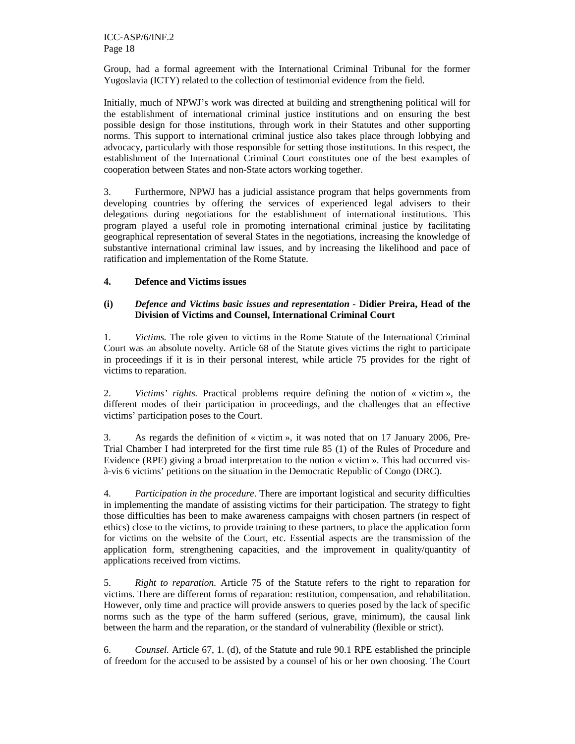Group, had a formal agreement with the International Criminal Tribunal for the former Yugoslavia (ICTY) related to the collection of testimonial evidence from the field.

Initially, much of NPWJ's work was directed at building and strengthening political will for the establishment of international criminal justice institutions and on ensuring the best possible design for those institutions, through work in their Statutes and other supporting norms. This support to international criminal justice also takes place through lobbying and advocacy, particularly with those responsible for setting those institutions. In this respect, the establishment of the International Criminal Court constitutes one of the best examples of cooperation between States and non-State actors working together.

3. Furthermore, NPWJ has a judicial assistance program that helps governments from developing countries by offering the services of experienced legal advisers to their delegations during negotiations for the establishment of international institutions. This program played a useful role in promoting international criminal justice by facilitating geographical representation of several States in the negotiations, increasing the knowledge of substantive international criminal law issues, and by increasing the likelihood and pace of ratification and implementation of the Rome Statute.

### 4. Defence and Victims issues

#### (i) *Defence and Victims basic issues and representation* - Didier Preira, Head of the Division of Victims and Counsel, International Criminal Court

1. *Victims.* The role given to victims in the Rome Statute of the International Criminal Court was an absolute novelty. Article 68 of the Statute gives victims the right to participate in proceedings if it is in their personal interest, while article 75 provides for the right of victims to reparation.

2. *Victims' rights.* Practical problems require defining the notion of « victim », the different modes of their participation in proceedings, and the challenges that an effective victims' participation poses to the Court.

3. As regards the definition of « victim », it was noted that on 17 January 2006, Pre-Trial Chamber I had interpreted for the first time rule 85 (1) of the Rules of Procedure and Evidence (RPE) giving a broad interpretation to the notion « victim ». This had occurred vis-à-vis 6 victims' petitions on the situation in the Democratic Republic of Congo (DRC).

4. *Participation in the procedure*. There are important logistical and security difficulties in implementing the mandate of assisting victims for their participation. The strategy to fight those difficulties has been to make awareness campaigns with chosen partners (in respect of ethics) close to the victims, to provide training to these partners, to place the application form for victims on the website of the Court, etc. Essential aspects are the transmission of the application form, strengthening capacities, and the improvement in quality/quantity of applications received from victims.

5. *Right to reparation.* Article 75 of the Statute refers to the right to reparation for victims. There are different forms of reparation: restitution, compensation, and rehabilitation. However, only time and practice will provide answers to queries posed by the lack of specific norms such as the type of the harm suffered (serious, grave, minimum), the causal link between the harm and the reparation, or the standard of vulnerability (flexible or strict).

6. *Counsel.* Article 67, 1. (d), of the Statute and rule 90.1 RPE established the principle of freedom for the accused to be assisted by a counsel of his or her own choosing. The Court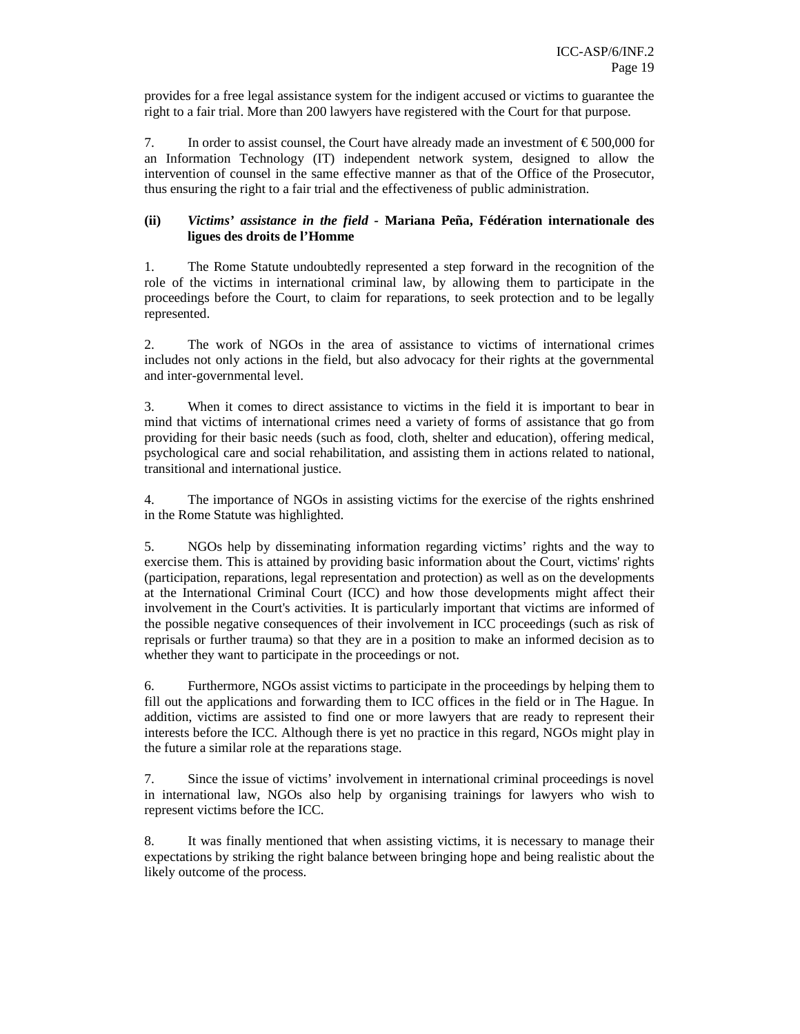provides for a free legal assistance system for the indigent accused or victims to guarantee the right to a fair trial. More than 200 lawyers have registered with the Court for that purpose.

7. In order to assist counsel, the Court have already made an investment of € 500,000 for an Information Technology (IT) independent network system, designed to allow the intervention of counsel in the same effective manner as that of the Office of the Prosecutor, thus ensuring the right to a fair trial and the effectiveness of public administration.

**(ii) *Victims' assistance in the field* - Mariana Peña, Fédération internationale des ligues des droits de l'Homme**

1. The Rome Statute undoubtedly represented a step forward in the recognition of the role of the victims in international criminal law, by allowing them to participate in the proceedings before the Court, to claim for reparations, to seek protection and to be legally represented.

2. The work of NGOs in the area of assistance to victims of international crimes includes not only actions in the field, but also advocacy for their rights at the governmental and inter-governmental level.

3. When it comes to direct assistance to victims in the field it is important to bear in mind that victims of international crimes need a variety of forms of assistance that go from providing for their basic needs (such as food, cloth, shelter and education), offering medical, psychological care and social rehabilitation, and assisting them in actions related to national, transitional and international justice.

4. The importance of NGOs in assisting victims for the exercise of the rights enshrined in the Rome Statute was highlighted.

5. NGOs help by disseminating information regarding victims' rights and the way to exercise them. This is attained by providing basic information about the Court, victims' rights (participation, reparations, legal representation and protection) as well as on the developments at the International Criminal Court (ICC) and how those developments might affect their involvement in the Court's activities. It is particularly important that victims are informed of the possible negative consequences of their involvement in ICC proceedings (such as risk of reprisals or further trauma) so that they are in a position to make an informed decision as to whether they want to participate in the proceedings or not.

6. Furthermore, NGOs assist victims to participate in the proceedings by helping them to fill out the applications and forwarding them to ICC offices in the field or in The Hague. In addition, victims are assisted to find one or more lawyers that are ready to represent their interests before the ICC. Although there is yet no practice in this regard, NGOs might play in the future a similar role at the reparations stage.

7. Since the issue of victims' involvement in international criminal proceedings is novel in international law, NGOs also help by organising trainings for lawyers who wish to represent victims before the ICC.

8. It was finally mentioned that when assisting victims, it is necessary to manage their expectations by striking the right balance between bringing hope and being realistic about the likely outcome of the process.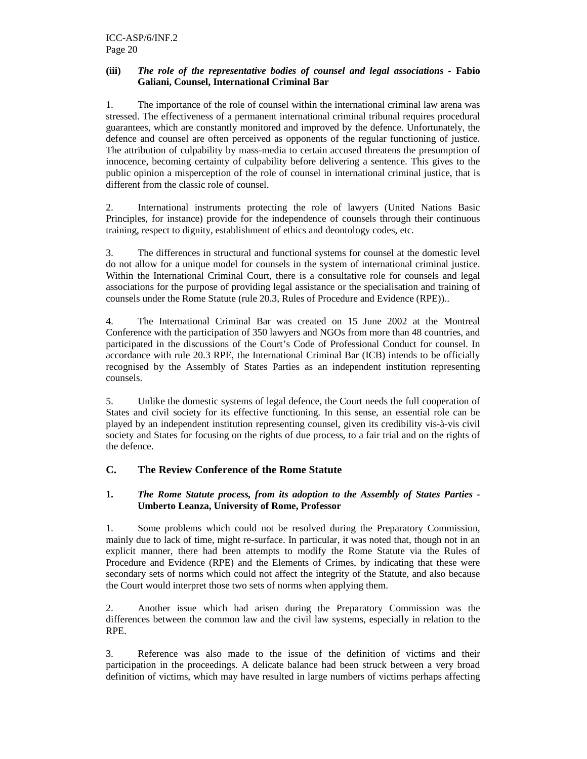**(iii)** ***The role of the representative bodies of counsel and legal associations* - Fabio Galiani, Counsel, International Criminal Bar**

1. The importance of the role of counsel within the international criminal law arena was stressed. The effectiveness of a permanent international criminal tribunal requires procedural guarantees, which are constantly monitored and improved by the defence. Unfortunately, the defence and counsel are often perceived as opponents of the regular functioning of justice. The attribution of culpability by mass-media to certain accused threatens the presumption of innocence, becoming certainty of culpability before delivering a sentence. This gives to the public opinion a misperception of the role of counsel in international criminal justice, that is different from the classic role of counsel.

2. International instruments protecting the role of lawyers (United Nations Basic Principles, for instance) provide for the independence of counsels through their continuous training, respect to dignity, establishment of ethics and deontology codes, etc.

3. The differences in structural and functional systems for counsel at the domestic level do not allow for a unique model for counsels in the system of international criminal justice. Within the International Criminal Court, there is a consultative role for counsels and legal associations for the purpose of providing legal assistance or the specialisation and training of counsels under the Rome Statute (rule 20.3, Rules of Procedure and Evidence (RPE))..

4. The International Criminal Bar was created on 15 June 2002 at the Montreal Conference with the participation of 350 lawyers and NGOs from more than 48 countries, and participated in the discussions of the Court's Code of Professional Conduct for counsel. In accordance with rule 20.3 RPE, the International Criminal Bar (ICB) intends to be officially recognised by the Assembly of States Parties as an independent institution representing counsels.

5. Unlike the domestic systems of legal defence, the Court needs the full cooperation of States and civil society for its effective functioning. In this sense, an essential role can be played by an independent institution representing counsel, given its credibility vis-à-vis civil society and States for focusing on the rights of due process, to a fair trial and on the rights of the defence.

## C. The Review Conference of the Rome Statute

**1.** ***The Rome Statute process, from its adoption to the Assembly of States Parties* - Umberto Leanza, University of Rome, Professor**

1. Some problems which could not be resolved during the Preparatory Commission, mainly due to lack of time, might re-surface. In particular, it was noted that, though not in an explicit manner, there had been attempts to modify the Rome Statute via the Rules of Procedure and Evidence (RPE) and the Elements of Crimes, by indicating that these were secondary sets of norms which could not affect the integrity of the Statute, and also because the Court would interpret those two sets of norms when applying them.

2. Another issue which had arisen during the Preparatory Commission was the differences between the common law and the civil law systems, especially in relation to the RPE.

3. Reference was also made to the issue of the definition of victims and their participation in the proceedings. A delicate balance had been struck between a very broad definition of victims, which may have resulted in large numbers of victims perhaps affecting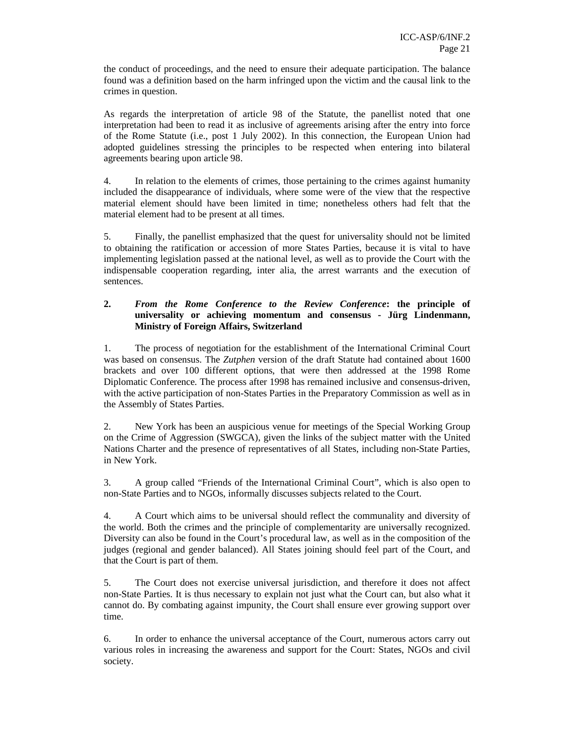the conduct of proceedings, and the need to ensure their adequate participation. The balance found was a definition based on the harm infringed upon the victim and the causal link to the crimes in question.

As regards the interpretation of article 98 of the Statute, the panellist noted that one interpretation had been to read it as inclusive of agreements arising after the entry into force of the Rome Statute (i.e., post 1 July 2002). In this connection, the European Union had adopted guidelines stressing the principles to be respected when entering into bilateral agreements bearing upon article 98.

4. In relation to the elements of crimes, those pertaining to the crimes against humanity included the disappearance of individuals, where some were of the view that the respective material element should have been limited in time; nonetheless others had felt that the material element had to be present at all times.

5. Finally, the panellist emphasized that the quest for universality should not be limited to obtaining the ratification or accession of more States Parties, because it is vital to have implementing legislation passed at the national level, as well as to provide the Court with the indispensable cooperation regarding, inter alia, the arrest warrants and the execution of sentences.

### 2. *From the Rome Conference to the Review Conference*: the principle of universality or achieving momentum and consensus - Jürg Lindenmann, Ministry of Foreign Affairs, Switzerland

1. The process of negotiation for the establishment of the International Criminal Court was based on consensus. The *Zutphen* version of the draft Statute had contained about 1600 brackets and over 100 different options, that were then addressed at the 1998 Rome Diplomatic Conference. The process after 1998 has remained inclusive and consensus-driven, with the active participation of non-States Parties in the Preparatory Commission as well as in the Assembly of States Parties.

2. New York has been an auspicious venue for meetings of the Special Working Group on the Crime of Aggression (SWGCA), given the links of the subject matter with the United Nations Charter and the presence of representatives of all States, including non-State Parties, in New York.

3. A group called "Friends of the International Criminal Court", which is also open to non-State Parties and to NGOs, informally discusses subjects related to the Court.

4. A Court which aims to be universal should reflect the communality and diversity of the world. Both the crimes and the principle of complementarity are universally recognized. Diversity can also be found in the Court's procedural law, as well as in the composition of the judges (regional and gender balanced). All States joining should feel part of the Court, and that the Court is part of them.

5. The Court does not exercise universal jurisdiction, and therefore it does not affect non-State Parties. It is thus necessary to explain not just what the Court can, but also what it cannot do. By combating against impunity, the Court shall ensure ever growing support over time.

6. In order to enhance the universal acceptance of the Court, numerous actors carry out various roles in increasing the awareness and support for the Court: States, NGOs and civil society.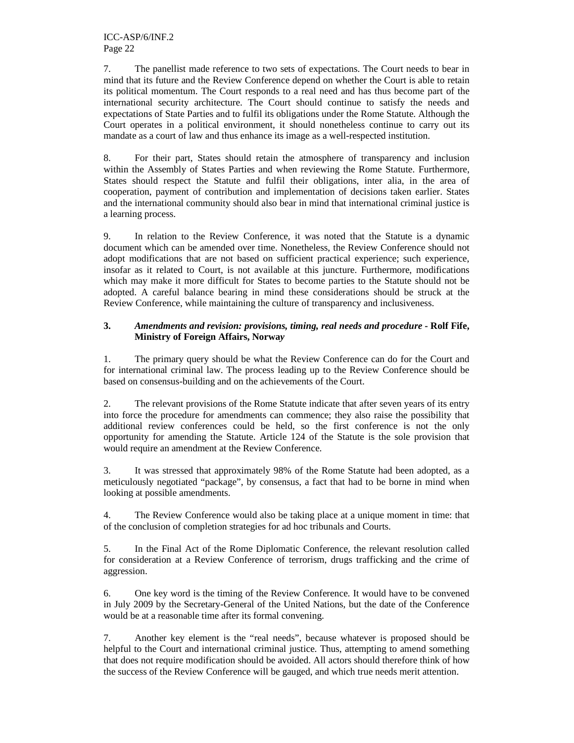7. The panellist made reference to two sets of expectations. The Court needs to bear in mind that its future and the Review Conference depend on whether the Court is able to retain its political momentum. The Court responds to a real need and has thus become part of the international security architecture. The Court should continue to satisfy the needs and expectations of State Parties and to fulfil its obligations under the Rome Statute. Although the Court operates in a political environment, it should nonetheless continue to carry out its mandate as a court of law and thus enhance its image as a well-respected institution.

8. For their part, States should retain the atmosphere of transparency and inclusion within the Assembly of States Parties and when reviewing the Rome Statute. Furthermore, States should respect the Statute and fulfil their obligations, inter alia, in the area of cooperation, payment of contribution and implementation of decisions taken earlier. States and the international community should also bear in mind that international criminal justice is a learning process.

9. In relation to the Review Conference, it was noted that the Statute is a dynamic document which can be amended over time. Nonetheless, the Review Conference should not adopt modifications that are not based on sufficient practical experience; such experience, insofar as it related to Court, is not available at this juncture. Furthermore, modifications which may make it more difficult for States to become parties to the Statute should not be adopted. A careful balance bearing in mind these considerations should be struck at the Review Conference, while maintaining the culture of transparency and inclusiveness.

### 3. *Amendments and revision: provisions, timing, real needs and procedure* - **Rolf Fife, Ministry of Foreign Affairs, Norway**

1. The primary query should be what the Review Conference can do for the Court and for international criminal law. The process leading up to the Review Conference should be based on consensus-building and on the achievements of the Court.

2. The relevant provisions of the Rome Statute indicate that after seven years of its entry into force the procedure for amendments can commence; they also raise the possibility that additional review conferences could be held, so the first conference is not the only opportunity for amending the Statute. Article 124 of the Statute is the sole provision that would require an amendment at the Review Conference.

3. It was stressed that approximately 98% of the Rome Statute had been adopted, as a meticulously negotiated "package", by consensus, a fact that had to be borne in mind when looking at possible amendments.

4. The Review Conference would also be taking place at a unique moment in time: that of the conclusion of completion strategies for ad hoc tribunals and Courts.

5. In the Final Act of the Rome Diplomatic Conference, the relevant resolution called for consideration at a Review Conference of terrorism, drugs trafficking and the crime of aggression.

6. One key word is the timing of the Review Conference. It would have to be convened in July 2009 by the Secretary-General of the United Nations, but the date of the Conference would be at a reasonable time after its formal convening.

7. Another key element is the "real needs", because whatever is proposed should be helpful to the Court and international criminal justice. Thus, attempting to amend something that does not require modification should be avoided. All actors should therefore think of how the success of the Review Conference will be gauged, and which true needs merit attention.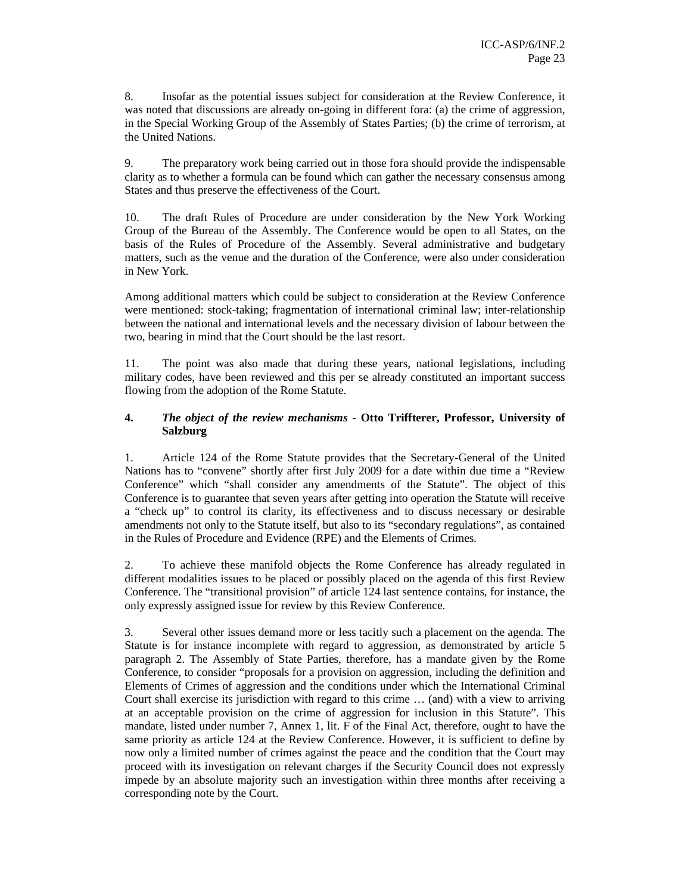8. Insofar as the potential issues subject for consideration at the Review Conference, it was noted that discussions are already on-going in different fora: (a) the crime of aggression, in the Special Working Group of the Assembly of States Parties; (b) the crime of terrorism, at the United Nations.

9. The preparatory work being carried out in those fora should provide the indispensable clarity as to whether a formula can be found which can gather the necessary consensus among States and thus preserve the effectiveness of the Court.

10. The draft Rules of Procedure are under consideration by the New York Working Group of the Bureau of the Assembly. The Conference would be open to all States, on the basis of the Rules of Procedure of the Assembly. Several administrative and budgetary matters, such as the venue and the duration of the Conference, were also under consideration in New York.

Among additional matters which could be subject to consideration at the Review Conference were mentioned: stock-taking; fragmentation of international criminal law; inter-relationship between the national and international levels and the necessary division of labour between the two, bearing in mind that the Court should be the last resort.

11. The point was also made that during these years, national legislations, including military codes, have been reviewed and this per se already constituted an important success flowing from the adoption of the Rome Statute.

#### 4. *The object of the review mechanisms* - Otto Triffterer, Professor, University of Salzburg

1. Article 124 of the Rome Statute provides that the Secretary-General of the United Nations has to "convene" shortly after first July 2009 for a date within due time a "Review Conference" which "shall consider any amendments of the Statute". The object of this Conference is to guarantee that seven years after getting into operation the Statute will receive a "check up" to control its clarity, its effectiveness and to discuss necessary or desirable amendments not only to the Statute itself, but also to its "secondary regulations", as contained in the Rules of Procedure and Evidence (RPE) and the Elements of Crimes.

2. To achieve these manifold objects the Rome Conference has already regulated in different modalities issues to be placed or possibly placed on the agenda of this first Review Conference. The "transitional provision" of article 124 last sentence contains, for instance, the only expressly assigned issue for review by this Review Conference.

3. Several other issues demand more or less tacitly such a placement on the agenda. The Statute is for instance incomplete with regard to aggression, as demonstrated by article 5 paragraph 2. The Assembly of State Parties, therefore, has a mandate given by the Rome Conference, to consider "proposals for a provision on aggression, including the definition and Elements of Crimes of aggression and the conditions under which the International Criminal Court shall exercise its jurisdiction with regard to this crime … (and) with a view to arriving at an acceptable provision on the crime of aggression for inclusion in this Statute". This mandate, listed under number 7, Annex 1, lit. F of the Final Act, therefore, ought to have the same priority as article 124 at the Review Conference. However, it is sufficient to define by now only a limited number of crimes against the peace and the condition that the Court may proceed with its investigation on relevant charges if the Security Council does not expressly impede by an absolute majority such an investigation within three months after receiving a corresponding note by the Court.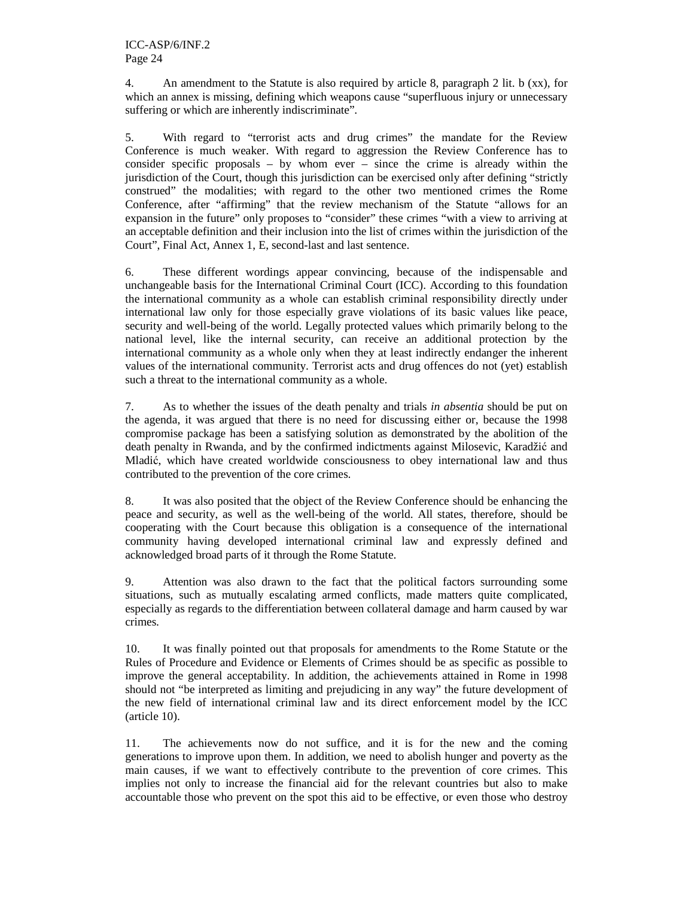4. An amendment to the Statute is also required by article 8, paragraph 2 lit. b (xx), for which an annex is missing, defining which weapons cause "superfluous injury or unnecessary suffering or which are inherently indiscriminate".

5. With regard to "terrorist acts and drug crimes" the mandate for the Review Conference is much weaker. With regard to aggression the Review Conference has to consider specific proposals – by whom ever – since the crime is already within the jurisdiction of the Court, though this jurisdiction can be exercised only after defining "strictly construed" the modalities; with regard to the other two mentioned crimes the Rome Conference, after "affirming" that the review mechanism of the Statute "allows for an expansion in the future" only proposes to "consider" these crimes "with a view to arriving at an acceptable definition and their inclusion into the list of crimes within the jurisdiction of the Court", Final Act, Annex 1, E, second-last and last sentence.

6. These different wordings appear convincing, because of the indispensable and unchangeable basis for the International Criminal Court (ICC). According to this foundation the international community as a whole can establish criminal responsibility directly under international law only for those especially grave violations of its basic values like peace, security and well-being of the world. Legally protected values which primarily belong to the national level, like the internal security, can receive an additional protection by the international community as a whole only when they at least indirectly endanger the inherent values of the international community. Terrorist acts and drug offences do not (yet) establish such a threat to the international community as a whole.

7. As to whether the issues of the death penalty and trials *in absentia* should be put on the agenda, it was argued that there is no need for discussing either or, because the 1998 compromise package has been a satisfying solution as demonstrated by the abolition of the death penalty in Rwanda, and by the confirmed indictments against Milosevic, Karadžić and Mladić, which have created worldwide consciousness to obey international law and thus contributed to the prevention of the core crimes.

8. It was also posited that the object of the Review Conference should be enhancing the peace and security, as well as the well-being of the world. All states, therefore, should be cooperating with the Court because this obligation is a consequence of the international community having developed international criminal law and expressly defined and acknowledged broad parts of it through the Rome Statute.

9. Attention was also drawn to the fact that the political factors surrounding some situations, such as mutually escalating armed conflicts, made matters quite complicated, especially as regards to the differentiation between collateral damage and harm caused by war crimes.

10. It was finally pointed out that proposals for amendments to the Rome Statute or the Rules of Procedure and Evidence or Elements of Crimes should be as specific as possible to improve the general acceptability. In addition, the achievements attained in Rome in 1998 should not "be interpreted as limiting and prejudicing in any way" the future development of the new field of international criminal law and its direct enforcement model by the ICC (article 10).

11. The achievements now do not suffice, and it is for the new and the coming generations to improve upon them. In addition, we need to abolish hunger and poverty as the main causes, if we want to effectively contribute to the prevention of core crimes. This implies not only to increase the financial aid for the relevant countries but also to make accountable those who prevent on the spot this aid to be effective, or even those who destroy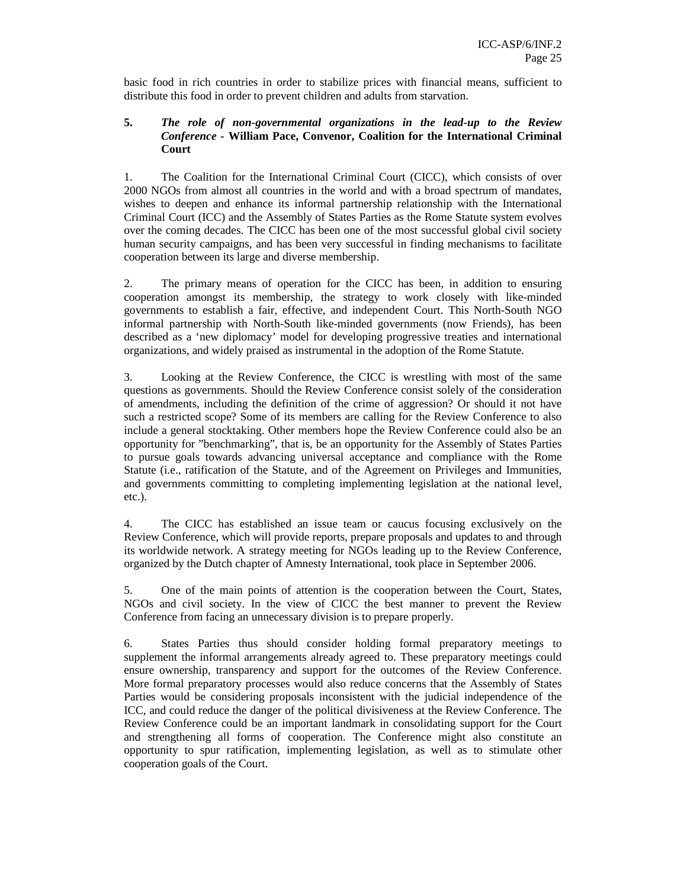basic food in rich countries in order to stabilize prices with financial means, sufficient to distribute this food in order to prevent children and adults from starvation.

**5.** ***The role of non-governmental organizations in the lead-up to the Review Conference*** **- William Pace, Convenor, Coalition for the International Criminal Court**

1. The Coalition for the International Criminal Court (CICC), which consists of over 2000 NGOs from almost all countries in the world and with a broad spectrum of mandates, wishes to deepen and enhance its informal partnership relationship with the International Criminal Court (ICC) and the Assembly of States Parties as the Rome Statute system evolves over the coming decades. The CICC has been one of the most successful global civil society human security campaigns, and has been very successful in finding mechanisms to facilitate cooperation between its large and diverse membership.

2. The primary means of operation for the CICC has been, in addition to ensuring cooperation amongst its membership, the strategy to work closely with like-minded governments to establish a fair, effective, and independent Court. This North-South NGO informal partnership with North-South like-minded governments (now Friends), has been described as a 'new diplomacy' model for developing progressive treaties and international organizations, and widely praised as instrumental in the adoption of the Rome Statute.

3. Looking at the Review Conference, the CICC is wrestling with most of the same questions as governments. Should the Review Conference consist solely of the consideration of amendments, including the definition of the crime of aggression? Or should it not have such a restricted scope? Some of its members are calling for the Review Conference to also include a general stocktaking. Other members hope the Review Conference could also be an opportunity for "benchmarking", that is, be an opportunity for the Assembly of States Parties to pursue goals towards advancing universal acceptance and compliance with the Rome Statute (i.e., ratification of the Statute, and of the Agreement on Privileges and Immunities, and governments committing to completing implementing legislation at the national level, etc.).

4. The CICC has established an issue team or caucus focusing exclusively on the Review Conference, which will provide reports, prepare proposals and updates to and through its worldwide network. A strategy meeting for NGOs leading up to the Review Conference, organized by the Dutch chapter of Amnesty International, took place in September 2006.

5. One of the main points of attention is the cooperation between the Court, States, NGOs and civil society. In the view of CICC the best manner to prevent the Review Conference from facing an unnecessary division is to prepare properly.

6. States Parties thus should consider holding formal preparatory meetings to supplement the informal arrangements already agreed to. These preparatory meetings could ensure ownership, transparency and support for the outcomes of the Review Conference. More formal preparatory processes would also reduce concerns that the Assembly of States Parties would be considering proposals inconsistent with the judicial independence of the ICC, and could reduce the danger of the political divisiveness at the Review Conference. The Review Conference could be an important landmark in consolidating support for the Court and strengthening all forms of cooperation. The Conference might also constitute an opportunity to spur ratification, implementing legislation, as well as to stimulate other cooperation goals of the Court.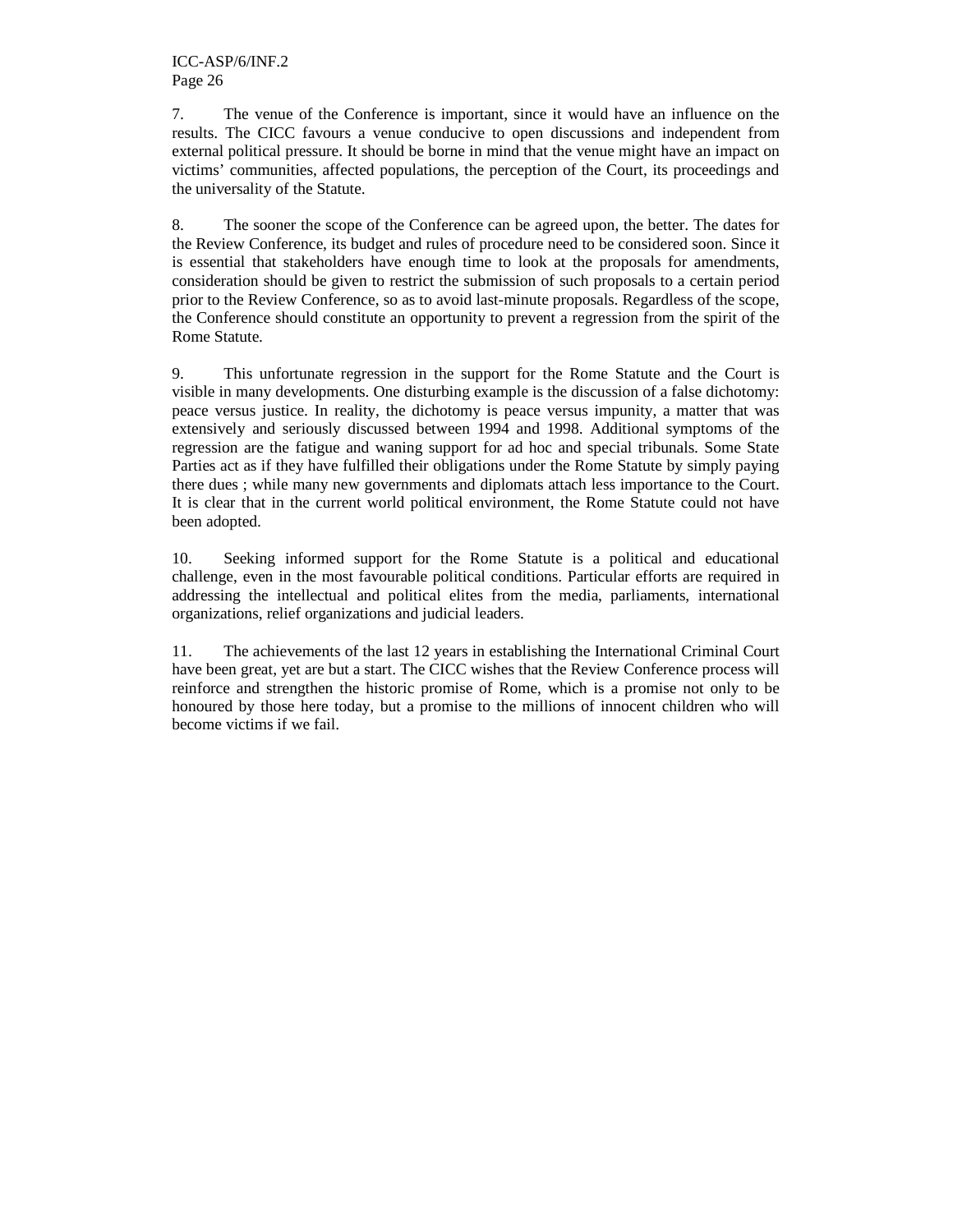7. The venue of the Conference is important, since it would have an influence on the results. The CICC favours a venue conducive to open discussions and independent from external political pressure. It should be borne in mind that the venue might have an impact on victims' communities, affected populations, the perception of the Court, its proceedings and the universality of the Statute.

8. The sooner the scope of the Conference can be agreed upon, the better. The dates for the Review Conference, its budget and rules of procedure need to be considered soon. Since it is essential that stakeholders have enough time to look at the proposals for amendments, consideration should be given to restrict the submission of such proposals to a certain period prior to the Review Conference, so as to avoid last-minute proposals. Regardless of the scope, the Conference should constitute an opportunity to prevent a regression from the spirit of the Rome Statute.

9. This unfortunate regression in the support for the Rome Statute and the Court is visible in many developments. One disturbing example is the discussion of a false dichotomy: peace versus justice. In reality, the dichotomy is peace versus impunity, a matter that was extensively and seriously discussed between 1994 and 1998. Additional symptoms of the regression are the fatigue and waning support for ad hoc and special tribunals. Some State Parties act as if they have fulfilled their obligations under the Rome Statute by simply paying there dues ; while many new governments and diplomats attach less importance to the Court. It is clear that in the current world political environment, the Rome Statute could not have been adopted.

10. Seeking informed support for the Rome Statute is a political and educational challenge, even in the most favourable political conditions. Particular efforts are required in addressing the intellectual and political elites from the media, parliaments, international organizations, relief organizations and judicial leaders.

11. The achievements of the last 12 years in establishing the International Criminal Court have been great, yet are but a start. The CICC wishes that the Review Conference process will reinforce and strengthen the historic promise of Rome, which is a promise not only to be honoured by those here today, but a promise to the millions of innocent children who will become victims if we fail.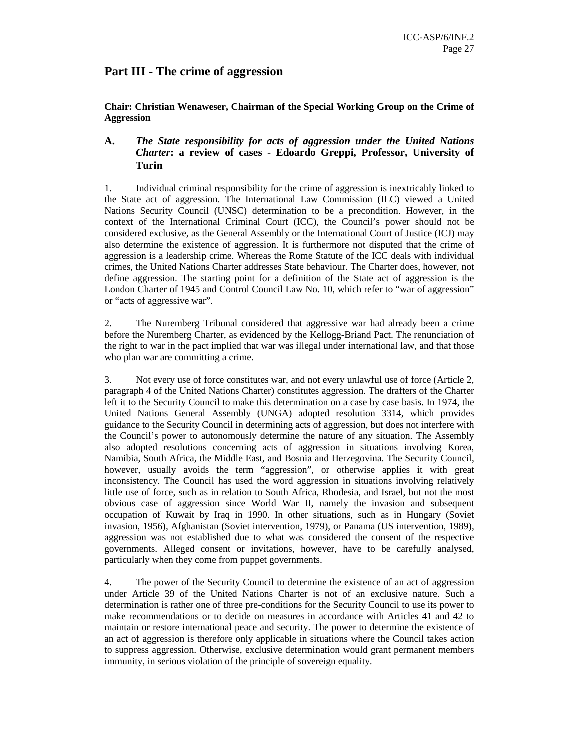# Part III - The crime of aggression

**Chair: Christian Wenaweser, Chairman of the Special Working Group on the Crime of Aggression**

## A. *The State responsibility for acts of aggression under the United Nations Charter*: a review of cases - Edoardo Greppi, Professor, University of Turin

1. Individual criminal responsibility for the crime of aggression is inextricably linked to the State act of aggression. The International Law Commission (ILC) viewed a United Nations Security Council (UNSC) determination to be a precondition. However, in the context of the International Criminal Court (ICC), the Council's power should not be considered exclusive, as the General Assembly or the International Court of Justice (ICJ) may also determine the existence of aggression. It is furthermore not disputed that the crime of aggression is a leadership crime. Whereas the Rome Statute of the ICC deals with individual crimes, the United Nations Charter addresses State behaviour. The Charter does, however, not define aggression. The starting point for a definition of the State act of aggression is the London Charter of 1945 and Control Council Law No. 10, which refer to "war of aggression" or "acts of aggressive war".

2. The Nuremberg Tribunal considered that aggressive war had already been a crime before the Nuremberg Charter, as evidenced by the Kellogg-Briand Pact. The renunciation of the right to war in the pact implied that war was illegal under international law, and that those who plan war are committing a crime.

3. Not every use of force constitutes war, and not every unlawful use of force (Article 2, paragraph 4 of the United Nations Charter) constitutes aggression. The drafters of the Charter left it to the Security Council to make this determination on a case by case basis. In 1974, the United Nations General Assembly (UNGA) adopted resolution 3314, which provides guidance to the Security Council in determining acts of aggression, but does not interfere with the Council's power to autonomously determine the nature of any situation. The Assembly also adopted resolutions concerning acts of aggression in situations involving Korea, Namibia, South Africa, the Middle East, and Bosnia and Herzegovina. The Security Council, however, usually avoids the term "aggression", or otherwise applies it with great inconsistency. The Council has used the word aggression in situations involving relatively little use of force, such as in relation to South Africa, Rhodesia, and Israel, but not the most obvious case of aggression since World War II, namely the invasion and subsequent occupation of Kuwait by Iraq in 1990. In other situations, such as in Hungary (Soviet invasion, 1956), Afghanistan (Soviet intervention, 1979), or Panama (US intervention, 1989), aggression was not established due to what was considered the consent of the respective governments. Alleged consent or invitations, however, have to be carefully analysed, particularly when they come from puppet governments.

4. The power of the Security Council to determine the existence of an act of aggression under Article 39 of the United Nations Charter is not of an exclusive nature. Such a determination is rather one of three pre-conditions for the Security Council to use its power to make recommendations or to decide on measures in accordance with Articles 41 and 42 to maintain or restore international peace and security. The power to determine the existence of an act of aggression is therefore only applicable in situations where the Council takes action to suppress aggression. Otherwise, exclusive determination would grant permanent members immunity, in serious violation of the principle of sovereign equality.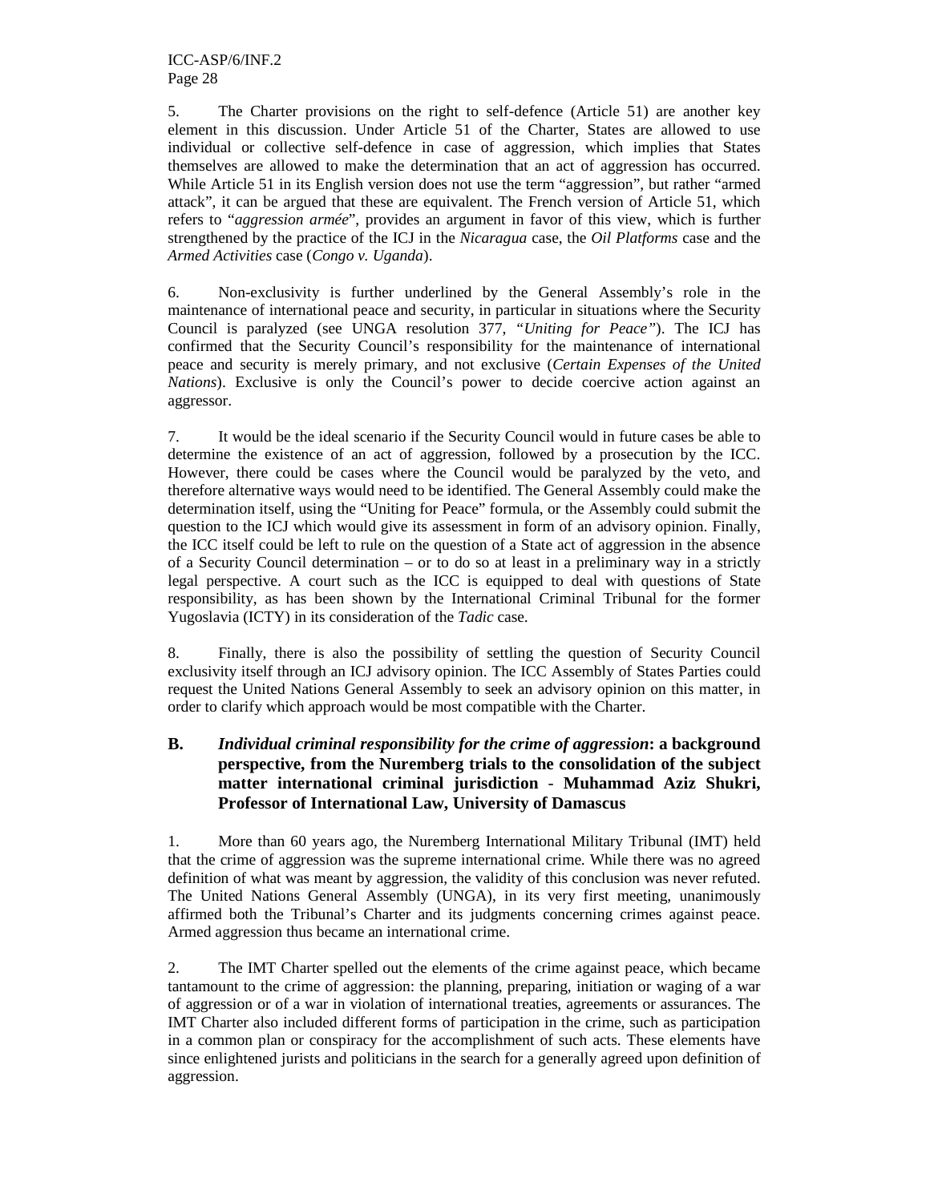5. The Charter provisions on the right to self-defence (Article 51) are another key element in this discussion. Under Article 51 of the Charter, States are allowed to use individual or collective self-defence in case of aggression, which implies that States themselves are allowed to make the determination that an act of aggression has occurred. While Article 51 in its English version does not use the term "aggression", but rather "armed attack", it can be argued that these are equivalent. The French version of Article 51, which refers to "*aggression armée*", provides an argument in favor of this view, which is further strengthened by the practice of the ICJ in the *Nicaragua* case, the *Oil Platforms* case and the *Armed Activities* case (*Congo v. Uganda*).

6. Non-exclusivity is further underlined by the General Assembly's role in the maintenance of international peace and security, in particular in situations where the Security Council is paralyzed (see UNGA resolution 377, "*Uniting for Peace*"). The ICJ has confirmed that the Security Council's responsibility for the maintenance of international peace and security is merely primary, and not exclusive (*Certain Expenses of the United Nations*). Exclusive is only the Council's power to decide coercive action against an aggressor.

7. It would be the ideal scenario if the Security Council would in future cases be able to determine the existence of an act of aggression, followed by a prosecution by the ICC. However, there could be cases where the Council would be paralyzed by the veto, and therefore alternative ways would need to be identified. The General Assembly could make the determination itself, using the "Uniting for Peace" formula, or the Assembly could submit the question to the ICJ which would give its assessment in form of an advisory opinion. Finally, the ICC itself could be left to rule on the question of a State act of aggression in the absence of a Security Council determination – or to do so at least in a preliminary way in a strictly legal perspective. A court such as the ICC is equipped to deal with questions of State responsibility, as has been shown by the International Criminal Tribunal for the former Yugoslavia (ICTY) in its consideration of the *Tadic* case.

8. Finally, there is also the possibility of settling the question of Security Council exclusivity itself through an ICJ advisory opinion. The ICC Assembly of States Parties could request the United Nations General Assembly to seek an advisory opinion on this matter, in order to clarify which approach would be most compatible with the Charter.

## B. *Individual criminal responsibility for the crime of aggression*: a background perspective, from the Nuremberg trials to the consolidation of the subject matter international criminal jurisdiction - Muhammad Aziz Shukri, Professor of International Law, University of Damascus

1. More than 60 years ago, the Nuremberg International Military Tribunal (IMT) held that the crime of aggression was the supreme international crime. While there was no agreed definition of what was meant by aggression, the validity of this conclusion was never refuted. The United Nations General Assembly (UNGA), in its very first meeting, unanimously affirmed both the Tribunal's Charter and its judgments concerning crimes against peace. Armed aggression thus became an international crime.

2. The IMT Charter spelled out the elements of the crime against peace, which became tantamount to the crime of aggression: the planning, preparing, initiation or waging of a war of aggression or of a war in violation of international treaties, agreements or assurances. The IMT Charter also included different forms of participation in the crime, such as participation in a common plan or conspiracy for the accomplishment of such acts. These elements have since enlightened jurists and politicians in the search for a generally agreed upon definition of aggression.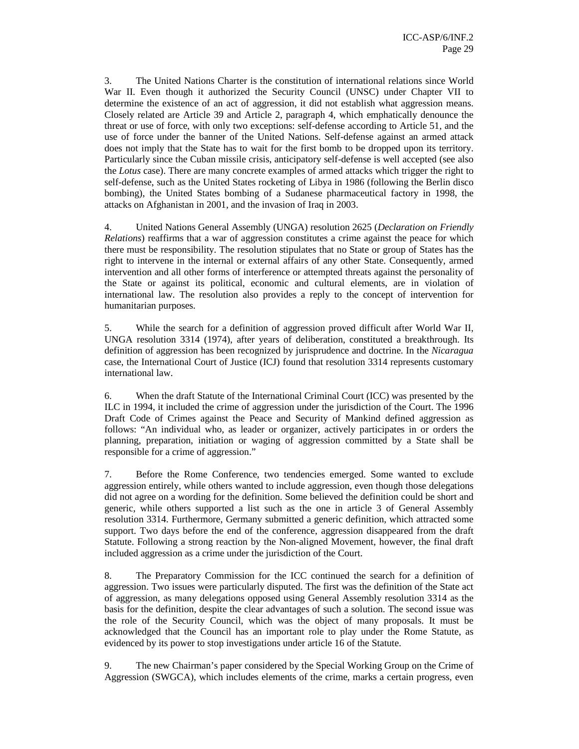3. The United Nations Charter is the constitution of international relations since World War II. Even though it authorized the Security Council (UNSC) under Chapter VII to determine the existence of an act of aggression, it did not establish what aggression means. Closely related are Article 39 and Article 2, paragraph 4, which emphatically denounce the threat or use of force, with only two exceptions: self-defense according to Article 51, and the use of force under the banner of the United Nations. Self-defense against an armed attack does not imply that the State has to wait for the first bomb to be dropped upon its territory. Particularly since the Cuban missile crisis, anticipatory self-defense is well accepted (see also the *Lotus* case). There are many concrete examples of armed attacks which trigger the right to self-defense, such as the United States rocketing of Libya in 1986 (following the Berlin disco bombing), the United States bombing of a Sudanese pharmaceutical factory in 1998, the attacks on Afghanistan in 2001, and the invasion of Iraq in 2003.

4. United Nations General Assembly (UNGA) resolution 2625 (*Declaration on Friendly Relations*) reaffirms that a war of aggression constitutes a crime against the peace for which there must be responsibility. The resolution stipulates that no State or group of States has the right to intervene in the internal or external affairs of any other State. Consequently, armed intervention and all other forms of interference or attempted threats against the personality of the State or against its political, economic and cultural elements, are in violation of international law. The resolution also provides a reply to the concept of intervention for humanitarian purposes.

5. While the search for a definition of aggression proved difficult after World War II, UNGA resolution 3314 (1974), after years of deliberation, constituted a breakthrough. Its definition of aggression has been recognized by jurisprudence and doctrine. In the *Nicaragua* case, the International Court of Justice (ICJ) found that resolution 3314 represents customary international law.

6. When the draft Statute of the International Criminal Court (ICC) was presented by the ILC in 1994, it included the crime of aggression under the jurisdiction of the Court. The 1996 Draft Code of Crimes against the Peace and Security of Mankind defined aggression as follows: "An individual who, as leader or organizer, actively participates in or orders the planning, preparation, initiation or waging of aggression committed by a State shall be responsible for a crime of aggression."

7. Before the Rome Conference, two tendencies emerged. Some wanted to exclude aggression entirely, while others wanted to include aggression, even though those delegations did not agree on a wording for the definition. Some believed the definition could be short and generic, while others supported a list such as the one in article 3 of General Assembly resolution 3314. Furthermore, Germany submitted a generic definition, which attracted some support. Two days before the end of the conference, aggression disappeared from the draft Statute. Following a strong reaction by the Non-aligned Movement, however, the final draft included aggression as a crime under the jurisdiction of the Court.

8. The Preparatory Commission for the ICC continued the search for a definition of aggression. Two issues were particularly disputed. The first was the definition of the State act of aggression, as many delegations opposed using General Assembly resolution 3314 as the basis for the definition, despite the clear advantages of such a solution. The second issue was the role of the Security Council, which was the object of many proposals. It must be acknowledged that the Council has an important role to play under the Rome Statute, as evidenced by its power to stop investigations under article 16 of the Statute.

9. The new Chairman's paper considered by the Special Working Group on the Crime of Aggression (SWGCA), which includes elements of the crime, marks a certain progress, even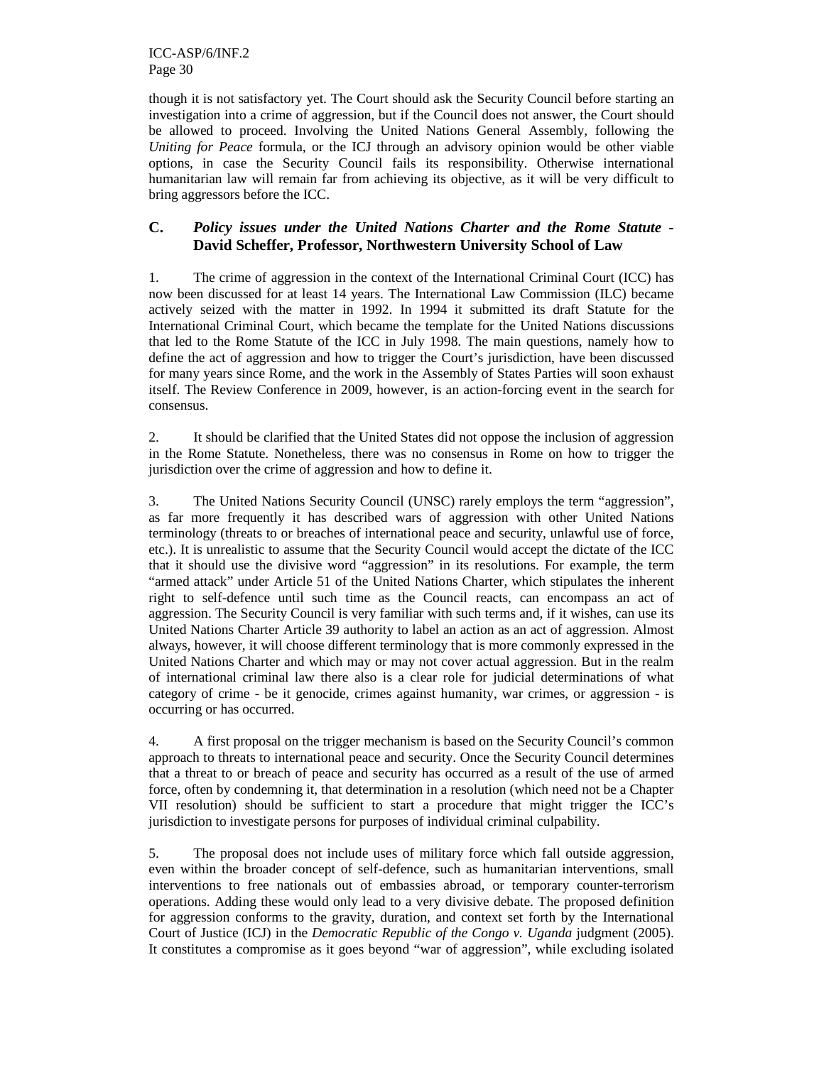though it is not satisfactory yet. The Court should ask the Security Council before starting an investigation into a crime of aggression, but if the Council does not answer, the Court should be allowed to proceed. Involving the United Nations General Assembly, following the *Uniting for Peace* formula, or the ICJ through an advisory opinion would be other viable options, in case the Security Council fails its responsibility. Otherwise international humanitarian law will remain far from achieving its objective, as it will be very difficult to bring aggressors before the ICC.

### C. *Policy issues under the United Nations Charter and the Rome Statute* - David Scheffer, Professor, Northwestern University School of Law

1. The crime of aggression in the context of the International Criminal Court (ICC) has now been discussed for at least 14 years. The International Law Commission (ILC) became actively seized with the matter in 1992. In 1994 it submitted its draft Statute for the International Criminal Court, which became the template for the United Nations discussions that led to the Rome Statute of the ICC in July 1998. The main questions, namely how to define the act of aggression and how to trigger the Court's jurisdiction, have been discussed for many years since Rome, and the work in the Assembly of States Parties will soon exhaust itself. The Review Conference in 2009, however, is an action-forcing event in the search for consensus.

2. It should be clarified that the United States did not oppose the inclusion of aggression in the Rome Statute. Nonetheless, there was no consensus in Rome on how to trigger the jurisdiction over the crime of aggression and how to define it.

3. The United Nations Security Council (UNSC) rarely employs the term "aggression", as far more frequently it has described wars of aggression with other United Nations terminology (threats to or breaches of international peace and security, unlawful use of force, etc.). It is unrealistic to assume that the Security Council would accept the dictate of the ICC that it should use the divisive word "aggression" in its resolutions. For example, the term "armed attack" under Article 51 of the United Nations Charter, which stipulates the inherent right to self-defence until such time as the Council reacts, can encompass an act of aggression. The Security Council is very familiar with such terms and, if it wishes, can use its United Nations Charter Article 39 authority to label an action as an act of aggression. Almost always, however, it will choose different terminology that is more commonly expressed in the United Nations Charter and which may or may not cover actual aggression. But in the realm of international criminal law there also is a clear role for judicial determinations of what category of crime - be it genocide, crimes against humanity, war crimes, or aggression - is occurring or has occurred.

4. A first proposal on the trigger mechanism is based on the Security Council's common approach to threats to international peace and security. Once the Security Council determines that a threat to or breach of peace and security has occurred as a result of the use of armed force, often by condemning it, that determination in a resolution (which need not be a Chapter VII resolution) should be sufficient to start a procedure that might trigger the ICC's jurisdiction to investigate persons for purposes of individual criminal culpability.

5. The proposal does not include uses of military force which fall outside aggression, even within the broader concept of self-defence, such as humanitarian interventions, small interventions to free nationals out of embassies abroad, or temporary counter-terrorism operations. Adding these would only lead to a very divisive debate. The proposed definition for aggression conforms to the gravity, duration, and context set forth by the International Court of Justice (ICJ) in the *Democratic Republic of the Congo v. Uganda* judgment (2005). It constitutes a compromise as it goes beyond "war of aggression", while excluding isolated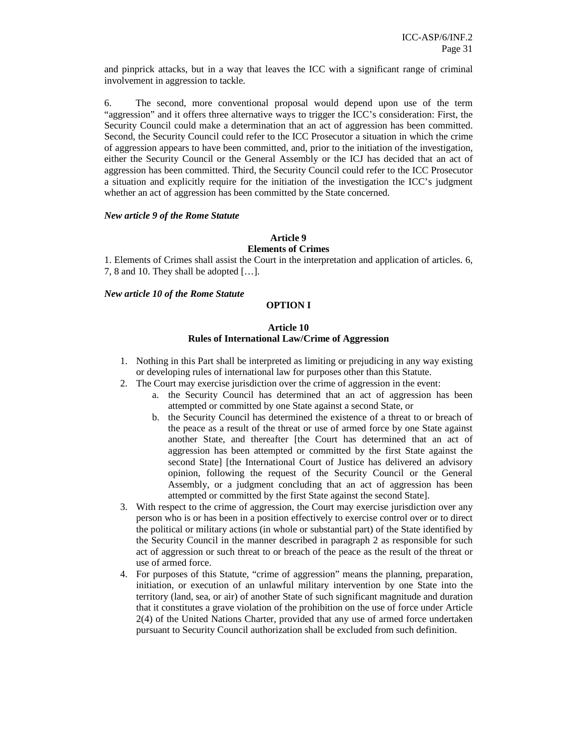and pinprick attacks, but in a way that leaves the ICC with a significant range of criminal involvement in aggression to tackle.

6. The second, more conventional proposal would depend upon use of the term "aggression" and it offers three alternative ways to trigger the ICC's consideration: First, the Security Council could make a determination that an act of aggression has been committed. Second, the Security Council could refer to the ICC Prosecutor a situation in which the crime of aggression appears to have been committed, and, prior to the initiation of the investigation, either the Security Council or the General Assembly or the ICJ has decided that an act of aggression has been committed. Third, the Security Council could refer to the ICC Prosecutor a situation and explicitly require for the initiation of the investigation the ICC's judgment whether an act of aggression has been committed by the State concerned.

***New article 9 of the Rome Statute***

**Article 9**
**Elements of Crimes**

1. Elements of Crimes shall assist the Court in the interpretation and application of articles. 6, 7, 8 and 10. They shall be adopted […].

***New article 10 of the Rome Statute***

**OPTION I**

**Article 10**
**Rules of International Law/Crime of Aggression**

1. Nothing in this Part shall be interpreted as limiting or prejudicing in any way existing or developing rules of international law for purposes other than this Statute.
2. The Court may exercise jurisdiction over the crime of aggression in the event:
   a. the Security Council has determined that an act of aggression has been attempted or committed by one State against a second State, or
   b. the Security Council has determined the existence of a threat to or breach of the peace as a result of the threat or use of armed force by one State against another State, and thereafter [the Court has determined that an act of aggression has been attempted or committed by the first State against the second State] [the International Court of Justice has delivered an advisory opinion, following the request of the Security Council or the General Assembly, or a judgment concluding that an act of aggression has been attempted or committed by the first State against the second State].
3. With respect to the crime of aggression, the Court may exercise jurisdiction over any person who is or has been in a position effectively to exercise control over or to direct the political or military actions (in whole or substantial part) of the State identified by the Security Council in the manner described in paragraph 2 as responsible for such act of aggression or such threat to or breach of the peace as the result of the threat or use of armed force.
4. For purposes of this Statute, "crime of aggression" means the planning, preparation, initiation, or execution of an unlawful military intervention by one State into the territory (land, sea, or air) of another State of such significant magnitude and duration that it constitutes a grave violation of the prohibition on the use of force under Article 2(4) of the United Nations Charter, provided that any use of armed force undertaken pursuant to Security Council authorization shall be excluded from such definition.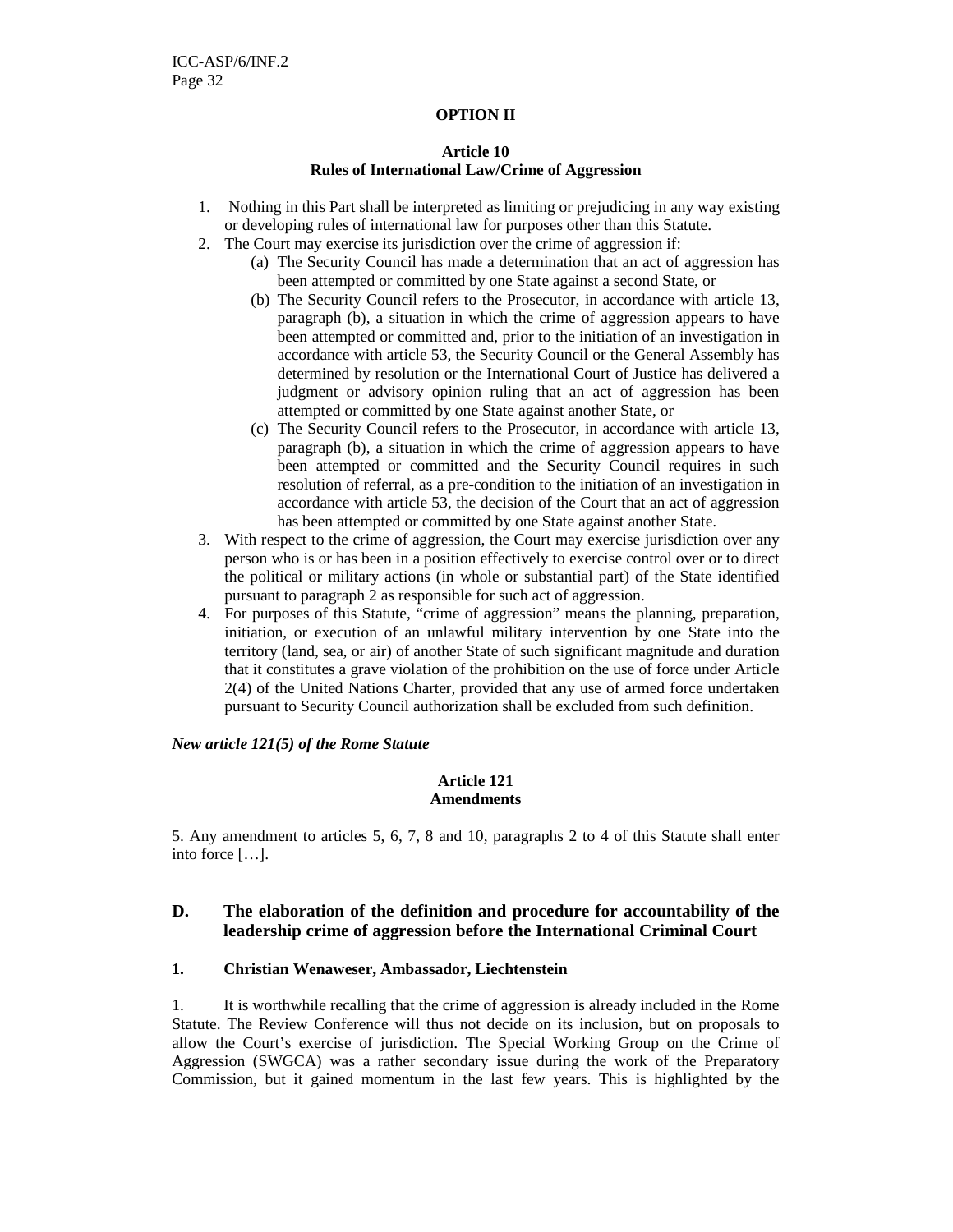**OPTION II**

**Article 10**
**Rules of International Law/Crime of Aggression**

1. Nothing in this Part shall be interpreted as limiting or prejudicing in any way existing or developing rules of international law for purposes other than this Statute.
2. The Court may exercise its jurisdiction over the crime of aggression if:
   (a) The Security Council has made a determination that an act of aggression has been attempted or committed by one State against a second State, or
   (b) The Security Council refers to the Prosecutor, in accordance with article 13, paragraph (b), a situation in which the crime of aggression appears to have been attempted or committed and, prior to the initiation of an investigation in accordance with article 53, the Security Council or the General Assembly has determined by resolution or the International Court of Justice has delivered a judgment or advisory opinion ruling that an act of aggression has been attempted or committed by one State against another State, or
   (c) The Security Council refers to the Prosecutor, in accordance with article 13, paragraph (b), a situation in which the crime of aggression appears to have been attempted or committed and the Security Council requires in such resolution of referral, as a pre-condition to the initiation of an investigation in accordance with article 53, the decision of the Court that an act of aggression has been attempted or committed by one State against another State.
3. With respect to the crime of aggression, the Court may exercise jurisdiction over any person who is or has been in a position effectively to exercise control over or to direct the political or military actions (in whole or substantial part) of the State identified pursuant to paragraph 2 as responsible for such act of aggression.
4. For purposes of this Statute, "crime of aggression" means the planning, preparation, initiation, or execution of an unlawful military intervention by one State into the territory (land, sea, or air) of another State of such significant magnitude and duration that it constitutes a grave violation of the prohibition on the use of force under Article 2(4) of the United Nations Charter, provided that any use of armed force undertaken pursuant to Security Council authorization shall be excluded from such definition.

***New article 121(5) of the Rome Statute***

**Article 121**
**Amendments**

5. Any amendment to articles 5, 6, 7, 8 and 10, paragraphs 2 to 4 of this Statute shall enter into force […].

## D. The elaboration of the definition and procedure for accountability of the leadership crime of aggression before the International Criminal Court

### 1. Christian Wenaweser, Ambassador, Liechtenstein

1. It is worthwhile recalling that the crime of aggression is already included in the Rome Statute. The Review Conference will thus not decide on its inclusion, but on proposals to allow the Court's exercise of jurisdiction. The Special Working Group on the Crime of Aggression (SWGCA) was a rather secondary issue during the work of the Preparatory Commission, but it gained momentum in the last few years. This is highlighted by the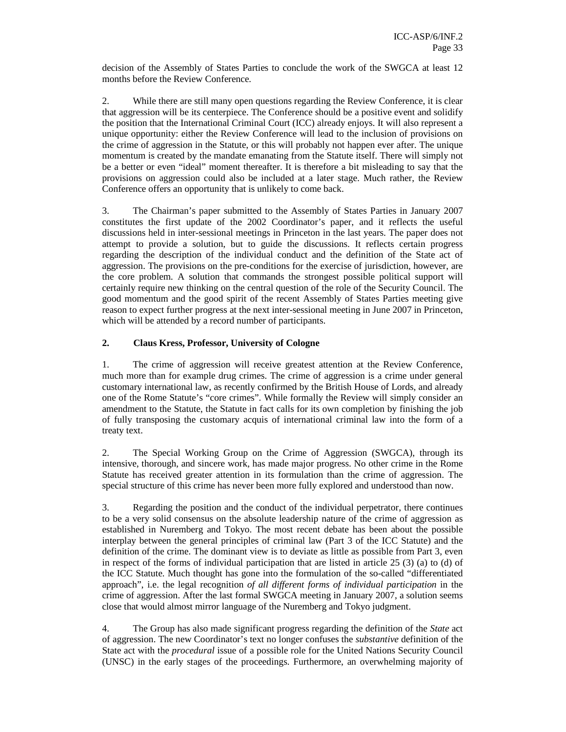decision of the Assembly of States Parties to conclude the work of the SWGCA at least 12 months before the Review Conference.

2. While there are still many open questions regarding the Review Conference, it is clear that aggression will be its centerpiece. The Conference should be a positive event and solidify the position that the International Criminal Court (ICC) already enjoys. It will also represent a unique opportunity: either the Review Conference will lead to the inclusion of provisions on the crime of aggression in the Statute, or this will probably not happen ever after. The unique momentum is created by the mandate emanating from the Statute itself. There will simply not be a better or even "ideal" moment thereafter. It is therefore a bit misleading to say that the provisions on aggression could also be included at a later stage. Much rather, the Review Conference offers an opportunity that is unlikely to come back.

3. The Chairman's paper submitted to the Assembly of States Parties in January 2007 constitutes the first update of the 2002 Coordinator's paper, and it reflects the useful discussions held in inter-sessional meetings in Princeton in the last years. The paper does not attempt to provide a solution, but to guide the discussions. It reflects certain progress regarding the description of the individual conduct and the definition of the State act of aggression. The provisions on the pre-conditions for the exercise of jurisdiction, however, are the core problem. A solution that commands the strongest possible political support will certainly require new thinking on the central question of the role of the Security Council. The good momentum and the good spirit of the recent Assembly of States Parties meeting give reason to expect further progress at the next inter-sessional meeting in June 2007 in Princeton, which will be attended by a record number of participants.

### 2. Claus Kress, Professor, University of Cologne

1. The crime of aggression will receive greatest attention at the Review Conference, much more than for example drug crimes. The crime of aggression is a crime under general customary international law, as recently confirmed by the British House of Lords, and already one of the Rome Statute's "core crimes". While formally the Review will simply consider an amendment to the Statute, the Statute in fact calls for its own completion by finishing the job of fully transposing the customary acquis of international criminal law into the form of a treaty text.

2. The Special Working Group on the Crime of Aggression (SWGCA), through its intensive, thorough, and sincere work, has made major progress. No other crime in the Rome Statute has received greater attention in its formulation than the crime of aggression. The special structure of this crime has never been more fully explored and understood than now.

3. Regarding the position and the conduct of the individual perpetrator, there continues to be a very solid consensus on the absolute leadership nature of the crime of aggression as established in Nuremberg and Tokyo. The most recent debate has been about the possible interplay between the general principles of criminal law (Part 3 of the ICC Statute) and the definition of the crime. The dominant view is to deviate as little as possible from Part 3, even in respect of the forms of individual participation that are listed in article 25 (3) (a) to (d) of the ICC Statute. Much thought has gone into the formulation of the so-called "differentiated approach", i.e. the legal recognition *of all different forms of individual participation* in the crime of aggression. After the last formal SWGCA meeting in January 2007, a solution seems close that would almost mirror language of the Nuremberg and Tokyo judgment.

4. The Group has also made significant progress regarding the definition of the *State* act of aggression. The new Coordinator's text no longer confuses the *substantive* definition of the State act with the *procedural* issue of a possible role for the United Nations Security Council (UNSC) in the early stages of the proceedings. Furthermore, an overwhelming majority of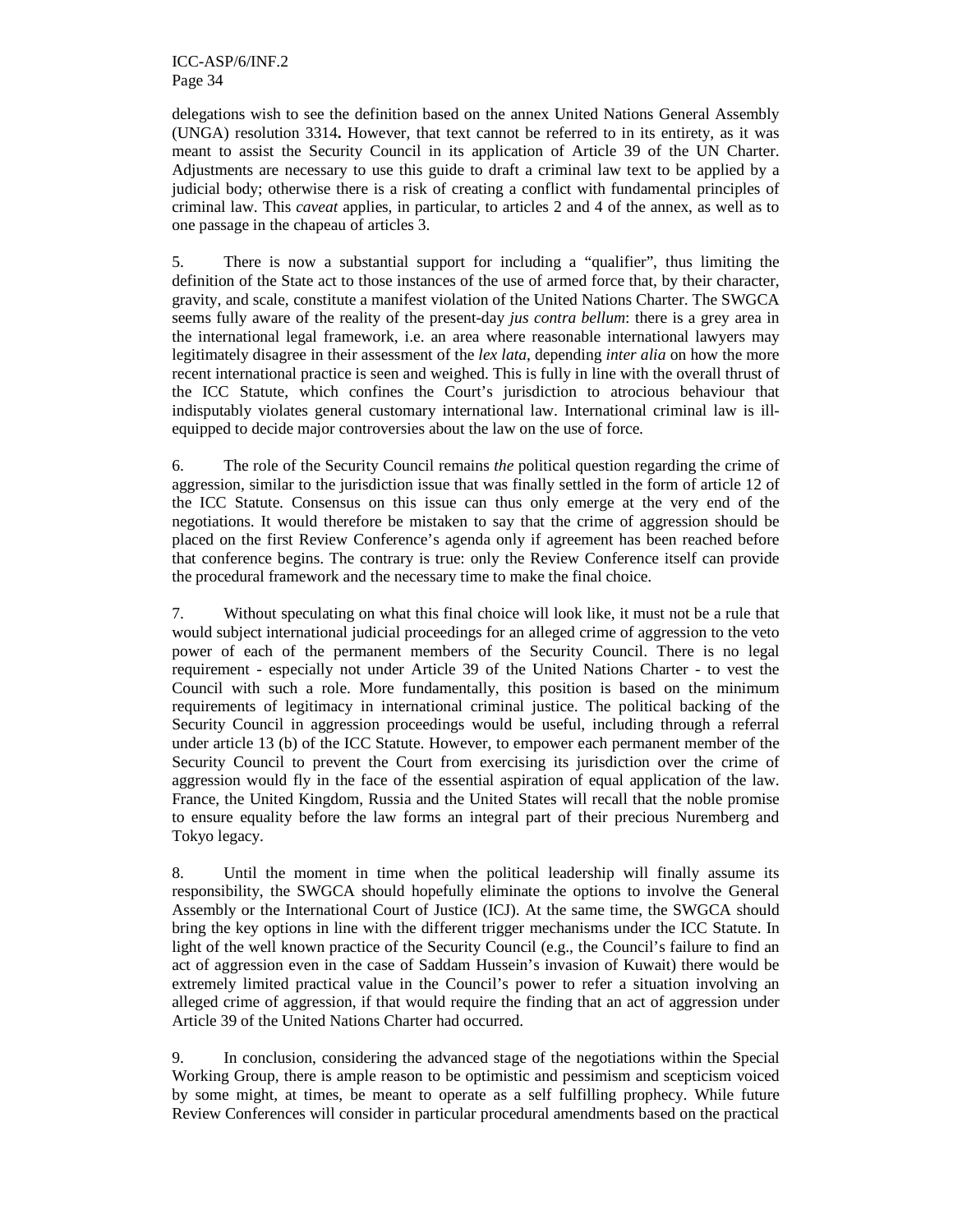delegations wish to see the definition based on the annex United Nations General Assembly (UNGA) resolution 3314**.** However, that text cannot be referred to in its entirety, as it was meant to assist the Security Council in its application of Article 39 of the UN Charter. Adjustments are necessary to use this guide to draft a criminal law text to be applied by a judicial body; otherwise there is a risk of creating a conflict with fundamental principles of criminal law. This *caveat* applies, in particular, to articles 2 and 4 of the annex, as well as to one passage in the chapeau of articles 3.

5. There is now a substantial support for including a "qualifier", thus limiting the definition of the State act to those instances of the use of armed force that, by their character, gravity, and scale, constitute a manifest violation of the United Nations Charter. The SWGCA seems fully aware of the reality of the present-day *jus contra bellum*: there is a grey area in the international legal framework, i.e. an area where reasonable international lawyers may legitimately disagree in their assessment of the *lex lata*, depending *inter alia* on how the more recent international practice is seen and weighed. This is fully in line with the overall thrust of the ICC Statute, which confines the Court's jurisdiction to atrocious behaviour that indisputably violates general customary international law. International criminal law is ill-equipped to decide major controversies about the law on the use of force.

6. The role of the Security Council remains *the* political question regarding the crime of aggression, similar to the jurisdiction issue that was finally settled in the form of article 12 of the ICC Statute. Consensus on this issue can thus only emerge at the very end of the negotiations. It would therefore be mistaken to say that the crime of aggression should be placed on the first Review Conference's agenda only if agreement has been reached before that conference begins. The contrary is true: only the Review Conference itself can provide the procedural framework and the necessary time to make the final choice.

7. Without speculating on what this final choice will look like, it must not be a rule that would subject international judicial proceedings for an alleged crime of aggression to the veto power of each of the permanent members of the Security Council. There is no legal requirement - especially not under Article 39 of the United Nations Charter - to vest the Council with such a role. More fundamentally, this position is based on the minimum requirements of legitimacy in international criminal justice. The political backing of the Security Council in aggression proceedings would be useful, including through a referral under article 13 (b) of the ICC Statute. However, to empower each permanent member of the Security Council to prevent the Court from exercising its jurisdiction over the crime of aggression would fly in the face of the essential aspiration of equal application of the law. France, the United Kingdom, Russia and the United States will recall that the noble promise to ensure equality before the law forms an integral part of their precious Nuremberg and Tokyo legacy.

8. Until the moment in time when the political leadership will finally assume its responsibility, the SWGCA should hopefully eliminate the options to involve the General Assembly or the International Court of Justice (ICJ). At the same time, the SWGCA should bring the key options in line with the different trigger mechanisms under the ICC Statute. In light of the well known practice of the Security Council (e.g., the Council's failure to find an act of aggression even in the case of Saddam Hussein's invasion of Kuwait) there would be extremely limited practical value in the Council's power to refer a situation involving an alleged crime of aggression, if that would require the finding that an act of aggression under Article 39 of the United Nations Charter had occurred.

9. In conclusion, considering the advanced stage of the negotiations within the Special Working Group, there is ample reason to be optimistic and pessimism and scepticism voiced by some might, at times, be meant to operate as a self fulfilling prophecy. While future Review Conferences will consider in particular procedural amendments based on the practical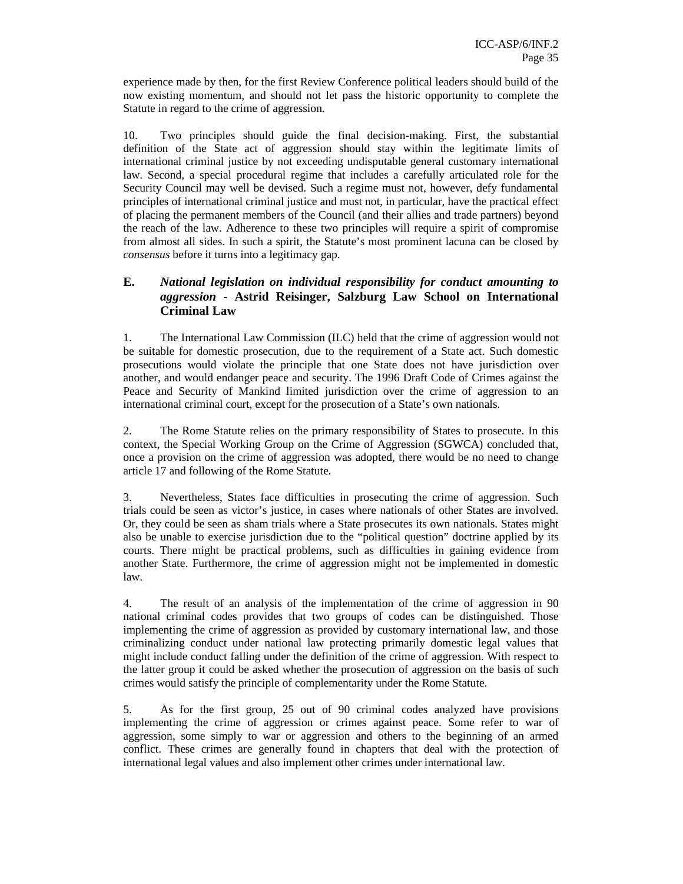experience made by then, for the first Review Conference political leaders should build of the now existing momentum, and should not let pass the historic opportunity to complete the Statute in regard to the crime of aggression.

10. Two principles should guide the final decision-making. First, the substantial definition of the State act of aggression should stay within the legitimate limits of international criminal justice by not exceeding undisputable general customary international law. Second, a special procedural regime that includes a carefully articulated role for the Security Council may well be devised. Such a regime must not, however, defy fundamental principles of international criminal justice and must not, in particular, have the practical effect of placing the permanent members of the Council (and their allies and trade partners) beyond the reach of the law. Adherence to these two principles will require a spirit of compromise from almost all sides. In such a spirit, the Statute's most prominent lacuna can be closed by *consensus* before it turns into a legitimacy gap.

### E. *National legislation on individual responsibility for conduct amounting to aggression* - Astrid Reisinger, Salzburg Law School on International Criminal Law

1. The International Law Commission (ILC) held that the crime of aggression would not be suitable for domestic prosecution, due to the requirement of a State act. Such domestic prosecutions would violate the principle that one State does not have jurisdiction over another, and would endanger peace and security. The 1996 Draft Code of Crimes against the Peace and Security of Mankind limited jurisdiction over the crime of aggression to an international criminal court, except for the prosecution of a State's own nationals.

2. The Rome Statute relies on the primary responsibility of States to prosecute. In this context, the Special Working Group on the Crime of Aggression (SGWCA) concluded that, once a provision on the crime of aggression was adopted, there would be no need to change article 17 and following of the Rome Statute.

3. Nevertheless, States face difficulties in prosecuting the crime of aggression. Such trials could be seen as victor's justice, in cases where nationals of other States are involved. Or, they could be seen as sham trials where a State prosecutes its own nationals. States might also be unable to exercise jurisdiction due to the "political question" doctrine applied by its courts. There might be practical problems, such as difficulties in gaining evidence from another State. Furthermore, the crime of aggression might not be implemented in domestic law.

4. The result of an analysis of the implementation of the crime of aggression in 90 national criminal codes provides that two groups of codes can be distinguished. Those implementing the crime of aggression as provided by customary international law, and those criminalizing conduct under national law protecting primarily domestic legal values that might include conduct falling under the definition of the crime of aggression. With respect to the latter group it could be asked whether the prosecution of aggression on the basis of such crimes would satisfy the principle of complementarity under the Rome Statute.

5. As for the first group, 25 out of 90 criminal codes analyzed have provisions implementing the crime of aggression or crimes against peace. Some refer to war of aggression, some simply to war or aggression and others to the beginning of an armed conflict. These crimes are generally found in chapters that deal with the protection of international legal values and also implement other crimes under international law.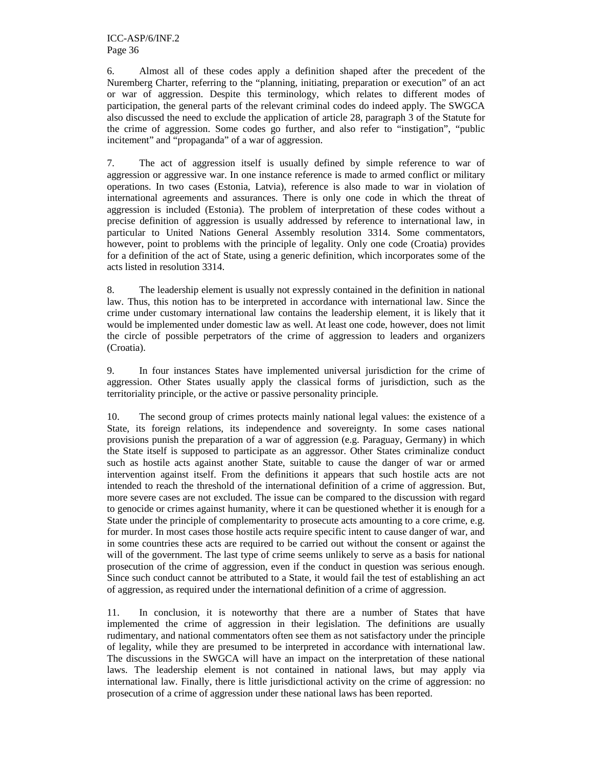6. Almost all of these codes apply a definition shaped after the precedent of the Nuremberg Charter, referring to the "planning, initiating, preparation or execution" of an act or war of aggression. Despite this terminology, which relates to different modes of participation, the general parts of the relevant criminal codes do indeed apply. The SWGCA also discussed the need to exclude the application of article 28, paragraph 3 of the Statute for the crime of aggression. Some codes go further, and also refer to "instigation", "public incitement" and "propaganda" of a war of aggression.

7. The act of aggression itself is usually defined by simple reference to war of aggression or aggressive war. In one instance reference is made to armed conflict or military operations. In two cases (Estonia, Latvia), reference is also made to war in violation of international agreements and assurances. There is only one code in which the threat of aggression is included (Estonia). The problem of interpretation of these codes without a precise definition of aggression is usually addressed by reference to international law, in particular to United Nations General Assembly resolution 3314. Some commentators, however, point to problems with the principle of legality. Only one code (Croatia) provides for a definition of the act of State, using a generic definition, which incorporates some of the acts listed in resolution 3314.

8. The leadership element is usually not expressly contained in the definition in national law. Thus, this notion has to be interpreted in accordance with international law. Since the crime under customary international law contains the leadership element, it is likely that it would be implemented under domestic law as well. At least one code, however, does not limit the circle of possible perpetrators of the crime of aggression to leaders and organizers (Croatia).

9. In four instances States have implemented universal jurisdiction for the crime of aggression. Other States usually apply the classical forms of jurisdiction, such as the territoriality principle, or the active or passive personality principle.

10. The second group of crimes protects mainly national legal values: the existence of a State, its foreign relations, its independence and sovereignty. In some cases national provisions punish the preparation of a war of aggression (e.g. Paraguay, Germany) in which the State itself is supposed to participate as an aggressor. Other States criminalize conduct such as hostile acts against another State, suitable to cause the danger of war or armed intervention against itself. From the definitions it appears that such hostile acts are not intended to reach the threshold of the international definition of a crime of aggression. But, more severe cases are not excluded. The issue can be compared to the discussion with regard to genocide or crimes against humanity, where it can be questioned whether it is enough for a State under the principle of complementarity to prosecute acts amounting to a core crime, e.g. for murder. In most cases those hostile acts require specific intent to cause danger of war, and in some countries these acts are required to be carried out without the consent or against the will of the government. The last type of crime seems unlikely to serve as a basis for national prosecution of the crime of aggression, even if the conduct in question was serious enough. Since such conduct cannot be attributed to a State, it would fail the test of establishing an act of aggression, as required under the international definition of a crime of aggression.

11. In conclusion, it is noteworthy that there are a number of States that have implemented the crime of aggression in their legislation. The definitions are usually rudimentary, and national commentators often see them as not satisfactory under the principle of legality, while they are presumed to be interpreted in accordance with international law. The discussions in the SWGCA will have an impact on the interpretation of these national laws. The leadership element is not contained in national laws, but may apply via international law. Finally, there is little jurisdictional activity on the crime of aggression: no prosecution of a crime of aggression under these national laws has been reported.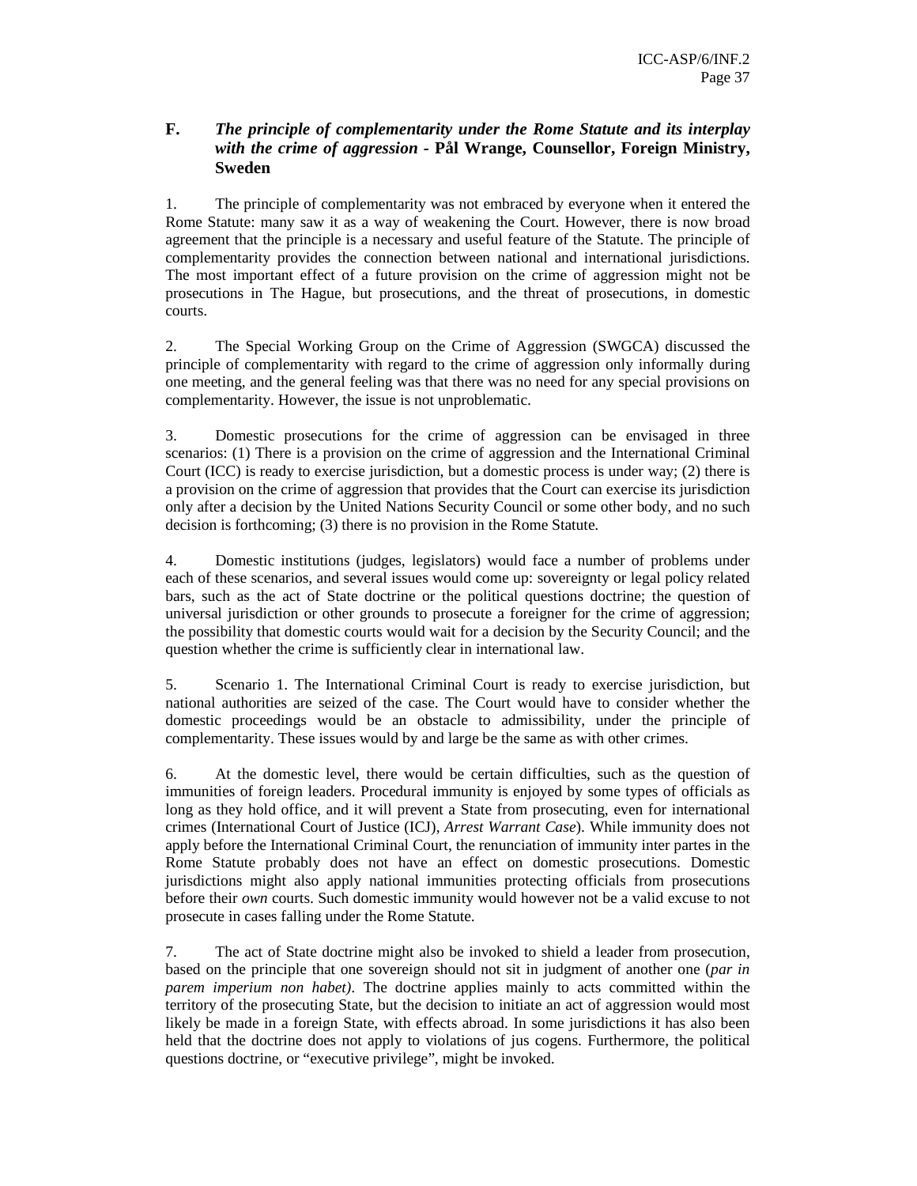### F. *The principle of complementarity under the Rome Statute and its interplay with the crime of aggression* - **Pål Wrange, Counsellor, Foreign Ministry, Sweden**

1. The principle of complementarity was not embraced by everyone when it entered the Rome Statute: many saw it as a way of weakening the Court. However, there is now broad agreement that the principle is a necessary and useful feature of the Statute. The principle of complementarity provides the connection between national and international jurisdictions. The most important effect of a future provision on the crime of aggression might not be prosecutions in The Hague, but prosecutions, and the threat of prosecutions, in domestic courts.

2. The Special Working Group on the Crime of Aggression (SWGCA) discussed the principle of complementarity with regard to the crime of aggression only informally during one meeting, and the general feeling was that there was no need for any special provisions on complementarity. However, the issue is not unproblematic.

3. Domestic prosecutions for the crime of aggression can be envisaged in three scenarios: (1) There is a provision on the crime of aggression and the International Criminal Court (ICC) is ready to exercise jurisdiction, but a domestic process is under way; (2) there is a provision on the crime of aggression that provides that the Court can exercise its jurisdiction only after a decision by the United Nations Security Council or some other body, and no such decision is forthcoming; (3) there is no provision in the Rome Statute.

4. Domestic institutions (judges, legislators) would face a number of problems under each of these scenarios, and several issues would come up: sovereignty or legal policy related bars, such as the act of State doctrine or the political questions doctrine; the question of universal jurisdiction or other grounds to prosecute a foreigner for the crime of aggression; the possibility that domestic courts would wait for a decision by the Security Council; and the question whether the crime is sufficiently clear in international law.

5. Scenario 1. The International Criminal Court is ready to exercise jurisdiction, but national authorities are seized of the case. The Court would have to consider whether the domestic proceedings would be an obstacle to admissibility, under the principle of complementarity. These issues would by and large be the same as with other crimes.

6. At the domestic level, there would be certain difficulties, such as the question of immunities of foreign leaders. Procedural immunity is enjoyed by some types of officials as long as they hold office, and it will prevent a State from prosecuting, even for international crimes (International Court of Justice (ICJ), *Arrest Warrant Case*). While immunity does not apply before the International Criminal Court, the renunciation of immunity inter partes in the Rome Statute probably does not have an effect on domestic prosecutions. Domestic jurisdictions might also apply national immunities protecting officials from prosecutions before their *own* courts. Such domestic immunity would however not be a valid excuse to not prosecute in cases falling under the Rome Statute.

7. The act of State doctrine might also be invoked to shield a leader from prosecution, based on the principle that one sovereign should not sit in judgment of another one (*par in parem imperium non habet)*. The doctrine applies mainly to acts committed within the territory of the prosecuting State, but the decision to initiate an act of aggression would most likely be made in a foreign State, with effects abroad. In some jurisdictions it has also been held that the doctrine does not apply to violations of jus cogens. Furthermore, the political questions doctrine, or "executive privilege", might be invoked.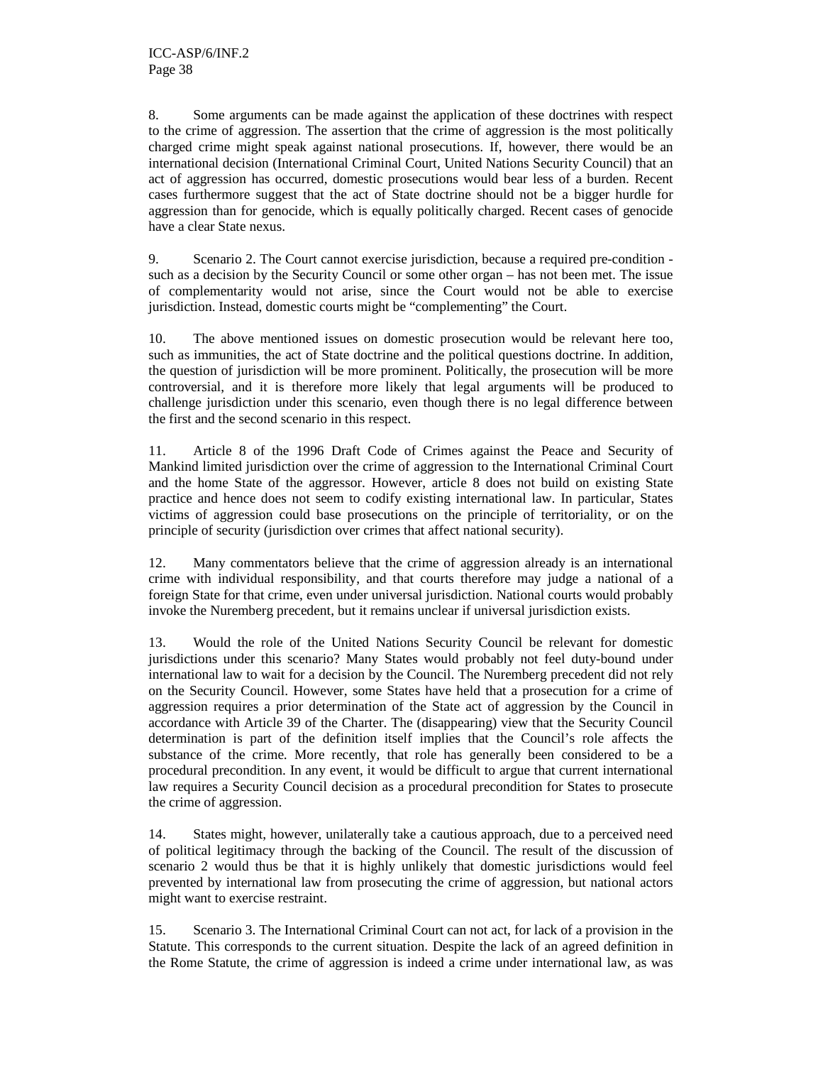8. Some arguments can be made against the application of these doctrines with respect to the crime of aggression. The assertion that the crime of aggression is the most politically charged crime might speak against national prosecutions. If, however, there would be an international decision (International Criminal Court, United Nations Security Council) that an act of aggression has occurred, domestic prosecutions would bear less of a burden. Recent cases furthermore suggest that the act of State doctrine should not be a bigger hurdle for aggression than for genocide, which is equally politically charged. Recent cases of genocide have a clear State nexus.

9. Scenario 2. The Court cannot exercise jurisdiction, because a required pre-condition - such as a decision by the Security Council or some other organ – has not been met. The issue of complementarity would not arise, since the Court would not be able to exercise jurisdiction. Instead, domestic courts might be "complementing" the Court.

10. The above mentioned issues on domestic prosecution would be relevant here too, such as immunities, the act of State doctrine and the political questions doctrine. In addition, the question of jurisdiction will be more prominent. Politically, the prosecution will be more controversial, and it is therefore more likely that legal arguments will be produced to challenge jurisdiction under this scenario, even though there is no legal difference between the first and the second scenario in this respect.

11. Article 8 of the 1996 Draft Code of Crimes against the Peace and Security of Mankind limited jurisdiction over the crime of aggression to the International Criminal Court and the home State of the aggressor. However, article 8 does not build on existing State practice and hence does not seem to codify existing international law. In particular, States victims of aggression could base prosecutions on the principle of territoriality, or on the principle of security (jurisdiction over crimes that affect national security).

12. Many commentators believe that the crime of aggression already is an international crime with individual responsibility, and that courts therefore may judge a national of a foreign State for that crime, even under universal jurisdiction. National courts would probably invoke the Nuremberg precedent, but it remains unclear if universal jurisdiction exists.

13. Would the role of the United Nations Security Council be relevant for domestic jurisdictions under this scenario? Many States would probably not feel duty-bound under international law to wait for a decision by the Council. The Nuremberg precedent did not rely on the Security Council. However, some States have held that a prosecution for a crime of aggression requires a prior determination of the State act of aggression by the Council in accordance with Article 39 of the Charter. The (disappearing) view that the Security Council determination is part of the definition itself implies that the Council's role affects the substance of the crime. More recently, that role has generally been considered to be a procedural precondition. In any event, it would be difficult to argue that current international law requires a Security Council decision as a procedural precondition for States to prosecute the crime of aggression.

14. States might, however, unilaterally take a cautious approach, due to a perceived need of political legitimacy through the backing of the Council. The result of the discussion of scenario 2 would thus be that it is highly unlikely that domestic jurisdictions would feel prevented by international law from prosecuting the crime of aggression, but national actors might want to exercise restraint.

15. Scenario 3. The International Criminal Court can not act, for lack of a provision in the Statute. This corresponds to the current situation. Despite the lack of an agreed definition in the Rome Statute, the crime of aggression is indeed a crime under international law, as was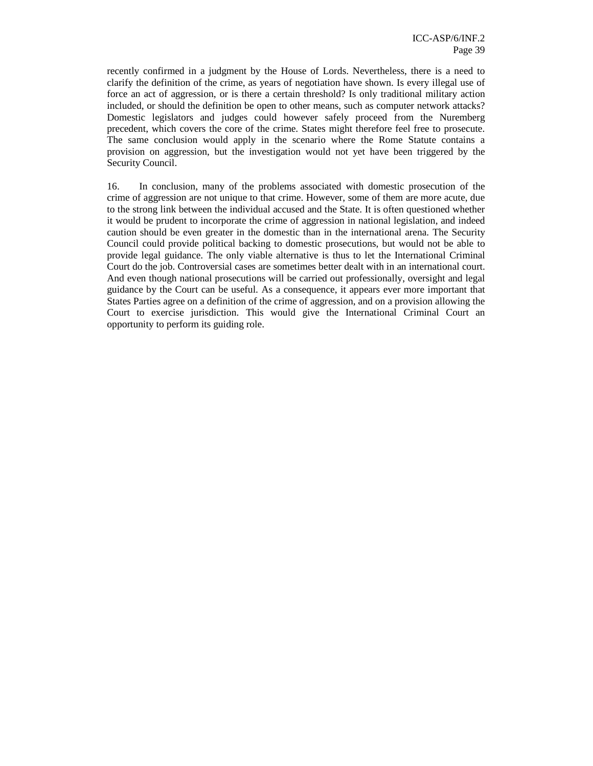recently confirmed in a judgment by the House of Lords. Nevertheless, there is a need to clarify the definition of the crime, as years of negotiation have shown. Is every illegal use of force an act of aggression, or is there a certain threshold? Is only traditional military action included, or should the definition be open to other means, such as computer network attacks? Domestic legislators and judges could however safely proceed from the Nuremberg precedent, which covers the core of the crime. States might therefore feel free to prosecute. The same conclusion would apply in the scenario where the Rome Statute contains a provision on aggression, but the investigation would not yet have been triggered by the Security Council.

16. In conclusion, many of the problems associated with domestic prosecution of the crime of aggression are not unique to that crime. However, some of them are more acute, due to the strong link between the individual accused and the State. It is often questioned whether it would be prudent to incorporate the crime of aggression in national legislation, and indeed caution should be even greater in the domestic than in the international arena. The Security Council could provide political backing to domestic prosecutions, but would not be able to provide legal guidance. The only viable alternative is thus to let the International Criminal Court do the job. Controversial cases are sometimes better dealt with in an international court. And even though national prosecutions will be carried out professionally, oversight and legal guidance by the Court can be useful. As a consequence, it appears ever more important that States Parties agree on a definition of the crime of aggression, and on a provision allowing the Court to exercise jurisdiction. This would give the International Criminal Court an opportunity to perform its guiding role.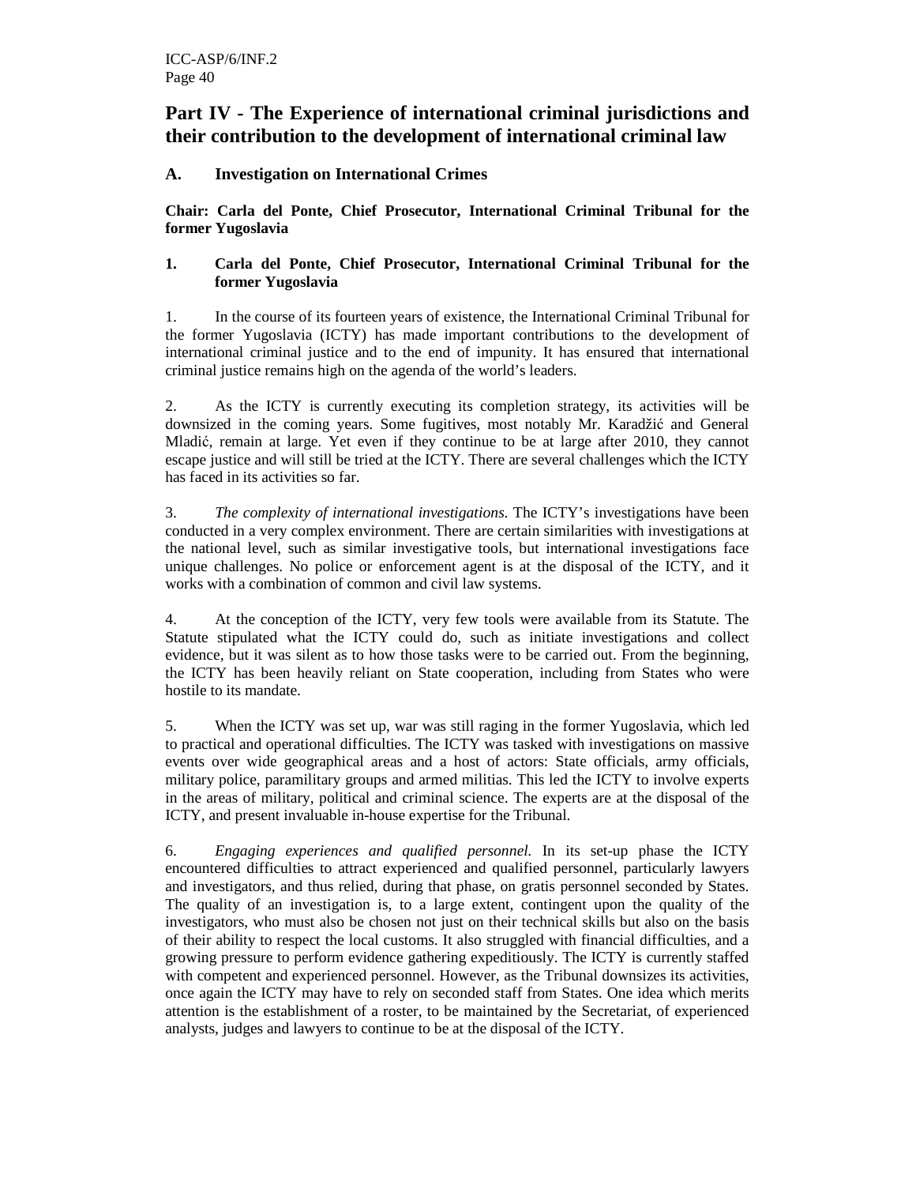# Part IV - The Experience of international criminal jurisdictions and their contribution to the development of international criminal law

## A. Investigation on International Crimes

**Chair: Carla del Ponte, Chief Prosecutor, International Criminal Tribunal for the former Yugoslavia**

### 1. Carla del Ponte, Chief Prosecutor, International Criminal Tribunal for the former Yugoslavia

1. In the course of its fourteen years of existence, the International Criminal Tribunal for the former Yugoslavia (ICTY) has made important contributions to the development of international criminal justice and to the end of impunity. It has ensured that international criminal justice remains high on the agenda of the world's leaders.

2. As the ICTY is currently executing its completion strategy, its activities will be downsized in the coming years. Some fugitives, most notably Mr. Karadžić and General Mladić, remain at large. Yet even if they continue to be at large after 2010, they cannot escape justice and will still be tried at the ICTY. There are several challenges which the ICTY has faced in its activities so far.

3. *The complexity of international investigations.* The ICTY's investigations have been conducted in a very complex environment. There are certain similarities with investigations at the national level, such as similar investigative tools, but international investigations face unique challenges. No police or enforcement agent is at the disposal of the ICTY, and it works with a combination of common and civil law systems.

4. At the conception of the ICTY, very few tools were available from its Statute. The Statute stipulated what the ICTY could do, such as initiate investigations and collect evidence, but it was silent as to how those tasks were to be carried out. From the beginning, the ICTY has been heavily reliant on State cooperation, including from States who were hostile to its mandate.

5. When the ICTY was set up, war was still raging in the former Yugoslavia, which led to practical and operational difficulties. The ICTY was tasked with investigations on massive events over wide geographical areas and a host of actors: State officials, army officials, military police, paramilitary groups and armed militias. This led the ICTY to involve experts in the areas of military, political and criminal science. The experts are at the disposal of the ICTY, and present invaluable in-house expertise for the Tribunal.

6. *Engaging experiences and qualified personnel.* In its set-up phase the ICTY encountered difficulties to attract experienced and qualified personnel, particularly lawyers and investigators, and thus relied, during that phase, on gratis personnel seconded by States. The quality of an investigation is, to a large extent, contingent upon the quality of the investigators, who must also be chosen not just on their technical skills but also on the basis of their ability to respect the local customs. It also struggled with financial difficulties, and a growing pressure to perform evidence gathering expeditiously. The ICTY is currently staffed with competent and experienced personnel. However, as the Tribunal downsizes its activities, once again the ICTY may have to rely on seconded staff from States. One idea which merits attention is the establishment of a roster, to be maintained by the Secretariat, of experienced analysts, judges and lawyers to continue to be at the disposal of the ICTY.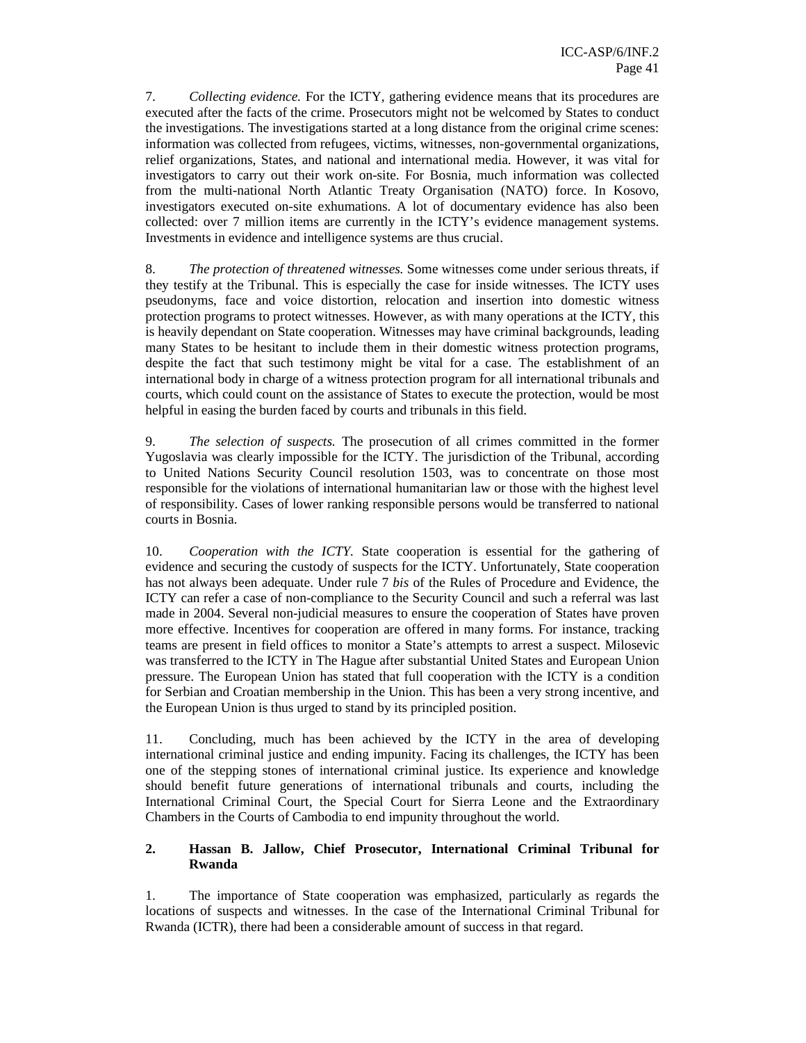7. *Collecting evidence.* For the ICTY, gathering evidence means that its procedures are executed after the facts of the crime. Prosecutors might not be welcomed by States to conduct the investigations. The investigations started at a long distance from the original crime scenes: information was collected from refugees, victims, witnesses, non-governmental organizations, relief organizations, States, and national and international media. However, it was vital for investigators to carry out their work on-site. For Bosnia, much information was collected from the multi-national North Atlantic Treaty Organisation (NATO) force. In Kosovo, investigators executed on-site exhumations. A lot of documentary evidence has also been collected: over 7 million items are currently in the ICTY's evidence management systems. Investments in evidence and intelligence systems are thus crucial.

8. *The protection of threatened witnesses.* Some witnesses come under serious threats, if they testify at the Tribunal. This is especially the case for inside witnesses. The ICTY uses pseudonyms, face and voice distortion, relocation and insertion into domestic witness protection programs to protect witnesses. However, as with many operations at the ICTY, this is heavily dependant on State cooperation. Witnesses may have criminal backgrounds, leading many States to be hesitant to include them in their domestic witness protection programs, despite the fact that such testimony might be vital for a case. The establishment of an international body in charge of a witness protection program for all international tribunals and courts, which could count on the assistance of States to execute the protection, would be most helpful in easing the burden faced by courts and tribunals in this field.

9. *The selection of suspects.* The prosecution of all crimes committed in the former Yugoslavia was clearly impossible for the ICTY. The jurisdiction of the Tribunal, according to United Nations Security Council resolution 1503, was to concentrate on those most responsible for the violations of international humanitarian law or those with the highest level of responsibility. Cases of lower ranking responsible persons would be transferred to national courts in Bosnia.

10. *Cooperation with the ICTY.* State cooperation is essential for the gathering of evidence and securing the custody of suspects for the ICTY. Unfortunately, State cooperation has not always been adequate. Under rule 7 *bis* of the Rules of Procedure and Evidence, the ICTY can refer a case of non-compliance to the Security Council and such a referral was last made in 2004. Several non-judicial measures to ensure the cooperation of States have proven more effective. Incentives for cooperation are offered in many forms. For instance, tracking teams are present in field offices to monitor a State's attempts to arrest a suspect. Milosevic was transferred to the ICTY in The Hague after substantial United States and European Union pressure. The European Union has stated that full cooperation with the ICTY is a condition for Serbian and Croatian membership in the Union. This has been a very strong incentive, and the European Union is thus urged to stand by its principled position.

11. Concluding, much has been achieved by the ICTY in the area of developing international criminal justice and ending impunity. Facing its challenges, the ICTY has been one of the stepping stones of international criminal justice. Its experience and knowledge should benefit future generations of international tribunals and courts, including the International Criminal Court, the Special Court for Sierra Leone and the Extraordinary Chambers in the Courts of Cambodia to end impunity throughout the world.

### 2. Hassan B. Jallow, Chief Prosecutor, International Criminal Tribunal for Rwanda

1. The importance of State cooperation was emphasized, particularly as regards the locations of suspects and witnesses. In the case of the International Criminal Tribunal for Rwanda (ICTR), there had been a considerable amount of success in that regard.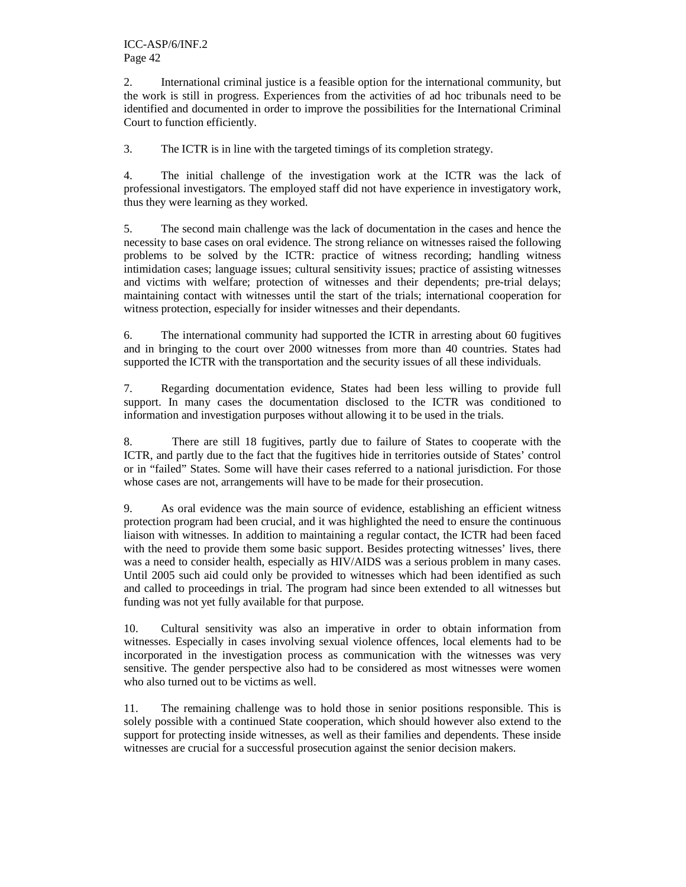2. International criminal justice is a feasible option for the international community, but the work is still in progress. Experiences from the activities of ad hoc tribunals need to be identified and documented in order to improve the possibilities for the International Criminal Court to function efficiently.

3. The ICTR is in line with the targeted timings of its completion strategy.

4. The initial challenge of the investigation work at the ICTR was the lack of professional investigators. The employed staff did not have experience in investigatory work, thus they were learning as they worked.

5. The second main challenge was the lack of documentation in the cases and hence the necessity to base cases on oral evidence. The strong reliance on witnesses raised the following problems to be solved by the ICTR: practice of witness recording; handling witness intimidation cases; language issues; cultural sensitivity issues; practice of assisting witnesses and victims with welfare; protection of witnesses and their dependents; pre-trial delays; maintaining contact with witnesses until the start of the trials; international cooperation for witness protection, especially for insider witnesses and their dependants.

6. The international community had supported the ICTR in arresting about 60 fugitives and in bringing to the court over 2000 witnesses from more than 40 countries. States had supported the ICTR with the transportation and the security issues of all these individuals.

7. Regarding documentation evidence, States had been less willing to provide full support. In many cases the documentation disclosed to the ICTR was conditioned to information and investigation purposes without allowing it to be used in the trials.

8. There are still 18 fugitives, partly due to failure of States to cooperate with the ICTR, and partly due to the fact that the fugitives hide in territories outside of States' control or in "failed" States. Some will have their cases referred to a national jurisdiction. For those whose cases are not, arrangements will have to be made for their prosecution.

9. As oral evidence was the main source of evidence, establishing an efficient witness protection program had been crucial, and it was highlighted the need to ensure the continuous liaison with witnesses. In addition to maintaining a regular contact, the ICTR had been faced with the need to provide them some basic support. Besides protecting witnesses' lives, there was a need to consider health, especially as HIV/AIDS was a serious problem in many cases. Until 2005 such aid could only be provided to witnesses which had been identified as such and called to proceedings in trial. The program had since been extended to all witnesses but funding was not yet fully available for that purpose.

10. Cultural sensitivity was also an imperative in order to obtain information from witnesses. Especially in cases involving sexual violence offences, local elements had to be incorporated in the investigation process as communication with the witnesses was very sensitive. The gender perspective also had to be considered as most witnesses were women who also turned out to be victims as well.

11. The remaining challenge was to hold those in senior positions responsible. This is solely possible with a continued State cooperation, which should however also extend to the support for protecting inside witnesses, as well as their families and dependents. These inside witnesses are crucial for a successful prosecution against the senior decision makers.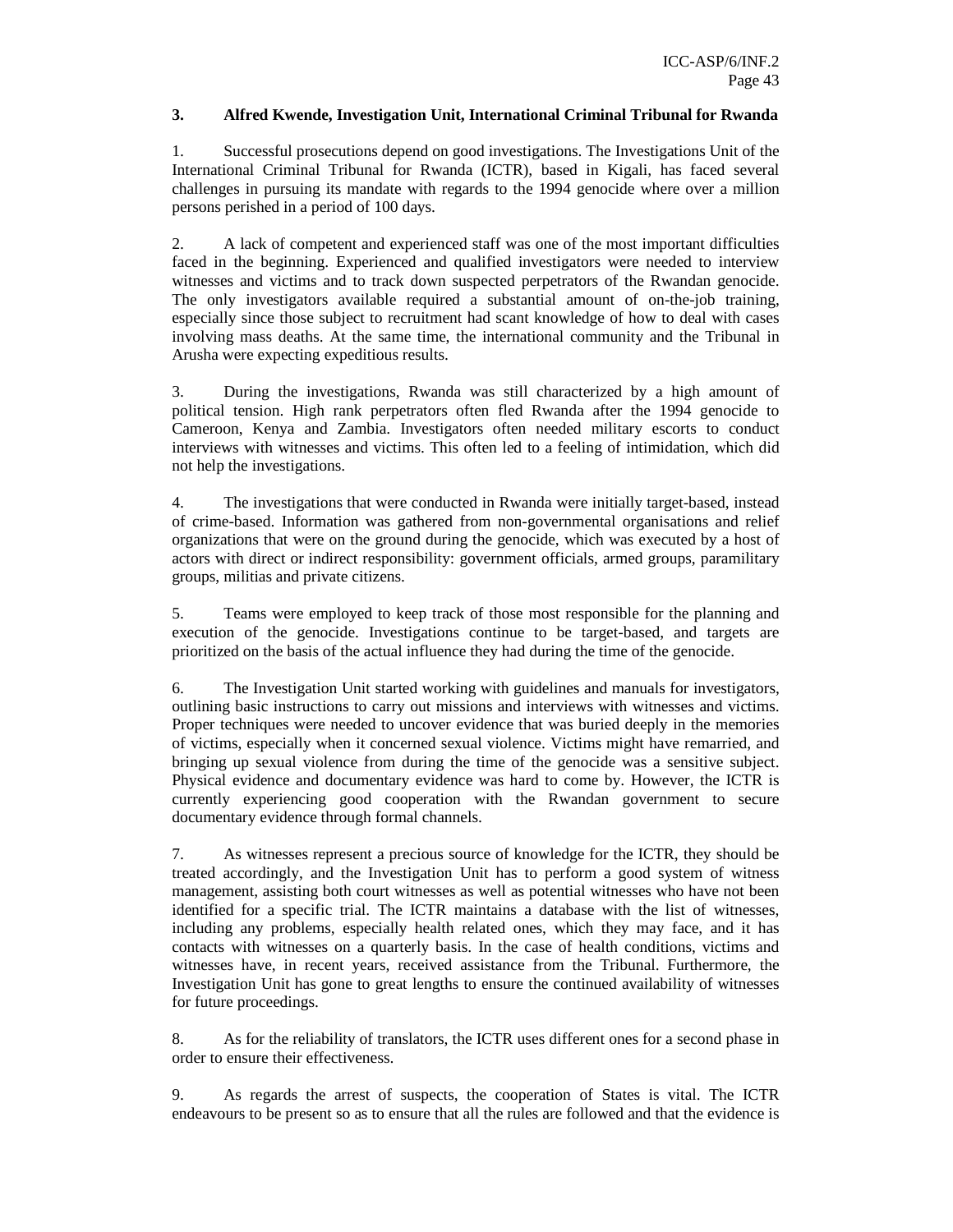### 3. Alfred Kwende, Investigation Unit, International Criminal Tribunal for Rwanda

1. Successful prosecutions depend on good investigations. The Investigations Unit of the International Criminal Tribunal for Rwanda (ICTR), based in Kigali, has faced several challenges in pursuing its mandate with regards to the 1994 genocide where over a million persons perished in a period of 100 days.

2. A lack of competent and experienced staff was one of the most important difficulties faced in the beginning. Experienced and qualified investigators were needed to interview witnesses and victims and to track down suspected perpetrators of the Rwandan genocide. The only investigators available required a substantial amount of on-the-job training, especially since those subject to recruitment had scant knowledge of how to deal with cases involving mass deaths. At the same time, the international community and the Tribunal in Arusha were expecting expeditious results.

3. During the investigations, Rwanda was still characterized by a high amount of political tension. High rank perpetrators often fled Rwanda after the 1994 genocide to Cameroon, Kenya and Zambia. Investigators often needed military escorts to conduct interviews with witnesses and victims. This often led to a feeling of intimidation, which did not help the investigations.

4. The investigations that were conducted in Rwanda were initially target-based, instead of crime-based. Information was gathered from non-governmental organisations and relief organizations that were on the ground during the genocide, which was executed by a host of actors with direct or indirect responsibility: government officials, armed groups, paramilitary groups, militias and private citizens.

5. Teams were employed to keep track of those most responsible for the planning and execution of the genocide. Investigations continue to be target-based, and targets are prioritized on the basis of the actual influence they had during the time of the genocide.

6. The Investigation Unit started working with guidelines and manuals for investigators, outlining basic instructions to carry out missions and interviews with witnesses and victims. Proper techniques were needed to uncover evidence that was buried deeply in the memories of victims, especially when it concerned sexual violence. Victims might have remarried, and bringing up sexual violence from during the time of the genocide was a sensitive subject. Physical evidence and documentary evidence was hard to come by. However, the ICTR is currently experiencing good cooperation with the Rwandan government to secure documentary evidence through formal channels.

7. As witnesses represent a precious source of knowledge for the ICTR, they should be treated accordingly, and the Investigation Unit has to perform a good system of witness management, assisting both court witnesses as well as potential witnesses who have not been identified for a specific trial. The ICTR maintains a database with the list of witnesses, including any problems, especially health related ones, which they may face, and it has contacts with witnesses on a quarterly basis. In the case of health conditions, victims and witnesses have, in recent years, received assistance from the Tribunal. Furthermore, the Investigation Unit has gone to great lengths to ensure the continued availability of witnesses for future proceedings.

8. As for the reliability of translators, the ICTR uses different ones for a second phase in order to ensure their effectiveness.

9. As regards the arrest of suspects, the cooperation of States is vital. The ICTR endeavours to be present so as to ensure that all the rules are followed and that the evidence is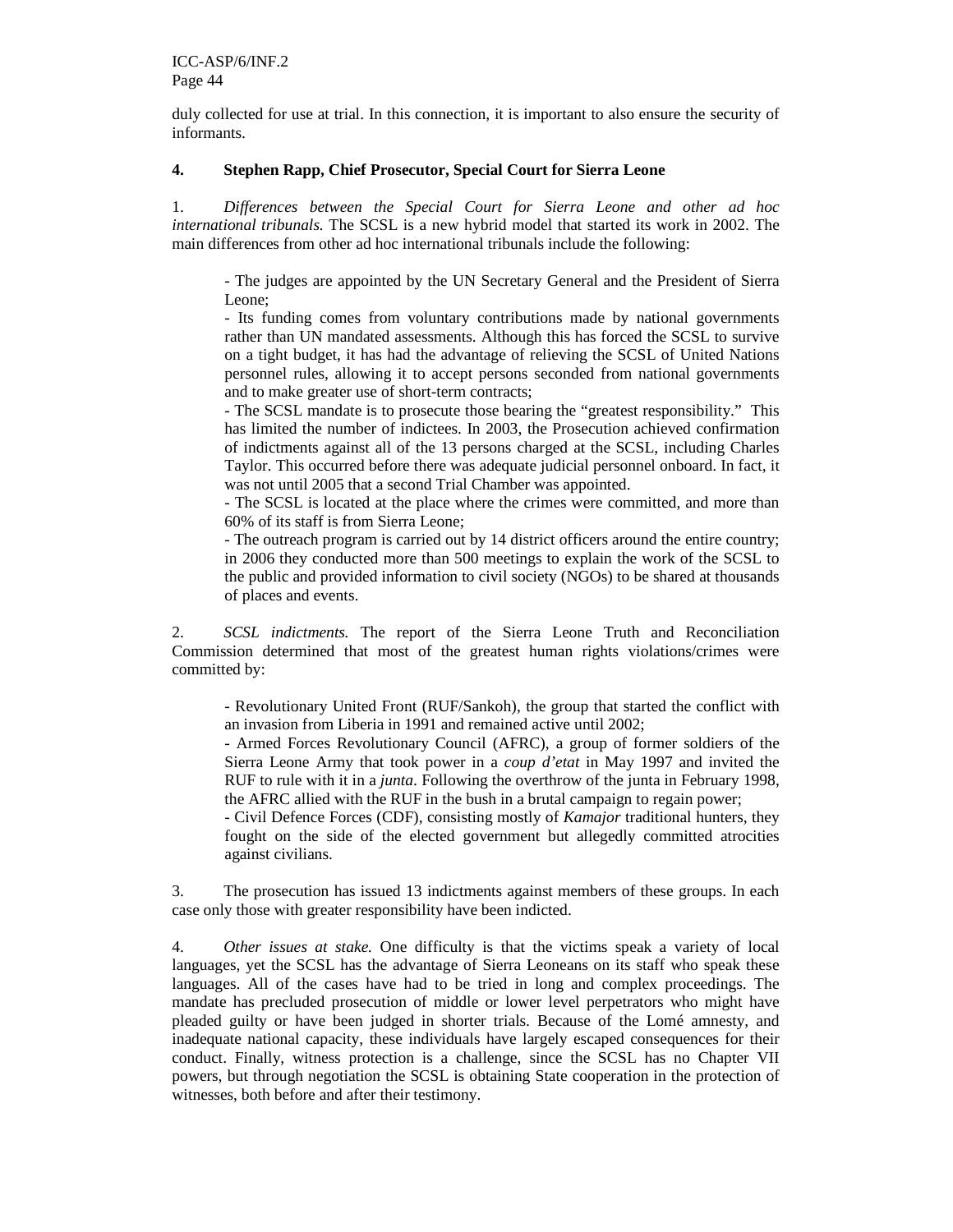duly collected for use at trial. In this connection, it is important to also ensure the security of informants.

#### 4. Stephen Rapp, Chief Prosecutor, Special Court for Sierra Leone

1. *Differences between the Special Court for Sierra Leone and other ad hoc international tribunals.* The SCSL is a new hybrid model that started its work in 2002. The main differences from other ad hoc international tribunals include the following:

- The judges are appointed by the UN Secretary General and the President of Sierra Leone;
- Its funding comes from voluntary contributions made by national governments rather than UN mandated assessments. Although this has forced the SCSL to survive on a tight budget, it has had the advantage of relieving the SCSL of United Nations personnel rules, allowing it to accept persons seconded from national governments and to make greater use of short-term contracts;
- The SCSL mandate is to prosecute those bearing the "greatest responsibility." This has limited the number of indictees. In 2003, the Prosecution achieved confirmation of indictments against all of the 13 persons charged at the SCSL, including Charles Taylor. This occurred before there was adequate judicial personnel onboard. In fact, it was not until 2005 that a second Trial Chamber was appointed.
- The SCSL is located at the place where the crimes were committed, and more than 60% of its staff is from Sierra Leone;
- The outreach program is carried out by 14 district officers around the entire country; in 2006 they conducted more than 500 meetings to explain the work of the SCSL to the public and provided information to civil society (NGOs) to be shared at thousands of places and events.

2. *SCSL indictments.* The report of the Sierra Leone Truth and Reconciliation Commission determined that most of the greatest human rights violations/crimes were committed by:

- Revolutionary United Front (RUF/Sankoh), the group that started the conflict with an invasion from Liberia in 1991 and remained active until 2002;
- Armed Forces Revolutionary Council (AFRC), a group of former soldiers of the Sierra Leone Army that took power in a *coup d'etat* in May 1997 and invited the RUF to rule with it in a *junta*. Following the overthrow of the junta in February 1998, the AFRC allied with the RUF in the bush in a brutal campaign to regain power;
- Civil Defence Forces (CDF), consisting mostly of *Kamajor* traditional hunters, they fought on the side of the elected government but allegedly committed atrocities against civilians.

3. The prosecution has issued 13 indictments against members of these groups. In each case only those with greater responsibility have been indicted.

4. *Other issues at stake.* One difficulty is that the victims speak a variety of local languages, yet the SCSL has the advantage of Sierra Leoneans on its staff who speak these languages. All of the cases have had to be tried in long and complex proceedings. The mandate has precluded prosecution of middle or lower level perpetrators who might have pleaded guilty or have been judged in shorter trials. Because of the Lomé amnesty, and inadequate national capacity, these individuals have largely escaped consequences for their conduct. Finally, witness protection is a challenge, since the SCSL has no Chapter VII powers, but through negotiation the SCSL is obtaining State cooperation in the protection of witnesses, both before and after their testimony.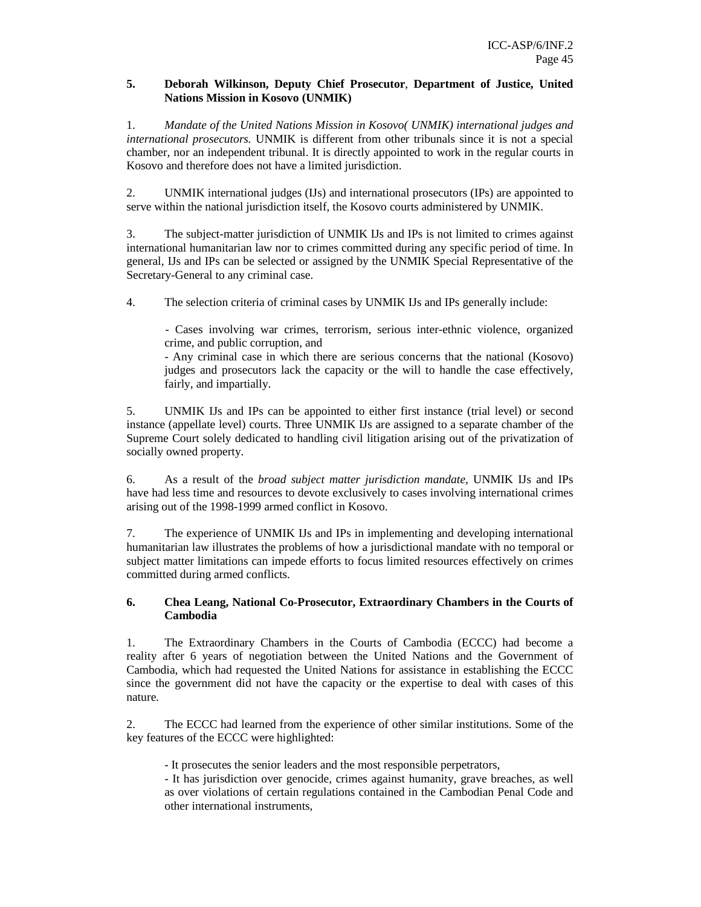### 5. Deborah Wilkinson, Deputy Chief Prosecutor, Department of Justice, United Nations Mission in Kosovo (UNMIK)

1. *Mandate of the United Nations Mission in Kosovo( UNMIK) international judges and international prosecutors.* UNMIK is different from other tribunals since it is not a special chamber, nor an independent tribunal. It is directly appointed to work in the regular courts in Kosovo and therefore does not have a limited jurisdiction.

2. UNMIK international judges (IJs) and international prosecutors (IPs) are appointed to serve within the national jurisdiction itself, the Kosovo courts administered by UNMIK.

3. The subject-matter jurisdiction of UNMIK IJs and IPs is not limited to crimes against international humanitarian law nor to crimes committed during any specific period of time. In general, IJs and IPs can be selected or assigned by the UNMIK Special Representative of the Secretary-General to any criminal case.

4. The selection criteria of criminal cases by UNMIK IJs and IPs generally include:

- Cases involving war crimes, terrorism, serious inter-ethnic violence, organized crime, and public corruption, and
- Any criminal case in which there are serious concerns that the national (Kosovo) judges and prosecutors lack the capacity or the will to handle the case effectively, fairly, and impartially.

5. UNMIK IJs and IPs can be appointed to either first instance (trial level) or second instance (appellate level) courts. Three UNMIK IJs are assigned to a separate chamber of the Supreme Court solely dedicated to handling civil litigation arising out of the privatization of socially owned property.

6. As a result of the *broad subject matter jurisdiction mandate*, UNMIK IJs and IPs have had less time and resources to devote exclusively to cases involving international crimes arising out of the 1998-1999 armed conflict in Kosovo.

7. The experience of UNMIK IJs and IPs in implementing and developing international humanitarian law illustrates the problems of how a jurisdictional mandate with no temporal or subject matter limitations can impede efforts to focus limited resources effectively on crimes committed during armed conflicts.

### 6. Chea Leang, National Co-Prosecutor, Extraordinary Chambers in the Courts of Cambodia

1. The Extraordinary Chambers in the Courts of Cambodia (ECCC) had become a reality after 6 years of negotiation between the United Nations and the Government of Cambodia, which had requested the United Nations for assistance in establishing the ECCC since the government did not have the capacity or the expertise to deal with cases of this nature.

2. The ECCC had learned from the experience of other similar institutions. Some of the key features of the ECCC were highlighted:

- It prosecutes the senior leaders and the most responsible perpetrators,
- It has jurisdiction over genocide, crimes against humanity, grave breaches, as well as over violations of certain regulations contained in the Cambodian Penal Code and other international instruments,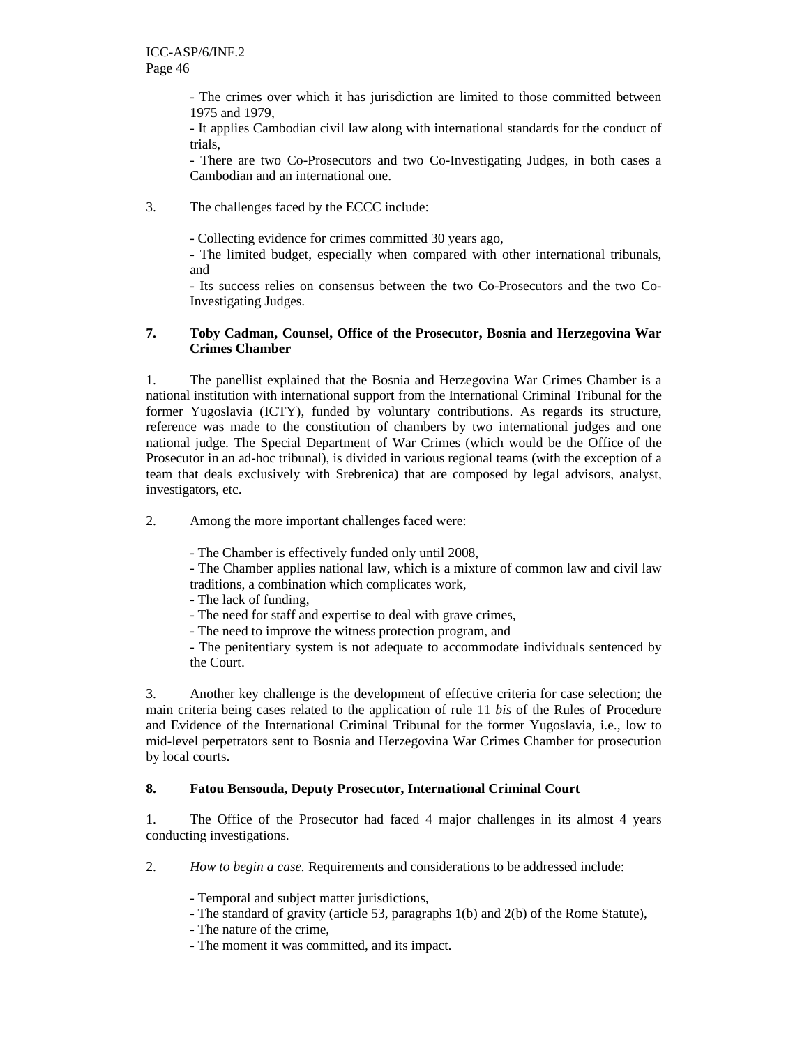- The crimes over which it has jurisdiction are limited to those committed between 1975 and 1979,
- It applies Cambodian civil law along with international standards for the conduct of trials,
- There are two Co-Prosecutors and two Co-Investigating Judges, in both cases a Cambodian and an international one.

3. The challenges faced by the ECCC include:

- Collecting evidence for crimes committed 30 years ago,
- The limited budget, especially when compared with other international tribunals, and
- Its success relies on consensus between the two Co-Prosecutors and the two Co-Investigating Judges.

**7. Toby Cadman, Counsel, Office of the Prosecutor, Bosnia and Herzegovina War Crimes Chamber**

1. The panellist explained that the Bosnia and Herzegovina War Crimes Chamber is a national institution with international support from the International Criminal Tribunal for the former Yugoslavia (ICTY), funded by voluntary contributions. As regards its structure, reference was made to the constitution of chambers by two international judges and one national judge. The Special Department of War Crimes (which would be the Office of the Prosecutor in an ad-hoc tribunal), is divided in various regional teams (with the exception of a team that deals exclusively with Srebrenica) that are composed by legal advisors, analyst, investigators, etc.

2. Among the more important challenges faced were:

- The Chamber is effectively funded only until 2008,
- The Chamber applies national law, which is a mixture of common law and civil law traditions, a combination which complicates work,
- The lack of funding,
- The need for staff and expertise to deal with grave crimes,
- The need to improve the witness protection program, and
- The penitentiary system is not adequate to accommodate individuals sentenced by the Court.

3. Another key challenge is the development of effective criteria for case selection; the main criteria being cases related to the application of rule 11 *bis* of the Rules of Procedure and Evidence of the International Criminal Tribunal for the former Yugoslavia, i.e., low to mid-level perpetrators sent to Bosnia and Herzegovina War Crimes Chamber for prosecution by local courts.

**8. Fatou Bensouda, Deputy Prosecutor, International Criminal Court**

1. The Office of the Prosecutor had faced 4 major challenges in its almost 4 years conducting investigations.

2. *How to begin a case.* Requirements and considerations to be addressed include:

- Temporal and subject matter jurisdictions,
- The standard of gravity (article 53, paragraphs 1(b) and 2(b) of the Rome Statute),
- The nature of the crime,
- The moment it was committed, and its impact.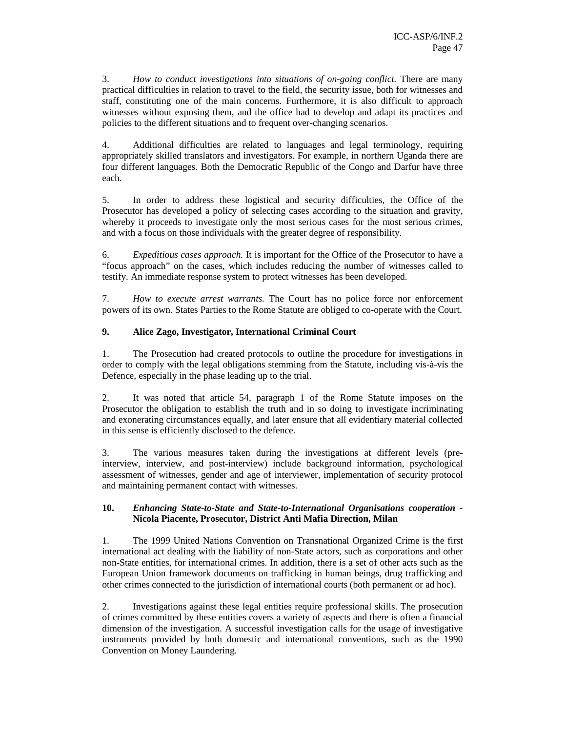3. *How to conduct investigations into situations of on-going conflict.* There are many practical difficulties in relation to travel to the field, the security issue, both for witnesses and staff, constituting one of the main concerns. Furthermore, it is also difficult to approach witnesses without exposing them, and the office had to develop and adapt its practices and policies to the different situations and to frequent over-changing scenarios.

4. Additional difficulties are related to languages and legal terminology, requiring appropriately skilled translators and investigators. For example, in northern Uganda there are four different languages. Both the Democratic Republic of the Congo and Darfur have three each.

5. In order to address these logistical and security difficulties, the Office of the Prosecutor has developed a policy of selecting cases according to the situation and gravity, whereby it proceeds to investigate only the most serious cases for the most serious crimes, and with a focus on those individuals with the greater degree of responsibility.

6. *Expeditious cases approach.* It is important for the Office of the Prosecutor to have a "focus approach" on the cases, which includes reducing the number of witnesses called to testify. An immediate response system to protect witnesses has been developed.

7. *How to execute arrest warrants.* The Court has no police force nor enforcement powers of its own. States Parties to the Rome Statute are obliged to co-operate with the Court.

### 9. Alice Zago, Investigator, International Criminal Court

1. The Prosecution had created protocols to outline the procedure for investigations in order to comply with the legal obligations stemming from the Statute, including vis-à-vis the Defence, especially in the phase leading up to the trial.

2. It was noted that article 54, paragraph 1 of the Rome Statute imposes on the Prosecutor the obligation to establish the truth and in so doing to investigate incriminating and exonerating circumstances equally, and later ensure that all evidentiary material collected in this sense is efficiently disclosed to the defence.

3. The various measures taken during the investigations at different levels (pre-interview, interview, and post-interview) include background information, psychological assessment of witnesses, gender and age of interviewer, implementation of security protocol and maintaining permanent contact with witnesses.

### 10. *Enhancing State-to-State and State-to-International Organisations cooperation* - Nicola Piacente, Prosecutor, District Anti Mafia Direction, Milan

1. The 1999 United Nations Convention on Transnational Organized Crime is the first international act dealing with the liability of non-State actors, such as corporations and other non-State entities, for international crimes. In addition, there is a set of other acts such as the European Union framework documents on trafficking in human beings, drug trafficking and other crimes connected to the jurisdiction of international courts (both permanent or ad hoc).

2. Investigations against these legal entities require professional skills. The prosecution of crimes committed by these entities covers a variety of aspects and there is often a financial dimension of the investigation. A successful investigation calls for the usage of investigative instruments provided by both domestic and international conventions, such as the 1990 Convention on Money Laundering.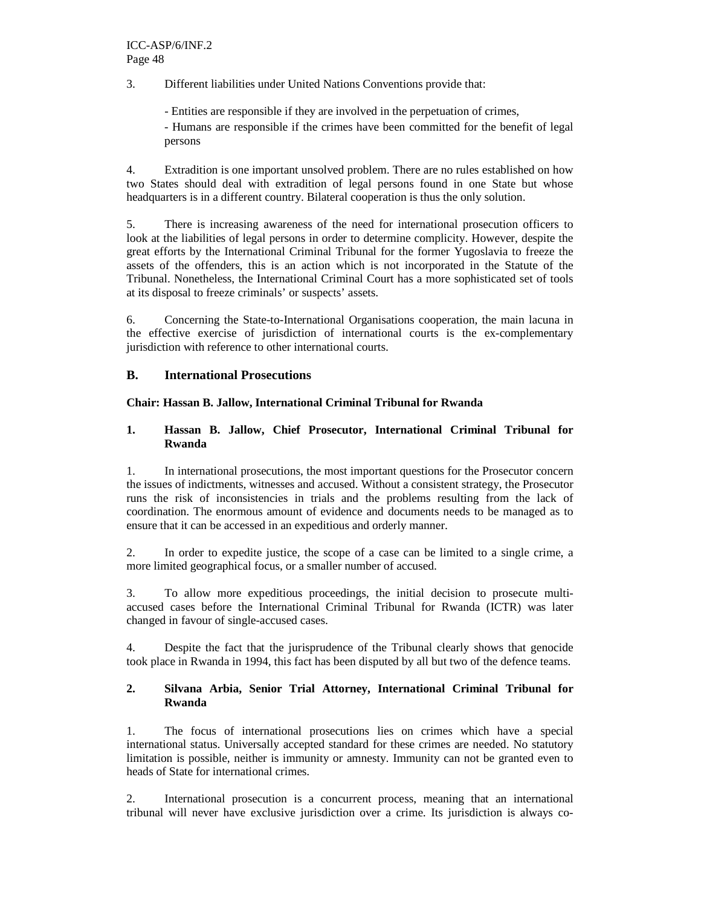3. Different liabilities under United Nations Conventions provide that:

- Entities are responsible if they are involved in the perpetuation of crimes,
- Humans are responsible if the crimes have been committed for the benefit of legal persons

4. Extradition is one important unsolved problem. There are no rules established on how two States should deal with extradition of legal persons found in one State but whose headquarters is in a different country. Bilateral cooperation is thus the only solution.

5. There is increasing awareness of the need for international prosecution officers to look at the liabilities of legal persons in order to determine complicity. However, despite the great efforts by the International Criminal Tribunal for the former Yugoslavia to freeze the assets of the offenders, this is an action which is not incorporated in the Statute of the Tribunal. Nonetheless, the International Criminal Court has a more sophisticated set of tools at its disposal to freeze criminals' or suspects' assets.

6. Concerning the State-to-International Organisations cooperation, the main lacuna in the effective exercise of jurisdiction of international courts is the ex-complementary jurisdiction with reference to other international courts.

## B. International Prosecutions

**Chair: Hassan B. Jallow, International Criminal Tribunal for Rwanda**

### 1. Hassan B. Jallow, Chief Prosecutor, International Criminal Tribunal for Rwanda

1. In international prosecutions, the most important questions for the Prosecutor concern the issues of indictments, witnesses and accused. Without a consistent strategy, the Prosecutor runs the risk of inconsistencies in trials and the problems resulting from the lack of coordination. The enormous amount of evidence and documents needs to be managed as to ensure that it can be accessed in an expeditious and orderly manner.

2. In order to expedite justice, the scope of a case can be limited to a single crime, a more limited geographical focus, or a smaller number of accused.

3. To allow more expeditious proceedings, the initial decision to prosecute multi-accused cases before the International Criminal Tribunal for Rwanda (ICTR) was later changed in favour of single-accused cases.

4. Despite the fact that the jurisprudence of the Tribunal clearly shows that genocide took place in Rwanda in 1994, this fact has been disputed by all but two of the defence teams.

### 2. Silvana Arbia, Senior Trial Attorney, International Criminal Tribunal for Rwanda

1. The focus of international prosecutions lies on crimes which have a special international status. Universally accepted standard for these crimes are needed. No statutory limitation is possible, neither is immunity or amnesty. Immunity can not be granted even to heads of State for international crimes.

2. International prosecution is a concurrent process, meaning that an international tribunal will never have exclusive jurisdiction over a crime. Its jurisdiction is always co-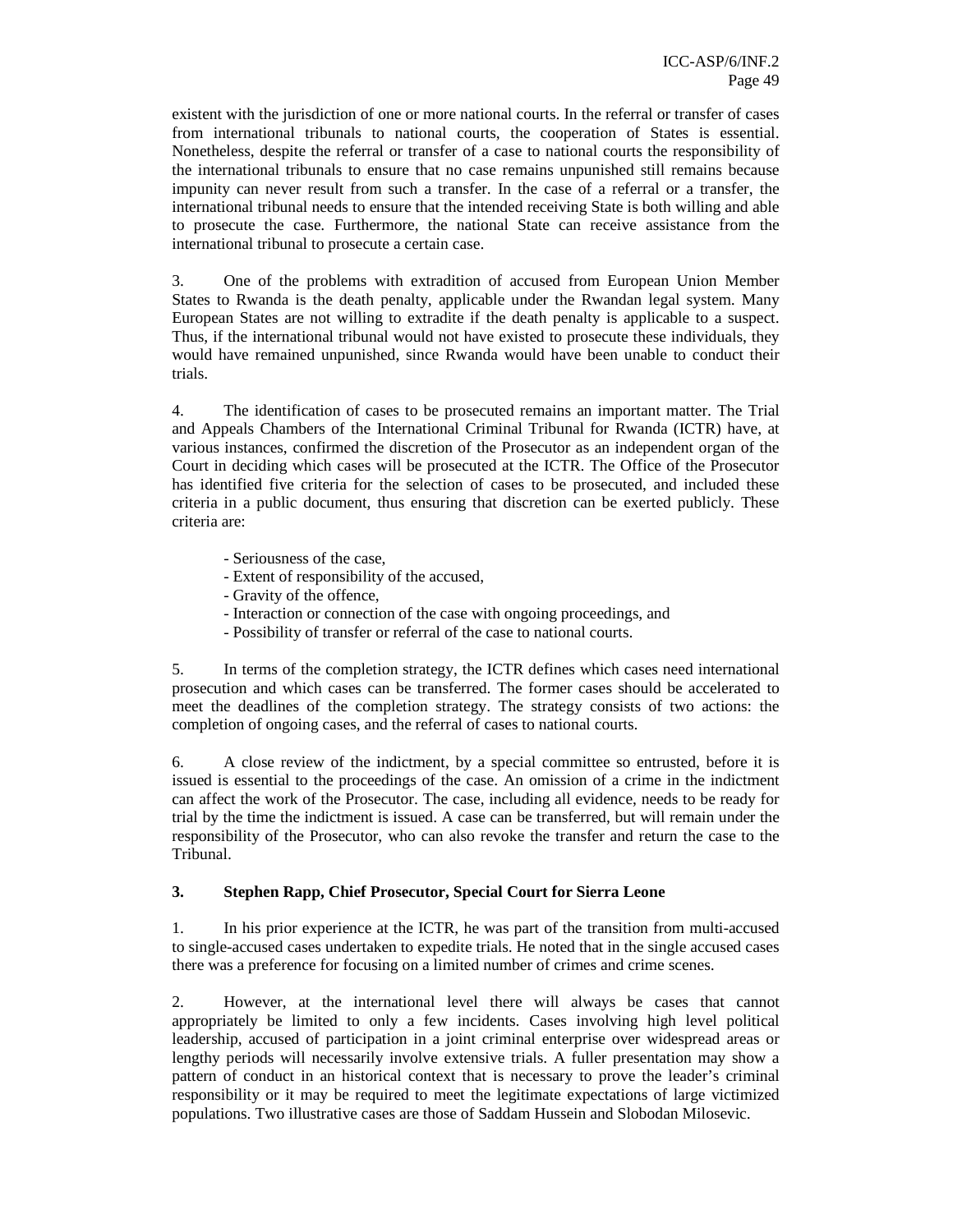existent with the jurisdiction of one or more national courts. In the referral or transfer of cases from international tribunals to national courts, the cooperation of States is essential. Nonetheless, despite the referral or transfer of a case to national courts the responsibility of the international tribunals to ensure that no case remains unpunished still remains because impunity can never result from such a transfer. In the case of a referral or a transfer, the international tribunal needs to ensure that the intended receiving State is both willing and able to prosecute the case. Furthermore, the national State can receive assistance from the international tribunal to prosecute a certain case.

3. One of the problems with extradition of accused from European Union Member States to Rwanda is the death penalty, applicable under the Rwandan legal system. Many European States are not willing to extradite if the death penalty is applicable to a suspect. Thus, if the international tribunal would not have existed to prosecute these individuals, they would have remained unpunished, since Rwanda would have been unable to conduct their trials.

4. The identification of cases to be prosecuted remains an important matter. The Trial and Appeals Chambers of the International Criminal Tribunal for Rwanda (ICTR) have, at various instances, confirmed the discretion of the Prosecutor as an independent organ of the Court in deciding which cases will be prosecuted at the ICTR. The Office of the Prosecutor has identified five criteria for the selection of cases to be prosecuted, and included these criteria in a public document, thus ensuring that discretion can be exerted publicly. These criteria are:

- Seriousness of the case,
- Extent of responsibility of the accused,
- Gravity of the offence,
- Interaction or connection of the case with ongoing proceedings, and
- Possibility of transfer or referral of the case to national courts.

5. In terms of the completion strategy, the ICTR defines which cases need international prosecution and which cases can be transferred. The former cases should be accelerated to meet the deadlines of the completion strategy. The strategy consists of two actions: the completion of ongoing cases, and the referral of cases to national courts.

6. A close review of the indictment, by a special committee so entrusted, before it is issued is essential to the proceedings of the case. An omission of a crime in the indictment can affect the work of the Prosecutor. The case, including all evidence, needs to be ready for trial by the time the indictment is issued. A case can be transferred, but will remain under the responsibility of the Prosecutor, who can also revoke the transfer and return the case to the Tribunal.

### 3. Stephen Rapp, Chief Prosecutor, Special Court for Sierra Leone

1. In his prior experience at the ICTR, he was part of the transition from multi-accused to single-accused cases undertaken to expedite trials. He noted that in the single accused cases there was a preference for focusing on a limited number of crimes and crime scenes.

2. However, at the international level there will always be cases that cannot appropriately be limited to only a few incidents. Cases involving high level political leadership, accused of participation in a joint criminal enterprise over widespread areas or lengthy periods will necessarily involve extensive trials. A fuller presentation may show a pattern of conduct in an historical context that is necessary to prove the leader's criminal responsibility or it may be required to meet the legitimate expectations of large victimized populations. Two illustrative cases are those of Saddam Hussein and Slobodan Milosevic.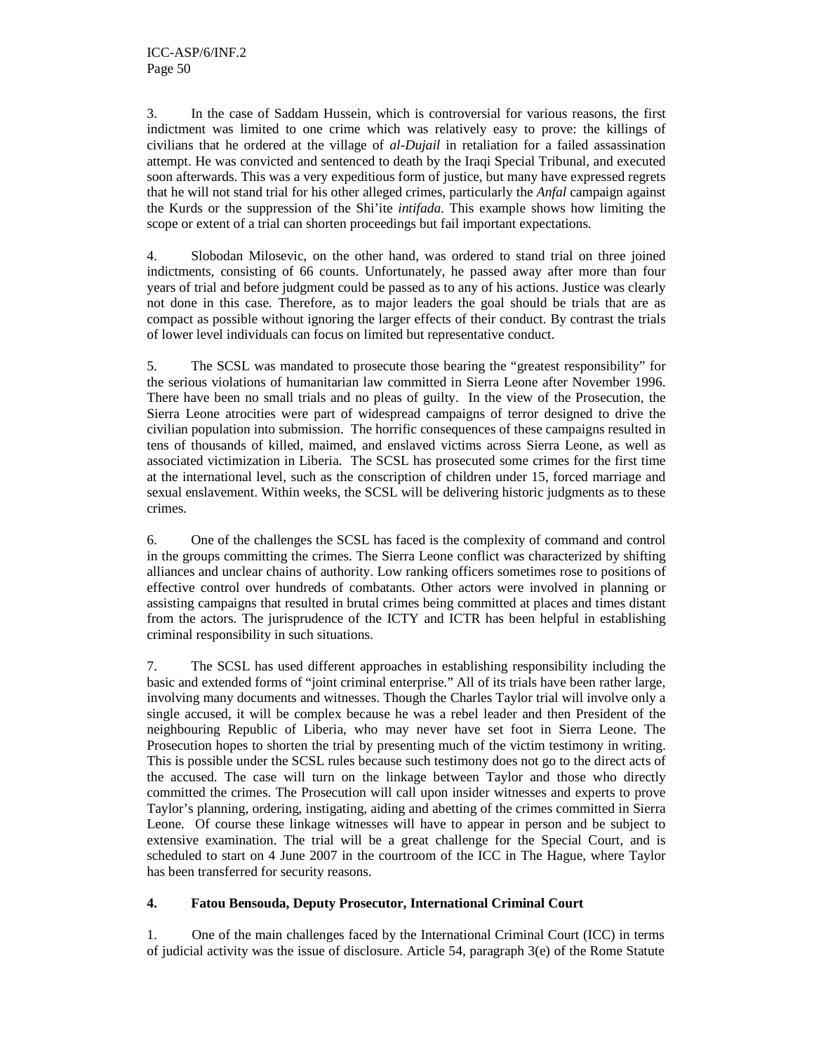3. In the case of Saddam Hussein, which is controversial for various reasons, the first indictment was limited to one crime which was relatively easy to prove: the killings of civilians that he ordered at the village of *al-Dujail* in retaliation for a failed assassination attempt. He was convicted and sentenced to death by the Iraqi Special Tribunal, and executed soon afterwards. This was a very expeditious form of justice, but many have expressed regrets that he will not stand trial for his other alleged crimes, particularly the *Anfal* campaign against the Kurds or the suppression of the Shi'ite *intifada*. This example shows how limiting the scope or extent of a trial can shorten proceedings but fail important expectations.

4. Slobodan Milosevic, on the other hand, was ordered to stand trial on three joined indictments, consisting of 66 counts. Unfortunately, he passed away after more than four years of trial and before judgment could be passed as to any of his actions. Justice was clearly not done in this case. Therefore, as to major leaders the goal should be trials that are as compact as possible without ignoring the larger effects of their conduct. By contrast the trials of lower level individuals can focus on limited but representative conduct.

5. The SCSL was mandated to prosecute those bearing the "greatest responsibility" for the serious violations of humanitarian law committed in Sierra Leone after November 1996. There have been no small trials and no pleas of guilty. In the view of the Prosecution, the Sierra Leone atrocities were part of widespread campaigns of terror designed to drive the civilian population into submission. The horrific consequences of these campaigns resulted in tens of thousands of killed, maimed, and enslaved victims across Sierra Leone, as well as associated victimization in Liberia. The SCSL has prosecuted some crimes for the first time at the international level, such as the conscription of children under 15, forced marriage and sexual enslavement. Within weeks, the SCSL will be delivering historic judgments as to these crimes.

6. One of the challenges the SCSL has faced is the complexity of command and control in the groups committing the crimes. The Sierra Leone conflict was characterized by shifting alliances and unclear chains of authority. Low ranking officers sometimes rose to positions of effective control over hundreds of combatants. Other actors were involved in planning or assisting campaigns that resulted in brutal crimes being committed at places and times distant from the actors. The jurisprudence of the ICTY and ICTR has been helpful in establishing criminal responsibility in such situations.

7. The SCSL has used different approaches in establishing responsibility including the basic and extended forms of "joint criminal enterprise." All of its trials have been rather large, involving many documents and witnesses. Though the Charles Taylor trial will involve only a single accused, it will be complex because he was a rebel leader and then President of the neighbouring Republic of Liberia, who may never have set foot in Sierra Leone. The Prosecution hopes to shorten the trial by presenting much of the victim testimony in writing. This is possible under the SCSL rules because such testimony does not go to the direct acts of the accused. The case will turn on the linkage between Taylor and those who directly committed the crimes. The Prosecution will call upon insider witnesses and experts to prove Taylor's planning, ordering, instigating, aiding and abetting of the crimes committed in Sierra Leone. Of course these linkage witnesses will have to appear in person and be subject to extensive examination. The trial will be a great challenge for the Special Court, and is scheduled to start on 4 June 2007 in the courtroom of the ICC in The Hague, where Taylor has been transferred for security reasons.

### 4. Fatou Bensouda, Deputy Prosecutor, International Criminal Court

1. One of the main challenges faced by the International Criminal Court (ICC) in terms of judicial activity was the issue of disclosure. Article 54, paragraph 3(e) of the Rome Statute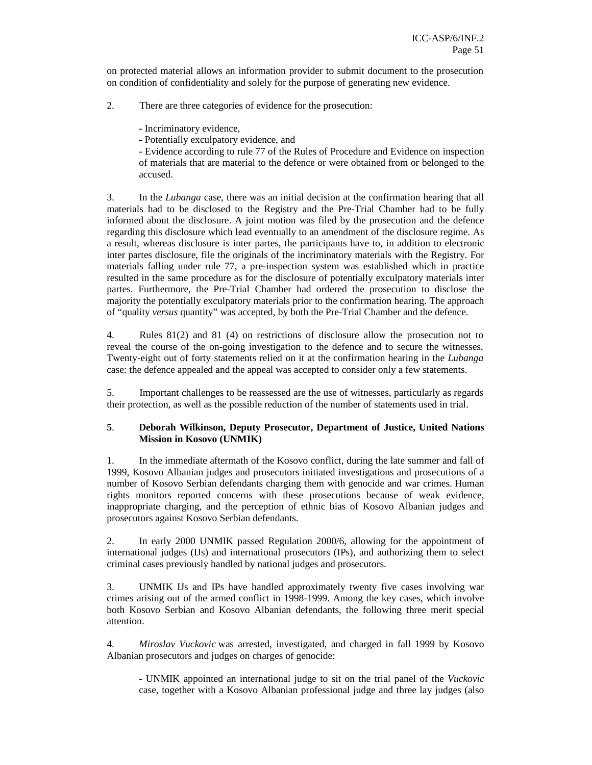on protected material allows an information provider to submit document to the prosecution on condition of confidentiality and solely for the purpose of generating new evidence.

2. There are three categories of evidence for the prosecution:

- Incriminatory evidence,
- Potentially exculpatory evidence, and
- Evidence according to rule 77 of the Rules of Procedure and Evidence on inspection of materials that are material to the defence or were obtained from or belonged to the accused.

3. In the *Lubanga* case, there was an initial decision at the confirmation hearing that all materials had to be disclosed to the Registry and the Pre-Trial Chamber had to be fully informed about the disclosure. A joint motion was filed by the prosecution and the defence regarding this disclosure which lead eventually to an amendment of the disclosure regime. As a result, whereas disclosure is inter partes, the participants have to, in addition to electronic inter partes disclosure, file the originals of the incriminatory materials with the Registry. For materials falling under rule 77, a pre-inspection system was established which in practice resulted in the same procedure as for the disclosure of potentially exculpatory materials inter partes. Furthermore, the Pre-Trial Chamber had ordered the prosecution to disclose the majority the potentially exculpatory materials prior to the confirmation hearing. The approach of “quality *versus* quantity” was accepted, by both the Pre-Trial Chamber and the defence.

4. Rules 81(2) and 81 (4) on restrictions of disclosure allow the prosecution not to reveal the course of the on-going investigation to the defence and to secure the witnesses. Twenty-eight out of forty statements relied on it at the confirmation hearing in the *Lubanga* case: the defence appealed and the appeal was accepted to consider only a few statements.

5. Important challenges to be reassessed are the use of witnesses, particularly as regards their protection, as well as the possible reduction of the number of statements used in trial.

### 5. Deborah Wilkinson, Deputy Prosecutor, Department of Justice, United Nations Mission in Kosovo (UNMIK)

1. In the immediate aftermath of the Kosovo conflict, during the late summer and fall of 1999, Kosovo Albanian judges and prosecutors initiated investigations and prosecutions of a number of Kosovo Serbian defendants charging them with genocide and war crimes. Human rights monitors reported concerns with these prosecutions because of weak evidence, inappropriate charging, and the perception of ethnic bias of Kosovo Albanian judges and prosecutors against Kosovo Serbian defendants.

2. In early 2000 UNMIK passed Regulation 2000/6, allowing for the appointment of international judges (IJs) and international prosecutors (IPs), and authorizing them to select criminal cases previously handled by national judges and prosecutors.

3. UNMIK IJs and IPs have handled approximately twenty five cases involving war crimes arising out of the armed conflict in 1998-1999. Among the key cases, which involve both Kosovo Serbian and Kosovo Albanian defendants, the following three merit special attention.

4. *Miroslav Vuckovic* was arrested, investigated, and charged in fall 1999 by Kosovo Albanian prosecutors and judges on charges of genocide:

- UNMIK appointed an international judge to sit on the trial panel of the *Vuckovic* case, together with a Kosovo Albanian professional judge and three lay judges (also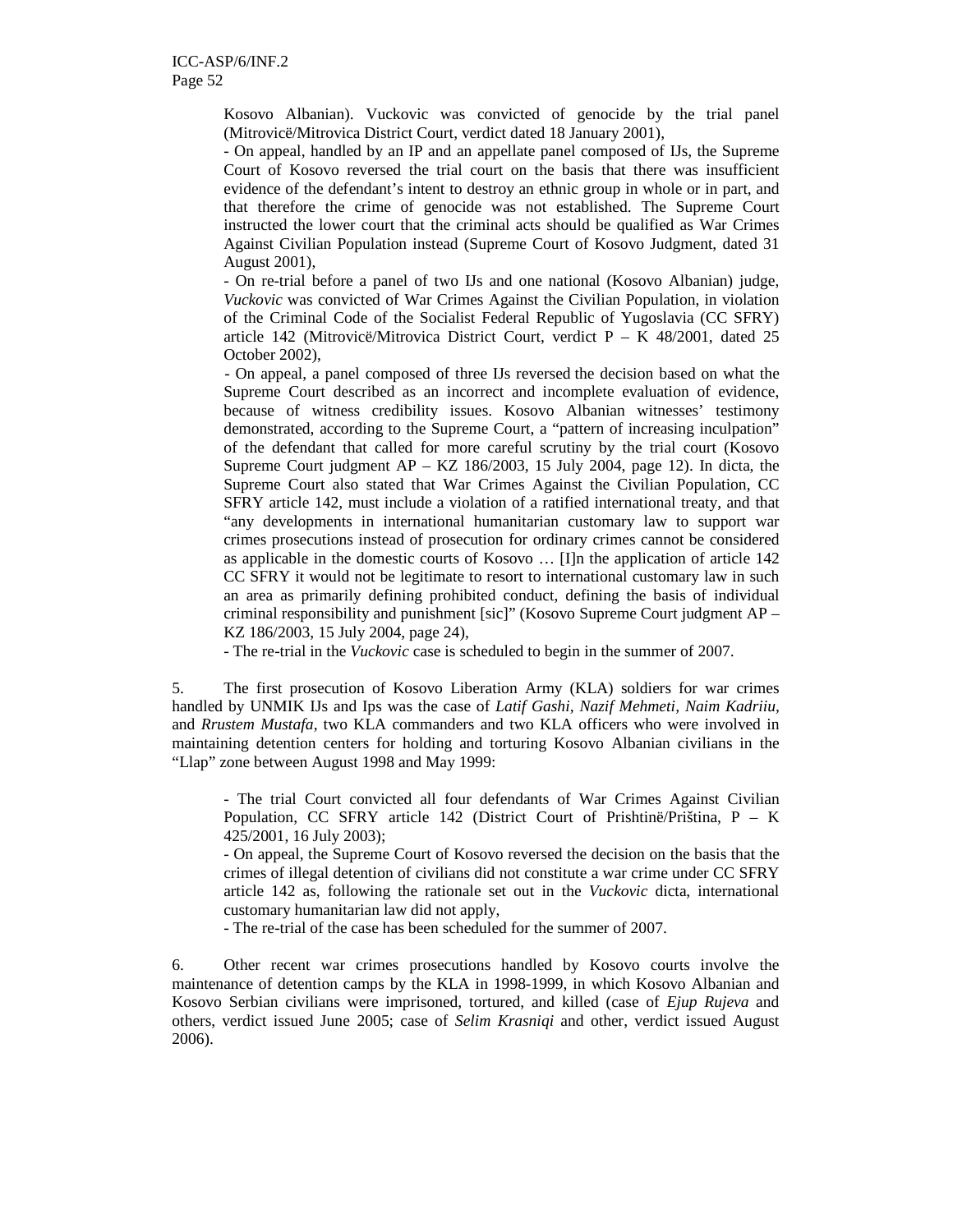Kosovo Albanian). Vuckovic was convicted of genocide by the trial panel (Mitrovicë/Mitrovica District Court, verdict dated 18 January 2001),

- On appeal, handled by an IP and an appellate panel composed of IJs, the Supreme Court of Kosovo reversed the trial court on the basis that there was insufficient evidence of the defendant's intent to destroy an ethnic group in whole or in part, and that therefore the crime of genocide was not established. The Supreme Court instructed the lower court that the criminal acts should be qualified as War Crimes Against Civilian Population instead (Supreme Court of Kosovo Judgment, dated 31 August 2001),

- On re-trial before a panel of two IJs and one national (Kosovo Albanian) judge, *Vuckovic* was convicted of War Crimes Against the Civilian Population, in violation of the Criminal Code of the Socialist Federal Republic of Yugoslavia (CC SFRY) article 142 (Mitrovicë/Mitrovica District Court, verdict P – K 48/2001, dated 25 October 2002),

- On appeal, a panel composed of three IJs reversed the decision based on what the Supreme Court described as an incorrect and incomplete evaluation of evidence, because of witness credibility issues. Kosovo Albanian witnesses' testimony demonstrated, according to the Supreme Court, a "pattern of increasing inculpation" of the defendant that called for more careful scrutiny by the trial court (Kosovo Supreme Court judgment AP – KZ 186/2003, 15 July 2004, page 12). In dicta, the Supreme Court also stated that War Crimes Against the Civilian Population, CC SFRY article 142, must include a violation of a ratified international treaty, and that "any developments in international humanitarian customary law to support war crimes prosecutions instead of prosecution for ordinary crimes cannot be considered as applicable in the domestic courts of Kosovo … [I]n the application of article 142 CC SFRY it would not be legitimate to resort to international customary law in such an area as primarily defining prohibited conduct, defining the basis of individual criminal responsibility and punishment [sic]" (Kosovo Supreme Court judgment AP – KZ 186/2003, 15 July 2004, page 24),

- The re-trial in the *Vuckovic* case is scheduled to begin in the summer of 2007.

5. The first prosecution of Kosovo Liberation Army (KLA) soldiers for war crimes handled by UNMIK IJs and Ips was the case of *Latif Gashi*, *Nazif Mehmeti*, *Naim Kadriiu*, and *Rrustem Mustafa*, two KLA commanders and two KLA officers who were involved in maintaining detention centers for holding and torturing Kosovo Albanian civilians in the "Llap" zone between August 1998 and May 1999:

- The trial Court convicted all four defendants of War Crimes Against Civilian Population, CC SFRY article 142 (District Court of Prishtinë/Priština, P – K 425/2001, 16 July 2003);

- On appeal, the Supreme Court of Kosovo reversed the decision on the basis that the crimes of illegal detention of civilians did not constitute a war crime under CC SFRY article 142 as, following the rationale set out in the *Vuckovic* dicta, international customary humanitarian law did not apply,

- The re-trial of the case has been scheduled for the summer of 2007.

6. Other recent war crimes prosecutions handled by Kosovo courts involve the maintenance of detention camps by the KLA in 1998-1999, in which Kosovo Albanian and Kosovo Serbian civilians were imprisoned, tortured, and killed (case of *Ejup Rujeva* and others, verdict issued June 2005; case of *Selim Krasniqi* and other, verdict issued August 2006).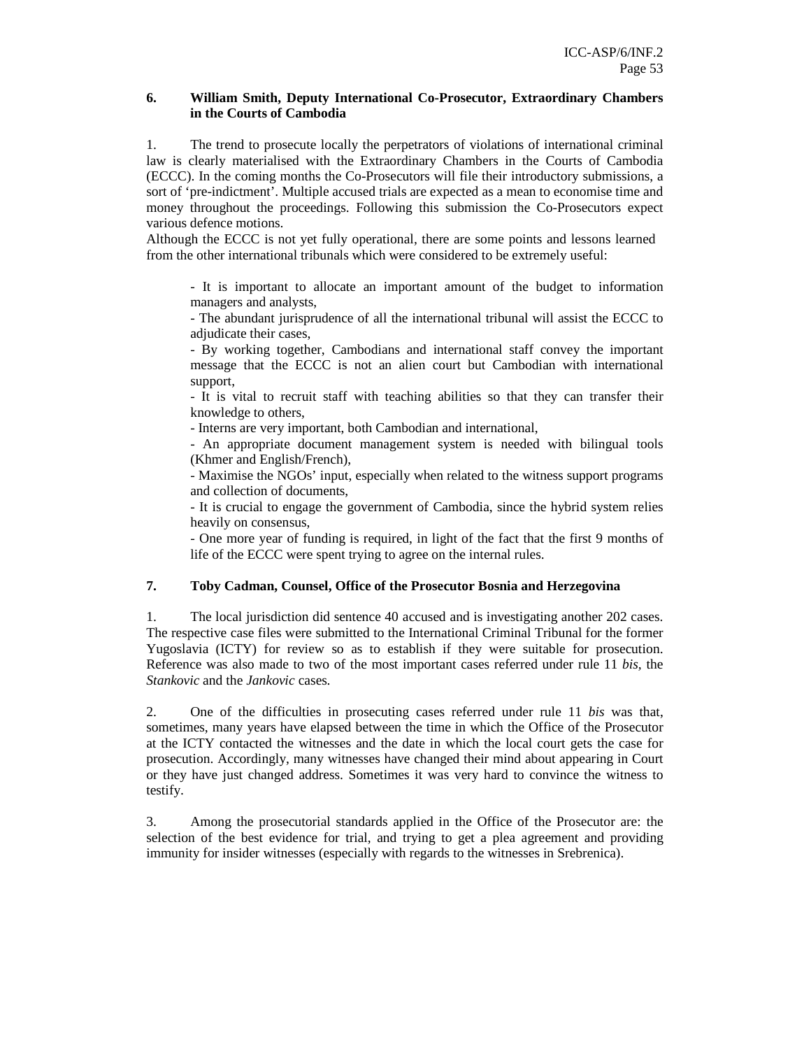### 6. William Smith, Deputy International Co-Prosecutor, Extraordinary Chambers in the Courts of Cambodia

1. The trend to prosecute locally the perpetrators of violations of international criminal law is clearly materialised with the Extraordinary Chambers in the Courts of Cambodia (ECCC). In the coming months the Co-Prosecutors will file their introductory submissions, a sort of 'pre-indictment'. Multiple accused trials are expected as a mean to economise time and money throughout the proceedings. Following this submission the Co-Prosecutors expect various defence motions.

Although the ECCC is not yet fully operational, there are some points and lessons learned from the other international tribunals which were considered to be extremely useful:

- It is important to allocate an important amount of the budget to information managers and analysts,
- The abundant jurisprudence of all the international tribunal will assist the ECCC to adjudicate their cases,
- By working together, Cambodians and international staff convey the important message that the ECCC is not an alien court but Cambodian with international support,
- It is vital to recruit staff with teaching abilities so that they can transfer their knowledge to others,
- Interns are very important, both Cambodian and international,
- An appropriate document management system is needed with bilingual tools (Khmer and English/French),
- Maximise the NGOs' input, especially when related to the witness support programs and collection of documents,
- It is crucial to engage the government of Cambodia, since the hybrid system relies heavily on consensus,
- One more year of funding is required, in light of the fact that the first 9 months of life of the ECCC were spent trying to agree on the internal rules.

### 7. Toby Cadman, Counsel, Office of the Prosecutor Bosnia and Herzegovina

1. The local jurisdiction did sentence 40 accused and is investigating another 202 cases. The respective case files were submitted to the International Criminal Tribunal for the former Yugoslavia (ICTY) for review so as to establish if they were suitable for prosecution. Reference was also made to two of the most important cases referred under rule 11 *bis*, the *Stankovic* and the *Jankovic* cases.

2. One of the difficulties in prosecuting cases referred under rule 11 *bis* was that, sometimes, many years have elapsed between the time in which the Office of the Prosecutor at the ICTY contacted the witnesses and the date in which the local court gets the case for prosecution. Accordingly, many witnesses have changed their mind about appearing in Court or they have just changed address. Sometimes it was very hard to convince the witness to testify.

3. Among the prosecutorial standards applied in the Office of the Prosecutor are: the selection of the best evidence for trial, and trying to get a plea agreement and providing immunity for insider witnesses (especially with regards to the witnesses in Srebrenica).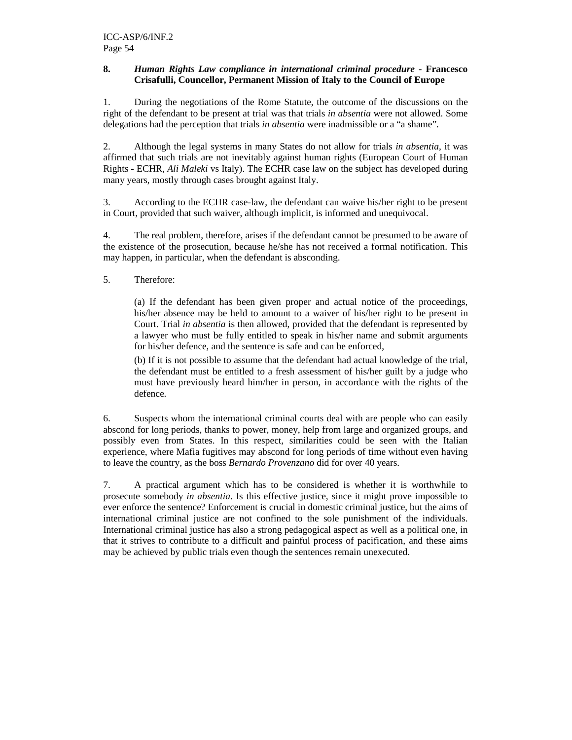## 8. *Human Rights Law compliance in international criminal procedure* - Francesco Crisafulli, Councellor, Permanent Mission of Italy to the Council of Europe

1. During the negotiations of the Rome Statute, the outcome of the discussions on the right of the defendant to be present at trial was that trials *in absentia* were not allowed. Some delegations had the perception that trials *in absentia* were inadmissible or a "a shame".

2. Although the legal systems in many States do not allow for trials *in absentia*, it was affirmed that such trials are not inevitably against human rights (European Court of Human Rights - ECHR, *Ali Maleki* vs Italy). The ECHR case law on the subject has developed during many years, mostly through cases brought against Italy.

3. According to the ECHR case-law, the defendant can waive his/her right to be present in Court, provided that such waiver, although implicit, is informed and unequivocal.

4. The real problem, therefore, arises if the defendant cannot be presumed to be aware of the existence of the prosecution, because he/she has not received a formal notification. This may happen, in particular, when the defendant is absconding.

5. Therefore:

(a) If the defendant has been given proper and actual notice of the proceedings, his/her absence may be held to amount to a waiver of his/her right to be present in Court. Trial *in absentia* is then allowed, provided that the defendant is represented by a lawyer who must be fully entitled to speak in his/her name and submit arguments for his/her defence, and the sentence is safe and can be enforced,

(b) If it is not possible to assume that the defendant had actual knowledge of the trial, the defendant must be entitled to a fresh assessment of his/her guilt by a judge who must have previously heard him/her in person, in accordance with the rights of the defence.

6. Suspects whom the international criminal courts deal with are people who can easily abscond for long periods, thanks to power, money, help from large and organized groups, and possibly even from States. In this respect, similarities could be seen with the Italian experience, where Mafia fugitives may abscond for long periods of time without even having to leave the country, as the boss *Bernardo Provenzano* did for over 40 years.

7. A practical argument which has to be considered is whether it is worthwhile to prosecute somebody *in absentia*. Is this effective justice, since it might prove impossible to ever enforce the sentence? Enforcement is crucial in domestic criminal justice, but the aims of international criminal justice are not confined to the sole punishment of the individuals. International criminal justice has also a strong pedagogical aspect as well as a political one, in that it strives to contribute to a difficult and painful process of pacification, and these aims may be achieved by public trials even though the sentences remain unexecuted.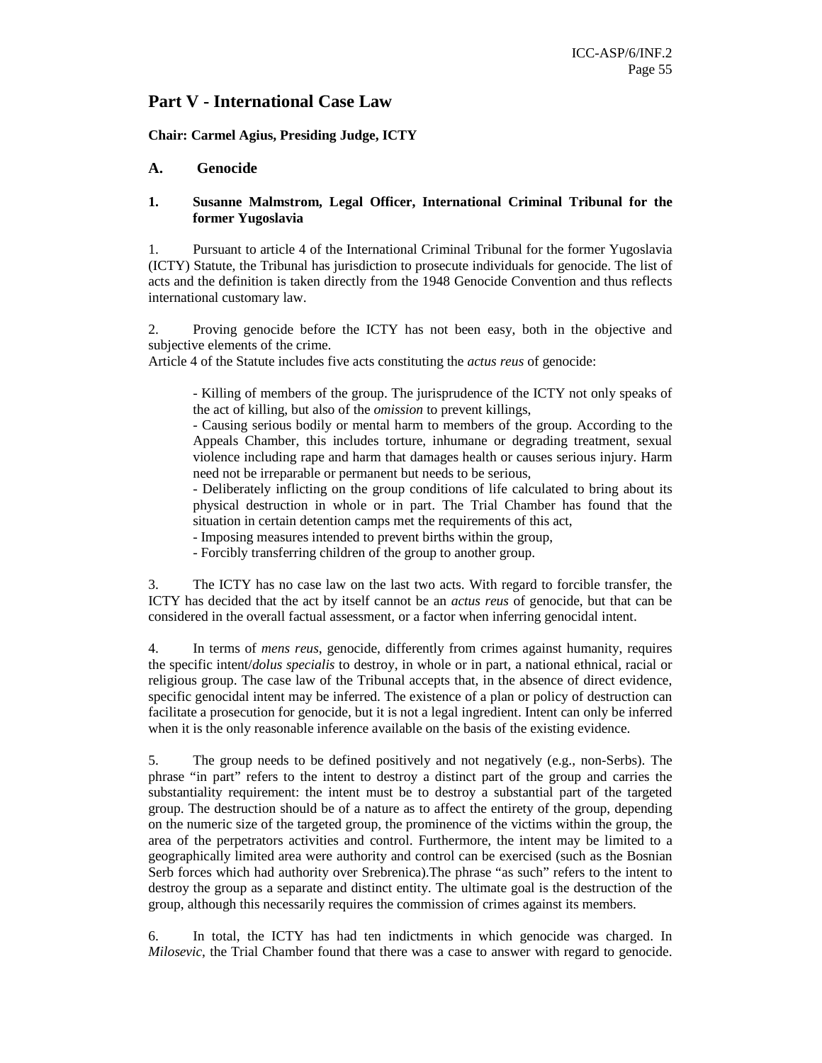# Part V - International Case Law

**Chair: Carmel Agius, Presiding Judge, ICTY**

## A. Genocide

### 1. Susanne Malmstrom, Legal Officer, International Criminal Tribunal for the former Yugoslavia

1. Pursuant to article 4 of the International Criminal Tribunal for the former Yugoslavia (ICTY) Statute, the Tribunal has jurisdiction to prosecute individuals for genocide. The list of acts and the definition is taken directly from the 1948 Genocide Convention and thus reflects international customary law.

2. Proving genocide before the ICTY has not been easy, both in the objective and subjective elements of the crime.
Article 4 of the Statute includes five acts constituting the *actus reus* of genocide:

> - Killing of members of the group. The jurisprudence of the ICTY not only speaks of the act of killing, but also of the *omission* to prevent killings,
> - Causing serious bodily or mental harm to members of the group. According to the Appeals Chamber, this includes torture, inhumane or degrading treatment, sexual violence including rape and harm that damages health or causes serious injury. Harm need not be irreparable or permanent but needs to be serious,
> - Deliberately inflicting on the group conditions of life calculated to bring about its physical destruction in whole or in part. The Trial Chamber has found that the situation in certain detention camps met the requirements of this act,
> - Imposing measures intended to prevent births within the group,
> - Forcibly transferring children of the group to another group.

3. The ICTY has no case law on the last two acts. With regard to forcible transfer, the ICTY has decided that the act by itself cannot be an *actus reus* of genocide, but that can be considered in the overall factual assessment, or a factor when inferring genocidal intent.

4. In terms of *mens reus*, genocide, differently from crimes against humanity, requires the specific intent/*dolus specialis* to destroy, in whole or in part, a national ethnical, racial or religious group. The case law of the Tribunal accepts that, in the absence of direct evidence, specific genocidal intent may be inferred. The existence of a plan or policy of destruction can facilitate a prosecution for genocide, but it is not a legal ingredient. Intent can only be inferred when it is the only reasonable inference available on the basis of the existing evidence.

5. The group needs to be defined positively and not negatively (e.g., non-Serbs). The phrase "in part" refers to the intent to destroy a distinct part of the group and carries the substantiality requirement: the intent must be to destroy a substantial part of the targeted group. The destruction should be of a nature as to affect the entirety of the group, depending on the numeric size of the targeted group, the prominence of the victims within the group, the area of the perpetrators activities and control. Furthermore, the intent may be limited to a geographically limited area were authority and control can be exercised (such as the Bosnian Serb forces which had authority over Srebrenica).The phrase "as such" refers to the intent to destroy the group as a separate and distinct entity. The ultimate goal is the destruction of the group, although this necessarily requires the commission of crimes against its members.

6. In total, the ICTY has had ten indictments in which genocide was charged. In *Milosevic*, the Trial Chamber found that there was a case to answer with regard to genocide.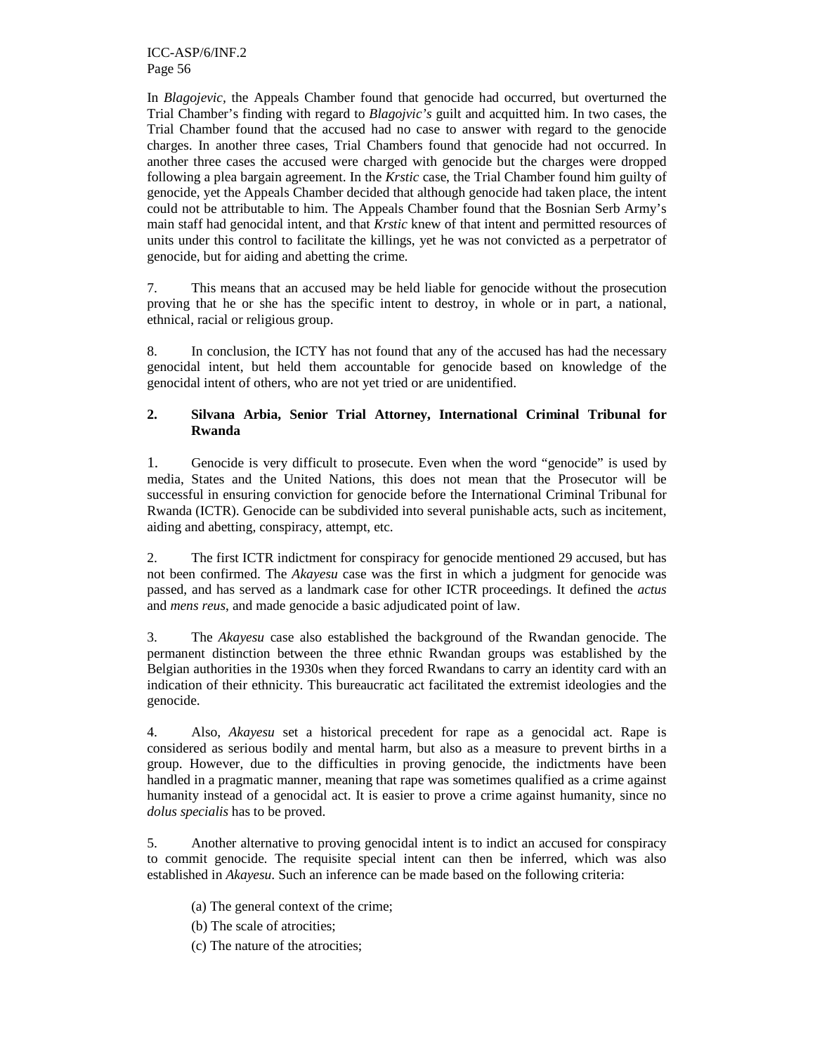In *Blagojevic*, the Appeals Chamber found that genocide had occurred, but overturned the Trial Chamber's finding with regard to *Blagojvic's* guilt and acquitted him. In two cases, the Trial Chamber found that the accused had no case to answer with regard to the genocide charges. In another three cases, Trial Chambers found that genocide had not occurred. In another three cases the accused were charged with genocide but the charges were dropped following a plea bargain agreement. In the *Krstic* case, the Trial Chamber found him guilty of genocide, yet the Appeals Chamber decided that although genocide had taken place, the intent could not be attributable to him. The Appeals Chamber found that the Bosnian Serb Army's main staff had genocidal intent, and that *Krstic* knew of that intent and permitted resources of units under this control to facilitate the killings, yet he was not convicted as a perpetrator of genocide, but for aiding and abetting the crime.

7. This means that an accused may be held liable for genocide without the prosecution proving that he or she has the specific intent to destroy, in whole or in part, a national, ethnical, racial or religious group.

8. In conclusion, the ICTY has not found that any of the accused has had the necessary genocidal intent, but held them accountable for genocide based on knowledge of the genocidal intent of others, who are not yet tried or are unidentified.

## 2. Silvana Arbia, Senior Trial Attorney, International Criminal Tribunal for Rwanda

1. Genocide is very difficult to prosecute. Even when the word "genocide" is used by media, States and the United Nations, this does not mean that the Prosecutor will be successful in ensuring conviction for genocide before the International Criminal Tribunal for Rwanda (ICTR). Genocide can be subdivided into several punishable acts, such as incitement, aiding and abetting, conspiracy, attempt, etc.

2. The first ICTR indictment for conspiracy for genocide mentioned 29 accused, but has not been confirmed. The *Akayesu* case was the first in which a judgment for genocide was passed, and has served as a landmark case for other ICTR proceedings. It defined the *actus* and *mens reus*, and made genocide a basic adjudicated point of law.

3. The *Akayesu* case also established the background of the Rwandan genocide. The permanent distinction between the three ethnic Rwandan groups was established by the Belgian authorities in the 1930s when they forced Rwandans to carry an identity card with an indication of their ethnicity. This bureaucratic act facilitated the extremist ideologies and the genocide.

4. Also, *Akayesu* set a historical precedent for rape as a genocidal act. Rape is considered as serious bodily and mental harm, but also as a measure to prevent births in a group. However, due to the difficulties in proving genocide, the indictments have been handled in a pragmatic manner, meaning that rape was sometimes qualified as a crime against humanity instead of a genocidal act. It is easier to prove a crime against humanity, since no *dolus specialis* has to be proved.

5. Another alternative to proving genocidal intent is to indict an accused for conspiracy to commit genocide. The requisite special intent can then be inferred, which was also established in *Akayesu*. Such an inference can be made based on the following criteria:

(a) The general context of the crime;

(b) The scale of atrocities;

(c) The nature of the atrocities;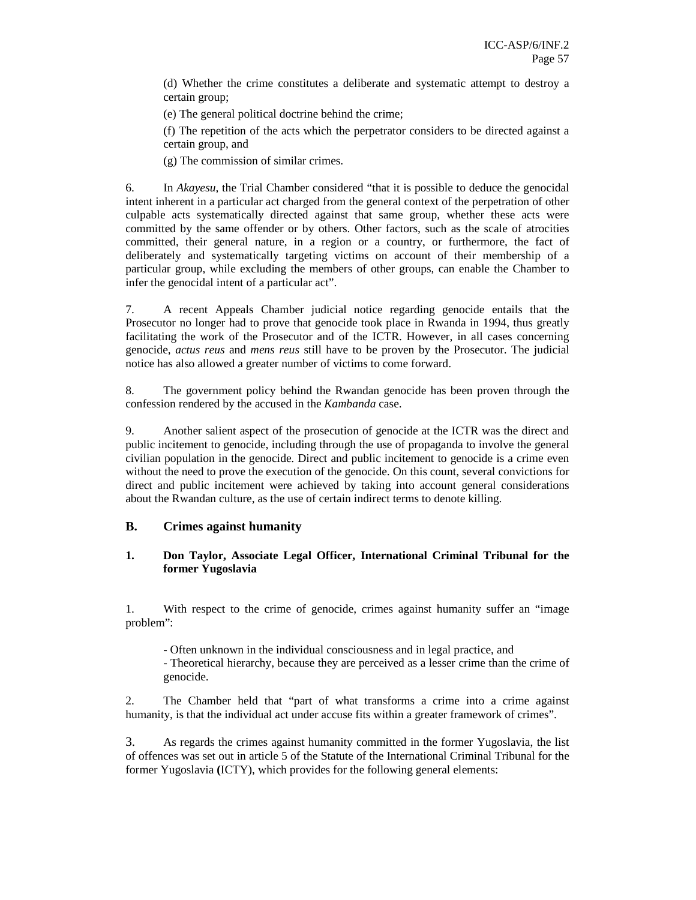(d) Whether the crime constitutes a deliberate and systematic attempt to destroy a certain group;

(e) The general political doctrine behind the crime;

(f) The repetition of the acts which the perpetrator considers to be directed against a certain group, and

(g) The commission of similar crimes.

6. In *Akayesu*, the Trial Chamber considered "that it is possible to deduce the genocidal intent inherent in a particular act charged from the general context of the perpetration of other culpable acts systematically directed against that same group, whether these acts were committed by the same offender or by others. Other factors, such as the scale of atrocities committed, their general nature, in a region or a country, or furthermore, the fact of deliberately and systematically targeting victims on account of their membership of a particular group, while excluding the members of other groups, can enable the Chamber to infer the genocidal intent of a particular act".

7. A recent Appeals Chamber judicial notice regarding genocide entails that the Prosecutor no longer had to prove that genocide took place in Rwanda in 1994, thus greatly facilitating the work of the Prosecutor and of the ICTR. However, in all cases concerning genocide, *actus reus* and *mens reus* still have to be proven by the Prosecutor. The judicial notice has also allowed a greater number of victims to come forward.

8. The government policy behind the Rwandan genocide has been proven through the confession rendered by the accused in the *Kambanda* case.

9. Another salient aspect of the prosecution of genocide at the ICTR was the direct and public incitement to genocide, including through the use of propaganda to involve the general civilian population in the genocide. Direct and public incitement to genocide is a crime even without the need to prove the execution of the genocide. On this count, several convictions for direct and public incitement were achieved by taking into account general considerations about the Rwandan culture, as the use of certain indirect terms to denote killing.

## B. Crimes against humanity

### 1. Don Taylor, Associate Legal Officer, International Criminal Tribunal for the former Yugoslavia

1. With respect to the crime of genocide, crimes against humanity suffer an "image problem":

- Often unknown in the individual consciousness and in legal practice, and
- Theoretical hierarchy, because they are perceived as a lesser crime than the crime of genocide.

2. The Chamber held that "part of what transforms a crime into a crime against humanity, is that the individual act under accuse fits within a greater framework of crimes".

3. As regards the crimes against humanity committed in the former Yugoslavia, the list of offences was set out in article 5 of the Statute of the International Criminal Tribunal for the former Yugoslavia (ICTY), which provides for the following general elements: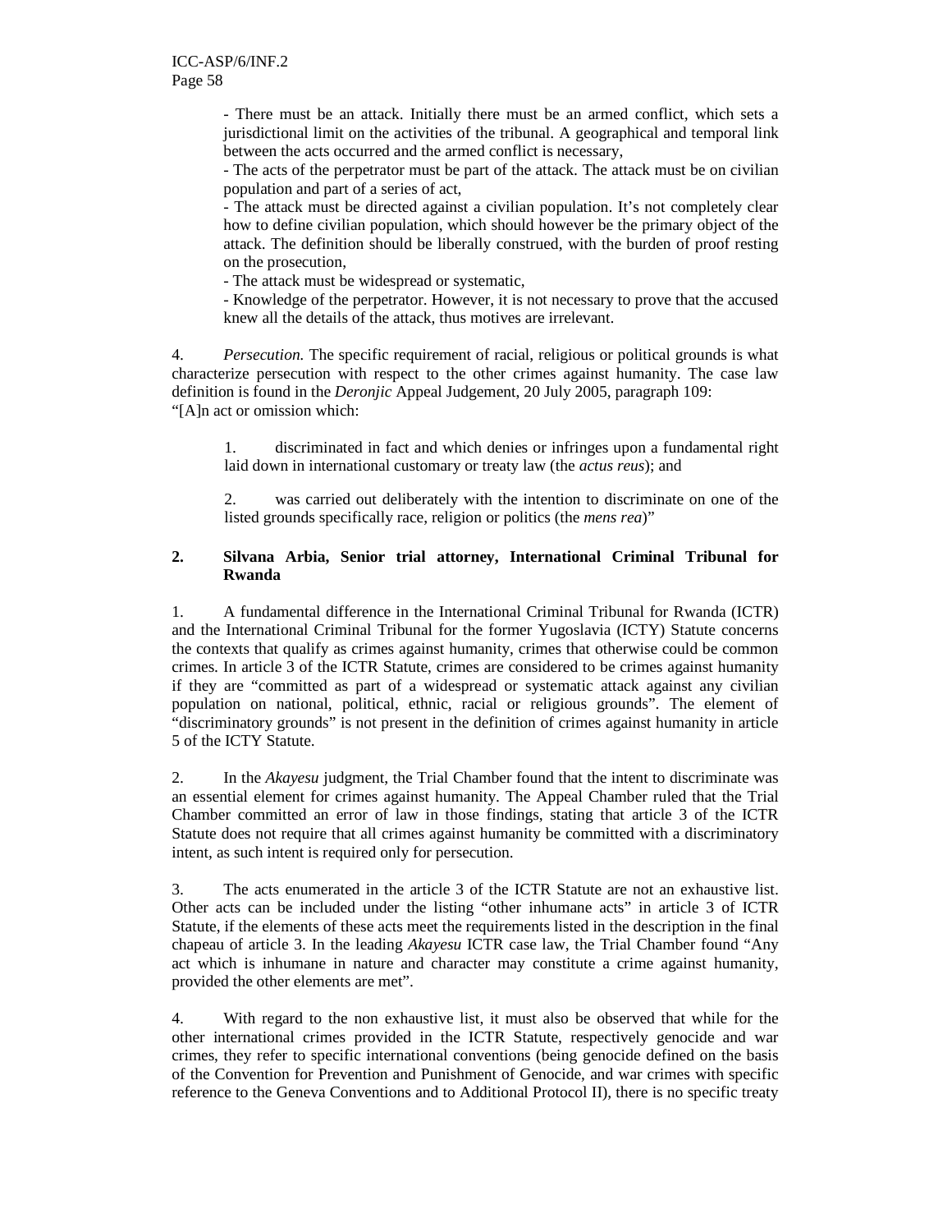- There must be an attack. Initially there must be an armed conflict, which sets a jurisdictional limit on the activities of the tribunal. A geographical and temporal link between the acts occurred and the armed conflict is necessary,

- The acts of the perpetrator must be part of the attack. The attack must be on civilian population and part of a series of act,

- The attack must be directed against a civilian population. It's not completely clear how to define civilian population, which should however be the primary object of the attack. The definition should be liberally construed, with the burden of proof resting on the prosecution,

- The attack must be widespread or systematic,

- Knowledge of the perpetrator. However, it is not necessary to prove that the accused knew all the details of the attack, thus motives are irrelevant.

4. *Persecution.* The specific requirement of racial, religious or political grounds is what characterize persecution with respect to the other crimes against humanity. The case law definition is found in the *Deronjic* Appeal Judgement, 20 July 2005, paragraph 109:
"[A]n act or omission which:

> 1. discriminated in fact and which denies or infringes upon a fundamental right laid down in international customary or treaty law (the *actus reus*); and
>
> 2. was carried out deliberately with the intention to discriminate on one of the listed grounds specifically race, religion or politics (the *mens rea*)"

### 2. Silvana Arbia, Senior trial attorney, International Criminal Tribunal for Rwanda

1. A fundamental difference in the International Criminal Tribunal for Rwanda (ICTR) and the International Criminal Tribunal for the former Yugoslavia (ICTY) Statute concerns the contexts that qualify as crimes against humanity, crimes that otherwise could be common crimes. In article 3 of the ICTR Statute, crimes are considered to be crimes against humanity if they are "committed as part of a widespread or systematic attack against any civilian population on national, political, ethnic, racial or religious grounds". The element of "discriminatory grounds" is not present in the definition of crimes against humanity in article 5 of the ICTY Statute.

2. In the *Akayesu* judgment, the Trial Chamber found that the intent to discriminate was an essential element for crimes against humanity. The Appeal Chamber ruled that the Trial Chamber committed an error of law in those findings, stating that article 3 of the ICTR Statute does not require that all crimes against humanity be committed with a discriminatory intent, as such intent is required only for persecution.

3. The acts enumerated in the article 3 of the ICTR Statute are not an exhaustive list. Other acts can be included under the listing "other inhumane acts" in article 3 of ICTR Statute, if the elements of these acts meet the requirements listed in the description in the final chapeau of article 3. In the leading *Akayesu* ICTR case law, the Trial Chamber found "Any act which is inhumane in nature and character may constitute a crime against humanity, provided the other elements are met".

4. With regard to the non exhaustive list, it must also be observed that while for the other international crimes provided in the ICTR Statute, respectively genocide and war crimes, they refer to specific international conventions (being genocide defined on the basis of the Convention for Prevention and Punishment of Genocide, and war crimes with specific reference to the Geneva Conventions and to Additional Protocol II), there is no specific treaty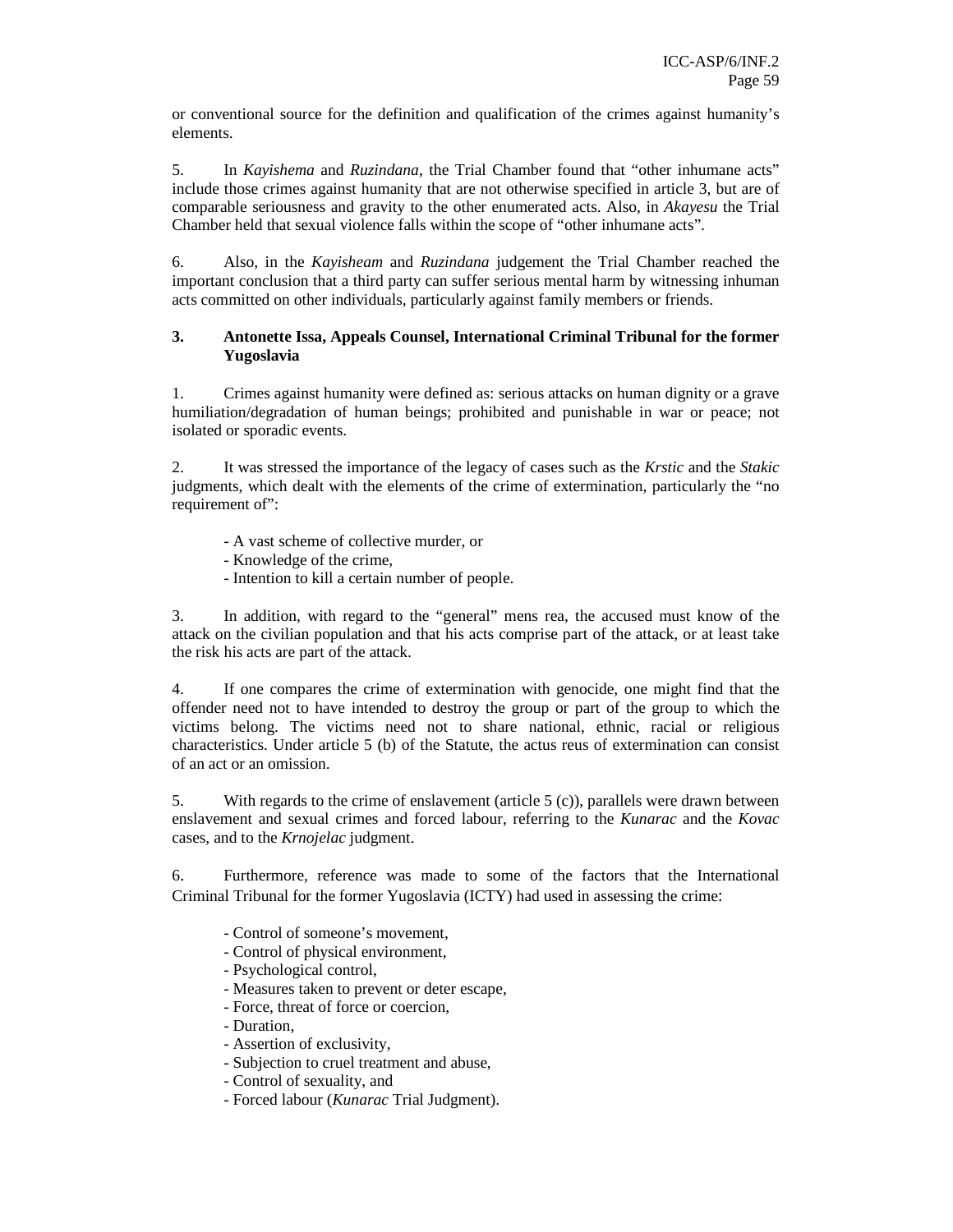or conventional source for the definition and qualification of the crimes against humanity's elements.

5. In *Kayishema* and *Ruzindana*, the Trial Chamber found that "other inhumane acts" include those crimes against humanity that are not otherwise specified in article 3, but are of comparable seriousness and gravity to the other enumerated acts. Also, in *Akayesu* the Trial Chamber held that sexual violence falls within the scope of "other inhumane acts".

6. Also, in the *Kayisheam* and *Ruzindana* judgement the Trial Chamber reached the important conclusion that a third party can suffer serious mental harm by witnessing inhuman acts committed on other individuals, particularly against family members or friends.

### 3. Antonette Issa, Appeals Counsel, International Criminal Tribunal for the former Yugoslavia

1. Crimes against humanity were defined as: serious attacks on human dignity or a grave humiliation/degradation of human beings; prohibited and punishable in war or peace; not isolated or sporadic events.

2. It was stressed the importance of the legacy of cases such as the *Krstic* and the *Stakic* judgments, which dealt with the elements of the crime of extermination, particularly the "no requirement of":

- A vast scheme of collective murder, or
- Knowledge of the crime,
- Intention to kill a certain number of people.

3. In addition, with regard to the "general" mens rea, the accused must know of the attack on the civilian population and that his acts comprise part of the attack, or at least take the risk his acts are part of the attack.

4. If one compares the crime of extermination with genocide, one might find that the offender need not to have intended to destroy the group or part of the group to which the victims belong. The victims need not to share national, ethnic, racial or religious characteristics. Under article 5 (b) of the Statute, the actus reus of extermination can consist of an act or an omission.

5. With regards to the crime of enslavement (article 5 (c)), parallels were drawn between enslavement and sexual crimes and forced labour, referring to the *Kunarac* and the *Kovac* cases, and to the *Krnojelac* judgment.

6. Furthermore, reference was made to some of the factors that the International Criminal Tribunal for the former Yugoslavia (ICTY) had used in assessing the crime:

- Control of someone's movement,
- Control of physical environment,
- Psychological control,
- Measures taken to prevent or deter escape,
- Force, threat of force or coercion,
- Duration,
- Assertion of exclusivity,
- Subjection to cruel treatment and abuse,
- Control of sexuality, and
- Forced labour (*Kunarac* Trial Judgment).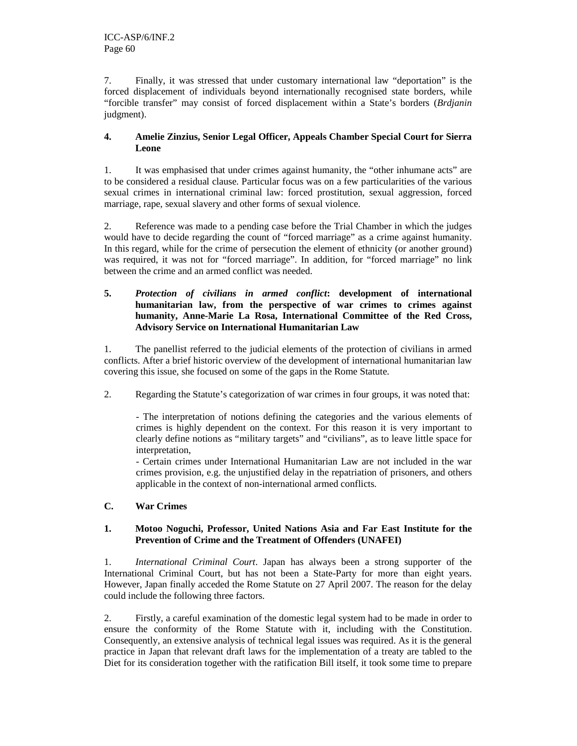7. Finally, it was stressed that under customary international law "deportation" is the forced displacement of individuals beyond internationally recognised state borders, while "forcible transfer" may consist of forced displacement within a State's borders (*Brdjanin* judgment).

### 4. Amelie Zinzius, Senior Legal Officer, Appeals Chamber Special Court for Sierra Leone

1. It was emphasised that under crimes against humanity, the "other inhumane acts" are to be considered a residual clause. Particular focus was on a few particularities of the various sexual crimes in international criminal law: forced prostitution, sexual aggression, forced marriage, rape, sexual slavery and other forms of sexual violence.

2. Reference was made to a pending case before the Trial Chamber in which the judges would have to decide regarding the count of "forced marriage" as a crime against humanity. In this regard, while for the crime of persecution the element of ethnicity (or another ground) was required, it was not for "forced marriage". In addition, for "forced marriage" no link between the crime and an armed conflict was needed.

### 5. *Protection of civilians in armed conflict*: development of international humanitarian law, from the perspective of war crimes to crimes against humanity, Anne-Marie La Rosa, International Committee of the Red Cross, Advisory Service on International Humanitarian Law

1. The panellist referred to the judicial elements of the protection of civilians in armed conflicts. After a brief historic overview of the development of international humanitarian law covering this issue, she focused on some of the gaps in the Rome Statute.

2. Regarding the Statute's categorization of war crimes in four groups, it was noted that:

- The interpretation of notions defining the categories and the various elements of crimes is highly dependent on the context. For this reason it is very important to clearly define notions as "military targets" and "civilians", as to leave little space for interpretation,
- Certain crimes under International Humanitarian Law are not included in the war crimes provision, e.g. the unjustified delay in the repatriation of prisoners, and others applicable in the context of non-international armed conflicts.

## C. War Crimes

### 1. Motoo Noguchi, Professor, United Nations Asia and Far East Institute for the Prevention of Crime and the Treatment of Offenders (UNAFEI)

1. *International Criminal Court*. Japan has always been a strong supporter of the International Criminal Court, but has not been a State-Party for more than eight years. However, Japan finally acceded the Rome Statute on 27 April 2007. The reason for the delay could include the following three factors.

2. Firstly, a careful examination of the domestic legal system had to be made in order to ensure the conformity of the Rome Statute with it, including with the Constitution. Consequently, an extensive analysis of technical legal issues was required. As it is the general practice in Japan that relevant draft laws for the implementation of a treaty are tabled to the Diet for its consideration together with the ratification Bill itself, it took some time to prepare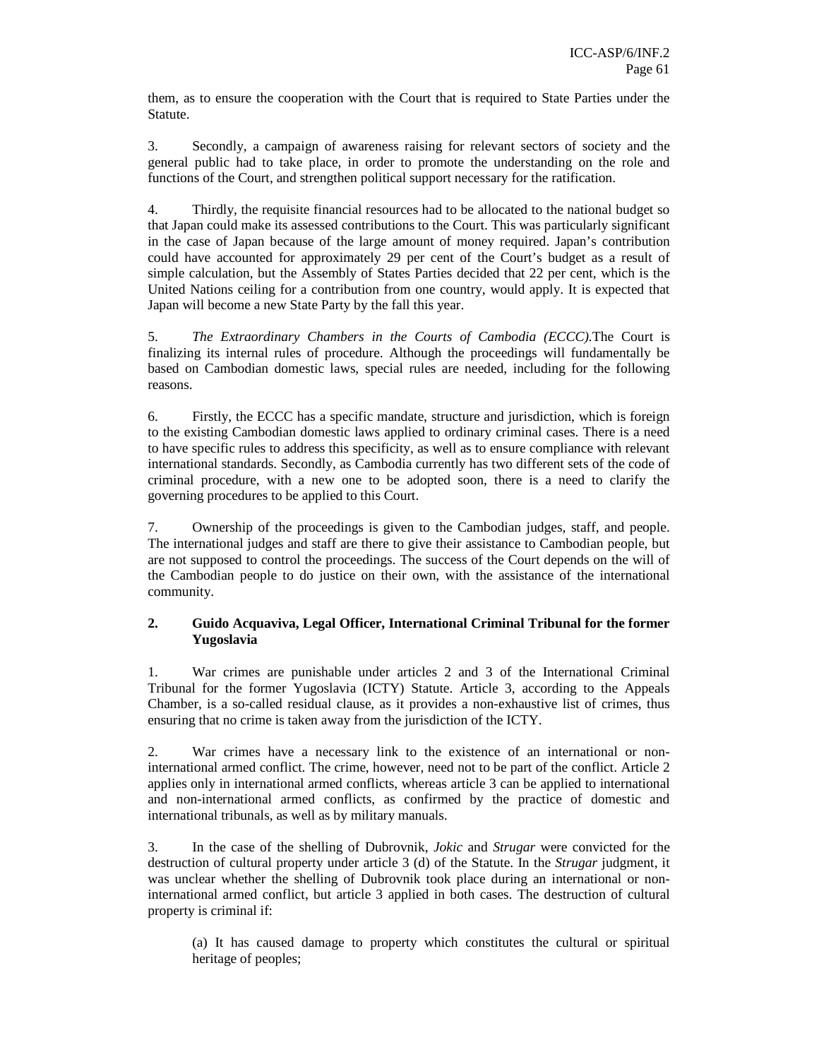them, as to ensure the cooperation with the Court that is required to State Parties under the Statute.

3. Secondly, a campaign of awareness raising for relevant sectors of society and the general public had to take place, in order to promote the understanding on the role and functions of the Court, and strengthen political support necessary for the ratification.

4. Thirdly, the requisite financial resources had to be allocated to the national budget so that Japan could make its assessed contributions to the Court. This was particularly significant in the case of Japan because of the large amount of money required. Japan's contribution could have accounted for approximately 29 per cent of the Court's budget as a result of simple calculation, but the Assembly of States Parties decided that 22 per cent, which is the United Nations ceiling for a contribution from one country, would apply. It is expected that Japan will become a new State Party by the fall this year.

5. *The Extraordinary Chambers in the Courts of Cambodia (ECCC).*The Court is finalizing its internal rules of procedure. Although the proceedings will fundamentally be based on Cambodian domestic laws, special rules are needed, including for the following reasons.

6. Firstly, the ECCC has a specific mandate, structure and jurisdiction, which is foreign to the existing Cambodian domestic laws applied to ordinary criminal cases. There is a need to have specific rules to address this specificity, as well as to ensure compliance with relevant international standards. Secondly, as Cambodia currently has two different sets of the code of criminal procedure, with a new one to be adopted soon, there is a need to clarify the governing procedures to be applied to this Court.

7. Ownership of the proceedings is given to the Cambodian judges, staff, and people. The international judges and staff are there to give their assistance to Cambodian people, but are not supposed to control the proceedings. The success of the Court depends on the will of the Cambodian people to do justice on their own, with the assistance of the international community.

### 2. Guido Acquaviva, Legal Officer, International Criminal Tribunal for the former Yugoslavia

1. War crimes are punishable under articles 2 and 3 of the International Criminal Tribunal for the former Yugoslavia (ICTY) Statute. Article 3, according to the Appeals Chamber, is a so-called residual clause, as it provides a non-exhaustive list of crimes, thus ensuring that no crime is taken away from the jurisdiction of the ICTY.

2. War crimes have a necessary link to the existence of an international or non-international armed conflict. The crime, however, need not to be part of the conflict. Article 2 applies only in international armed conflicts, whereas article 3 can be applied to international and non-international armed conflicts, as confirmed by the practice of domestic and international tribunals, as well as by military manuals.

3. In the case of the shelling of Dubrovnik, *Jokic* and *Strugar* were convicted for the destruction of cultural property under article 3 (d) of the Statute. In the *Strugar* judgment, it was unclear whether the shelling of Dubrovnik took place during an international or non-international armed conflict, but article 3 applied in both cases. The destruction of cultural property is criminal if:

(a) It has caused damage to property which constitutes the cultural or spiritual heritage of peoples;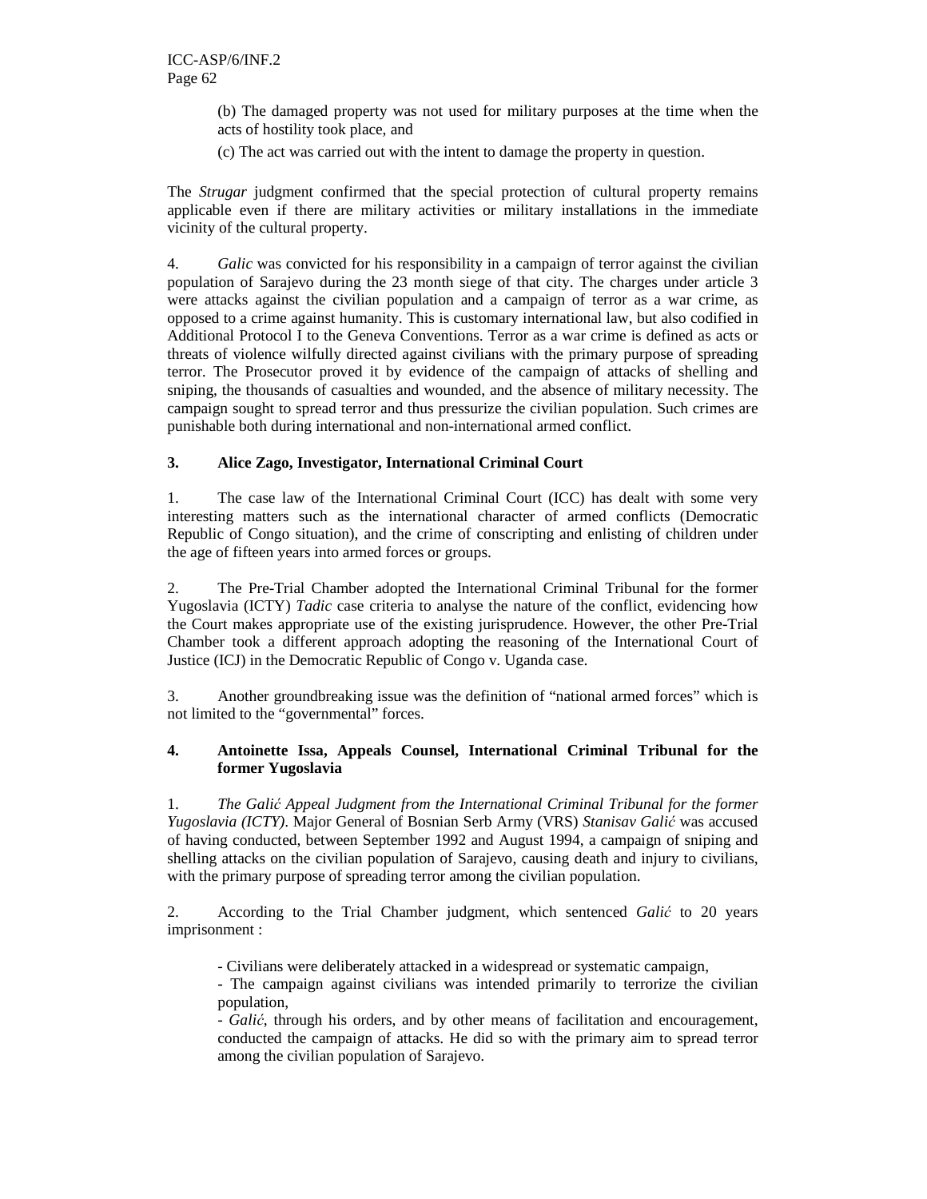(b) The damaged property was not used for military purposes at the time when the acts of hostility took place, and

(c) The act was carried out with the intent to damage the property in question.

The *Strugar* judgment confirmed that the special protection of cultural property remains applicable even if there are military activities or military installations in the immediate vicinity of the cultural property.

4. *Galic* was convicted for his responsibility in a campaign of terror against the civilian population of Sarajevo during the 23 month siege of that city. The charges under article 3 were attacks against the civilian population and a campaign of terror as a war crime, as opposed to a crime against humanity. This is customary international law, but also codified in Additional Protocol I to the Geneva Conventions. Terror as a war crime is defined as acts or threats of violence wilfully directed against civilians with the primary purpose of spreading terror. The Prosecutor proved it by evidence of the campaign of attacks of shelling and sniping, the thousands of casualties and wounded, and the absence of military necessity. The campaign sought to spread terror and thus pressurize the civilian population. Such crimes are punishable both during international and non-international armed conflict.

### 3. Alice Zago, Investigator, International Criminal Court

1. The case law of the International Criminal Court (ICC) has dealt with some very interesting matters such as the international character of armed conflicts (Democratic Republic of Congo situation), and the crime of conscripting and enlisting of children under the age of fifteen years into armed forces or groups.

2. The Pre-Trial Chamber adopted the International Criminal Tribunal for the former Yugoslavia (ICTY) *Tadic* case criteria to analyse the nature of the conflict, evidencing how the Court makes appropriate use of the existing jurisprudence. However, the other Pre-Trial Chamber took a different approach adopting the reasoning of the International Court of Justice (ICJ) in the Democratic Republic of Congo v. Uganda case.

3. Another groundbreaking issue was the definition of "national armed forces" which is not limited to the "governmental" forces.

### 4. Antoinette Issa, Appeals Counsel, International Criminal Tribunal for the former Yugoslavia

1. *The Galić Appeal Judgment from the International Criminal Tribunal for the former Yugoslavia (ICTY)*. Major General of Bosnian Serb Army (VRS) *Stanisav Galić* was accused of having conducted, between September 1992 and August 1994, a campaign of sniping and shelling attacks on the civilian population of Sarajevo, causing death and injury to civilians, with the primary purpose of spreading terror among the civilian population.

2. According to the Trial Chamber judgment, which sentenced *Galić* to 20 years imprisonment :

- Civilians were deliberately attacked in a widespread or systematic campaign,
- The campaign against civilians was intended primarily to terrorize the civilian population,
- *Galić*, through his orders, and by other means of facilitation and encouragement, conducted the campaign of attacks. He did so with the primary aim to spread terror among the civilian population of Sarajevo.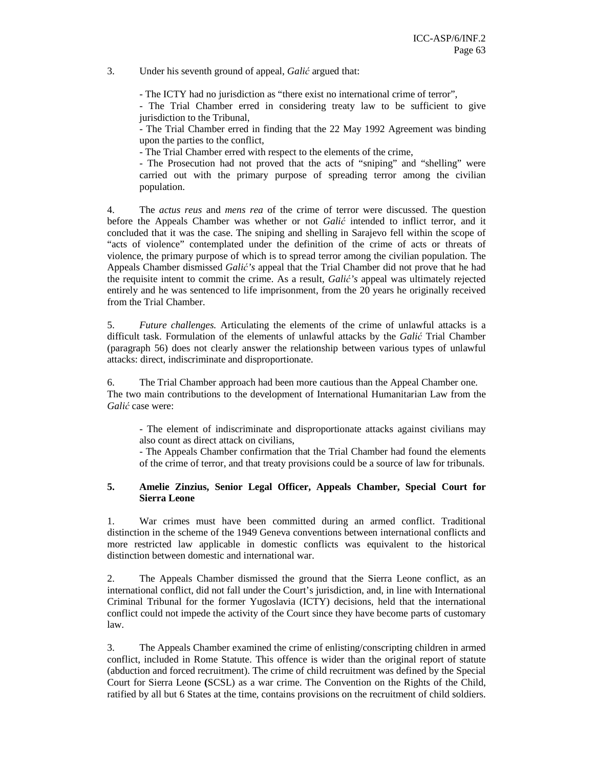3. Under his seventh ground of appeal, *Galić* argued that:

> - The ICTY had no jurisdiction as "there exist no international crime of terror",
> - The Trial Chamber erred in considering treaty law to be sufficient to give jurisdiction to the Tribunal,
> - The Trial Chamber erred in finding that the 22 May 1992 Agreement was binding upon the parties to the conflict,
> - The Trial Chamber erred with respect to the elements of the crime,
> - The Prosecution had not proved that the acts of "sniping" and "shelling" were carried out with the primary purpose of spreading terror among the civilian population.

4. The *actus reus* and *mens rea* of the crime of terror were discussed. The question before the Appeals Chamber was whether or not *Galić* intended to inflict terror, and it concluded that it was the case. The sniping and shelling in Sarajevo fell within the scope of "acts of violence" contemplated under the definition of the crime of acts or threats of violence, the primary purpose of which is to spread terror among the civilian population. The Appeals Chamber dismissed *Galić's* appeal that the Trial Chamber did not prove that he had the requisite intent to commit the crime. As a result, *Galić's* appeal was ultimately rejected entirely and he was sentenced to life imprisonment, from the 20 years he originally received from the Trial Chamber.

5. *Future challenges.* Articulating the elements of the crime of unlawful attacks is a difficult task. Formulation of the elements of unlawful attacks by the *Galić* Trial Chamber (paragraph 56) does not clearly answer the relationship between various types of unlawful attacks: direct, indiscriminate and disproportionate.

6. The Trial Chamber approach had been more cautious than the Appeal Chamber one. The two main contributions to the development of International Humanitarian Law from the *Galić* case were:

> - The element of indiscriminate and disproportionate attacks against civilians may also count as direct attack on civilians,
> - The Appeals Chamber confirmation that the Trial Chamber had found the elements of the crime of terror, and that treaty provisions could be a source of law for tribunals.

### 5. Amelie Zinzius, Senior Legal Officer, Appeals Chamber, Special Court for Sierra Leone

1. War crimes must have been committed during an armed conflict. Traditional distinction in the scheme of the 1949 Geneva conventions between international conflicts and more restricted law applicable in domestic conflicts was equivalent to the historical distinction between domestic and international war.

2. The Appeals Chamber dismissed the ground that the Sierra Leone conflict, as an international conflict, did not fall under the Court's jurisdiction, and, in line with International Criminal Tribunal for the former Yugoslavia (ICTY) decisions, held that the international conflict could not impede the activity of the Court since they have become parts of customary law.

3. The Appeals Chamber examined the crime of enlisting/conscripting children in armed conflict, included in Rome Statute. This offence is wider than the original report of statute (abduction and forced recruitment). The crime of child recruitment was defined by the Special Court for Sierra Leone (SCSL) as a war crime. The Convention on the Rights of the Child, ratified by all but 6 States at the time, contains provisions on the recruitment of child soldiers.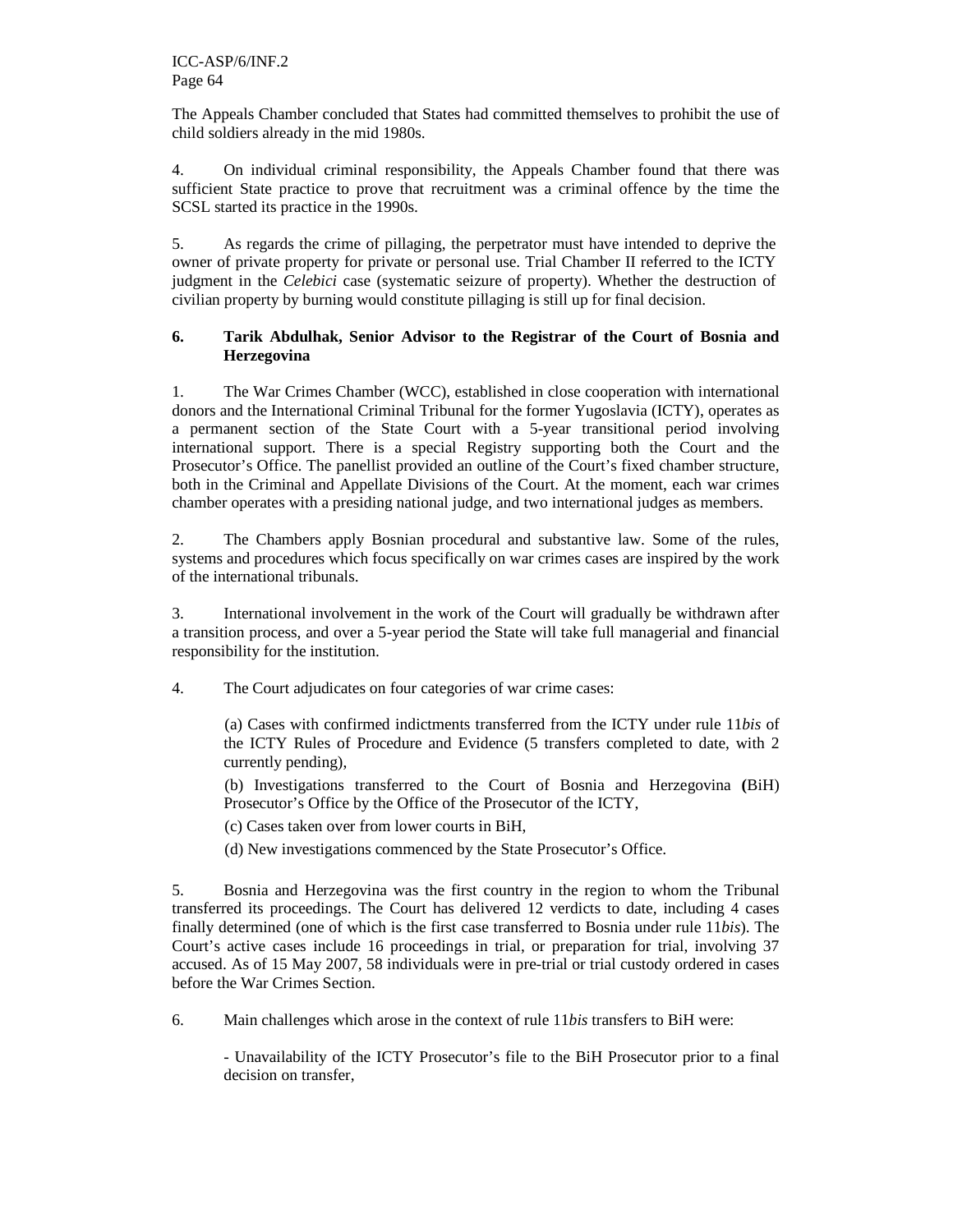The Appeals Chamber concluded that States had committed themselves to prohibit the use of child soldiers already in the mid 1980s.

4. On individual criminal responsibility, the Appeals Chamber found that there was sufficient State practice to prove that recruitment was a criminal offence by the time the SCSL started its practice in the 1990s.

5. As regards the crime of pillaging, the perpetrator must have intended to deprive the owner of private property for private or personal use. Trial Chamber II referred to the ICTY judgment in the *Celebici* case (systematic seizure of property). Whether the destruction of civilian property by burning would constitute pillaging is still up for final decision.

### 6. Tarik Abdulhak, Senior Advisor to the Registrar of the Court of Bosnia and Herzegovina

1. The War Crimes Chamber (WCC), established in close cooperation with international donors and the International Criminal Tribunal for the former Yugoslavia (ICTY), operates as a permanent section of the State Court with a 5-year transitional period involving international support. There is a special Registry supporting both the Court and the Prosecutor's Office. The panellist provided an outline of the Court's fixed chamber structure, both in the Criminal and Appellate Divisions of the Court. At the moment, each war crimes chamber operates with a presiding national judge, and two international judges as members.

2. The Chambers apply Bosnian procedural and substantive law. Some of the rules, systems and procedures which focus specifically on war crimes cases are inspired by the work of the international tribunals.

3. International involvement in the work of the Court will gradually be withdrawn after a transition process, and over a 5-year period the State will take full managerial and financial responsibility for the institution.

4. The Court adjudicates on four categories of war crime cases:

(a) Cases with confirmed indictments transferred from the ICTY under rule 11*bis* of the ICTY Rules of Procedure and Evidence (5 transfers completed to date, with 2 currently pending),

(b) Investigations transferred to the Court of Bosnia and Herzegovina **(**BiH) Prosecutor's Office by the Office of the Prosecutor of the ICTY,

(c) Cases taken over from lower courts in BiH,

(d) New investigations commenced by the State Prosecutor's Office.

5. Bosnia and Herzegovina was the first country in the region to whom the Tribunal transferred its proceedings. The Court has delivered 12 verdicts to date, including 4 cases finally determined (one of which is the first case transferred to Bosnia under rule 11*bis*). The Court's active cases include 16 proceedings in trial, or preparation for trial, involving 37 accused. As of 15 May 2007, 58 individuals were in pre-trial or trial custody ordered in cases before the War Crimes Section.

6. Main challenges which arose in the context of rule 11*bis* transfers to BiH were:

- Unavailability of the ICTY Prosecutor's file to the BiH Prosecutor prior to a final decision on transfer,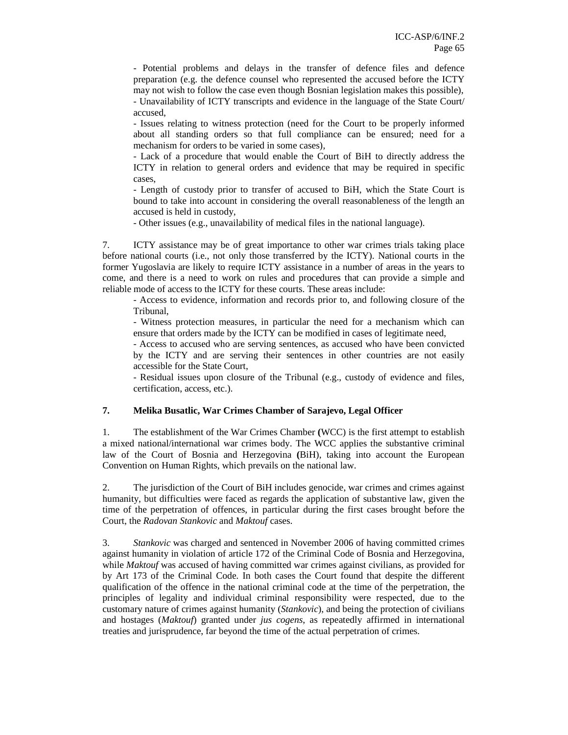- Potential problems and delays in the transfer of defence files and defence preparation (e.g. the defence counsel who represented the accused before the ICTY may not wish to follow the case even though Bosnian legislation makes this possible),
- Unavailability of ICTY transcripts and evidence in the language of the State Court/ accused,
- Issues relating to witness protection (need for the Court to be properly informed about all standing orders so that full compliance can be ensured; need for a mechanism for orders to be varied in some cases),
- Lack of a procedure that would enable the Court of BiH to directly address the ICTY in relation to general orders and evidence that may be required in specific cases,
- Length of custody prior to transfer of accused to BiH, which the State Court is bound to take into account in considering the overall reasonableness of the length an accused is held in custody,
- Other issues (e.g., unavailability of medical files in the national language).

7. ICTY assistance may be of great importance to other war crimes trials taking place before national courts (i.e., not only those transferred by the ICTY). National courts in the former Yugoslavia are likely to require ICTY assistance in a number of areas in the years to come, and there is a need to work on rules and procedures that can provide a simple and reliable mode of access to the ICTY for these courts. These areas include:

- Access to evidence, information and records prior to, and following closure of the Tribunal,
- Witness protection measures, in particular the need for a mechanism which can ensure that orders made by the ICTY can be modified in cases of legitimate need,
- Access to accused who are serving sentences, as accused who have been convicted by the ICTY and are serving their sentences in other countries are not easily accessible for the State Court,
- Residual issues upon closure of the Tribunal (e.g., custody of evidence and files, certification, access, etc.).

### 7. Melika Busatlic, War Crimes Chamber of Sarajevo, Legal Officer

1. The establishment of the War Crimes Chamber **(**WCC) is the first attempt to establish a mixed national/international war crimes body. The WCC applies the substantive criminal law of the Court of Bosnia and Herzegovina **(**BiH), taking into account the European Convention on Human Rights, which prevails on the national law.

2. The jurisdiction of the Court of BiH includes genocide, war crimes and crimes against humanity, but difficulties were faced as regards the application of substantive law, given the time of the perpetration of offences, in particular during the first cases brought before the Court, the *Radovan Stankovic* and *Maktouf* cases.

3. *Stankovic* was charged and sentenced in November 2006 of having committed crimes against humanity in violation of article 172 of the Criminal Code of Bosnia and Herzegovina, while *Maktouf* was accused of having committed war crimes against civilians, as provided for by Art 173 of the Criminal Code. In both cases the Court found that despite the different qualification of the offence in the national criminal code at the time of the perpetration, the principles of legality and individual criminal responsibility were respected, due to the customary nature of crimes against humanity (*Stankovic*), and being the protection of civilians and hostages (*Maktouf*) granted under *jus cogens*, as repeatedly affirmed in international treaties and jurisprudence, far beyond the time of the actual perpetration of crimes.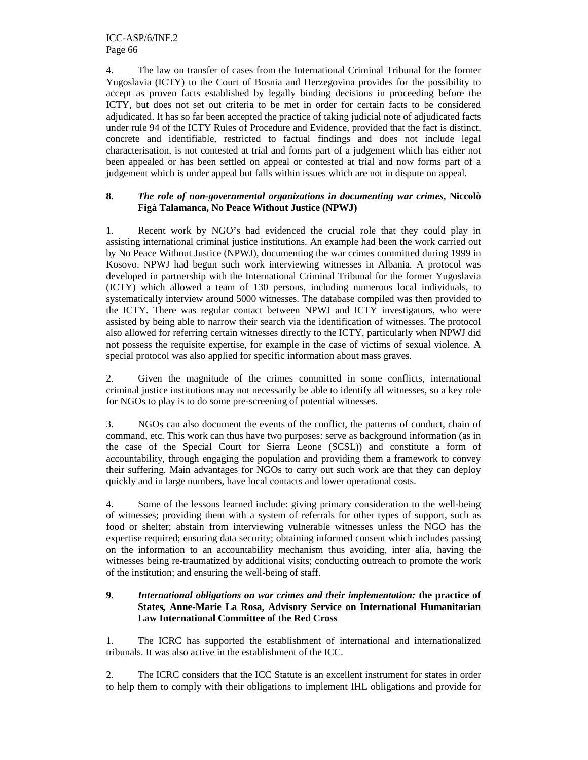4. The law on transfer of cases from the International Criminal Tribunal for the former Yugoslavia (ICTY) to the Court of Bosnia and Herzegovina provides for the possibility to accept as proven facts established by legally binding decisions in proceeding before the ICTY, but does not set out criteria to be met in order for certain facts to be considered adjudicated. It has so far been accepted the practice of taking judicial note of adjudicated facts under rule 94 of the ICTY Rules of Procedure and Evidence, provided that the fact is distinct, concrete and identifiable, restricted to factual findings and does not include legal characterisation, is not contested at trial and forms part of a judgement which has either not been appealed or has been settled on appeal or contested at trial and now forms part of a judgement which is under appeal but falls within issues which are not in dispute on appeal.

**8. *The role of non-governmental organizations in documenting war crimes*, Niccolò Figà Talamanca, No Peace Without Justice (NPWJ)**

1. Recent work by NGO's had evidenced the crucial role that they could play in assisting international criminal justice institutions. An example had been the work carried out by No Peace Without Justice (NPWJ), documenting the war crimes committed during 1999 in Kosovo. NPWJ had begun such work interviewing witnesses in Albania. A protocol was developed in partnership with the International Criminal Tribunal for the former Yugoslavia (ICTY) which allowed a team of 130 persons, including numerous local individuals, to systematically interview around 5000 witnesses. The database compiled was then provided to the ICTY. There was regular contact between NPWJ and ICTY investigators, who were assisted by being able to narrow their search via the identification of witnesses. The protocol also allowed for referring certain witnesses directly to the ICTY, particularly when NPWJ did not possess the requisite expertise, for example in the case of victims of sexual violence. A special protocol was also applied for specific information about mass graves.

2. Given the magnitude of the crimes committed in some conflicts, international criminal justice institutions may not necessarily be able to identify all witnesses, so a key role for NGOs to play is to do some pre-screening of potential witnesses.

3. NGOs can also document the events of the conflict, the patterns of conduct, chain of command, etc. This work can thus have two purposes: serve as background information (as in the case of the Special Court for Sierra Leone (SCSL)) and constitute a form of accountability, through engaging the population and providing them a framework to convey their suffering. Main advantages for NGOs to carry out such work are that they can deploy quickly and in large numbers, have local contacts and lower operational costs.

4. Some of the lessons learned include: giving primary consideration to the well-being of witnesses; providing them with a system of referrals for other types of support, such as food or shelter; abstain from interviewing vulnerable witnesses unless the NGO has the expertise required; ensuring data security; obtaining informed consent which includes passing on the information to an accountability mechanism thus avoiding, inter alia, having the witnesses being re-traumatized by additional visits; conducting outreach to promote the work of the institution; and ensuring the well-being of staff.

**9. *International obligations on war crimes and their implementation:* the practice of States, Anne-Marie La Rosa, Advisory Service on International Humanitarian Law International Committee of the Red Cross**

1. The ICRC has supported the establishment of international and internationalized tribunals. It was also active in the establishment of the ICC.

2. The ICRC considers that the ICC Statute is an excellent instrument for states in order to help them to comply with their obligations to implement IHL obligations and provide for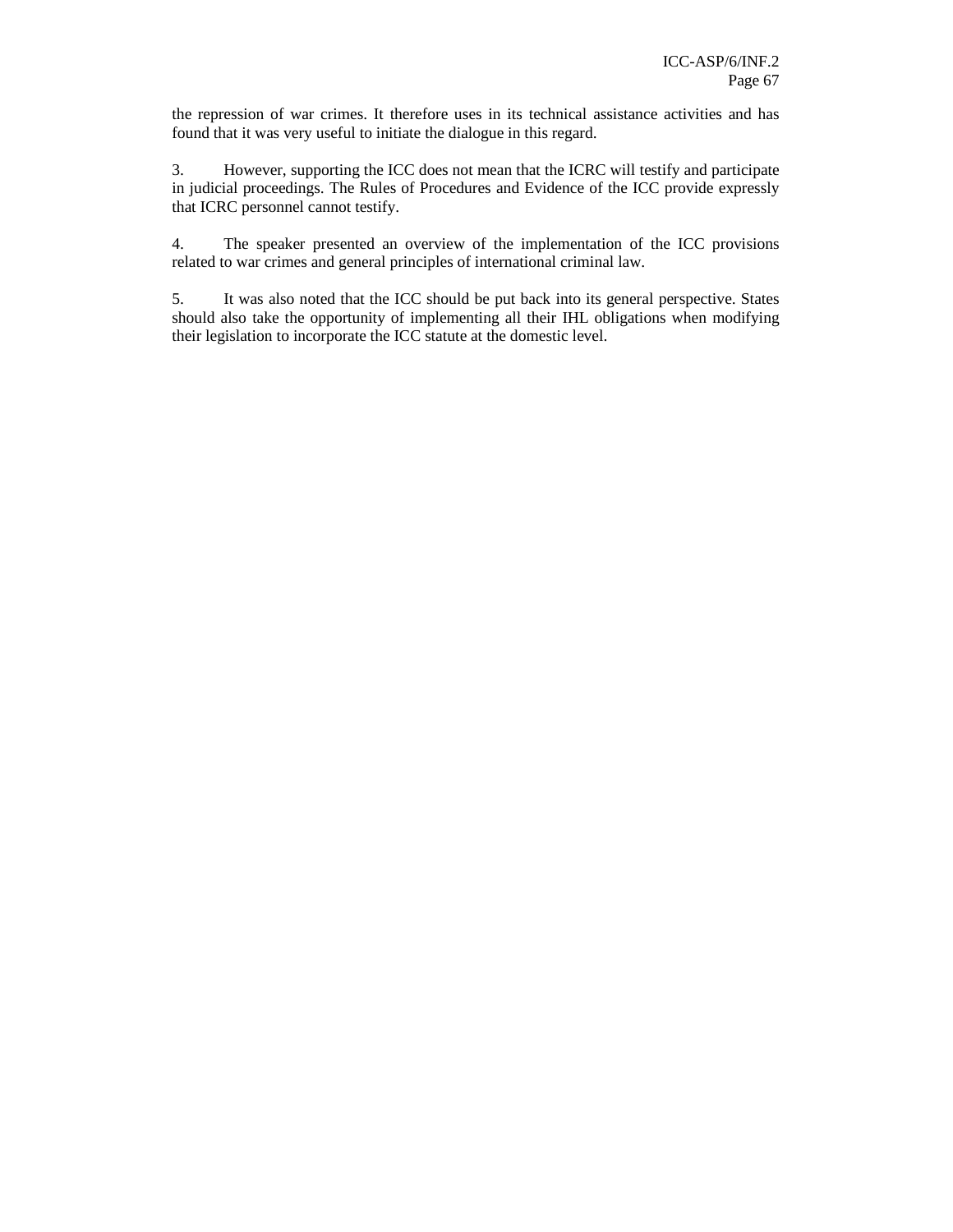the repression of war crimes. It therefore uses in its technical assistance activities and has found that it was very useful to initiate the dialogue in this regard.

3. However, supporting the ICC does not mean that the ICRC will testify and participate in judicial proceedings. The Rules of Procedures and Evidence of the ICC provide expressly that ICRC personnel cannot testify.

4. The speaker presented an overview of the implementation of the ICC provisions related to war crimes and general principles of international criminal law.

5. It was also noted that the ICC should be put back into its general perspective. States should also take the opportunity of implementing all their IHL obligations when modifying their legislation to incorporate the ICC statute at the domestic level.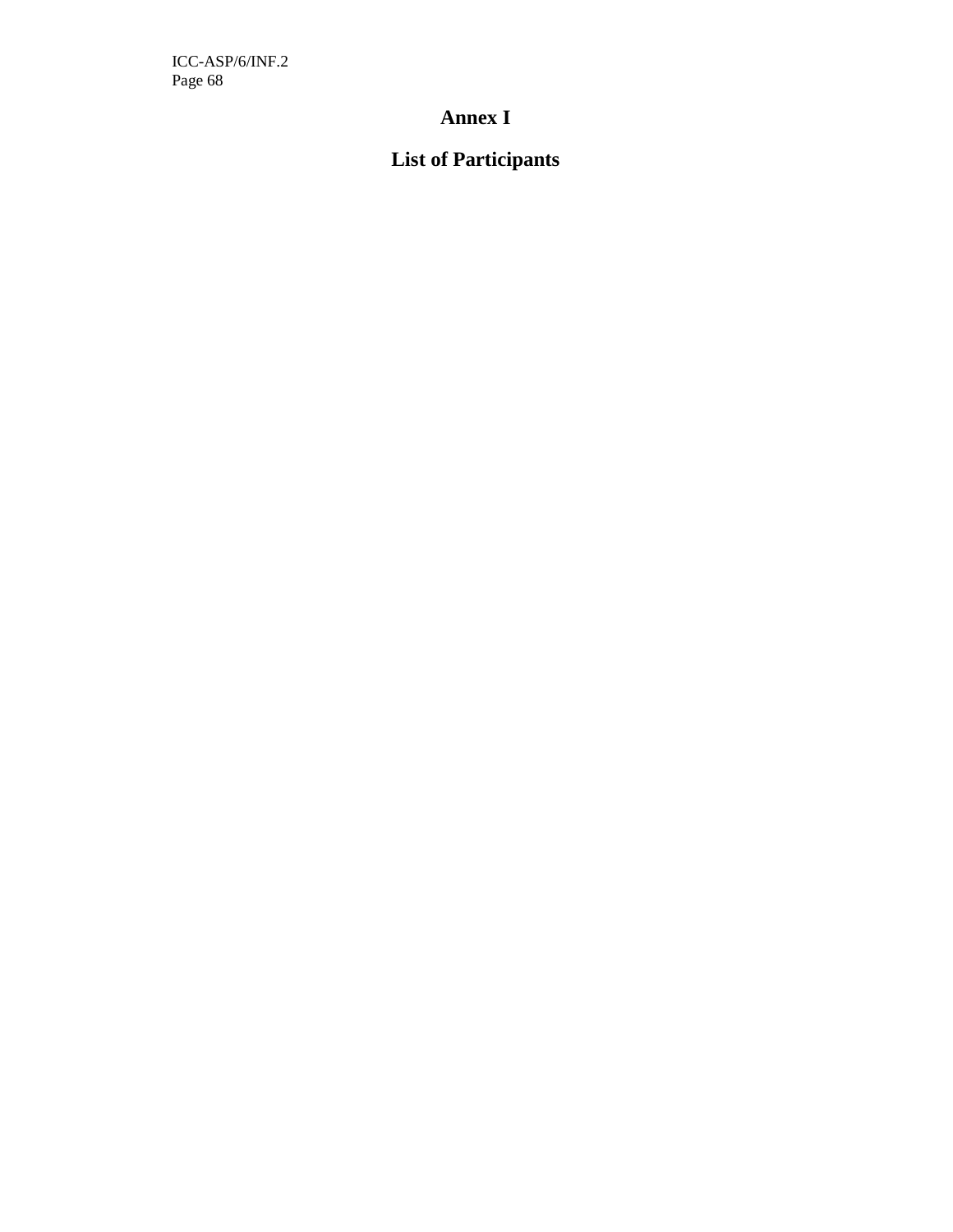# Annex I

## List of Participants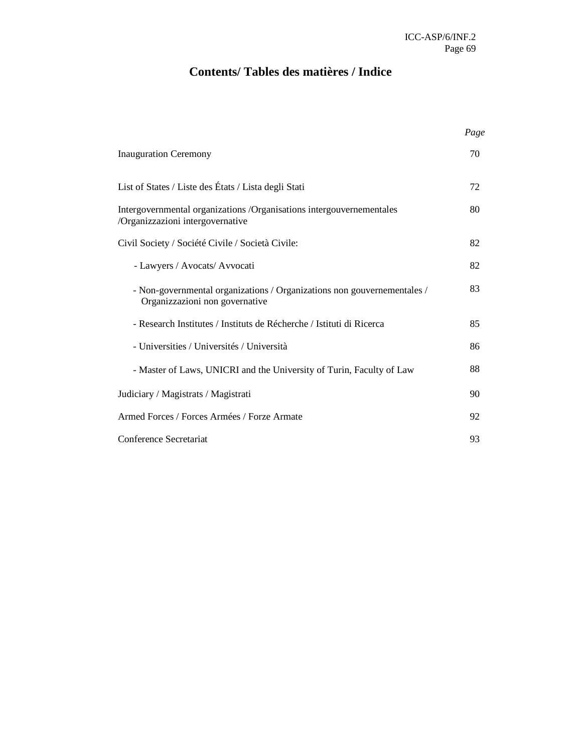# Contents/ Tables des matières / Indice

| | *Page* |
|---|---|
| Inauguration Ceremony | 70 |
| List of States / Liste des États / Lista degli Stati | 72 |
| Intergovernmental organizations /Organisations intergouvernementales /Organizzazioni intergovernative | 80 |
| Civil Society / Société Civile / Società Civile: | 82 |
| - Lawyers / Avocats/ Avvocati | 82 |
| - Non-governmental organizations / Organizations non gouvernementales / Organizzazioni non governative | 83 |
| - Research Institutes / Instituts de Récherche / Istituti di Ricerca | 85 |
| - Universities / Universités / Università | 86 |
| - Master of Laws, UNICRI and the University of Turin, Faculty of Law | 88 |
| Judiciary / Magistrats / Magistrati | 90 |
| Armed Forces / Forces Armées / Forze Armate | 92 |
| Conference Secretariat | 93 |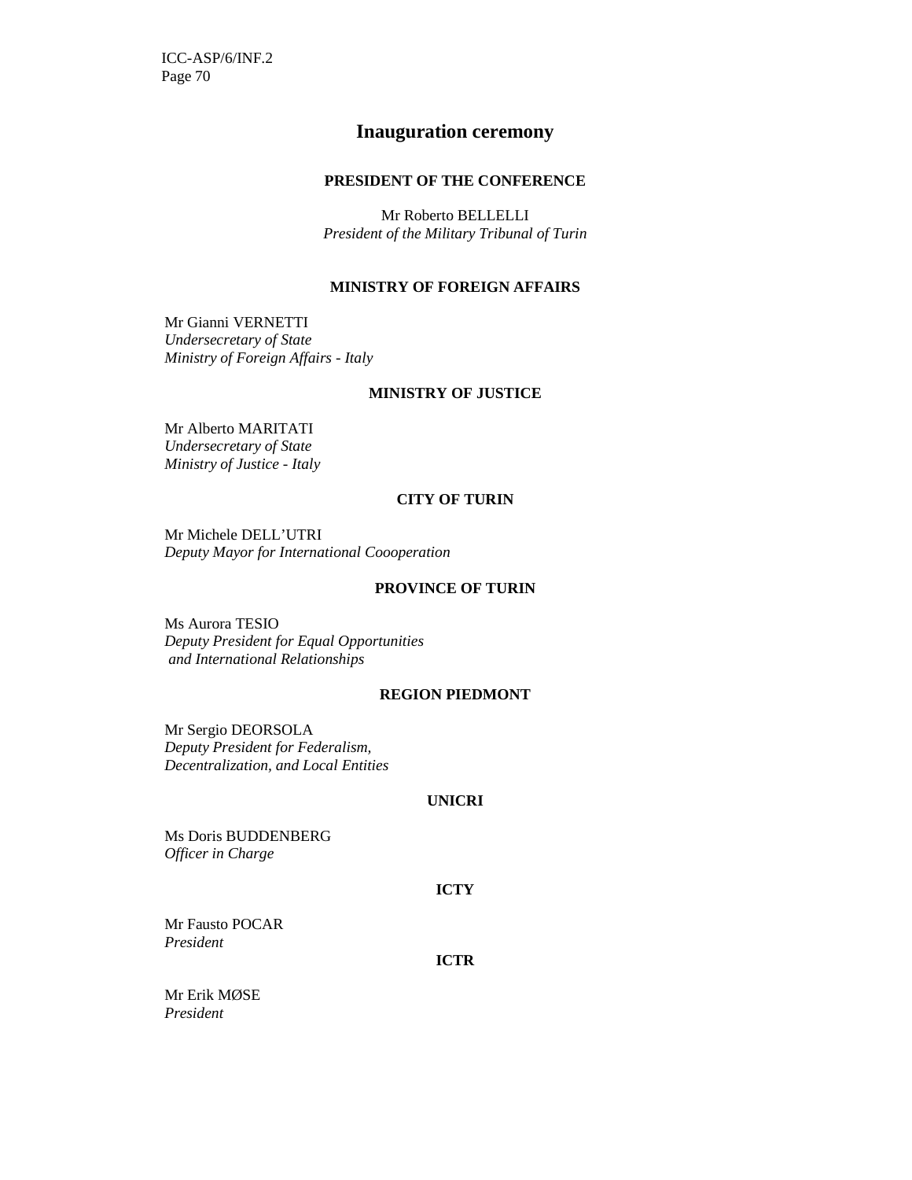## Inauguration ceremony

**PRESIDENT OF THE CONFERENCE**

Mr Roberto BELLELLI
*President of the Military Tribunal of Turin*

**MINISTRY OF FOREIGN AFFAIRS**

Mr Gianni VERNETTI
*Undersecretary of State*
*Ministry of Foreign Affairs - Italy*

**MINISTRY OF JUSTICE**

Mr Alberto MARITATI
*Undersecretary of State*
*Ministry of Justice - Italy*

**CITY OF TURIN**

Mr Michele DELL'UTRI
*Deputy Mayor for International Coooperation*

**PROVINCE OF TURIN**

Ms Aurora TESIO
*Deputy President for Equal Opportunities*
*and International Relationships*

**REGION PIEDMONT**

Mr Sergio DEORSOLA
*Deputy President for Federalism,*
*Decentralization, and Local Entities*

**UNICRI**

Ms Doris BUDDENBERG
*Officer in Charge*

**ICTY**

Mr Fausto POCAR
*President*

**ICTR**

Mr Erik MØSE
*President*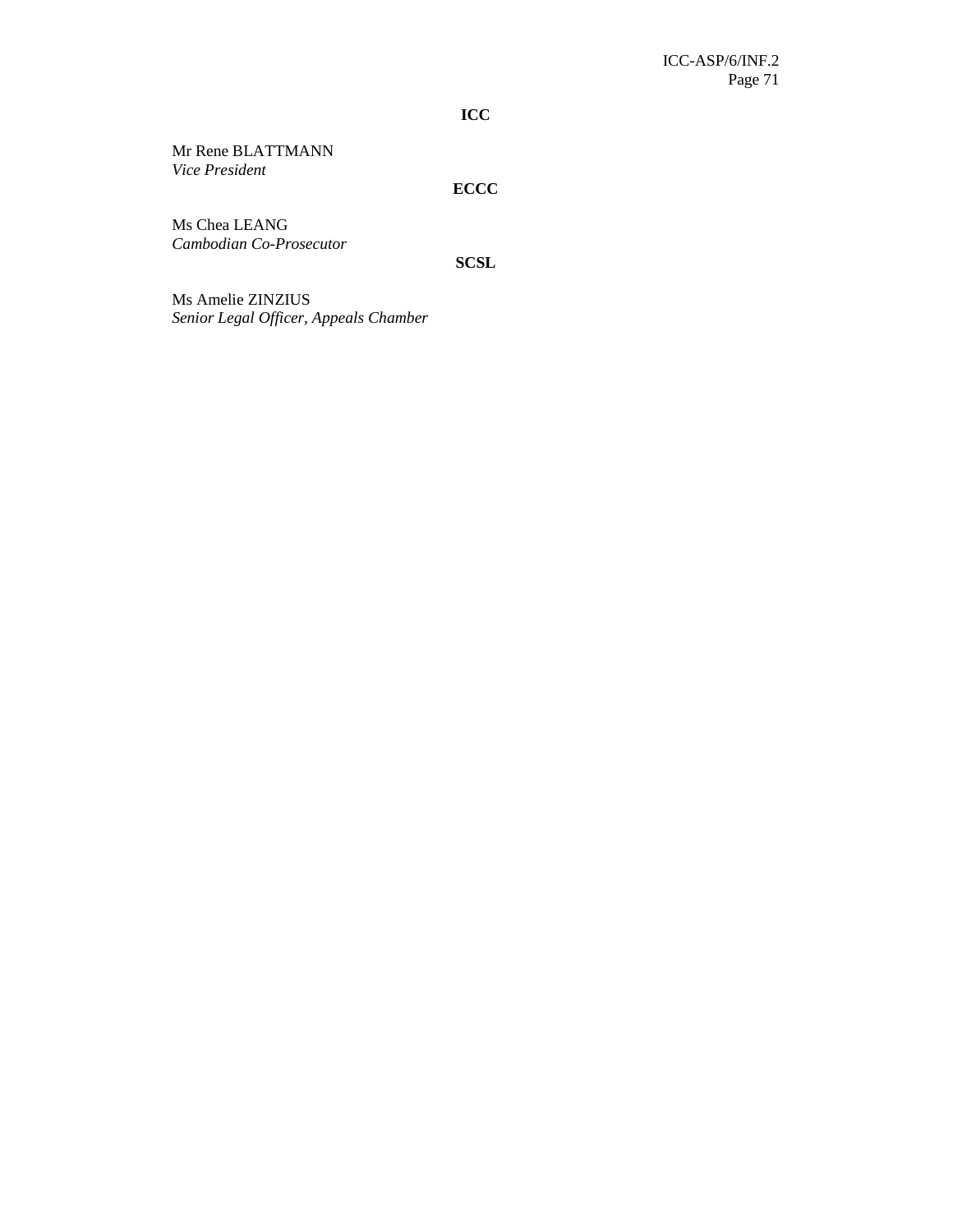**ICC**

Mr Rene BLATTMANN
*Vice President*

**ECCC**

Ms Chea LEANG
*Cambodian Co-Prosecutor*

**SCSL**

Ms Amelie ZINZIUS
*Senior Legal Officer, Appeals Chamber*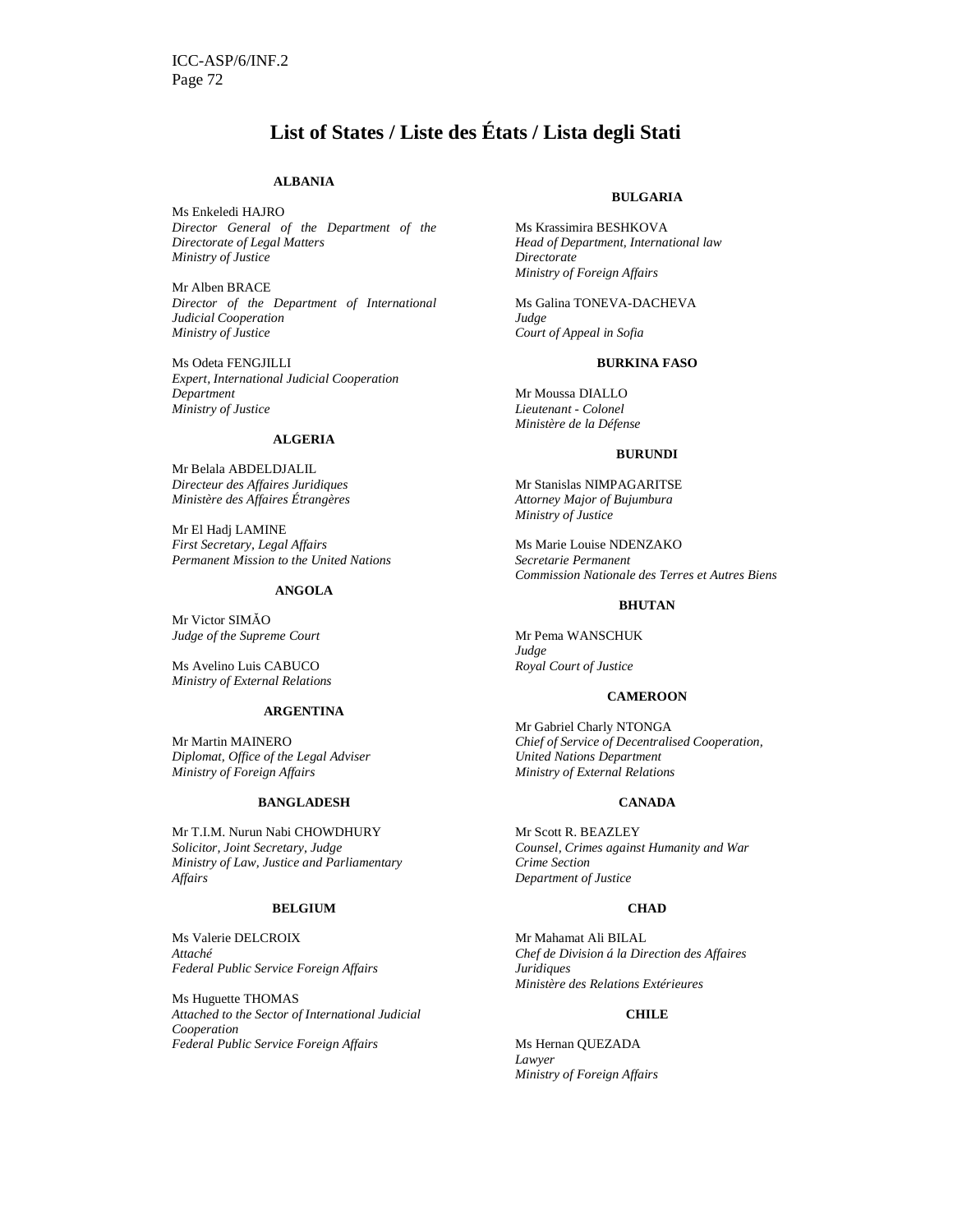# List of States / Liste des États / Lista degli Stati

**ALBANIA**

Ms Enkeledi HAJRO
*Director General of the Department of the Directorate of Legal Matters*
*Ministry of Justice*

Mr Alben BRACE
*Director of the Department of International Judicial Cooperation*
*Ministry of Justice*

Ms Odeta FENGJILLI
*Expert, International Judicial Cooperation Department*
*Ministry of Justice*

**ALGERIA**

Mr Belala ABDELDJALIL
*Directeur des Affaires Juridiques*
*Ministère des Affaires Étrangères*

Mr El Hadj LAMINE
*First Secretary, Legal Affairs*
*Permanent Mission to the United Nations*

**ANGOLA**

Mr Victor SIMÃO
*Judge of the Supreme Court*

Ms Avelino Luis CABUCO
*Ministry of External Relations*

**ARGENTINA**

Mr Martin MAINERO
*Diplomat, Office of the Legal Adviser*
*Ministry of Foreign Affairs*

**BANGLADESH**

Mr T.I.M. Nurun Nabi CHOWDHURY
*Solicitor, Joint Secretary, Judge*
*Ministry of Law, Justice and Parliamentary Affairs*

**BELGIUM**

Ms Valerie DELCROIX
*Attaché*
*Federal Public Service Foreign Affairs*

Ms Huguette THOMAS
*Attached to the Sector of International Judicial Cooperation*
*Federal Public Service Foreign Affairs*

**BULGARIA**

Ms Krassimira BESHKOVA
*Head of Department, International law Directorate*
*Ministry of Foreign Affairs*

Ms Galina TONEVA-DACHEVA
*Judge*
*Court of Appeal in Sofia*

**BURKINA FASO**

Mr Moussa DIALLO
*Lieutenant - Colonel*
*Ministère de la Défense*

**BURUNDI**

Mr Stanislas NIMPAGARITSE
*Attorney Major of Bujumbura*
*Ministry of Justice*

Ms Marie Louise NDENZAKO
*Secretarie Permanent*
*Commission Nationale des Terres et Autres Biens*

**BHUTAN**

Mr Pema WANSCHUK
*Judge*
*Royal Court of Justice*

**CAMEROON**

Mr Gabriel Charly NTONGA
*Chief of Service of Decentralised Cooperation, United Nations Department*
*Ministry of External Relations*

**CANADA**

Mr Scott R. BEAZLEY
*Counsel, Crimes against Humanity and War Crime Section*
*Department of Justice*

**CHAD**

Mr Mahamat Ali BILAL
*Chef de Division á la Direction des Affaires Juridiques*
*Ministère des Relations Extérieures*

**CHILE**

Ms Hernan QUEZADA
*Lawyer*
*Ministry of Foreign Affairs*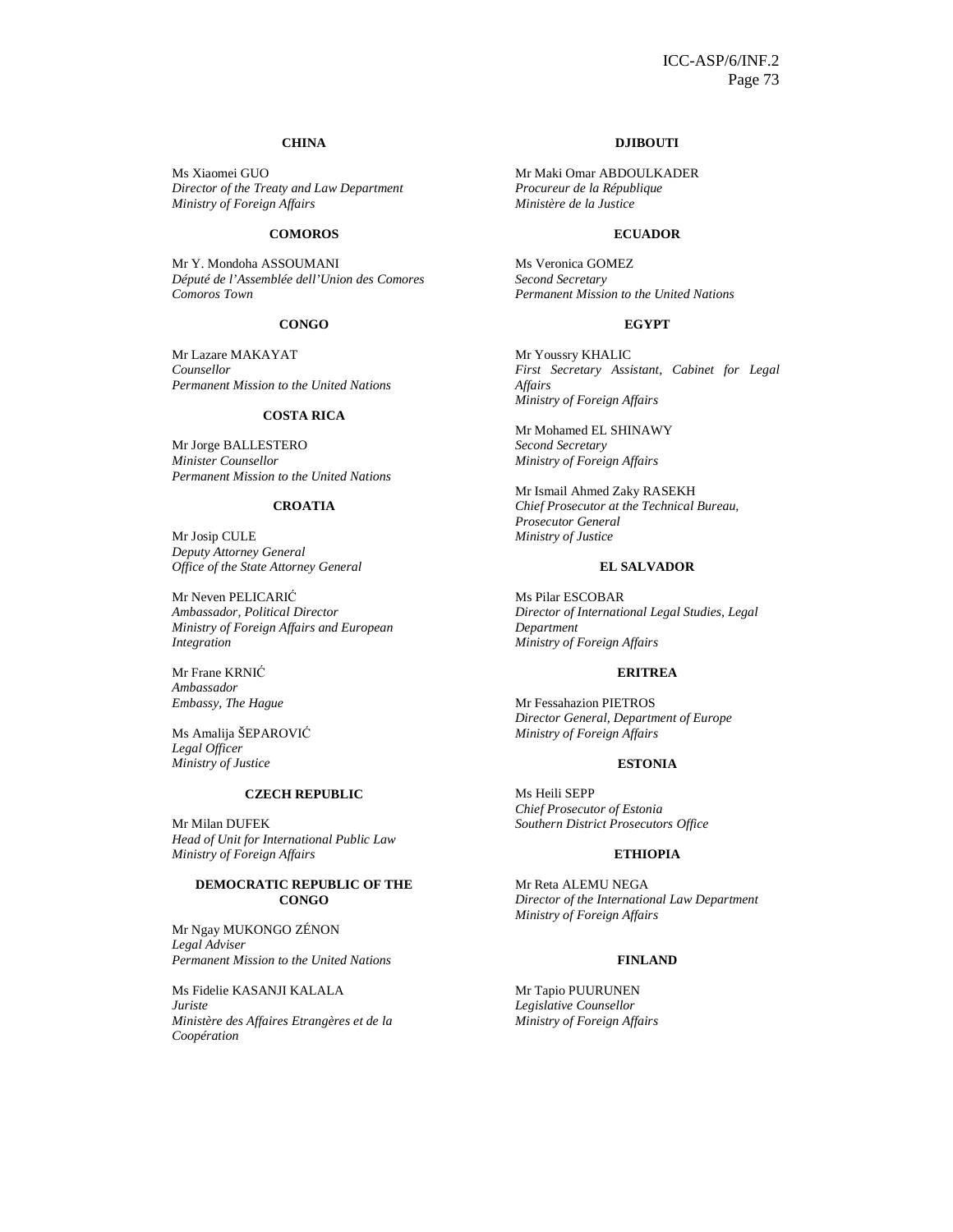**CHINA**

Ms Xiaomei GUO
*Director of the Treaty and Law Department*
*Ministry of Foreign Affairs*

**COMOROS**

Mr Y. Mondoha ASSOUMANI
*Député de l'Assemblée dell'Union des Comores*
*Comoros Town*

**CONGO**

Mr Lazare MAKAYAT
*Counsellor*
*Permanent Mission to the United Nations*

**COSTA RICA**

Mr Jorge BALLESTERO
*Minister Counsellor*
*Permanent Mission to the United Nations*

**CROATIA**

Mr Josip CULE
*Deputy Attorney General*
*Office of the State Attorney General*

Mr Neven PELICARIĆ
*Ambassador, Political Director*
*Ministry of Foreign Affairs and European Integration*

Mr Frane KRNIĆ
*Ambassador*
*Embassy, The Hague*

Ms Amalija ŠEPAROVIĆ
*Legal Officer*
*Ministry of Justice*

**CZECH REPUBLIC**

Mr Milan DUFEK
*Head of Unit for International Public Law*
*Ministry of Foreign Affairs*

**DEMOCRATIC REPUBLIC OF THE CONGO**

Mr Ngay MUKONGO ZÉNON
*Legal Adviser*
*Permanent Mission to the United Nations*

Ms Fidelie KASANJI KALALA
*Juriste*
*Ministère des Affaires Etrangères et de la Coopération*

**DJIBOUTI**

Mr Maki Omar ABDOULKADER
*Procureur de la République*
*Ministère de la Justice*

**ECUADOR**

Ms Veronica GOMEZ
*Second Secretary*
*Permanent Mission to the United Nations*

**EGYPT**

Mr Youssry KHALIC
*First Secretary Assistant, Cabinet for Legal Affairs*
*Ministry of Foreign Affairs*

Mr Mohamed EL SHINAWY
*Second Secretary*
*Ministry of Foreign Affairs*

Mr Ismail Ahmed Zaky RASEKH
*Chief Prosecutor at the Technical Bureau, Prosecutor General*
*Ministry of Justice*

**EL SALVADOR**

Ms Pilar ESCOBAR
*Director of International Legal Studies, Legal Department*
*Ministry of Foreign Affairs*

**ERITREA**

Mr Fessahazion PIETROS
*Director General, Department of Europe*
*Ministry of Foreign Affairs*

**ESTONIA**

Ms Heili SEPP
*Chief Prosecutor of Estonia*
*Southern District Prosecutors Office*

**ETHIOPIA**

Mr Reta ALEMU NEGA
*Director of the International Law Department*
*Ministry of Foreign Affairs*

**FINLAND**

Mr Tapio PUURUNEN
*Legislative Counsellor*
*Ministry of Foreign Affairs*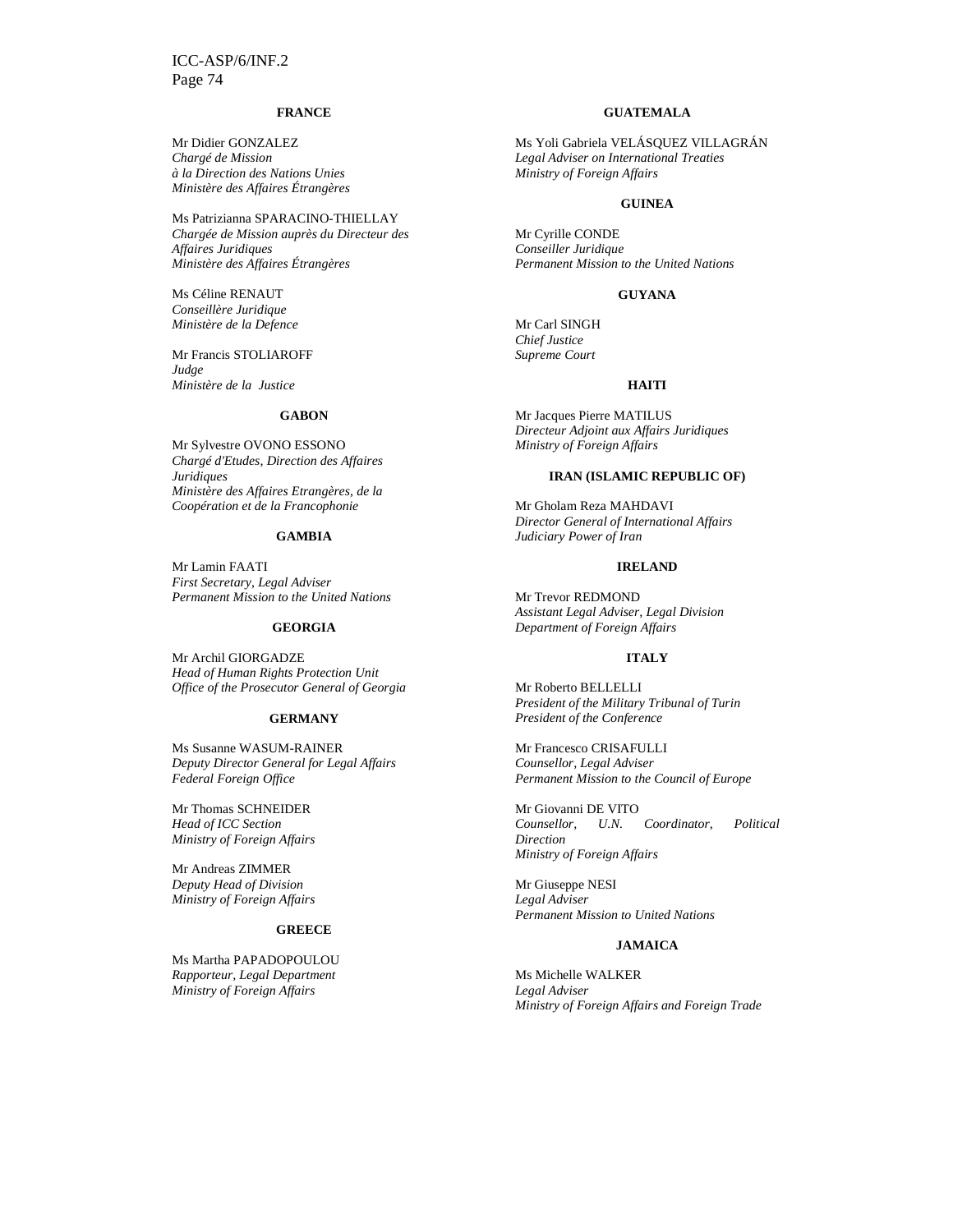**FRANCE**

Mr Didier GONZALEZ
*Chargé de Mission*
*à la Direction des Nations Unies*
*Ministère des Affaires Étrangères*

Ms Patrizianna SPARACINO-THIELLAY
*Chargée de Mission auprès du Directeur des Affaires Juridiques*
*Ministère des Affaires Étrangères*

Ms Céline RENAUT
*Conseillère Juridique*
*Ministère de la Defence*

Mr Francis STOLIAROFF
*Judge*
*Ministère de la Justice*

**GABON**

Mr Sylvestre OVONO ESSONO
*Chargé d'Etudes, Direction des Affaires Juridiques*
*Ministère des Affaires Etrangères, de la Coopération et de la Francophonie*

**GAMBIA**

Mr Lamin FAATI
*First Secretary, Legal Adviser*
*Permanent Mission to the United Nations*

**GEORGIA**

Mr Archil GIORGADZE
*Head of Human Rights Protection Unit*
*Office of the Prosecutor General of Georgia*

**GERMANY**

Ms Susanne WASUM-RAINER
*Deputy Director General for Legal Affairs*
*Federal Foreign Office*

Mr Thomas SCHNEIDER
*Head of ICC Section*
*Ministry of Foreign Affairs*

Mr Andreas ZIMMER
*Deputy Head of Division*
*Ministry of Foreign Affairs*

**GREECE**

Ms Martha PAPADOPOULOU
*Rapporteur, Legal Department*
*Ministry of Foreign Affairs*

**GUATEMALA**

Ms Yoli Gabriela VELÁSQUEZ VILLAGRÁN
*Legal Adviser on International Treaties*
*Ministry of Foreign Affairs*

**GUINEA**

Mr Cyrille CONDE
*Conseiller Juridique*
*Permanent Mission to the United Nations*

**GUYANA**

Mr Carl SINGH
*Chief Justice*
*Supreme Court*

**HAITI**

Mr Jacques Pierre MATILUS
*Directeur Adjoint aux Affairs Juridiques*
*Ministry of Foreign Affairs*

**IRAN (ISLAMIC REPUBLIC OF)**

Mr Gholam Reza MAHDAVI
*Director General of International Affairs*
*Judiciary Power of Iran*

**IRELAND**

Mr Trevor REDMOND
*Assistant Legal Adviser, Legal Division*
*Department of Foreign Affairs*

**ITALY**

Mr Roberto BELLELLI
*President of the Military Tribunal of Turin*
*President of the Conference*

Mr Francesco CRISAFULLI
*Counsellor, Legal Adviser*
*Permanent Mission to the Council of Europe*

Mr Giovanni DE VITO
*Counsellor, U.N. Coordinator, Political Direction*
*Ministry of Foreign Affairs*

Mr Giuseppe NESI
*Legal Adviser*
*Permanent Mission to United Nations*

**JAMAICA**

Ms Michelle WALKER
*Legal Adviser*
*Ministry of Foreign Affairs and Foreign Trade*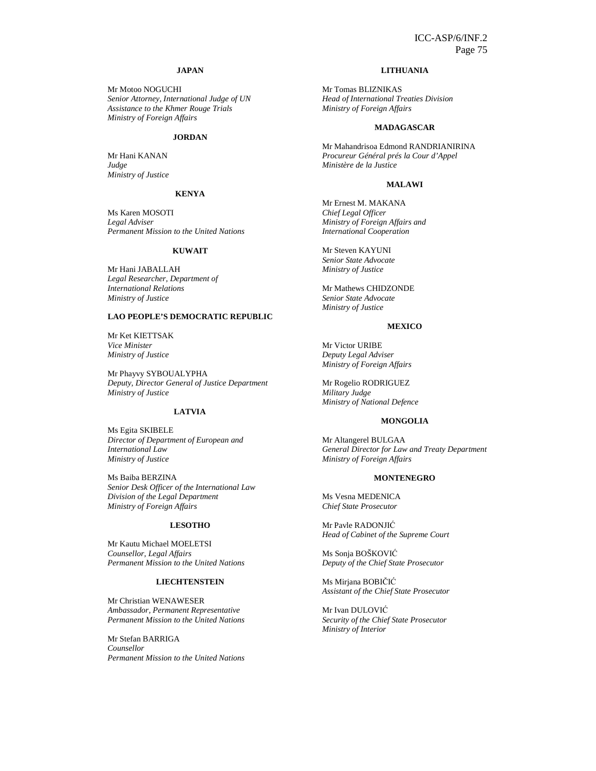**JAPAN**

Mr Motoo NOGUCHI
*Senior Attorney, International Judge of UN Assistance to the Khmer Rouge Trials*
*Ministry of Foreign Affairs*

**JORDAN**

Mr Hani KANAN
*Judge*
*Ministry of Justice*

**KENYA**

Ms Karen MOSOTI
*Legal Adviser*
*Permanent Mission to the United Nations*

**KUWAIT**

Mr Hani JABALLAH
*Legal Researcher, Department of International Relations*
*Ministry of Justice*

**LAO PEOPLE'S DEMOCRATIC REPUBLIC**

Mr Ket KIETTSAK
*Vice Minister*
*Ministry of Justice*

Mr Phayvy SYBOUALYPHA
*Deputy, Director General of Justice Department*
*Ministry of Justice*

**LATVIA**

Ms Egita SKIBELE
*Director of Department of European and International Law*
*Ministry of Justice*

Ms Baiba BERZINA
*Senior Desk Officer of the International Law Division of the Legal Department*
*Ministry of Foreign Affairs*

**LESOTHO**

Mr Kautu Michael MOELETSI
*Counsellor, Legal Affairs*
*Permanent Mission to the United Nations*

**LIECHTENSTEIN**

Mr Christian WENAWESER
*Ambassador, Permanent Representative*
*Permanent Mission to the United Nations*

Mr Stefan BARRIGA
*Counsellor*
*Permanent Mission to the United Nations*

**LITHUANIA**

Mr Tomas BLIZNIKAS
*Head of International Treaties Division*
*Ministry of Foreign Affairs*

**MADAGASCAR**

Mr Mahandrisoa Edmond RANDRIANIRINA
*Procureur Général prés la Cour d'Appel*
*Ministère de la Justice*

**MALAWI**

Mr Ernest M. MAKANA
*Chief Legal Officer*
*Ministry of Foreign Affairs and International Cooperation*

Mr Steven KAYUNI
*Senior State Advocate*
*Ministry of Justice*

Mr Mathews CHIDZONDE
*Senior State Advocate*
*Ministry of Justice*

**MEXICO**

Mr Victor URIBE
*Deputy Legal Adviser*
*Ministry of Foreign Affairs*

Mr Rogelio RODRIGUEZ
*Military Judge*
*Ministry of National Defence*

**MONGOLIA**

Mr Altangerel BULGAA
*General Director for Law and Treaty Department*
*Ministry of Foreign Affairs*

**MONTENEGRO**

Ms Vesna MEDENICA
*Chief State Prosecutor*

Mr Pavle RADONJIĆ
*Head of Cabinet of the Supreme Court*

Ms Sonja BOŠKOVIĆ
*Deputy of the Chief State Prosecutor*

Ms Mirjana BOBIČIĆ
*Assistant of the Chief State Prosecutor*

Mr Ivan DULOVIĆ
*Security of the Chief State Prosecutor*
*Ministry of Interior*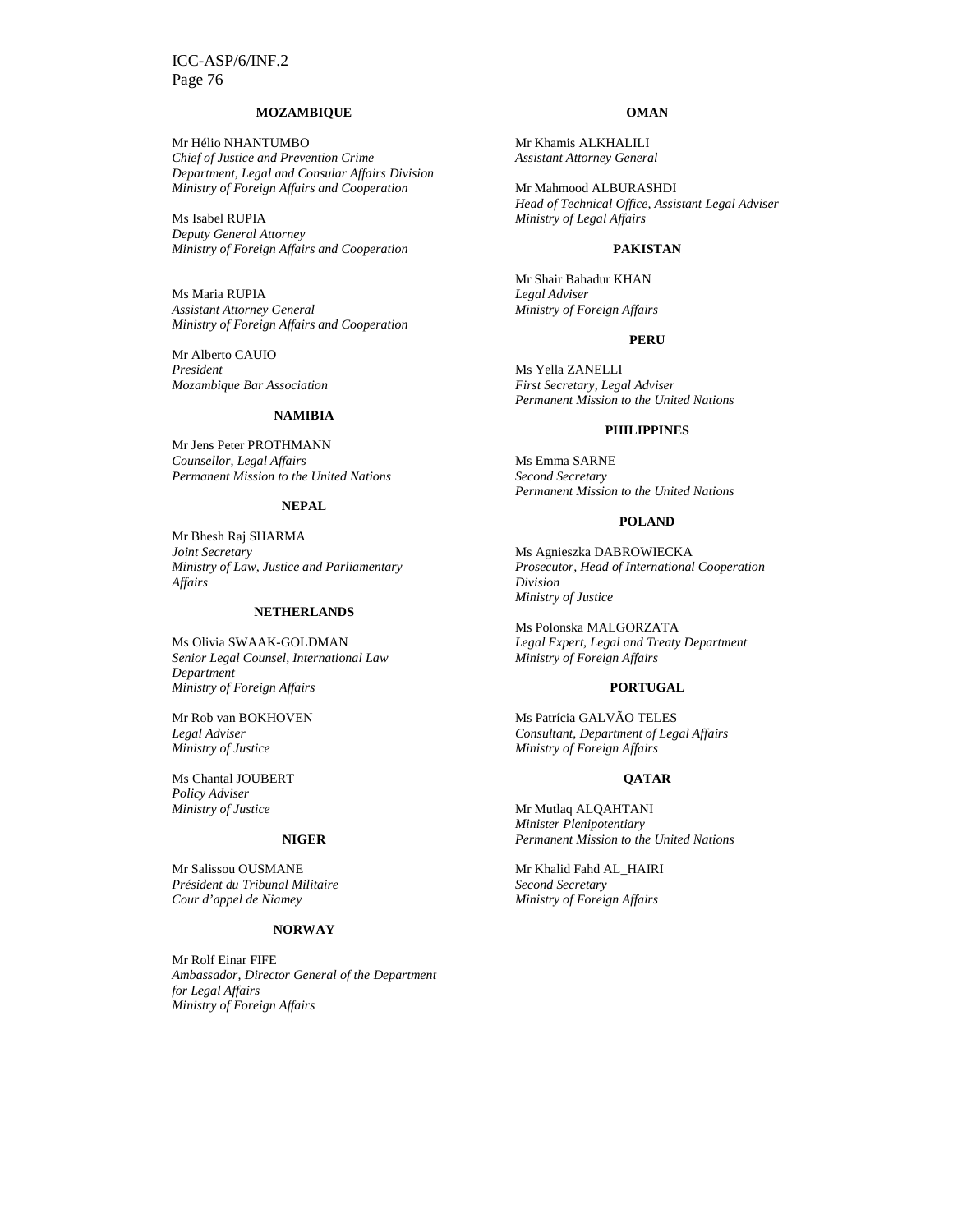**MOZAMBIQUE**

Mr Hélio NHANTUMBO
*Chief of Justice and Prevention Crime Department, Legal and Consular Affairs Division*
*Ministry of Foreign Affairs and Cooperation*

Ms Isabel RUPIA
*Deputy General Attorney*
*Ministry of Foreign Affairs and Cooperation*

Ms Maria RUPIA
*Assistant Attorney General*
*Ministry of Foreign Affairs and Cooperation*

Mr Alberto CAUIO
*President*
*Mozambique Bar Association*

**NAMIBIA**

Mr Jens Peter PROTHMANN
*Counsellor, Legal Affairs*
*Permanent Mission to the United Nations*

**NEPAL**

Mr Bhesh Raj SHARMA
*Joint Secretary*
*Ministry of Law, Justice and Parliamentary Affairs*

**NETHERLANDS**

Ms Olivia SWAAK-GOLDMAN
*Senior Legal Counsel, International Law Department*
*Ministry of Foreign Affairs*

Mr Rob van BOKHOVEN
*Legal Adviser*
*Ministry of Justice*

Ms Chantal JOUBERT
*Policy Adviser*
*Ministry of Justice*

**NIGER**

Mr Salissou OUSMANE
*Président du Tribunal Militaire*
*Cour d'appel de Niamey*

**NORWAY**

Mr Rolf Einar FIFE
*Ambassador, Director General of the Department for Legal Affairs*
*Ministry of Foreign Affairs*

**OMAN**

Mr Khamis ALKHALILI
*Assistant Attorney General*

Mr Mahmood ALBURASHDI
*Head of Technical Office, Assistant Legal Adviser*
*Ministry of Legal Affairs*

**PAKISTAN**

Mr Shair Bahadur KHAN
*Legal Adviser*
*Ministry of Foreign Affairs*

**PERU**

Ms Yella ZANELLI
*First Secretary, Legal Adviser*
*Permanent Mission to the United Nations*

**PHILIPPINES**

Ms Emma SARNE
*Second Secretary*
*Permanent Mission to the United Nations*

**POLAND**

Ms Agnieszka DABROWIECKA
*Prosecutor, Head of International Cooperation Division*
*Ministry of Justice*

Ms Polonska MALGORZATA
*Legal Expert, Legal and Treaty Department*
*Ministry of Foreign Affairs*

**PORTUGAL**

Ms Patrícia GALVÃO TELES
*Consultant, Department of Legal Affairs*
*Ministry of Foreign Affairs*

**QATAR**

Mr Mutlaq ALQAHTANI
*Minister Plenipotentiary*
*Permanent Mission to the United Nations*

Mr Khalid Fahd AL_HAIRI
*Second Secretary*
*Ministry of Foreign Affairs*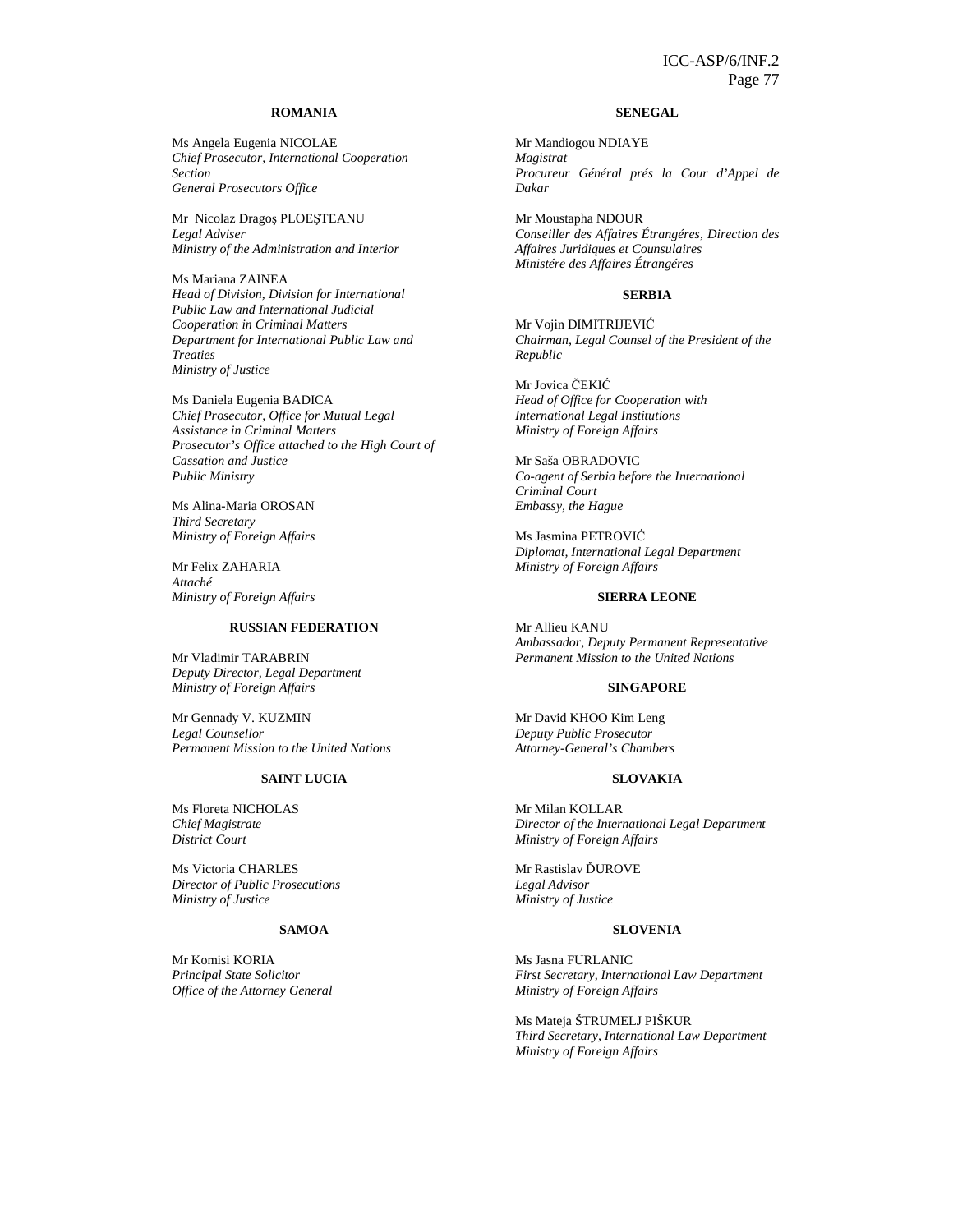**ROMANIA**

Ms Angela Eugenia NICOLAE
*Chief Prosecutor, International Cooperation Section*
*General Prosecutors Office*

Mr Nicolaz Dragoş PLOEŞTEANU
*Legal Adviser*
*Ministry of the Administration and Interior*

Ms Mariana ZAINEA
*Head of Division, Division for International Public Law and International Judicial Cooperation in Criminal Matters*
*Department for International Public Law and Treaties*
*Ministry of Justice*

Ms Daniela Eugenia BADICA
*Chief Prosecutor, Office for Mutual Legal Assistance in Criminal Matters*
*Prosecutor's Office attached to the High Court of Cassation and Justice*
*Public Ministry*

Ms Alina-Maria OROSAN
*Third Secretary*
*Ministry of Foreign Affairs*

Mr Felix ZAHARIA
*Attaché*
*Ministry of Foreign Affairs*

**RUSSIAN FEDERATION**

Mr Vladimir TARABRIN
*Deputy Director, Legal Department*
*Ministry of Foreign Affairs*

Mr Gennady V. KUZMIN
*Legal Counsellor*
*Permanent Mission to the United Nations*

**SAINT LUCIA**

Ms Floreta NICHOLAS
*Chief Magistrate*
*District Court*

Ms Victoria CHARLES
*Director of Public Prosecutions*
*Ministry of Justice*

**SAMOA**

Mr Komisi KORIA
*Principal State Solicitor*
*Office of the Attorney General*

**SENEGAL**

Mr Mandiogou NDIAYE
*Magistrat*
*Procureur Général prés la Cour d'Appel de Dakar*

Mr Moustapha NDOUR
*Conseiller des Affaires Étrangéres, Direction des Affaires Juridiques et Counsulaires*
*Ministére des Affaires Étrangéres*

**SERBIA**

Mr Vojin DIMITRIJEVIĆ
*Chairman, Legal Counsel of the President of the Republic*

Mr Jovica ČEKIĆ
*Head of Office for Cooperation with International Legal Institutions*
*Ministry of Foreign Affairs*

Mr Saša OBRADOVIC
*Co-agent of Serbia before the International Criminal Court*
*Embassy, the Hague*

Ms Jasmina PETROVIĆ
*Diplomat, International Legal Department*
*Ministry of Foreign Affairs*

**SIERRA LEONE**

Mr Allieu KANU
*Ambassador, Deputy Permanent Representative*
*Permanent Mission to the United Nations*

**SINGAPORE**

Mr David KHOO Kim Leng
*Deputy Public Prosecutor*
*Attorney-General's Chambers*

**SLOVAKIA**

Mr Milan KOLLAR
*Director of the International Legal Department*
*Ministry of Foreign Affairs*

Mr Rastislav ĎUROVE
*Legal Advisor*
*Ministry of Justice*

**SLOVENIA**

Ms Jasna FURLANIC
*First Secretary, International Law Department*
*Ministry of Foreign Affairs*

Ms Mateja ŠTRUMELJ PIŠKUR
*Third Secretary, International Law Department*
*Ministry of Foreign Affairs*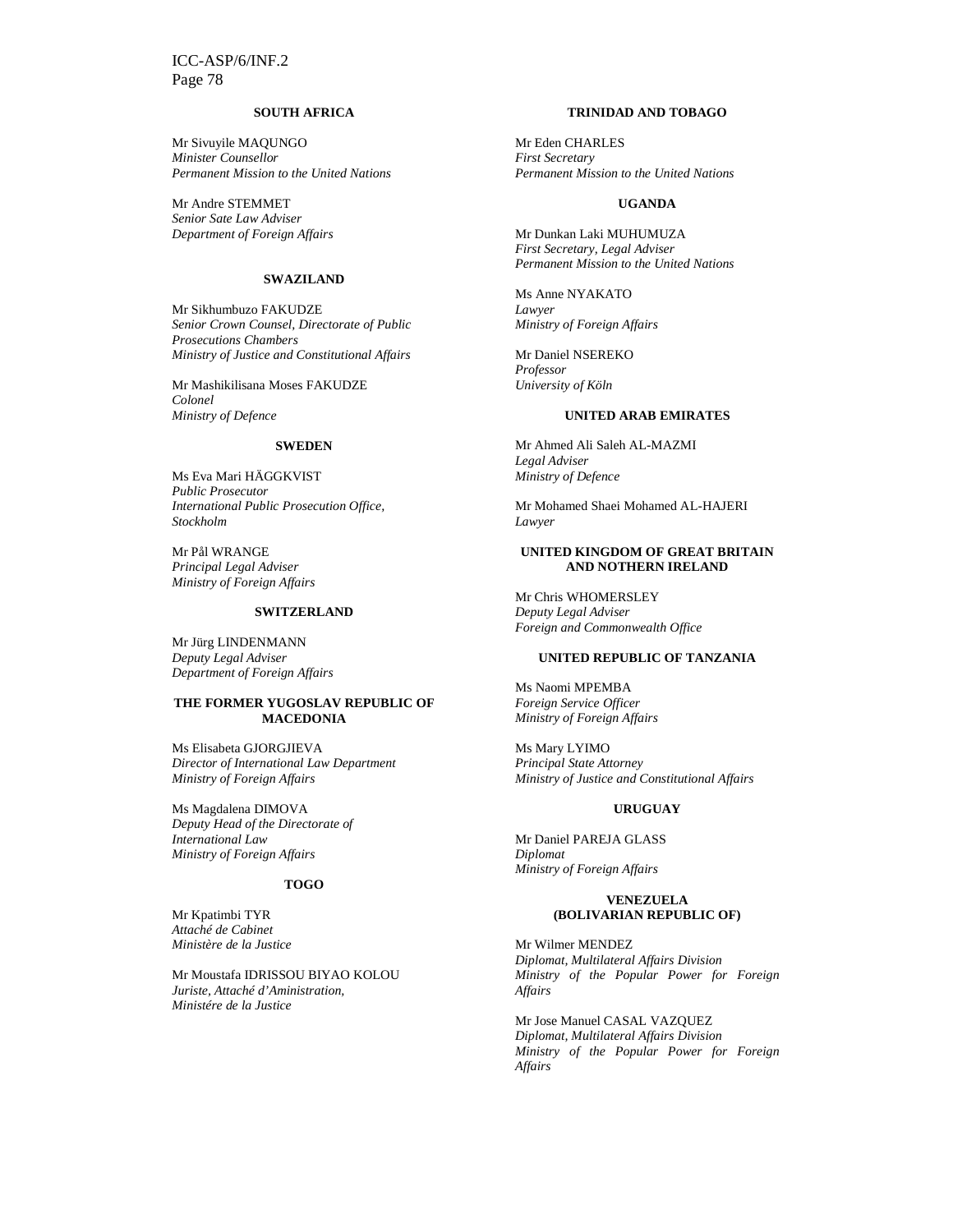**SOUTH AFRICA**

Mr Sivuyile MAQUNGO
*Minister Counsellor*
*Permanent Mission to the United Nations*

Mr Andre STEMMET
*Senior Sate Law Adviser*
*Department of Foreign Affairs*

**SWAZILAND**

Mr Sikhumbuzo FAKUDZE
*Senior Crown Counsel, Directorate of Public Prosecutions Chambers*
*Ministry of Justice and Constitutional Affairs*

Mr Mashikilisana Moses FAKUDZE
*Colonel*
*Ministry of Defence*

**SWEDEN**

Ms Eva Mari HÄGGKVIST
*Public Prosecutor*
*International Public Prosecution Office, Stockholm*

Mr Pål WRANGE
*Principal Legal Adviser*
*Ministry of Foreign Affairs*

**SWITZERLAND**

Mr Jürg LINDENMANN
*Deputy Legal Adviser*
*Department of Foreign Affairs*

**THE FORMER YUGOSLAV REPUBLIC OF MACEDONIA**

Ms Elisabeta GJORGJIEVA
*Director of International Law Department*
*Ministry of Foreign Affairs*

Ms Magdalena DIMOVA
*Deputy Head of the Directorate of International Law*
*Ministry of Foreign Affairs*

**TOGO**

Mr Kpatimbi TYR
*Attaché de Cabinet*
*Ministère de la Justice*

Mr Moustafa IDRISSOU BIYAO KOLOU
*Juriste, Attaché d'Aministration,*
*Ministére de la Justice*

**TRINIDAD AND TOBAGO**

Mr Eden CHARLES
*First Secretary*
*Permanent Mission to the United Nations*

**UGANDA**

Mr Dunkan Laki MUHUMUZA
*First Secretary, Legal Adviser*
*Permanent Mission to the United Nations*

Ms Anne NYAKATO
*Lawyer*
*Ministry of Foreign Affairs*

Mr Daniel NSEREKO
*Professor*
*University of Köln*

**UNITED ARAB EMIRATES**

Mr Ahmed Ali Saleh AL-MAZMI
*Legal Adviser*
*Ministry of Defence*

Mr Mohamed Shaei Mohamed AL-HAJERI
*Lawyer*

**UNITED KINGDOM OF GREAT BRITAIN AND NOTHERN IRELAND**

Mr Chris WHOMERSLEY
*Deputy Legal Adviser*
*Foreign and Commonwealth Office*

**UNITED REPUBLIC OF TANZANIA**

Ms Naomi MPEMBA
*Foreign Service Officer*
*Ministry of Foreign Affairs*

Ms Mary LYIMO
*Principal State Attorney*
*Ministry of Justice and Constitutional Affairs*

**URUGUAY**

Mr Daniel PAREJA GLASS
*Diplomat*
*Ministry of Foreign Affairs*

**VENEZUELA (BOLIVARIAN REPUBLIC OF)**

Mr Wilmer MENDEZ
*Diplomat, Multilateral Affairs Division*
*Ministry of the Popular Power for Foreign Affairs*

Mr Jose Manuel CASAL VAZQUEZ
*Diplomat, Multilateral Affairs Division*
*Ministry of the Popular Power for Foreign Affairs*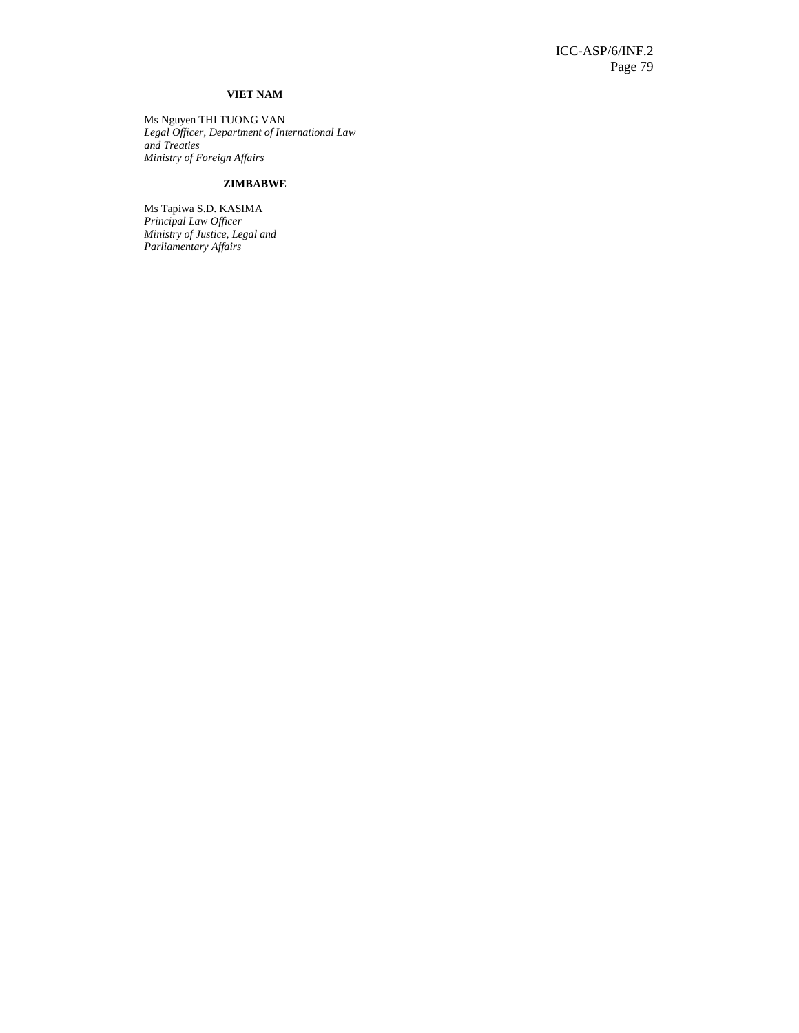**VIET NAM**

Ms Nguyen THI TUONG VAN
*Legal Officer, Department of International Law and Treaties*
*Ministry of Foreign Affairs*

**ZIMBABWE**

Ms Tapiwa S.D. KASIMA
*Principal Law Officer*
*Ministry of Justice, Legal and Parliamentary Affairs*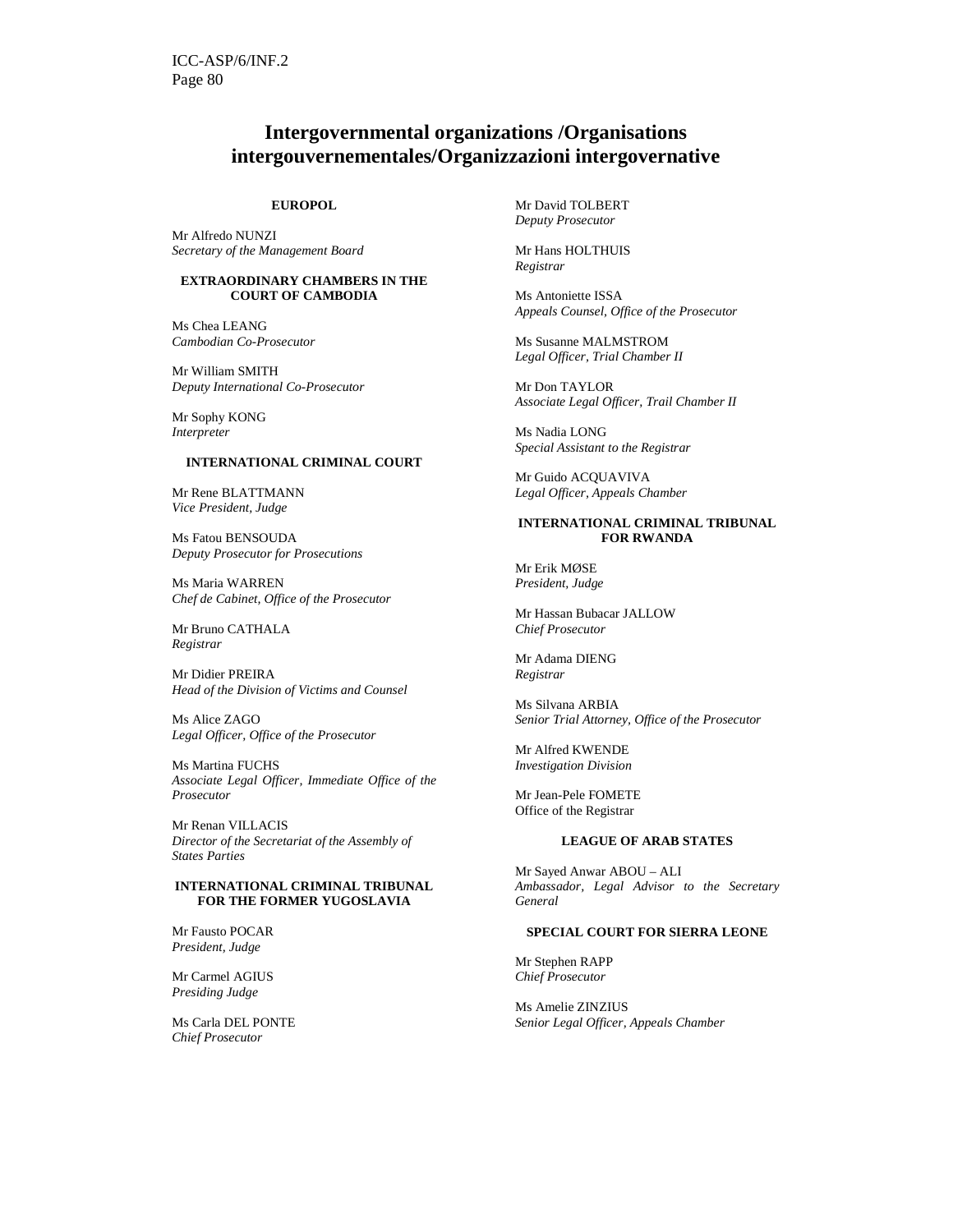# Intergovernmental organizations /Organisations intergouvernementales/Organizzazioni intergovernative

**EUROPOL**

Mr Alfredo NUNZI
*Secretary of the Management Board*

**EXTRAORDINARY CHAMBERS IN THE COURT OF CAMBODIA**

Ms Chea LEANG
*Cambodian Co-Prosecutor*

Mr William SMITH
*Deputy International Co-Prosecutor*

Mr Sophy KONG
*Interpreter*

**INTERNATIONAL CRIMINAL COURT**

Mr Rene BLATTMANN
*Vice President, Judge*

Ms Fatou BENSOUDA
*Deputy Prosecutor for Prosecutions*

Ms Maria WARREN
*Chef de Cabinet, Office of the Prosecutor*

Mr Bruno CATHALA
*Registrar*

Mr Didier PREIRA
*Head of the Division of Victims and Counsel*

Ms Alice ZAGO
*Legal Officer, Office of the Prosecutor*

Ms Martina FUCHS
*Associate Legal Officer, Immediate Office of the Prosecutor*

Mr Renan VILLACIS
*Director of the Secretariat of the Assembly of States Parties*

**INTERNATIONAL CRIMINAL TRIBUNAL FOR THE FORMER YUGOSLAVIA**

Mr Fausto POCAR
*President, Judge*

Mr Carmel AGIUS
*Presiding Judge*

Ms Carla DEL PONTE
*Chief Prosecutor*

Mr David TOLBERT
*Deputy Prosecutor*

Mr Hans HOLTHUIS
*Registrar*

Ms Antoniette ISSA
*Appeals Counsel, Office of the Prosecutor*

Ms Susanne MALMSTROM
*Legal Officer, Trial Chamber II*

Mr Don TAYLOR
*Associate Legal Officer, Trail Chamber II*

Ms Nadia LONG
*Special Assistant to the Registrar*

Mr Guido ACQUAVIVA
*Legal Officer, Appeals Chamber*

**INTERNATIONAL CRIMINAL TRIBUNAL FOR RWANDA**

Mr Erik MØSE
*President, Judge*

Mr Hassan Bubacar JALLOW
*Chief Prosecutor*

Mr Adama DIENG
*Registrar*

Ms Silvana ARBIA
*Senior Trial Attorney, Office of the Prosecutor*

Mr Alfred KWENDE
*Investigation Division*

Mr Jean-Pele FOMETE
Office of the Registrar

**LEAGUE OF ARAB STATES**

Mr Sayed Anwar ABOU – ALI
*Ambassador, Legal Advisor to the Secretary General*

**SPECIAL COURT FOR SIERRA LEONE**

Mr Stephen RAPP
*Chief Prosecutor*

Ms Amelie ZINZIUS
*Senior Legal Officer, Appeals Chamber*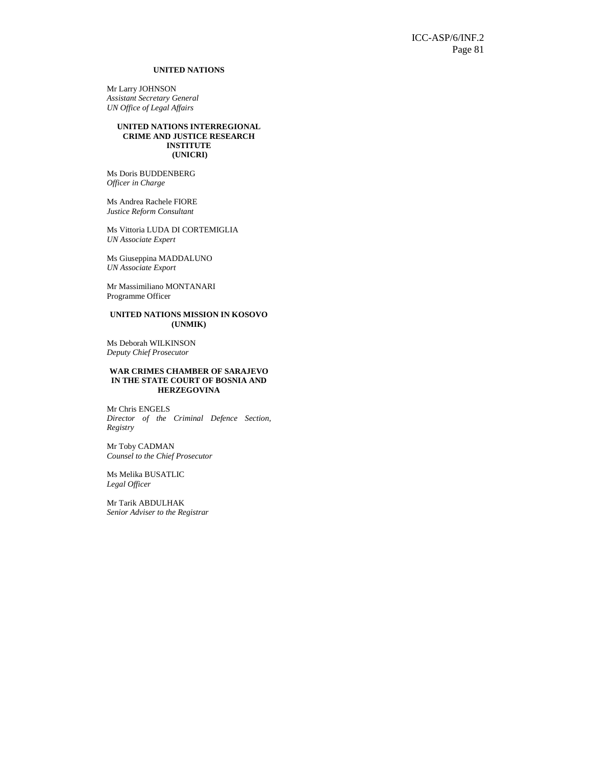**UNITED NATIONS**

Mr Larry JOHNSON
*Assistant Secretary General*
*UN Office of Legal Affairs*

**UNITED NATIONS INTERREGIONAL CRIME AND JUSTICE RESEARCH INSTITUTE (UNICRI)**

Ms Doris BUDDENBERG
*Officer in Charge*

Ms Andrea Rachele FIORE
*Justice Reform Consultant*

Ms Vittoria LUDA DI CORTEMIGLIA
*UN Associate Expert*

Ms Giuseppina MADDALUNO
*UN Associate Export*

Mr Massimiliano MONTANARI
Programme Officer

**UNITED NATIONS MISSION IN KOSOVO (UNMIK)**

Ms Deborah WILKINSON
*Deputy Chief Prosecutor*

**WAR CRIMES CHAMBER OF SARAJEVO IN THE STATE COURT OF BOSNIA AND HERZEGOVINA**

Mr Chris ENGELS
*Director of the Criminal Defence Section, Registry*

Mr Toby CADMAN
*Counsel to the Chief Prosecutor*

Ms Melika BUSATLIC
*Legal Officer*

Mr Tarik ABDULHAK
*Senior Adviser to the Registrar*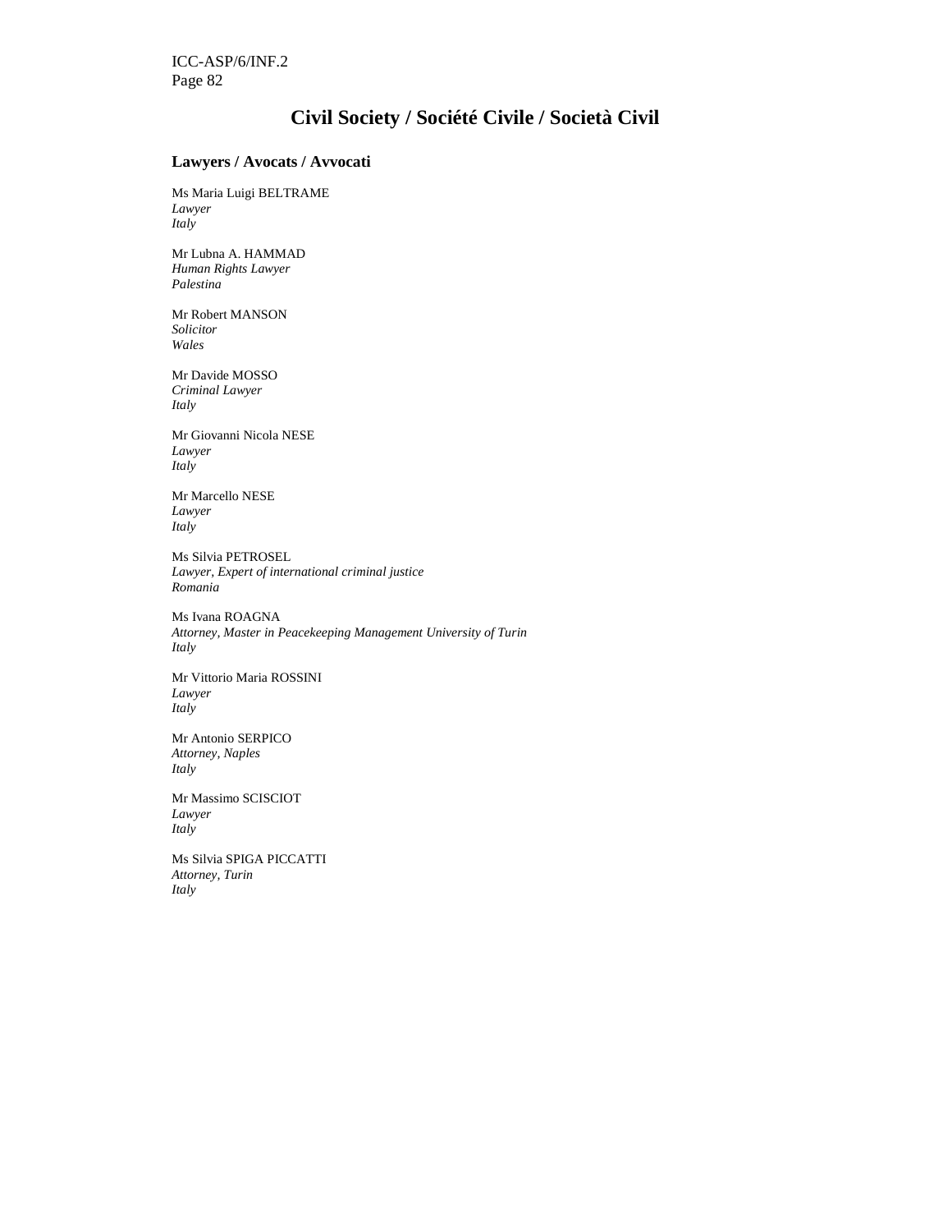# Civil Society / Société Civile / Società Civil

## Lawyers / Avocats / Avvocati

Ms Maria Luigi BELTRAME
*Lawyer*
*Italy*

Mr Lubna A. HAMMAD
*Human Rights Lawyer*
*Palestina*

Mr Robert MANSON
*Solicitor*
*Wales*

Mr Davide MOSSO
*Criminal Lawyer*
*Italy*

Mr Giovanni Nicola NESE
*Lawyer*
*Italy*

Mr Marcello NESE
*Lawyer*
*Italy*

Ms Silvia PETROSEL
*Lawyer, Expert of international criminal justice*
*Romania*

Ms Ivana ROAGNA
*Attorney, Master in Peacekeeping Management University of Turin*
*Italy*

Mr Vittorio Maria ROSSINI
*Lawyer*
*Italy*

Mr Antonio SERPICO
*Attorney, Naples*
*Italy*

Mr Massimo SCISCIOT
*Lawyer*
*Italy*

Ms Silvia SPIGA PICCATTI
*Attorney, Turin*
*Italy*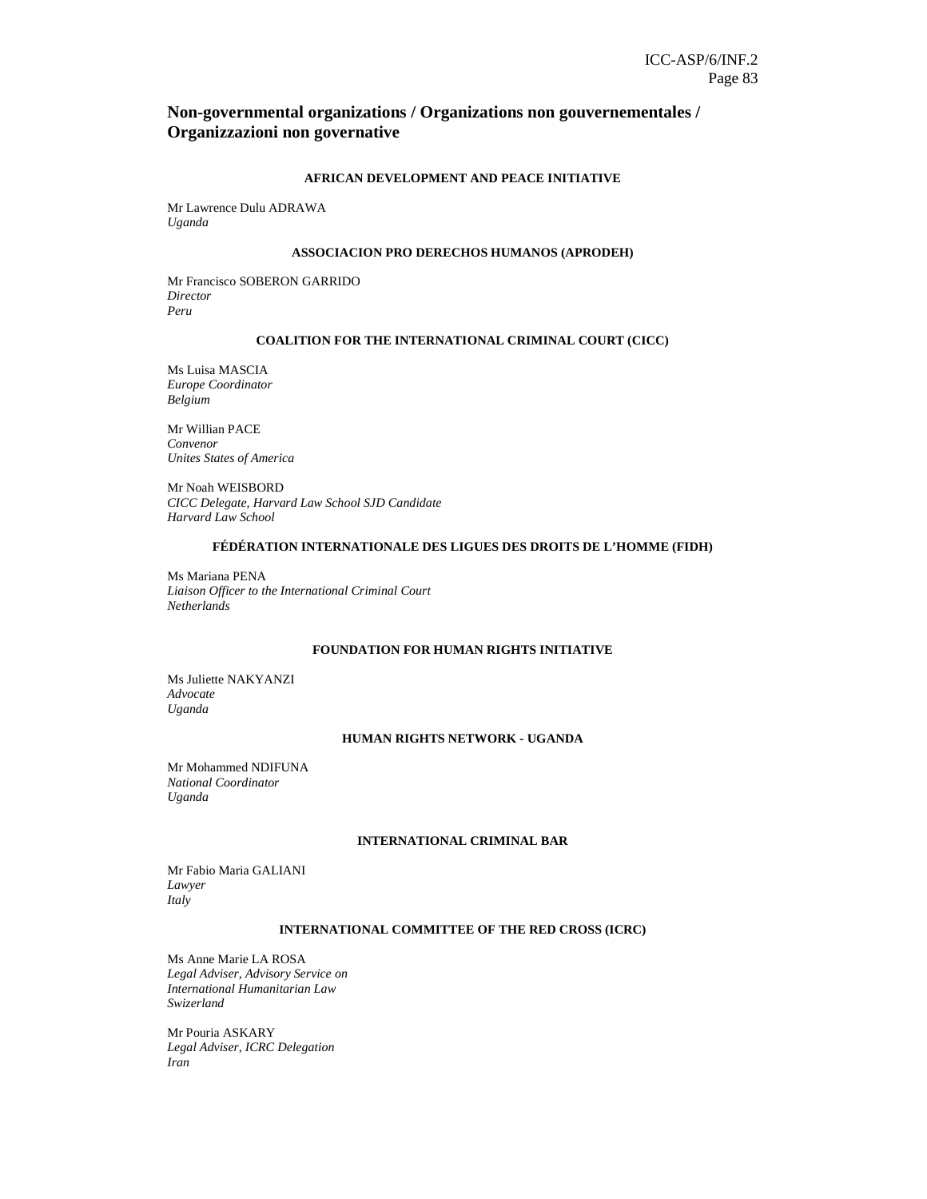## Non-governmental organizations / Organizations non gouvernementales / Organizzazioni non governative

**AFRICAN DEVELOPMENT AND PEACE INITIATIVE**

Mr Lawrence Dulu ADRAWA
*Uganda*

**ASSOCIACION PRO DERECHOS HUMANOS (APRODEH)**

Mr Francisco SOBERON GARRIDO
*Director*
*Peru*

**COALITION FOR THE INTERNATIONAL CRIMINAL COURT (CICC)**

Ms Luisa MASCIA
*Europe Coordinator*
*Belgium*

Mr Willian PACE
*Convenor*
*Unites States of America*

Mr Noah WEISBORD
*CICC Delegate, Harvard Law School SJD Candidate*
*Harvard Law School*

**FÉDÉRATION INTERNATIONALE DES LIGUES DES DROITS DE L'HOMME (FIDH)**

Ms Mariana PENA
*Liaison Officer to the International Criminal Court*
*Netherlands*

**FOUNDATION FOR HUMAN RIGHTS INITIATIVE**

Ms Juliette NAKYANZI
*Advocate*
*Uganda*

**HUMAN RIGHTS NETWORK - UGANDA**

Mr Mohammed NDIFUNA
*National Coordinator*
*Uganda*

**INTERNATIONAL CRIMINAL BAR**

Mr Fabio Maria GALIANI
*Lawyer*
*Italy*

**INTERNATIONAL COMMITTEE OF THE RED CROSS (ICRC)**

Ms Anne Marie LA ROSA
*Legal Adviser, Advisory Service on International Humanitarian Law*
*Swizerland*

Mr Pouria ASKARY
*Legal Adviser, ICRC Delegation*
*Iran*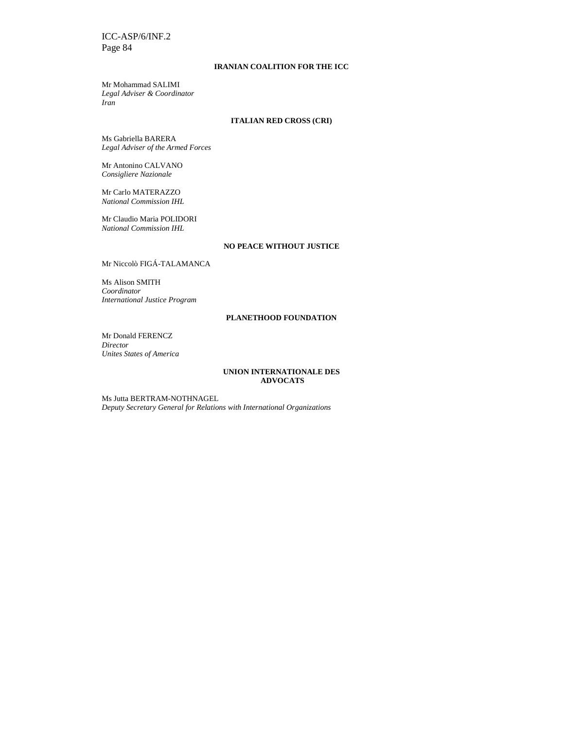**IRANIAN COALITION FOR THE ICC**

Mr Mohammad SALIMI
*Legal Adviser & Coordinator*
*Iran*

**ITALIAN RED CROSS (CRI)**

Ms Gabriella BARERA
*Legal Adviser of the Armed Forces*

Mr Antonino CALVANO
*Consigliere Nazionale*

Mr Carlo MATERAZZO
*National Commission IHL*

Mr Claudio Maria POLIDORI
*National Commission IHL*

**NO PEACE WITHOUT JUSTICE**

Mr Niccolò FIGÁ-TALAMANCA

Ms Alison SMITH
*Coordinator*
*International Justice Program*

**PLANETHOOD FOUNDATION**

Mr Donald FERENCZ
*Director*
*Unites States of America*

**UNION INTERNATIONALE DES ADVOCATS**

Ms Jutta BERTRAM-NOTHNAGEL
*Deputy Secretary General for Relations with International Organizations*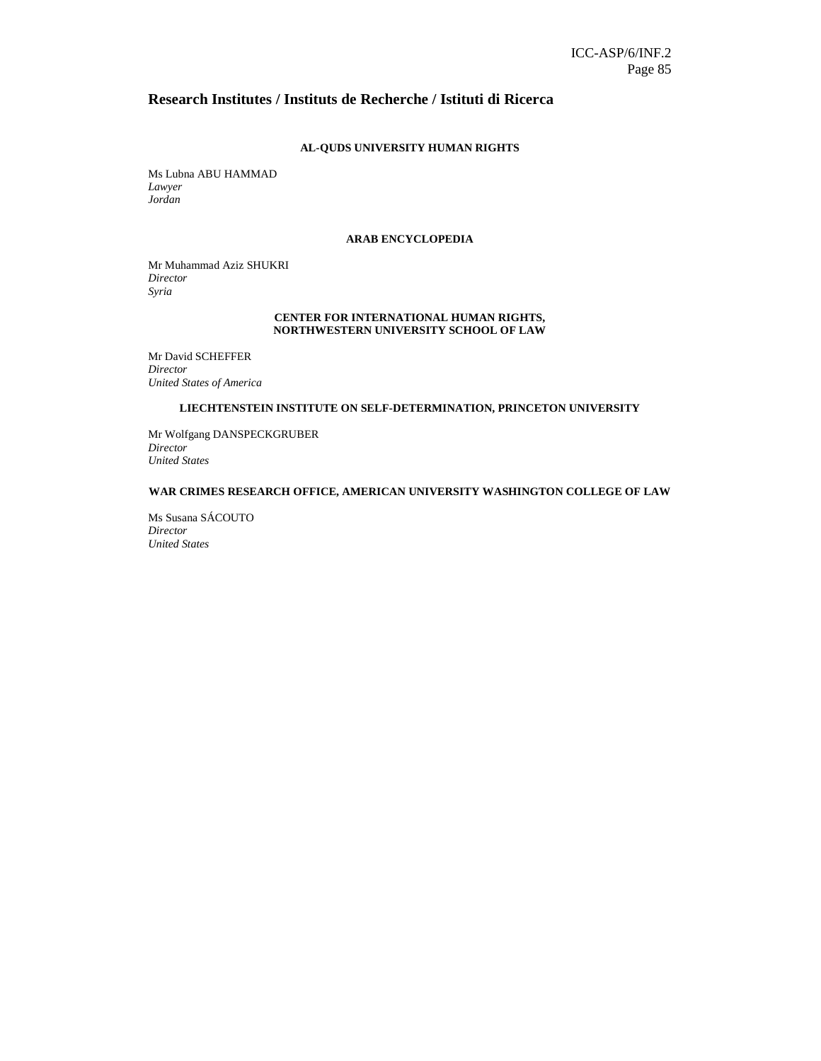## Research Institutes / Instituts de Recherche / Istituti di Ricerca

**AL-QUDS UNIVERSITY HUMAN RIGHTS**

Ms Lubna ABU HAMMAD
*Lawyer*
*Jordan*

**ARAB ENCYCLOPEDIA**

Mr Muhammad Aziz SHUKRI
*Director*
*Syria*

**CENTER FOR INTERNATIONAL HUMAN RIGHTS, NORTHWESTERN UNIVERSITY SCHOOL OF LAW**

Mr David SCHEFFER
*Director*
*United States of America*

**LIECHTENSTEIN INSTITUTE ON SELF-DETERMINATION, PRINCETON UNIVERSITY**

Mr Wolfgang DANSPECKGRUBER
*Director*
*United States*

**WAR CRIMES RESEARCH OFFICE, AMERICAN UNIVERSITY WASHINGTON COLLEGE OF LAW**

Ms Susana SÁCOUTO
*Director*
*United States*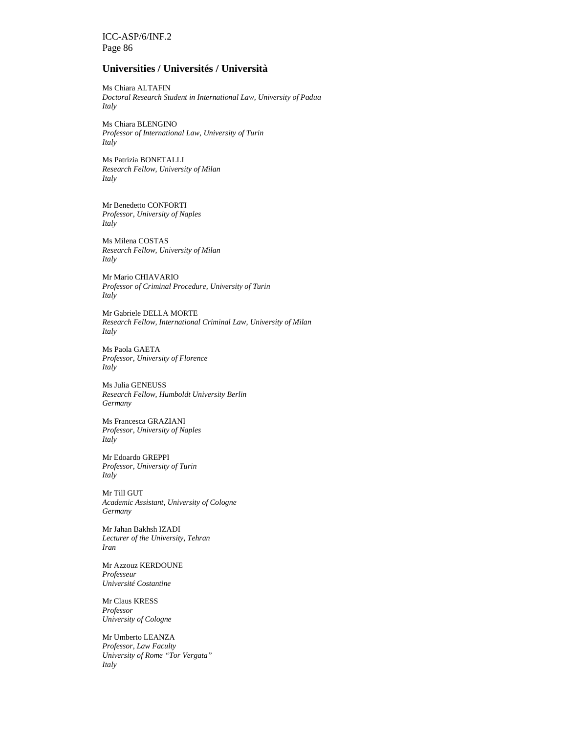## Universities / Universités / Università

Ms Chiara ALTAFIN
*Doctoral Research Student in International Law, University of Padua*
*Italy*

Ms Chiara BLENGINO
*Professor of International Law, University of Turin*
*Italy*

Ms Patrizia BONETALLI
*Research Fellow, University of Milan*
*Italy*

Mr Benedetto CONFORTI
*Professor, University of Naples*
*Italy*

Ms Milena COSTAS
*Research Fellow, University of Milan*
*Italy*

Mr Mario CHIAVARIO
*Professor of Criminal Procedure, University of Turin*
*Italy*

Mr Gabriele DELLA MORTE
*Research Fellow, International Criminal Law, University of Milan*
*Italy*

Ms Paola GAETA
*Professor, University of Florence*
*Italy*

Ms Julia GENEUSS
*Research Fellow, Humboldt University Berlin*
*Germany*

Ms Francesca GRAZIANI
*Professor, University of Naples*
*Italy*

Mr Edoardo GREPPI
*Professor, University of Turin*
*Italy*

Mr Till GUT
*Academic Assistant, University of Cologne*
*Germany*

Mr Jahan Bakhsh IZADI
*Lecturer of the University, Tehran*
*Iran*

Mr Azzouz KERDOUNE
*Professeur*
*Université Costantine*

Mr Claus KRESS
*Professor*
*University of Cologne*

Mr Umberto LEANZA
*Professor, Law Faculty*
*University of Rome "Tor Vergata"*
*Italy*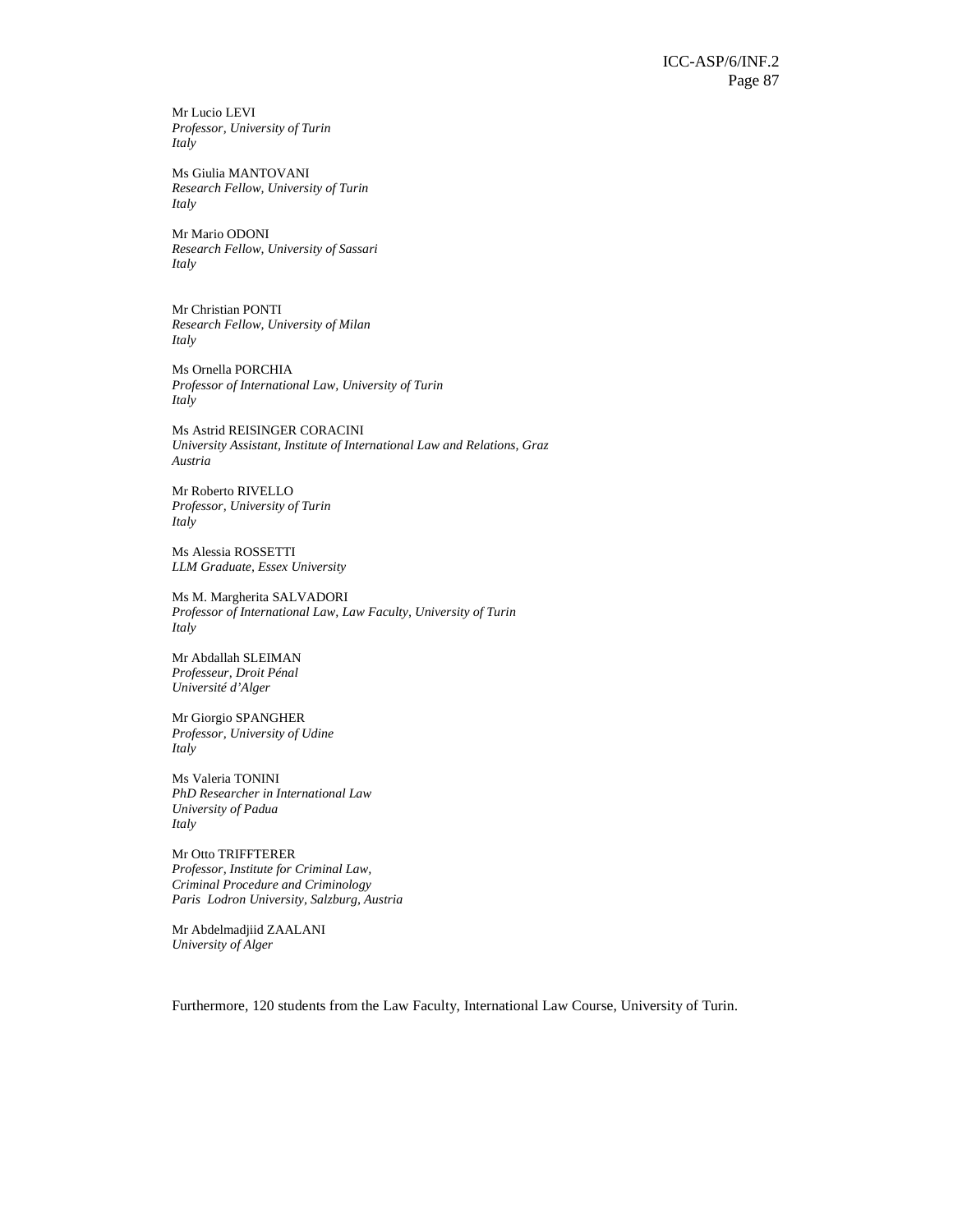Mr Lucio LEVI
*Professor, University of Turin*
*Italy*

Ms Giulia MANTOVANI
*Research Fellow, University of Turin*
*Italy*

Mr Mario ODONI
*Research Fellow, University of Sassari*
*Italy*

Mr Christian PONTI
*Research Fellow, University of Milan*
*Italy*

Ms Ornella PORCHIA
*Professor of International Law, University of Turin*
*Italy*

Ms Astrid REISINGER CORACINI
*University Assistant, Institute of International Law and Relations, Graz*
*Austria*

Mr Roberto RIVELLO
*Professor, University of Turin*
*Italy*

Ms Alessia ROSSETTI
*LLM Graduate, Essex University*

Ms M. Margherita SALVADORI
*Professor of International Law, Law Faculty, University of Turin*
*Italy*

Mr Abdallah SLEIMAN
*Professeur, Droit Pénal*
*Université d'Alger*

Mr Giorgio SPANGHER
*Professor, University of Udine*
*Italy*

Ms Valeria TONINI
*PhD Researcher in International Law*
*University of Padua*
*Italy*

Mr Otto TRIFFTERER
*Professor, Institute for Criminal Law,*
*Criminal Procedure and Criminology*
*Paris Lodron University, Salzburg, Austria*

Mr Abdelmadjiid ZAALANI
*University of Alger*

Furthermore, 120 students from the Law Faculty, International Law Course, University of Turin.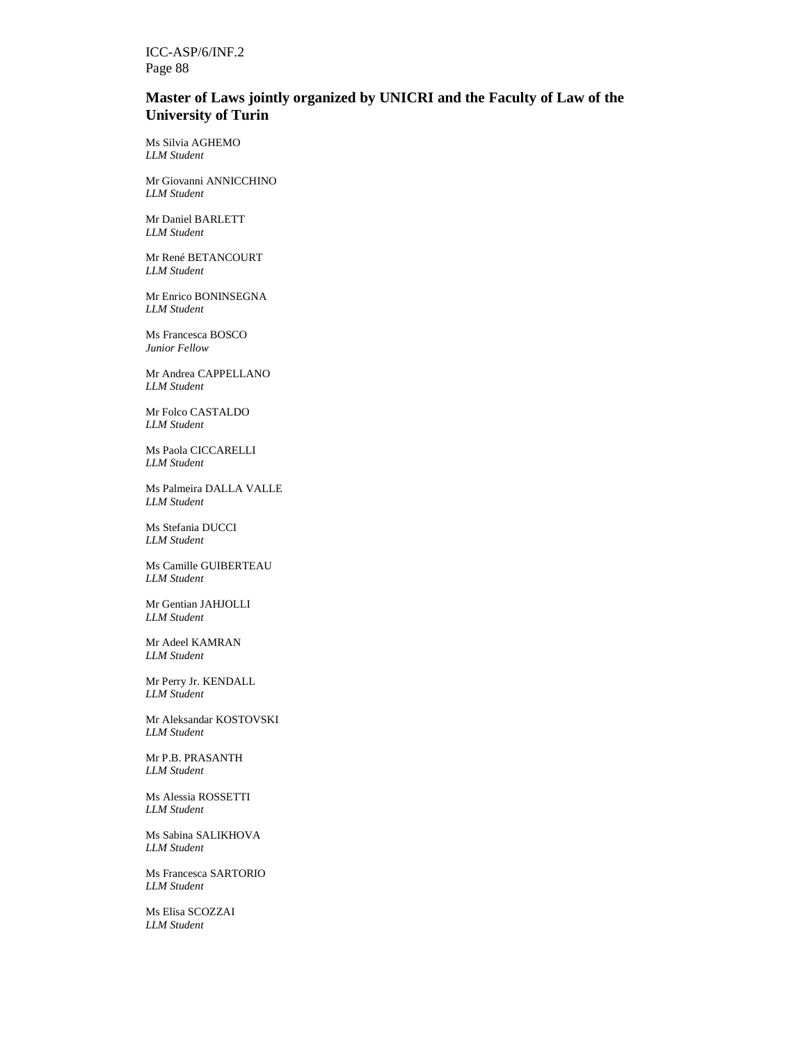**Master of Laws jointly organized by UNICRI and the Faculty of Law of the University of Turin**

Ms Silvia AGHEMO
*LLM Student*

Mr Giovanni ANNICCHINO
*LLM Student*

Mr Daniel BARLETT
*LLM Student*

Mr René BETANCOURT
*LLM Student*

Mr Enrico BONINSEGNA
*LLM Student*

Ms Francesca BOSCO
*Junior Fellow*

Mr Andrea CAPPELLANO
*LLM Student*

Mr Folco CASTALDO
*LLM Student*

Ms Paola CICCARELLI
*LLM Student*

Ms Palmeira DALLA VALLE
*LLM Student*

Ms Stefania DUCCI
*LLM Student*

Ms Camille GUIBERTEAU
*LLM Student*

Mr Gentian JAHJOLLI
*LLM Student*

Mr Adeel KAMRAN
*LLM Student*

Mr Perry Jr. KENDALL
*LLM Student*

Mr Aleksandar KOSTOVSKI
*LLM Student*

Mr P.B. PRASANTH
*LLM Student*

Ms Alessia ROSSETTI
*LLM Student*

Ms Sabina SALIKHOVA
*LLM Student*

Ms Francesca SARTORIO
*LLM Student*

Ms Elisa SCOZZAI
*LLM Student*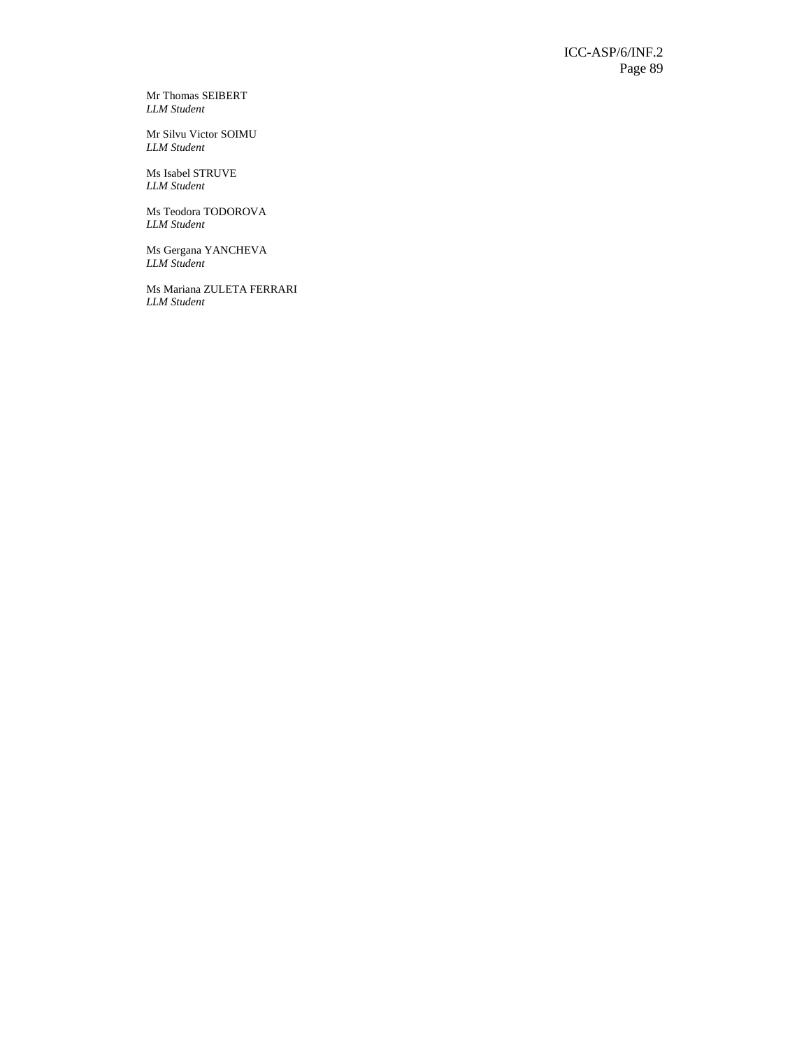Mr Thomas SEIBERT
*LLM Student*

Mr Silvu Victor SOIMU
*LLM Student*

Ms Isabel STRUVE
*LLM Student*

Ms Teodora TODOROVA
*LLM Student*

Ms Gergana YANCHEVA
*LLM Student*

Ms Mariana ZULETA FERRARI
*LLM Student*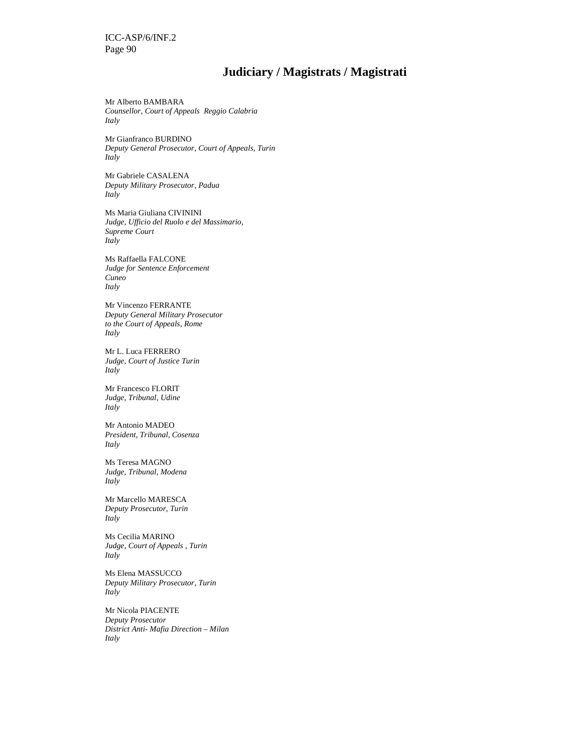## Judiciary / Magistrats / Magistrati

Mr Alberto BAMBARA
*Counsellor, Court of Appeals  Reggio Calabria*
*Italy*

Mr Gianfranco BURDINO
*Deputy General Prosecutor, Court of Appeals, Turin*
*Italy*

Mr Gabriele CASALENA
*Deputy Military Prosecutor, Padua*
*Italy*

Ms Maria Giuliana CIVININI
*Judge, Ufficio del Ruolo e del Massimario,*
*Supreme Court*
*Italy*

Ms Raffaella FALCONE
*Judge for Sentence Enforcement*
*Cuneo*
*Italy*

Mr Vincenzo FERRANTE
*Deputy General Military Prosecutor*
*to the Court of Appeals, Rome*
*Italy*

Mr L. Luca FERRERO
*Judge, Court of Justice Turin*
*Italy*

Mr Francesco FLORIT
*Judge, Tribunal, Udine*
*Italy*

Mr Antonio MADEO
*President, Tribunal, Cosenza*
*Italy*

Ms Teresa MAGNO
*Judge, Tribunal, Modena*
*Italy*

Mr Marcello MARESCA
*Deputy Prosecutor, Turin*
*Italy*

Ms Cecilia MARINO
*Judge, Court of Appeals , Turin*
*Italy*

Ms Elena MASSUCCO
*Deputy Military Prosecutor, Turin*
*Italy*

Mr Nicola PIACENTE
*Deputy Prosecutor*
*District Anti- Mafia Direction – Milan*
*Italy*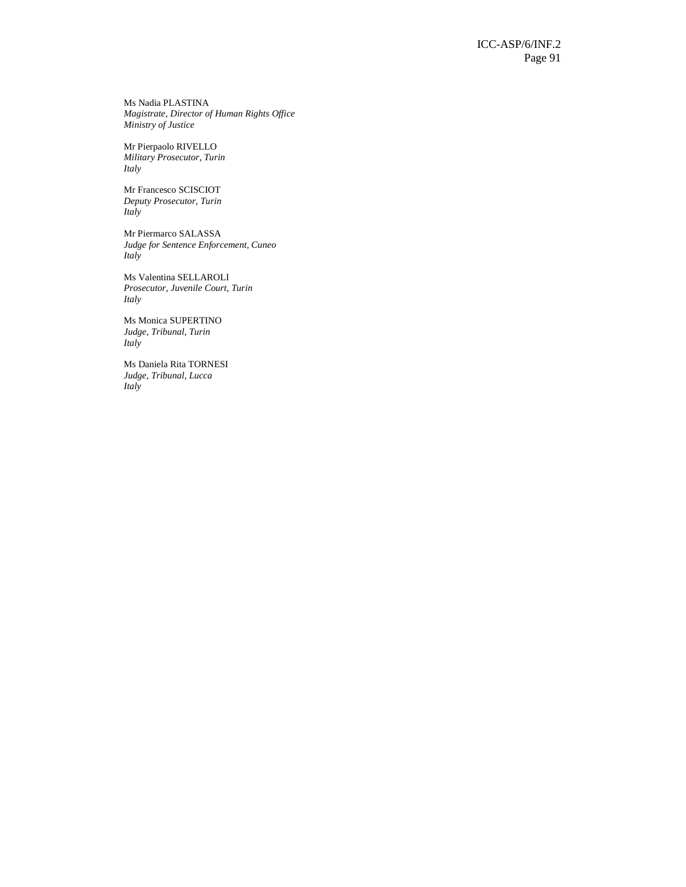Ms Nadia PLASTINA
*Magistrate, Director of Human Rights Office*
*Ministry of Justice*

Mr Pierpaolo RIVELLO
*Military Prosecutor, Turin*
*Italy*

Mr Francesco SCISCIOT
*Deputy Prosecutor, Turin*
*Italy*

Mr Piermarco SALASSA
*Judge for Sentence Enforcement, Cuneo*
*Italy*

Ms Valentina SELLAROLI
*Prosecutor, Juvenile Court, Turin*
*Italy*

Ms Monica SUPERTINO
*Judge, Tribunal, Turin*
*Italy*

Ms Daniela Rita TORNESI
*Judge, Tribunal, Lucca*
*Italy*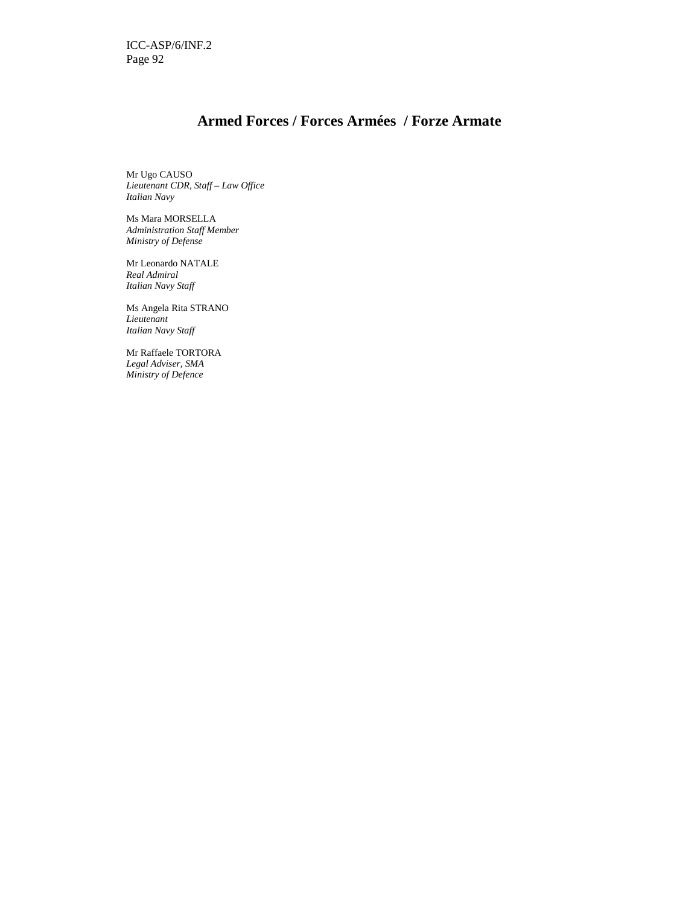## Armed Forces / Forces Armées / Forze Armate

Mr Ugo CAUSO
*Lieutenant CDR, Staff – Law Office*
*Italian Navy*

Ms Mara MORSELLA
*Administration Staff Member*
*Ministry of Defense*

Mr Leonardo NATALE
*Real Admiral*
*Italian Navy Staff*

Ms Angela Rita STRANO
*Lieutenant*
*Italian Navy Staff*

Mr Raffaele TORTORA
*Legal Adviser, SMA*
*Ministry of Defence*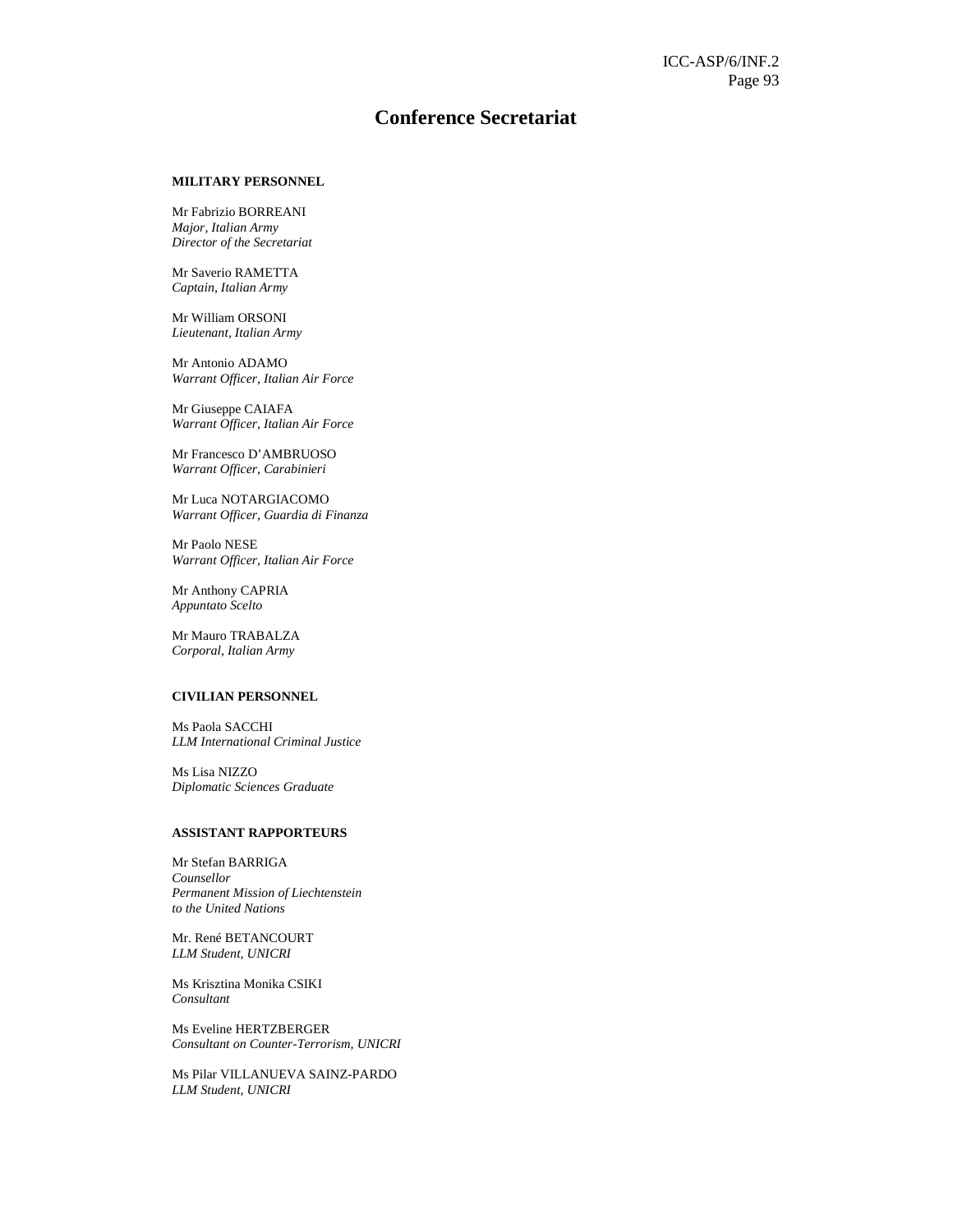# Conference Secretariat

**MILITARY PERSONNEL**

Mr Fabrizio BORREANI
*Major, Italian Army*
*Director of the Secretariat*

Mr Saverio RAMETTA
*Captain, Italian Army*

Mr William ORSONI
*Lieutenant, Italian Army*

Mr Antonio ADAMO
*Warrant Officer, Italian Air Force*

Mr Giuseppe CAIAFA
*Warrant Officer, Italian Air Force*

Mr Francesco D'AMBRUOSO
*Warrant Officer, Carabinieri*

Mr Luca NOTARGIACOMO
*Warrant Officer, Guardia di Finanza*

Mr Paolo NESE
*Warrant Officer, Italian Air Force*

Mr Anthony CAPRIA
*Appuntato Scelto*

Mr Mauro TRABALZA
*Corporal, Italian Army*

**CIVILIAN PERSONNEL**

Ms Paola SACCHI
*LLM International Criminal Justice*

Ms Lisa NIZZO
*Diplomatic Sciences Graduate*

**ASSISTANT RAPPORTEURS**

Mr Stefan BARRIGA
*Counsellor*
*Permanent Mission of Liechtenstein*
*to the United Nations*

Mr. René BETANCOURT
*LLM Student, UNICRI*

Ms Krisztina Monika CSIKI
*Consultant*

Ms Eveline HERTZBERGER
*Consultant on Counter-Terrorism, UNICRI*

Ms Pilar VILLANUEVA SAINZ-PARDO
*LLM Student, UNICRI*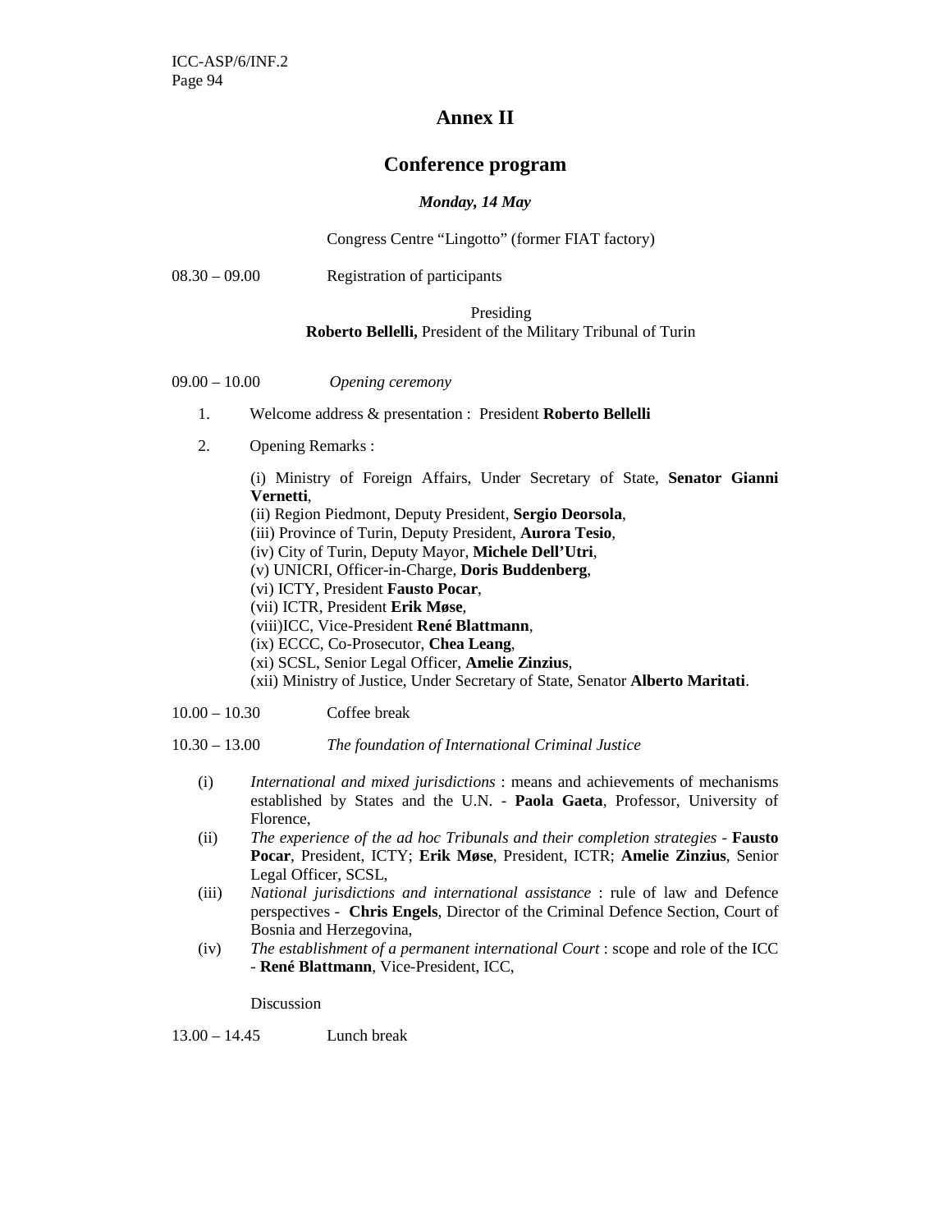# Annex II

## Conference program

***Monday, 14 May***

Congress Centre "Lingotto" (former FIAT factory)

08.30 – 09.00 Registration of participants

Presiding
**Roberto Bellelli,** President of the Military Tribunal of Turin

09.00 – 10.00 *Opening ceremony*

1. Welcome address & presentation : President **Roberto Bellelli**

2. Opening Remarks :

   (i) Ministry of Foreign Affairs, Under Secretary of State, **Senator Gianni Vernetti**,
   (ii) Region Piedmont, Deputy President, **Sergio Deorsola**,
   (iii) Province of Turin, Deputy President, **Aurora Tesio**,
   (iv) City of Turin, Deputy Mayor, **Michele Dell'Utri**,
   (v) UNICRI, Officer-in-Charge, **Doris Buddenberg**,
   (vi) ICTY, President **Fausto Pocar**,
   (vii) ICTR, President **Erik Møse**,
   (viii)ICC, Vice-President **René Blattmann**,
   (ix) ECCC, Co-Prosecutor, **Chea Leang**,
   (xi) SCSL, Senior Legal Officer, **Amelie Zinzius**,
   (xii) Ministry of Justice, Under Secretary of State, Senator **Alberto Maritati**.

10.00 – 10.30 Coffee break

10.30 – 13.00 *The foundation of International Criminal Justice*

(i) *International and mixed jurisdictions* : means and achievements of mechanisms established by States and the U.N. - **Paola Gaeta**, Professor, University of Florence,
(ii) *The experience of the ad hoc Tribunals and their completion strategies* - **Fausto Pocar**, President, ICTY; **Erik Møse**, President, ICTR; **Amelie Zinzius**, Senior Legal Officer, SCSL,
(iii) *National jurisdictions and international assistance* : rule of law and Defence perspectives - **Chris Engels**, Director of the Criminal Defence Section, Court of Bosnia and Herzegovina,
(iv) *The establishment of a permanent international Court* : scope and role of the ICC - **René Blattmann**, Vice-President, ICC,

Discussion

13.00 – 14.45 Lunch break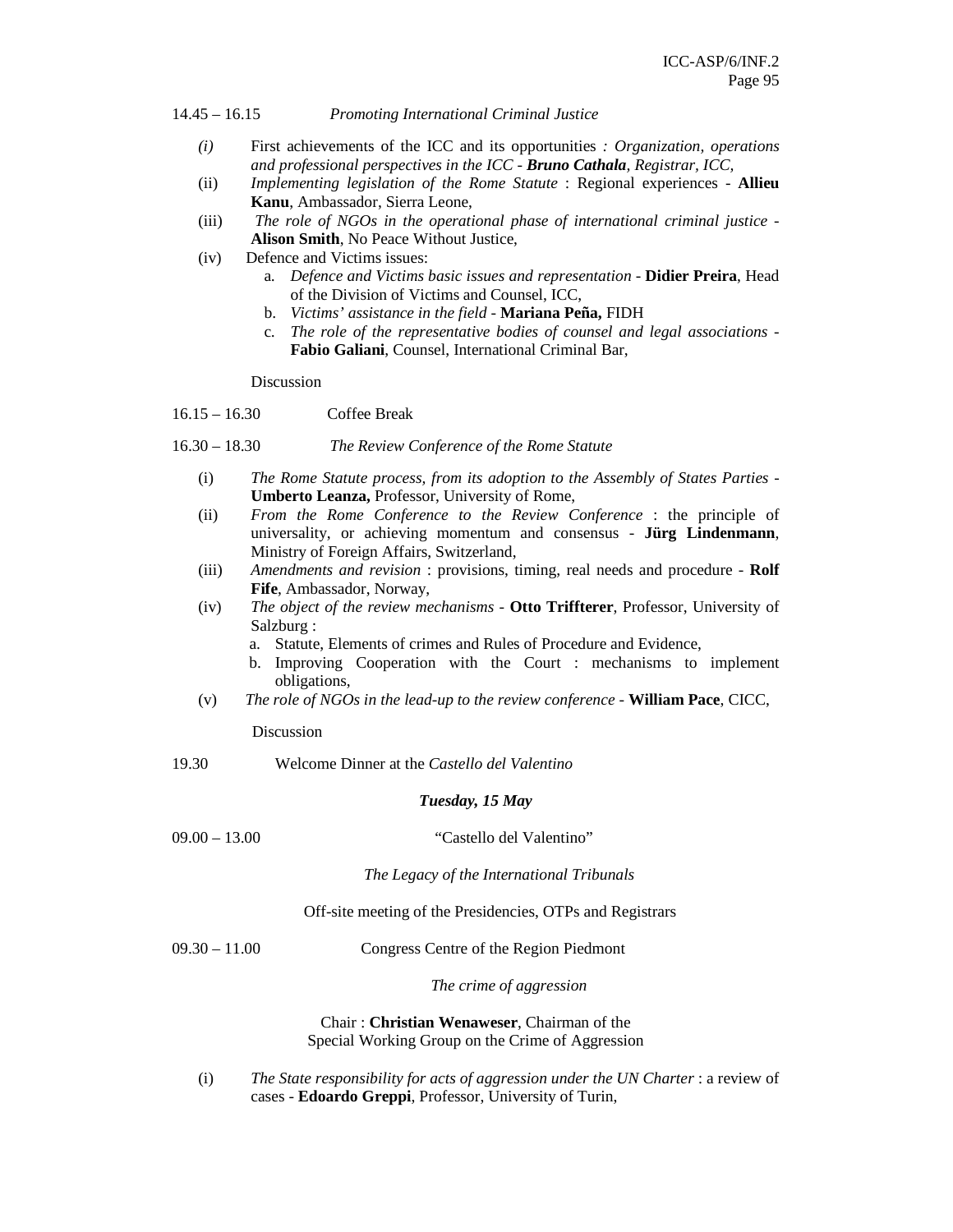14.45 – 16.15 *Promoting International Criminal Justice*

- *(i)* First achievements of the ICC and its opportunities *: Organization, operations and professional perspectives in the ICC - **Bruno Cathala**, Registrar, ICC,*
- (ii) *Implementing legislation of the Rome Statute* : Regional experiences - **Allieu Kanu**, Ambassador, Sierra Leone,
- (iii) *The role of NGOs in the operational phase of international criminal justice* - **Alison Smith**, No Peace Without Justice,
- (iv) Defence and Victims issues:
    - a. *Defence and Victims basic issues and representation* - **Didier Preira**, Head of the Division of Victims and Counsel, ICC,
    - b. *Victims' assistance in the field* - **Mariana Peña,** FIDH
    - c. *The role of the representative bodies of counsel and legal associations* - **Fabio Galiani**, Counsel, International Criminal Bar,

Discussion

16.15 – 16.30 Coffee Break

16.30 – 18.30 *The Review Conference of the Rome Statute*

- (i) *The Rome Statute process, from its adoption to the Assembly of States Parties* - **Umberto Leanza,** Professor, University of Rome,
- (ii) *From the Rome Conference to the Review Conference* : the principle of universality, or achieving momentum and consensus - **Jürg Lindenmann**, Ministry of Foreign Affairs, Switzerland,
- (iii) *Amendments and revision* : provisions, timing, real needs and procedure - **Rolf Fife**, Ambassador, Norway,
- (iv) *The object of the review mechanisms* - **Otto Triffterer**, Professor, University of Salzburg :
    - a. Statute, Elements of crimes and Rules of Procedure and Evidence,
    - b. Improving Cooperation with the Court : mechanisms to implement obligations,
- (v) *The role of NGOs in the lead-up to the review conference* - **William Pace**, CICC,

Discussion

19.30 Welcome Dinner at the *Castello del Valentino*

***Tuesday, 15 May***

09.00 – 13.00 "Castello del Valentino"

*The Legacy of the International Tribunals*

Off-site meeting of the Presidencies, OTPs and Registrars

09.30 – 11.00 Congress Centre of the Region Piedmont

*The crime of aggression*

Chair : **Christian Wenaweser**, Chairman of the Special Working Group on the Crime of Aggression

- (i) *The State responsibility for acts of aggression under the UN Charter* : a review of cases - **Edoardo Greppi**, Professor, University of Turin,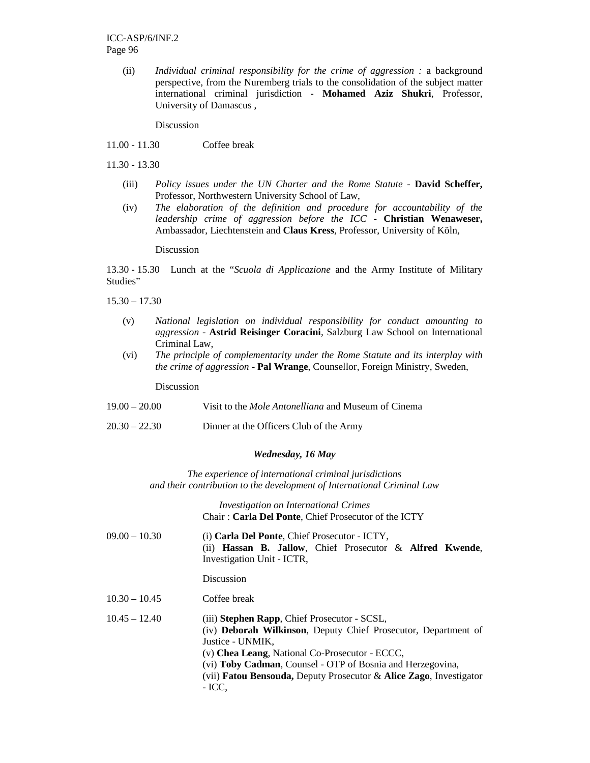(ii) *Individual criminal responsibility for the crime of aggression :* a background perspective, from the Nuremberg trials to the consolidation of the subject matter international criminal jurisdiction - **Mohamed Aziz Shukri**, Professor, University of Damascus ,

Discussion

11.00 - 11.30 Coffee break

11.30 - 13.30

(iii) *Policy issues under the UN Charter and the Rome Statute* - **David Scheffer,** Professor, Northwestern University School of Law,

(iv) *The elaboration of the definition and procedure for accountability of the leadership crime of aggression before the ICC* - **Christian Wenaweser,** Ambassador, Liechtenstein and **Claus Kress**, Professor, University of Köln,

Discussion

13.30 - 15.30 Lunch at the "*Scuola di Applicazione* and the Army Institute of Military Studies"

15.30 – 17.30

(v) *National legislation on individual responsibility for conduct amounting to aggression* - **Astrid Reisinger Coracini**, Salzburg Law School on International Criminal Law,

(vi) *The principle of complementarity under the Rome Statute and its interplay with the crime of aggression* - **Pal Wrange**, Counsellor, Foreign Ministry, Sweden,

Discussion

19.00 – 20.00 Visit to the *Mole Antonelliana* and Museum of Cinema

20.30 – 22.30 Dinner at the Officers Club of the Army

***Wednesday, 16 May***

*The experience of international criminal jurisdictions and their contribution to the development of International Criminal Law*

*Investigation on International Crimes*
Chair : **Carla Del Ponte**, Chief Prosecutor of the ICTY

09.00 – 10.30 (i) **Carla Del Ponte**, Chief Prosecutor - ICTY,
(ii) **Hassan B. Jallow**, Chief Prosecutor & **Alfred Kwende**, Investigation Unit - ICTR,

Discussion

10.30 – 10.45 Coffee break

10.45 – 12.40 (iii) **Stephen Rapp**, Chief Prosecutor - SCSL,
(iv) **Deborah Wilkinson**, Deputy Chief Prosecutor, Department of Justice - UNMIK,
(v) **Chea Leang**, National Co-Prosecutor - ECCC,
(vi) **Toby Cadman**, Counsel - OTP of Bosnia and Herzegovina,
(vii) **Fatou Bensouda,** Deputy Prosecutor & **Alice Zago**, Investigator - ICC,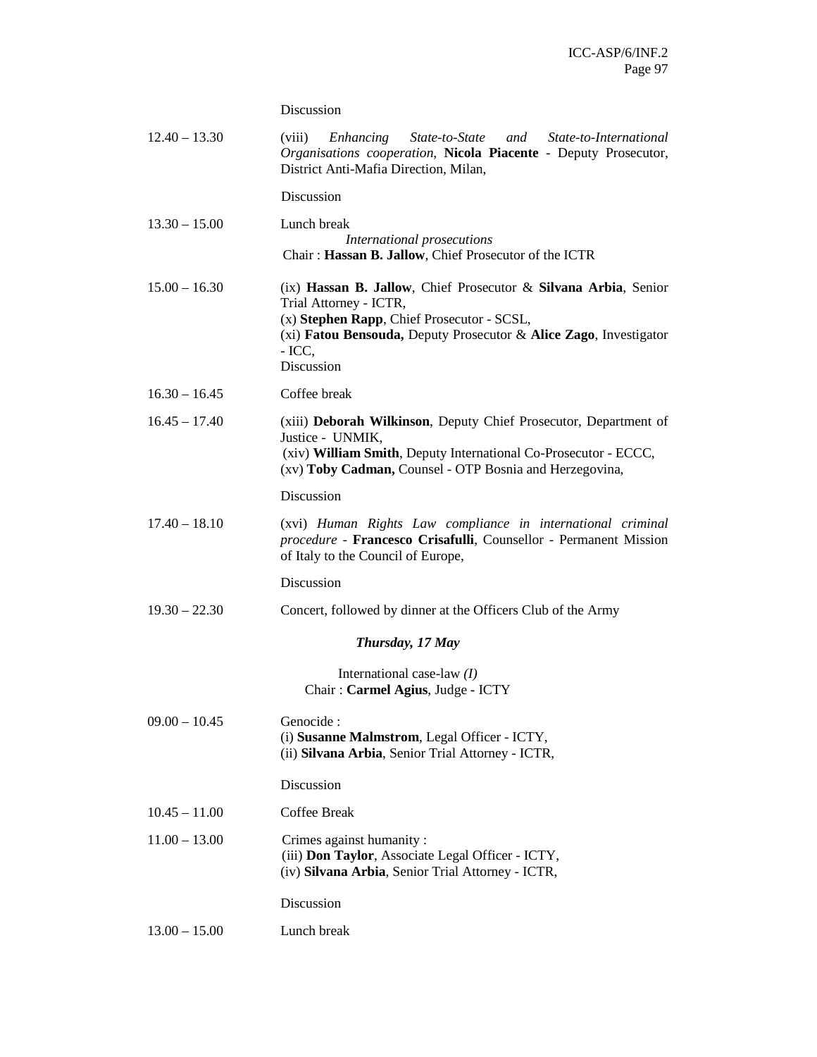| | |
|---|---|
| | Discussion |
| 12.40 – 13.30 | (viii) *Enhancing State-to-State and State-to-International Organisations cooperation*, **Nicola Piacente** - Deputy Prosecutor, District Anti-Mafia Direction, Milan,<br><br>Discussion |
| 13.30 – 15.00 | Lunch break<br>*International prosecutions*<br>Chair : **Hassan B. Jallow**, Chief Prosecutor of the ICTR |
| 15.00 – 16.30 | (ix) **Hassan B. Jallow**, Chief Prosecutor & **Silvana Arbia**, Senior Trial Attorney - ICTR,<br>(x) **Stephen Rapp**, Chief Prosecutor - SCSL,<br>(xi) **Fatou Bensouda,** Deputy Prosecutor & **Alice Zago**, Investigator - ICC,<br>Discussion |
| 16.30 – 16.45 | Coffee break |
| 16.45 – 17.40 | (xiii) **Deborah Wilkinson**, Deputy Chief Prosecutor, Department of Justice - UNMIK,<br>(xiv) **William Smith**, Deputy International Co-Prosecutor - ECCC,<br>(xv) **Toby Cadman,** Counsel - OTP Bosnia and Herzegovina,<br><br>Discussion |
| 17.40 – 18.10 | (xvi) *Human Rights Law compliance in international criminal procedure* - **Francesco Crisafulli**, Counsellor - Permanent Mission of Italy to the Council of Europe,<br><br>Discussion |
| 19.30 – 22.30 | Concert, followed by dinner at the Officers Club of the Army |

***Thursday, 17 May***

International case-law *(I)*
Chair : **Carmel Agius**, Judge - ICTY

| | |
|---|---|
| 09.00 – 10.45 | Genocide :<br>(i) **Susanne Malmstrom**, Legal Officer - ICTY,<br>(ii) **Silvana Arbia**, Senior Trial Attorney - ICTR,<br><br>Discussion |
| 10.45 – 11.00 | Coffee Break |
| 11.00 – 13.00 | Crimes against humanity :<br>(iii) **Don Taylor**, Associate Legal Officer - ICTY,<br>(iv) **Silvana Arbia**, Senior Trial Attorney - ICTR,<br><br>Discussion |
| 13.00 – 15.00 | Lunch break |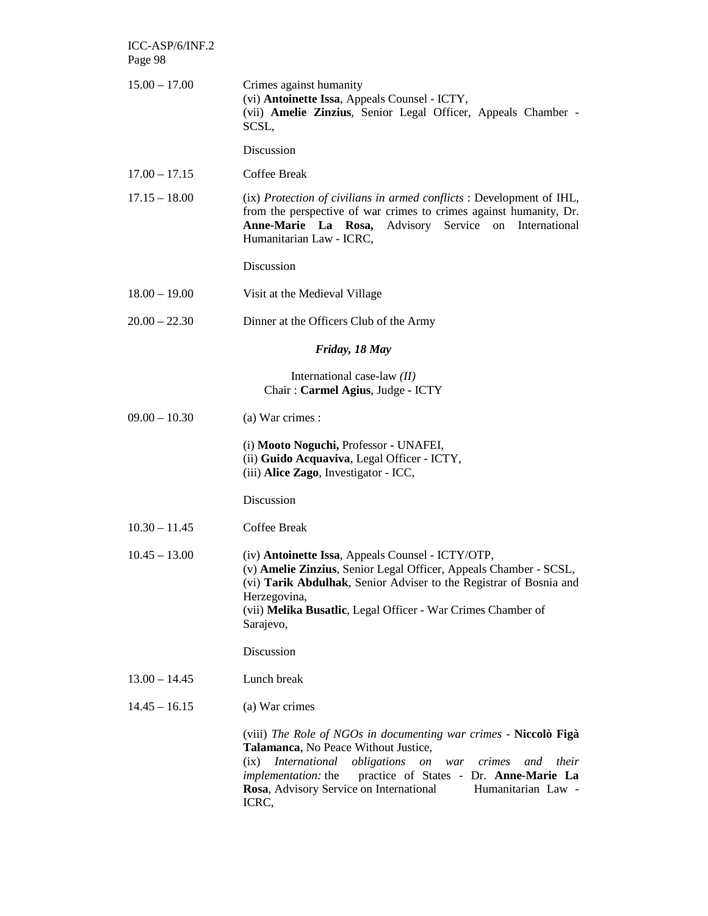| | |
|---|---|
| 15.00 – 17.00 | Crimes against humanity<br>(vi) **Antoinette Issa**, Appeals Counsel - ICTY,<br>(vii) **Amelie Zinzius**, Senior Legal Officer, Appeals Chamber - SCSL,<br><br>Discussion |
| 17.00 – 17.15 | Coffee Break |
| 17.15 – 18.00 | (ix) *Protection of civilians in armed conflicts* : Development of IHL, from the perspective of war crimes to crimes against humanity, Dr. **Anne-Marie La Rosa,** Advisory Service on International Humanitarian Law - ICRC,<br><br>Discussion |
| 18.00 – 19.00 | Visit at the Medieval Village |
| 20.00 – 22.30 | Dinner at the Officers Club of the Army |

***Friday, 18 May***

International case-law *(II)*
Chair : **Carmel Agius**, Judge **-** ICTY

| | |
|---|---|
| 09.00 – 10.30 | (a) War crimes :<br><br>(i) **Mooto Noguchi,** Professor **-** UNAFEI,<br>(ii) **Guido Acquaviva**, Legal Officer - ICTY,<br>(iii) **Alice Zago**, Investigator - ICC,<br><br>Discussion |
| 10.30 – 11.45 | Coffee Break |
| 10.45 – 13.00 | (iv) **Antoinette Issa**, Appeals Counsel - ICTY/OTP,<br>(v) **Amelie Zinzius**, Senior Legal Officer, Appeals Chamber - SCSL,<br>(vi) **Tarik Abdulhak**, Senior Adviser to the Registrar of Bosnia and Herzegovina,<br>(vii) **Melika Busatlic**, Legal Officer - War Crimes Chamber of Sarajevo,<br><br>Discussion |
| 13.00 – 14.45 | Lunch break |
| 14.45 – 16.15 | (a) War crimes<br><br>(viii) *The Role of NGOs in documenting war crimes* - **Niccolò Figà Talamanca**, No Peace Without Justice,<br>(ix) *International obligations on war crimes and their implementation:* the practice of States - Dr. **Anne-Marie La Rosa**, Advisory Service on International Humanitarian Law - ICRC, |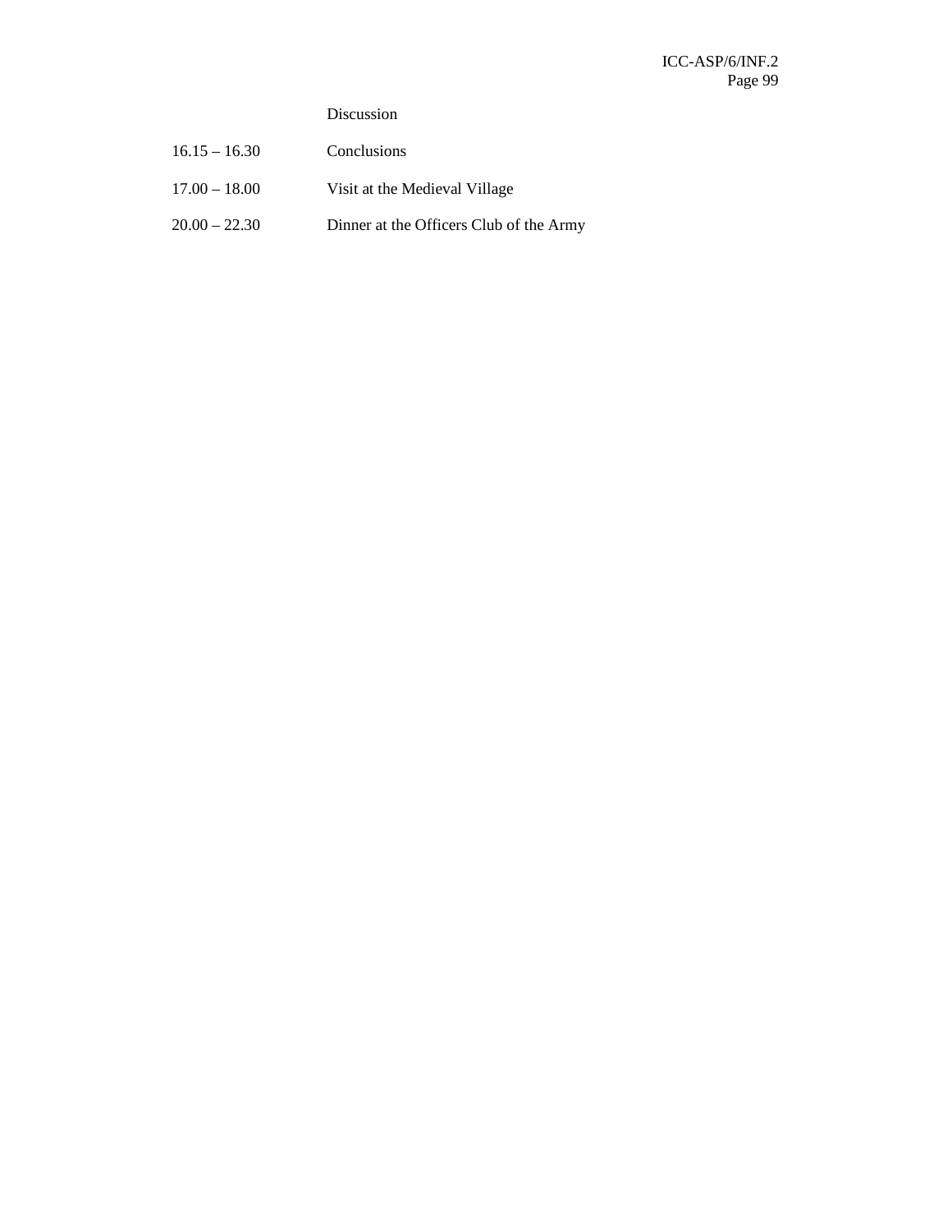| | |
|---|---|
| | Discussion |
| 16.15 – 16.30 | Conclusions |
| 17.00 – 18.00 | Visit at the Medieval Village |
| 20.00 – 22.30 | Dinner at the Officers Club of the Army |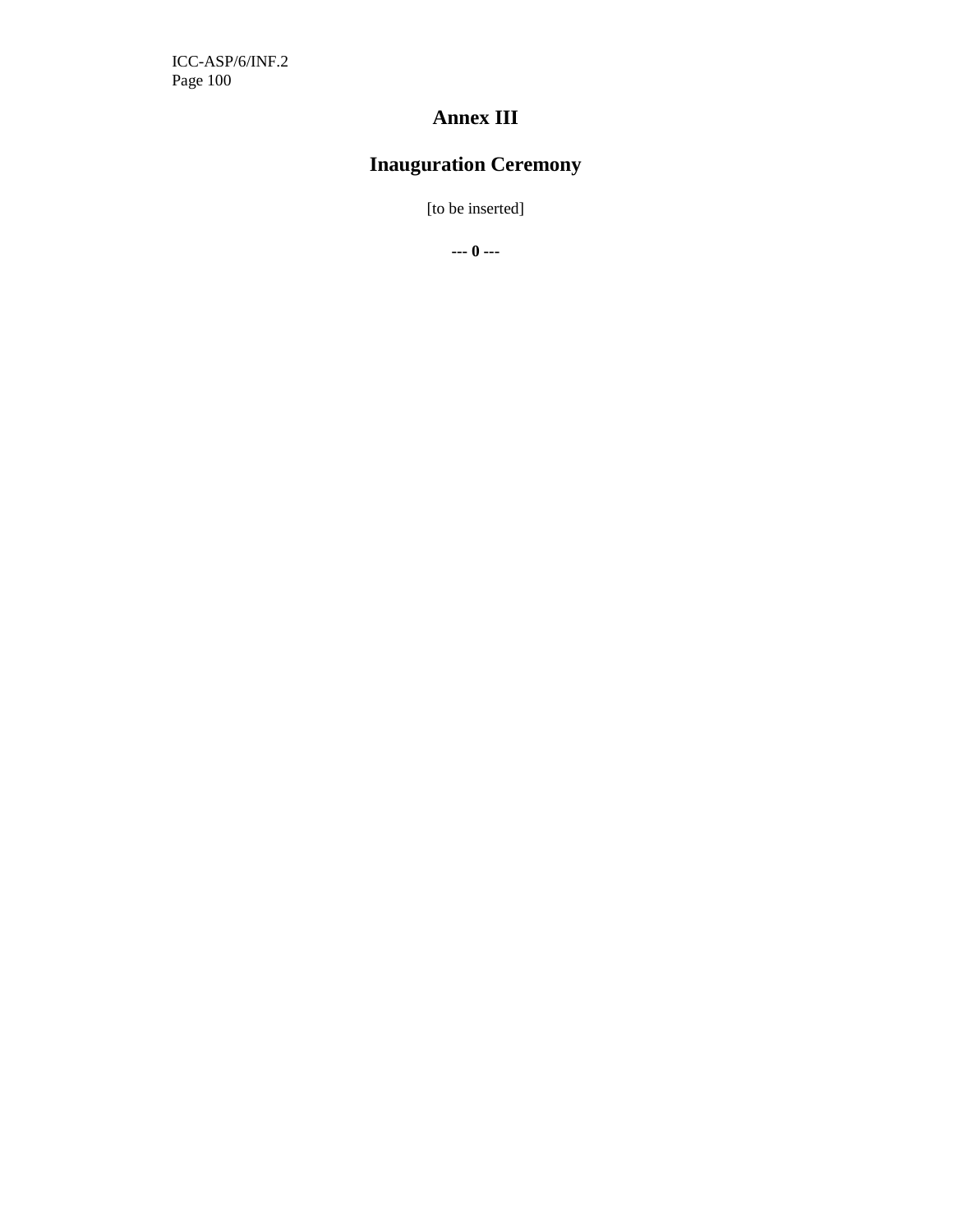# Annex III

## Inauguration Ceremony

[to be inserted]

**--- 0 ---**